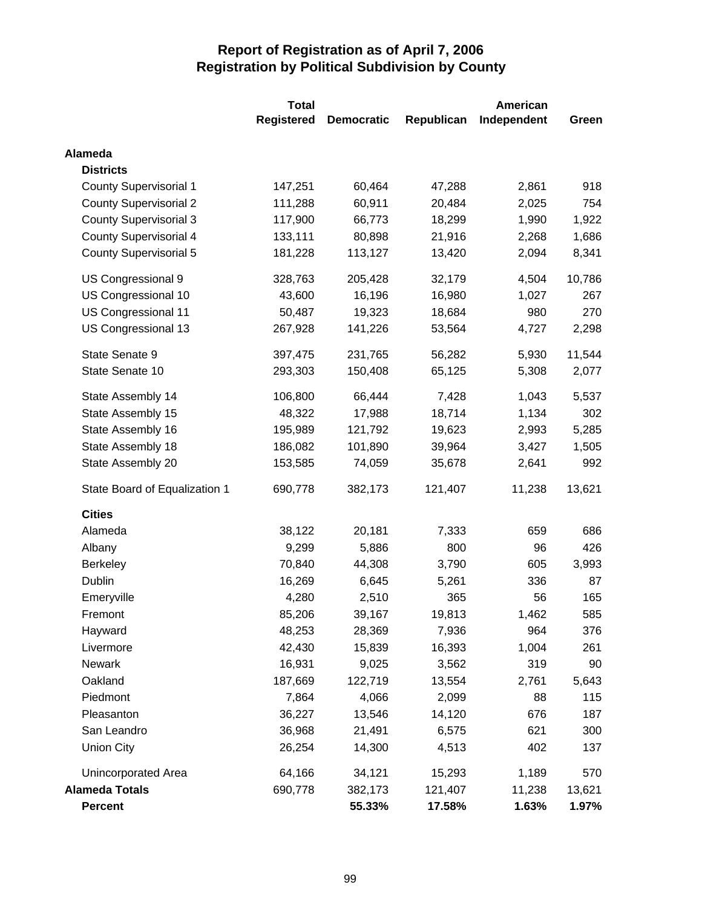# Report of Registration as of April 7, 2006
## Registration by Political Subdivision by County

| | Total Registered | Democratic | Republican | American Independent | Green |
|---|---|---|---|---|---|
| **Alameda** | | | | | |
| **Districts** | | | | | |
| County Supervisorial 1 | 147,251 | 60,464 | 47,288 | 2,861 | 918 |
| County Supervisorial 2 | 111,288 | 60,911 | 20,484 | 2,025 | 754 |
| County Supervisorial 3 | 117,900 | 66,773 | 18,299 | 1,990 | 1,922 |
| County Supervisorial 4 | 133,111 | 80,898 | 21,916 | 2,268 | 1,686 |
| County Supervisorial 5 | 181,228 | 113,127 | 13,420 | 2,094 | 8,341 |
| US Congressional 9 | 328,763 | 205,428 | 32,179 | 4,504 | 10,786 |
| US Congressional 10 | 43,600 | 16,196 | 16,980 | 1,027 | 267 |
| US Congressional 11 | 50,487 | 19,323 | 18,684 | 980 | 270 |
| US Congressional 13 | 267,928 | 141,226 | 53,564 | 4,727 | 2,298 |
| State Senate 9 | 397,475 | 231,765 | 56,282 | 5,930 | 11,544 |
| State Senate 10 | 293,303 | 150,408 | 65,125 | 5,308 | 2,077 |
| State Assembly 14 | 106,800 | 66,444 | 7,428 | 1,043 | 5,537 |
| State Assembly 15 | 48,322 | 17,988 | 18,714 | 1,134 | 302 |
| State Assembly 16 | 195,989 | 121,792 | 19,623 | 2,993 | 5,285 |
| State Assembly 18 | 186,082 | 101,890 | 39,964 | 3,427 | 1,505 |
| State Assembly 20 | 153,585 | 74,059 | 35,678 | 2,641 | 992 |
| State Board of Equalization 1 | 690,778 | 382,173 | 121,407 | 11,238 | 13,621 |
| **Cities** | | | | | |
| Alameda | 38,122 | 20,181 | 7,333 | 659 | 686 |
| Albany | 9,299 | 5,886 | 800 | 96 | 426 |
| Berkeley | 70,840 | 44,308 | 3,790 | 605 | 3,993 |
| Dublin | 16,269 | 6,645 | 5,261 | 336 | 87 |
| Emeryville | 4,280 | 2,510 | 365 | 56 | 165 |
| Fremont | 85,206 | 39,167 | 19,813 | 1,462 | 585 |
| Hayward | 48,253 | 28,369 | 7,936 | 964 | 376 |
| Livermore | 42,430 | 15,839 | 16,393 | 1,004 | 261 |
| Newark | 16,931 | 9,025 | 3,562 | 319 | 90 |
| Oakland | 187,669 | 122,719 | 13,554 | 2,761 | 5,643 |
| Piedmont | 7,864 | 4,066 | 2,099 | 88 | 115 |
| Pleasanton | 36,227 | 13,546 | 14,120 | 676 | 187 |
| San Leandro | 36,968 | 21,491 | 6,575 | 621 | 300 |
| Union City | 26,254 | 14,300 | 4,513 | 402 | 137 |
| Unincorporated Area | 64,166 | 34,121 | 15,293 | 1,189 | 570 |
| **Alameda Totals** | 690,778 | 382,173 | 121,407 | 11,238 | 13,621 |
| **Percent** | | **55.33%** | **17.58%** | **1.63%** | **1.97%** |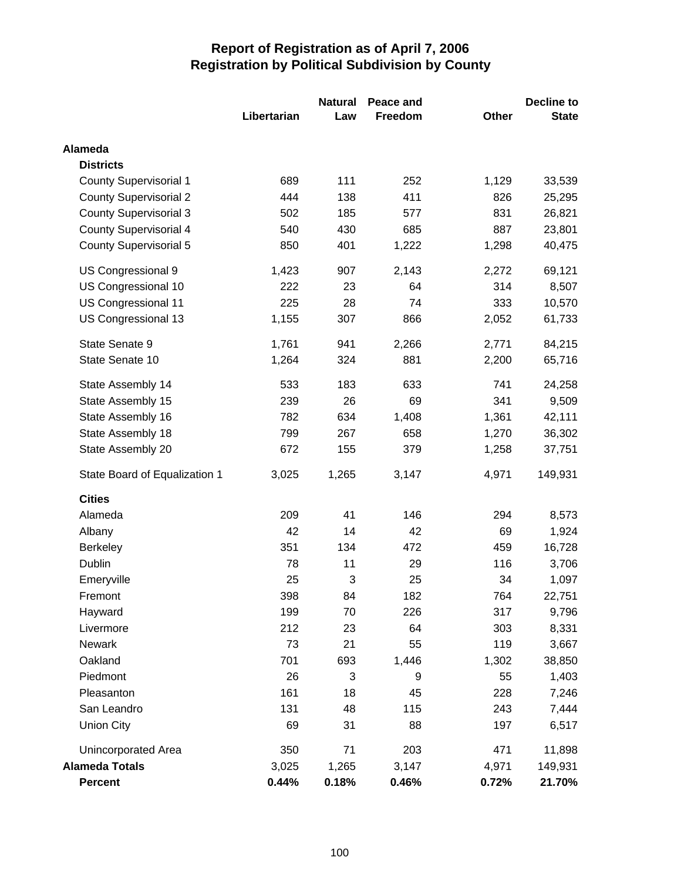# Report of Registration as of April 7, 2006
## Registration by Political Subdivision by County

| | Libertarian | Natural Law | Peace and Freedom | Other | Decline to State |
|---|---|---|---|---|---|
| **Alameda** | | | | | |
| **Districts** | | | | | |
| County Supervisorial 1 | 689 | 111 | 252 | 1,129 | 33,539 |
| County Supervisorial 2 | 444 | 138 | 411 | 826 | 25,295 |
| County Supervisorial 3 | 502 | 185 | 577 | 831 | 26,821 |
| County Supervisorial 4 | 540 | 430 | 685 | 887 | 23,801 |
| County Supervisorial 5 | 850 | 401 | 1,222 | 1,298 | 40,475 |
| US Congressional 9 | 1,423 | 907 | 2,143 | 2,272 | 69,121 |
| US Congressional 10 | 222 | 23 | 64 | 314 | 8,507 |
| US Congressional 11 | 225 | 28 | 74 | 333 | 10,570 |
| US Congressional 13 | 1,155 | 307 | 866 | 2,052 | 61,733 |
| State Senate 9 | 1,761 | 941 | 2,266 | 2,771 | 84,215 |
| State Senate 10 | 1,264 | 324 | 881 | 2,200 | 65,716 |
| State Assembly 14 | 533 | 183 | 633 | 741 | 24,258 |
| State Assembly 15 | 239 | 26 | 69 | 341 | 9,509 |
| State Assembly 16 | 782 | 634 | 1,408 | 1,361 | 42,111 |
| State Assembly 18 | 799 | 267 | 658 | 1,270 | 36,302 |
| State Assembly 20 | 672 | 155 | 379 | 1,258 | 37,751 |
| State Board of Equalization 1 | 3,025 | 1,265 | 3,147 | 4,971 | 149,931 |
| **Cities** | | | | | |
| Alameda | 209 | 41 | 146 | 294 | 8,573 |
| Albany | 42 | 14 | 42 | 69 | 1,924 |
| Berkeley | 351 | 134 | 472 | 459 | 16,728 |
| Dublin | 78 | 11 | 29 | 116 | 3,706 |
| Emeryville | 25 | 3 | 25 | 34 | 1,097 |
| Fremont | 398 | 84 | 182 | 764 | 22,751 |
| Hayward | 199 | 70 | 226 | 317 | 9,796 |
| Livermore | 212 | 23 | 64 | 303 | 8,331 |
| Newark | 73 | 21 | 55 | 119 | 3,667 |
| Oakland | 701 | 693 | 1,446 | 1,302 | 38,850 |
| Piedmont | 26 | 3 | 9 | 55 | 1,403 |
| Pleasanton | 161 | 18 | 45 | 228 | 7,246 |
| San Leandro | 131 | 48 | 115 | 243 | 7,444 |
| Union City | 69 | 31 | 88 | 197 | 6,517 |
| Unincorporated Area | 350 | 71 | 203 | 471 | 11,898 |
| **Alameda Totals** | 3,025 | 1,265 | 3,147 | 4,971 | 149,931 |
| **Percent** | **0.44%** | **0.18%** | **0.46%** | **0.72%** | **21.70%** |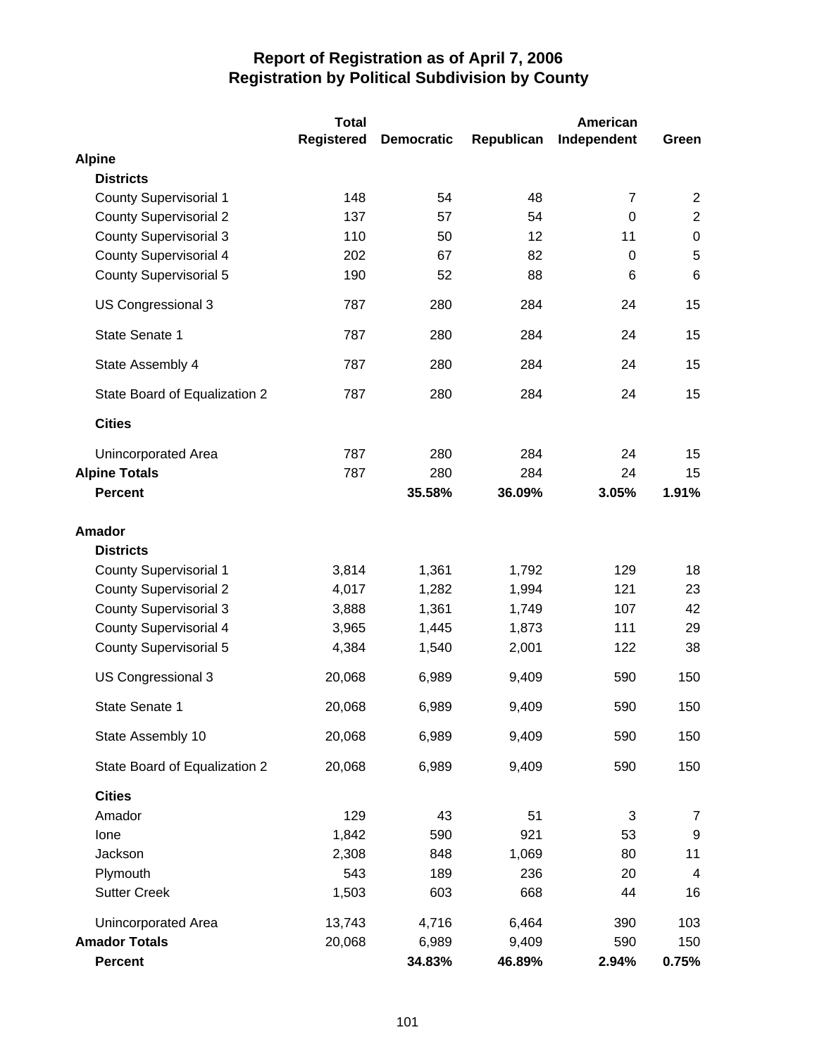# Report of Registration as of April 7, 2006
## Registration by Political Subdivision by County

| | Total Registered | Democratic | Republican | American Independent | Green |
|---|---|---|---|---|---|
| **Alpine** | | | | | |
| **Districts** | | | | | |
| County Supervisorial 1 | 148 | 54 | 48 | 7 | 2 |
| County Supervisorial 2 | 137 | 57 | 54 | 0 | 2 |
| County Supervisorial 3 | 110 | 50 | 12 | 11 | 0 |
| County Supervisorial 4 | 202 | 67 | 82 | 0 | 5 |
| County Supervisorial 5 | 190 | 52 | 88 | 6 | 6 |
| US Congressional 3 | 787 | 280 | 284 | 24 | 15 |
| State Senate 1 | 787 | 280 | 284 | 24 | 15 |
| State Assembly 4 | 787 | 280 | 284 | 24 | 15 |
| State Board of Equalization 2 | 787 | 280 | 284 | 24 | 15 |
| **Cities** | | | | | |
| Unincorporated Area | 787 | 280 | 284 | 24 | 15 |
| **Alpine Totals** | 787 | 280 | 284 | 24 | 15 |
| **Percent** | | **35.58%** | **36.09%** | **3.05%** | **1.91%** |
| **Amador** | | | | | |
| **Districts** | | | | | |
| County Supervisorial 1 | 3,814 | 1,361 | 1,792 | 129 | 18 |
| County Supervisorial 2 | 4,017 | 1,282 | 1,994 | 121 | 23 |
| County Supervisorial 3 | 3,888 | 1,361 | 1,749 | 107 | 42 |
| County Supervisorial 4 | 3,965 | 1,445 | 1,873 | 111 | 29 |
| County Supervisorial 5 | 4,384 | 1,540 | 2,001 | 122 | 38 |
| US Congressional 3 | 20,068 | 6,989 | 9,409 | 590 | 150 |
| State Senate 1 | 20,068 | 6,989 | 9,409 | 590 | 150 |
| State Assembly 10 | 20,068 | 6,989 | 9,409 | 590 | 150 |
| State Board of Equalization 2 | 20,068 | 6,989 | 9,409 | 590 | 150 |
| **Cities** | | | | | |
| Amador | 129 | 43 | 51 | 3 | 7 |
| Ione | 1,842 | 590 | 921 | 53 | 9 |
| Jackson | 2,308 | 848 | 1,069 | 80 | 11 |
| Plymouth | 543 | 189 | 236 | 20 | 4 |
| Sutter Creek | 1,503 | 603 | 668 | 44 | 16 |
| Unincorporated Area | 13,743 | 4,716 | 6,464 | 390 | 103 |
| **Amador Totals** | 20,068 | 6,989 | 9,409 | 590 | 150 |
| **Percent** | | **34.83%** | **46.89%** | **2.94%** | **0.75%** |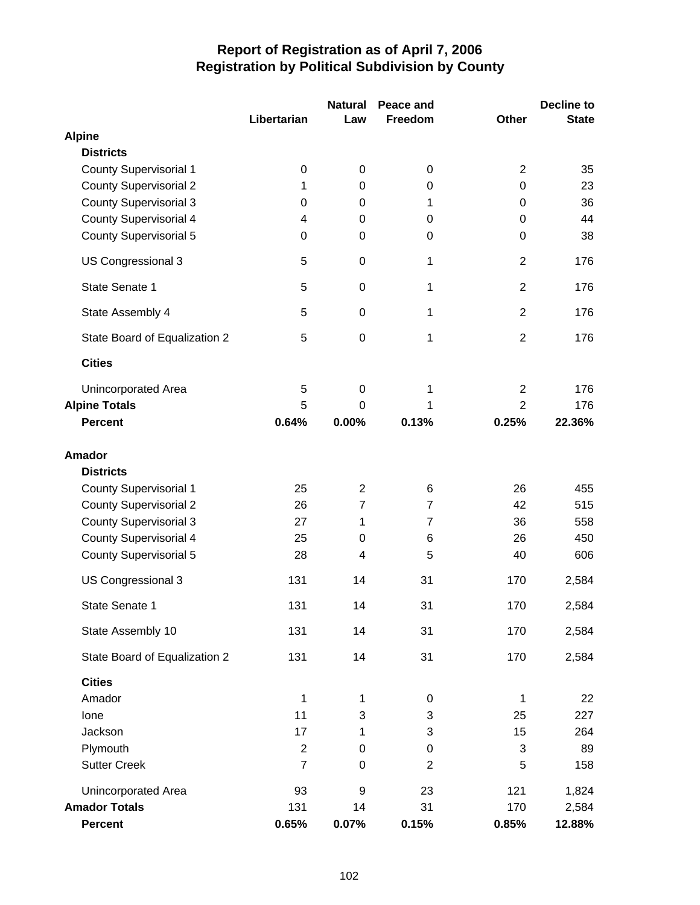# Report of Registration as of April 7, 2006
## Registration by Political Subdivision by County

| | Libertarian | Natural Law | Peace and Freedom | Other | Decline to State |
|---|---|---|---|---|---|
| **Alpine** | | | | | |
| **Districts** | | | | | |
| County Supervisorial 1 | 0 | 0 | 0 | 2 | 35 |
| County Supervisorial 2 | 1 | 0 | 0 | 0 | 23 |
| County Supervisorial 3 | 0 | 0 | 1 | 0 | 36 |
| County Supervisorial 4 | 4 | 0 | 0 | 0 | 44 |
| County Supervisorial 5 | 0 | 0 | 0 | 0 | 38 |
| US Congressional 3 | 5 | 0 | 1 | 2 | 176 |
| State Senate 1 | 5 | 0 | 1 | 2 | 176 |
| State Assembly 4 | 5 | 0 | 1 | 2 | 176 |
| State Board of Equalization 2 | 5 | 0 | 1 | 2 | 176 |
| **Cities** | | | | | |
| Unincorporated Area | 5 | 0 | 1 | 2 | 176 |
| **Alpine Totals** | 5 | 0 | 1 | 2 | 176 |
| **Percent** | **0.64%** | **0.00%** | **0.13%** | **0.25%** | **22.36%** |
| **Amador** | | | | | |
| **Districts** | | | | | |
| County Supervisorial 1 | 25 | 2 | 6 | 26 | 455 |
| County Supervisorial 2 | 26 | 7 | 7 | 42 | 515 |
| County Supervisorial 3 | 27 | 1 | 7 | 36 | 558 |
| County Supervisorial 4 | 25 | 0 | 6 | 26 | 450 |
| County Supervisorial 5 | 28 | 4 | 5 | 40 | 606 |
| US Congressional 3 | 131 | 14 | 31 | 170 | 2,584 |
| State Senate 1 | 131 | 14 | 31 | 170 | 2,584 |
| State Assembly 10 | 131 | 14 | 31 | 170 | 2,584 |
| State Board of Equalization 2 | 131 | 14 | 31 | 170 | 2,584 |
| **Cities** | | | | | |
| Amador | 1 | 1 | 0 | 1 | 22 |
| Ione | 11 | 3 | 3 | 25 | 227 |
| Jackson | 17 | 1 | 3 | 15 | 264 |
| Plymouth | 2 | 0 | 0 | 3 | 89 |
| Sutter Creek | 7 | 0 | 2 | 5 | 158 |
| Unincorporated Area | 93 | 9 | 23 | 121 | 1,824 |
| **Amador Totals** | 131 | 14 | 31 | 170 | 2,584 |
| **Percent** | **0.65%** | **0.07%** | **0.15%** | **0.85%** | **12.88%** |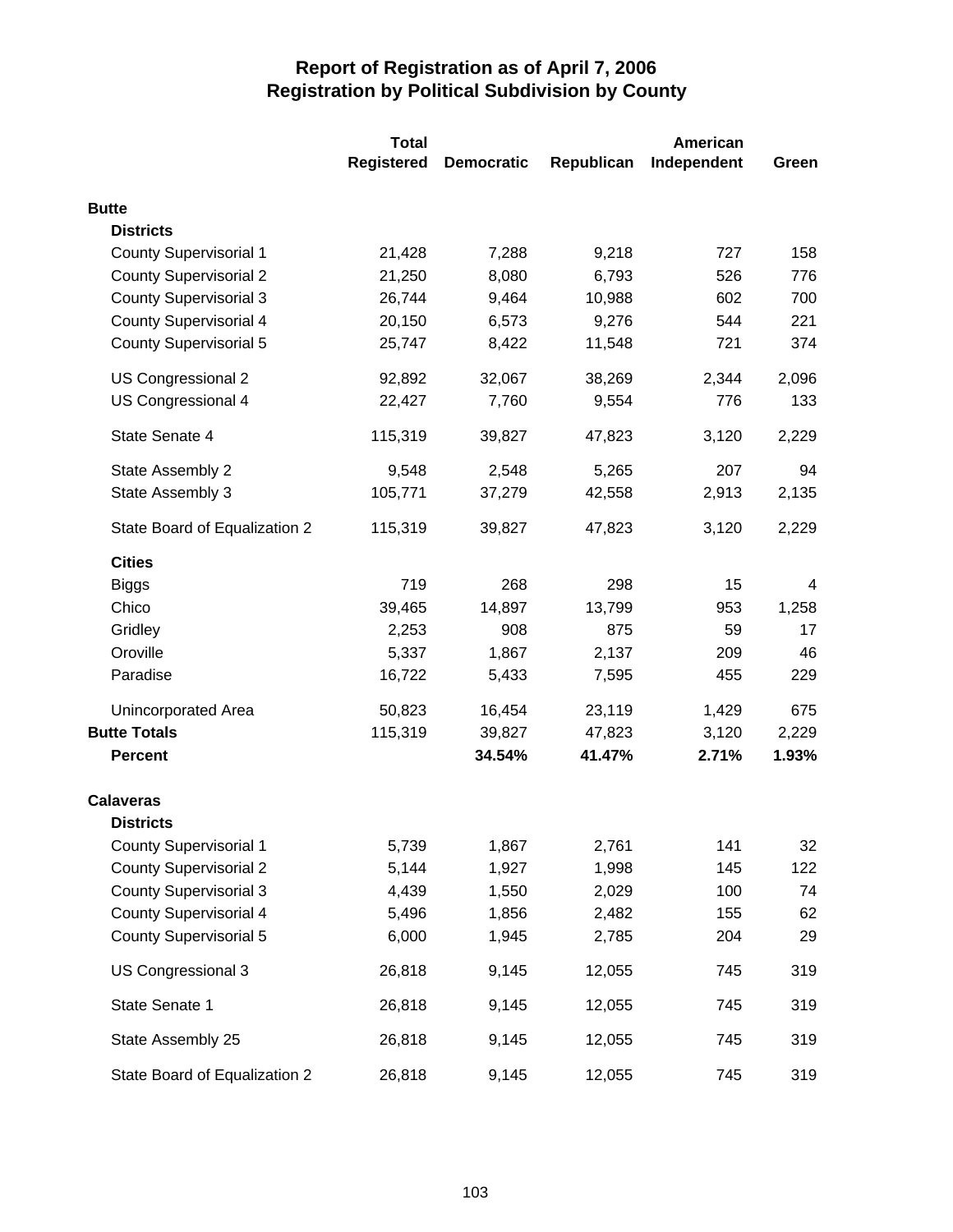# Report of Registration as of April 7, 2006
## Registration by Political Subdivision by County

| | Total Registered | Democratic | Republican | American Independent | Green |
|---|---|---|---|---|---|
| **Butte** | | | | | |
| **Districts** | | | | | |
| County Supervisorial 1 | 21,428 | 7,288 | 9,218 | 727 | 158 |
| County Supervisorial 2 | 21,250 | 8,080 | 6,793 | 526 | 776 |
| County Supervisorial 3 | 26,744 | 9,464 | 10,988 | 602 | 700 |
| County Supervisorial 4 | 20,150 | 6,573 | 9,276 | 544 | 221 |
| County Supervisorial 5 | 25,747 | 8,422 | 11,548 | 721 | 374 |
| US Congressional 2 | 92,892 | 32,067 | 38,269 | 2,344 | 2,096 |
| US Congressional 4 | 22,427 | 7,760 | 9,554 | 776 | 133 |
| State Senate 4 | 115,319 | 39,827 | 47,823 | 3,120 | 2,229 |
| State Assembly 2 | 9,548 | 2,548 | 5,265 | 207 | 94 |
| State Assembly 3 | 105,771 | 37,279 | 42,558 | 2,913 | 2,135 |
| State Board of Equalization 2 | 115,319 | 39,827 | 47,823 | 3,120 | 2,229 |
| **Cities** | | | | | |
| Biggs | 719 | 268 | 298 | 15 | 4 |
| Chico | 39,465 | 14,897 | 13,799 | 953 | 1,258 |
| Gridley | 2,253 | 908 | 875 | 59 | 17 |
| Oroville | 5,337 | 1,867 | 2,137 | 209 | 46 |
| Paradise | 16,722 | 5,433 | 7,595 | 455 | 229 |
| Unincorporated Area | 50,823 | 16,454 | 23,119 | 1,429 | 675 |
| **Butte Totals** | 115,319 | 39,827 | 47,823 | 3,120 | 2,229 |
| **Percent** | | **34.54%** | **41.47%** | **2.71%** | **1.93%** |
| **Calaveras** | | | | | |
| **Districts** | | | | | |
| County Supervisorial 1 | 5,739 | 1,867 | 2,761 | 141 | 32 |
| County Supervisorial 2 | 5,144 | 1,927 | 1,998 | 145 | 122 |
| County Supervisorial 3 | 4,439 | 1,550 | 2,029 | 100 | 74 |
| County Supervisorial 4 | 5,496 | 1,856 | 2,482 | 155 | 62 |
| County Supervisorial 5 | 6,000 | 1,945 | 2,785 | 204 | 29 |
| US Congressional 3 | 26,818 | 9,145 | 12,055 | 745 | 319 |
| State Senate 1 | 26,818 | 9,145 | 12,055 | 745 | 319 |
| State Assembly 25 | 26,818 | 9,145 | 12,055 | 745 | 319 |
| State Board of Equalization 2 | 26,818 | 9,145 | 12,055 | 745 | 319 |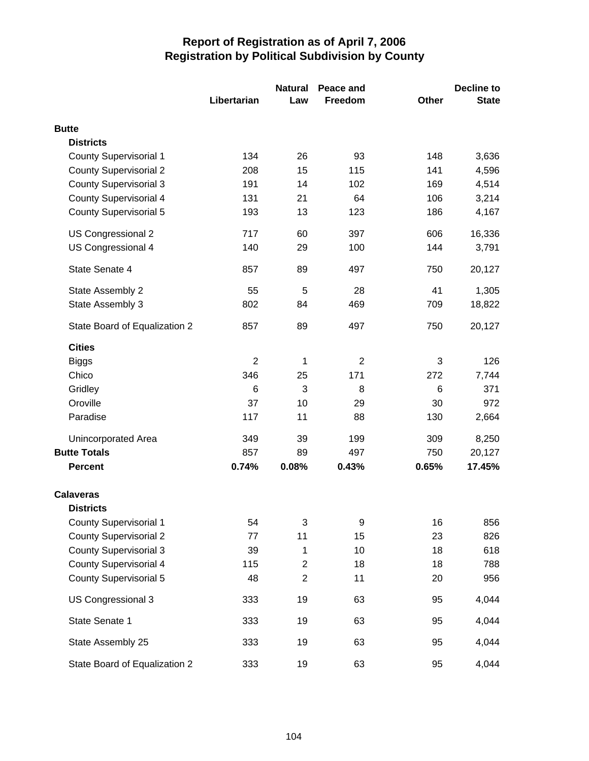# Report of Registration as of April 7, 2006
## Registration by Political Subdivision by County

| | Libertarian | Natural Law | Peace and Freedom | Other | Decline to State |
|---|---|---|---|---|---|
| **Butte** | | | | | |
| **Districts** | | | | | |
| County Supervisorial 1 | 134 | 26 | 93 | 148 | 3,636 |
| County Supervisorial 2 | 208 | 15 | 115 | 141 | 4,596 |
| County Supervisorial 3 | 191 | 14 | 102 | 169 | 4,514 |
| County Supervisorial 4 | 131 | 21 | 64 | 106 | 3,214 |
| County Supervisorial 5 | 193 | 13 | 123 | 186 | 4,167 |
| US Congressional 2 | 717 | 60 | 397 | 606 | 16,336 |
| US Congressional 4 | 140 | 29 | 100 | 144 | 3,791 |
| State Senate 4 | 857 | 89 | 497 | 750 | 20,127 |
| State Assembly 2 | 55 | 5 | 28 | 41 | 1,305 |
| State Assembly 3 | 802 | 84 | 469 | 709 | 18,822 |
| State Board of Equalization 2 | 857 | 89 | 497 | 750 | 20,127 |
| **Cities** | | | | | |
| Biggs | 2 | 1 | 2 | 3 | 126 |
| Chico | 346 | 25 | 171 | 272 | 7,744 |
| Gridley | 6 | 3 | 8 | 6 | 371 |
| Oroville | 37 | 10 | 29 | 30 | 972 |
| Paradise | 117 | 11 | 88 | 130 | 2,664 |
| Unincorporated Area | 349 | 39 | 199 | 309 | 8,250 |
| **Butte Totals** | 857 | 89 | 497 | 750 | 20,127 |
| **Percent** | **0.74%** | **0.08%** | **0.43%** | **0.65%** | **17.45%** |
| **Calaveras** | | | | | |
| **Districts** | | | | | |
| County Supervisorial 1 | 54 | 3 | 9 | 16 | 856 |
| County Supervisorial 2 | 77 | 11 | 15 | 23 | 826 |
| County Supervisorial 3 | 39 | 1 | 10 | 18 | 618 |
| County Supervisorial 4 | 115 | 2 | 18 | 18 | 788 |
| County Supervisorial 5 | 48 | 2 | 11 | 20 | 956 |
| US Congressional 3 | 333 | 19 | 63 | 95 | 4,044 |
| State Senate 1 | 333 | 19 | 63 | 95 | 4,044 |
| State Assembly 25 | 333 | 19 | 63 | 95 | 4,044 |
| State Board of Equalization 2 | 333 | 19 | 63 | 95 | 4,044 |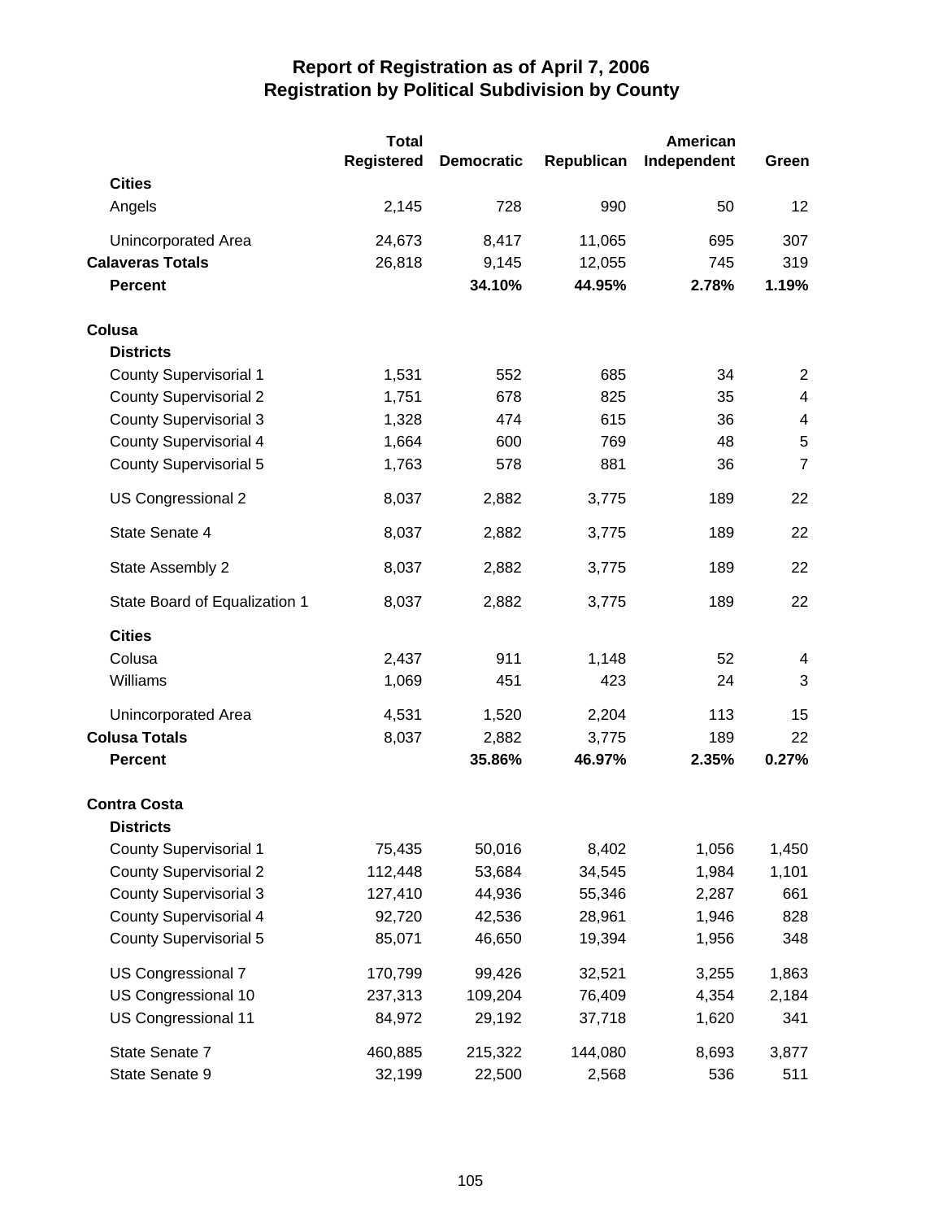# Report of Registration as of April 7, 2006
## Registration by Political Subdivision by County

| | Total Registered | Democratic | Republican | American Independent | Green |
|---|---|---|---|---|---|
| **Cities** | | | | | |
| Angels | 2,145 | 728 | 990 | 50 | 12 |
| Unincorporated Area | 24,673 | 8,417 | 11,065 | 695 | 307 |
| **Calaveras Totals** | 26,818 | 9,145 | 12,055 | 745 | 319 |
| **Percent** | | **34.10%** | **44.95%** | **2.78%** | **1.19%** |
| **Colusa** | | | | | |
| **Districts** | | | | | |
| County Supervisorial 1 | 1,531 | 552 | 685 | 34 | 2 |
| County Supervisorial 2 | 1,751 | 678 | 825 | 35 | 4 |
| County Supervisorial 3 | 1,328 | 474 | 615 | 36 | 4 |
| County Supervisorial 4 | 1,664 | 600 | 769 | 48 | 5 |
| County Supervisorial 5 | 1,763 | 578 | 881 | 36 | 7 |
| US Congressional 2 | 8,037 | 2,882 | 3,775 | 189 | 22 |
| State Senate 4 | 8,037 | 2,882 | 3,775 | 189 | 22 |
| State Assembly 2 | 8,037 | 2,882 | 3,775 | 189 | 22 |
| State Board of Equalization 1 | 8,037 | 2,882 | 3,775 | 189 | 22 |
| **Cities** | | | | | |
| Colusa | 2,437 | 911 | 1,148 | 52 | 4 |
| Williams | 1,069 | 451 | 423 | 24 | 3 |
| Unincorporated Area | 4,531 | 1,520 | 2,204 | 113 | 15 |
| **Colusa Totals** | 8,037 | 2,882 | 3,775 | 189 | 22 |
| **Percent** | | **35.86%** | **46.97%** | **2.35%** | **0.27%** |
| **Contra Costa** | | | | | |
| **Districts** | | | | | |
| County Supervisorial 1 | 75,435 | 50,016 | 8,402 | 1,056 | 1,450 |
| County Supervisorial 2 | 112,448 | 53,684 | 34,545 | 1,984 | 1,101 |
| County Supervisorial 3 | 127,410 | 44,936 | 55,346 | 2,287 | 661 |
| County Supervisorial 4 | 92,720 | 42,536 | 28,961 | 1,946 | 828 |
| County Supervisorial 5 | 85,071 | 46,650 | 19,394 | 1,956 | 348 |
| US Congressional 7 | 170,799 | 99,426 | 32,521 | 3,255 | 1,863 |
| US Congressional 10 | 237,313 | 109,204 | 76,409 | 4,354 | 2,184 |
| US Congressional 11 | 84,972 | 29,192 | 37,718 | 1,620 | 341 |
| State Senate 7 | 460,885 | 215,322 | 144,080 | 8,693 | 3,877 |
| State Senate 9 | 32,199 | 22,500 | 2,568 | 536 | 511 |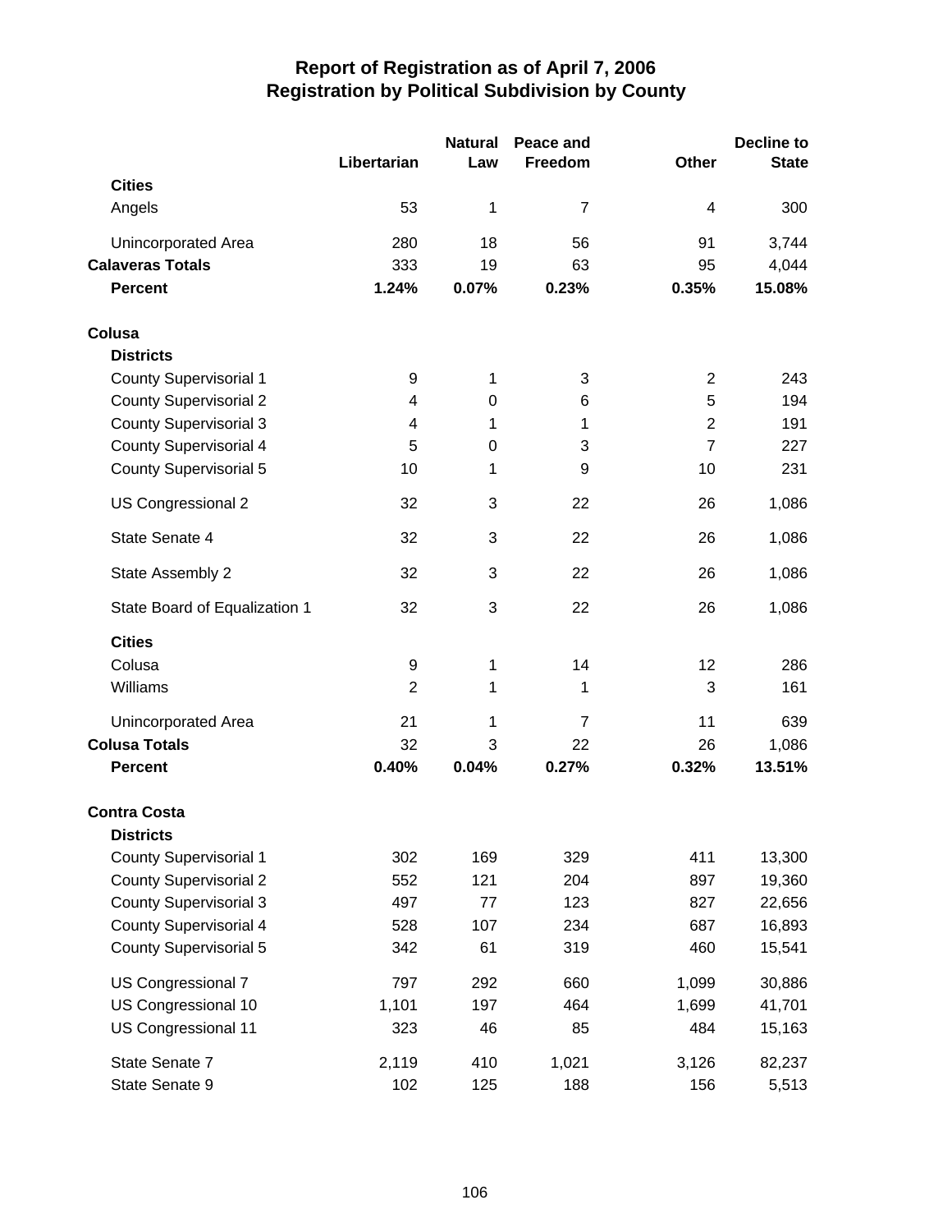# Report of Registration as of April 7, 2006
## Registration by Political Subdivision by County

| | Libertarian | Natural Law | Peace and Freedom | Other | Decline to State |
|---|---|---|---|---|---|
| **Cities** | | | | | |
| Angels | 53 | 1 | 7 | 4 | 300 |
| Unincorporated Area | 280 | 18 | 56 | 91 | 3,744 |
| **Calaveras Totals** | 333 | 19 | 63 | 95 | 4,044 |
| **Percent** | **1.24%** | **0.07%** | **0.23%** | **0.35%** | **15.08%** |
| **Colusa** | | | | | |
| **Districts** | | | | | |
| County Supervisorial 1 | 9 | 1 | 3 | 2 | 243 |
| County Supervisorial 2 | 4 | 0 | 6 | 5 | 194 |
| County Supervisorial 3 | 4 | 1 | 1 | 2 | 191 |
| County Supervisorial 4 | 5 | 0 | 3 | 7 | 227 |
| County Supervisorial 5 | 10 | 1 | 9 | 10 | 231 |
| US Congressional 2 | 32 | 3 | 22 | 26 | 1,086 |
| State Senate 4 | 32 | 3 | 22 | 26 | 1,086 |
| State Assembly 2 | 32 | 3 | 22 | 26 | 1,086 |
| State Board of Equalization 1 | 32 | 3 | 22 | 26 | 1,086 |
| **Cities** | | | | | |
| Colusa | 9 | 1 | 14 | 12 | 286 |
| Williams | 2 | 1 | 1 | 3 | 161 |
| Unincorporated Area | 21 | 1 | 7 | 11 | 639 |
| **Colusa Totals** | 32 | 3 | 22 | 26 | 1,086 |
| **Percent** | **0.40%** | **0.04%** | **0.27%** | **0.32%** | **13.51%** |
| **Contra Costa** | | | | | |
| **Districts** | | | | | |
| County Supervisorial 1 | 302 | 169 | 329 | 411 | 13,300 |
| County Supervisorial 2 | 552 | 121 | 204 | 897 | 19,360 |
| County Supervisorial 3 | 497 | 77 | 123 | 827 | 22,656 |
| County Supervisorial 4 | 528 | 107 | 234 | 687 | 16,893 |
| County Supervisorial 5 | 342 | 61 | 319 | 460 | 15,541 |
| US Congressional 7 | 797 | 292 | 660 | 1,099 | 30,886 |
| US Congressional 10 | 1,101 | 197 | 464 | 1,699 | 41,701 |
| US Congressional 11 | 323 | 46 | 85 | 484 | 15,163 |
| State Senate 7 | 2,119 | 410 | 1,021 | 3,126 | 82,237 |
| State Senate 9 | 102 | 125 | 188 | 156 | 5,513 |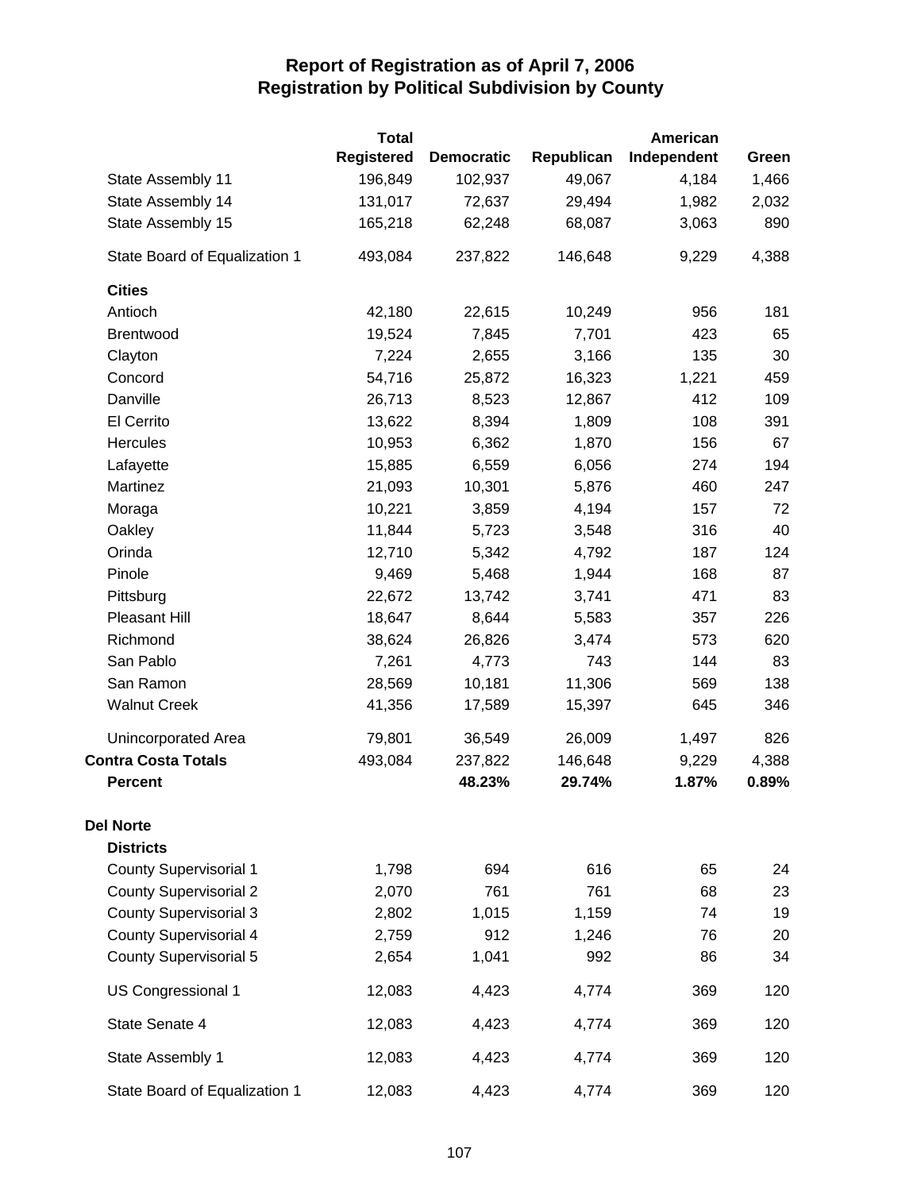# Report of Registration as of April 7, 2006
## Registration by Political Subdivision by County

| | Total Registered | Democratic | Republican | American Independent | Green |
|---|---|---|---|---|---|
| State Assembly 11 | 196,849 | 102,937 | 49,067 | 4,184 | 1,466 |
| State Assembly 14 | 131,017 | 72,637 | 29,494 | 1,982 | 2,032 |
| State Assembly 15 | 165,218 | 62,248 | 68,087 | 3,063 | 890 |
| State Board of Equalization 1 | 493,084 | 237,822 | 146,648 | 9,229 | 4,388 |
| **Cities** | | | | | |
| Antioch | 42,180 | 22,615 | 10,249 | 956 | 181 |
| Brentwood | 19,524 | 7,845 | 7,701 | 423 | 65 |
| Clayton | 7,224 | 2,655 | 3,166 | 135 | 30 |
| Concord | 54,716 | 25,872 | 16,323 | 1,221 | 459 |
| Danville | 26,713 | 8,523 | 12,867 | 412 | 109 |
| El Cerrito | 13,622 | 8,394 | 1,809 | 108 | 391 |
| Hercules | 10,953 | 6,362 | 1,870 | 156 | 67 |
| Lafayette | 15,885 | 6,559 | 6,056 | 274 | 194 |
| Martinez | 21,093 | 10,301 | 5,876 | 460 | 247 |
| Moraga | 10,221 | 3,859 | 4,194 | 157 | 72 |
| Oakley | 11,844 | 5,723 | 3,548 | 316 | 40 |
| Orinda | 12,710 | 5,342 | 4,792 | 187 | 124 |
| Pinole | 9,469 | 5,468 | 1,944 | 168 | 87 |
| Pittsburg | 22,672 | 13,742 | 3,741 | 471 | 83 |
| Pleasant Hill | 18,647 | 8,644 | 5,583 | 357 | 226 |
| Richmond | 38,624 | 26,826 | 3,474 | 573 | 620 |
| San Pablo | 7,261 | 4,773 | 743 | 144 | 83 |
| San Ramon | 28,569 | 10,181 | 11,306 | 569 | 138 |
| Walnut Creek | 41,356 | 17,589 | 15,397 | 645 | 346 |
| Unincorporated Area | 79,801 | 36,549 | 26,009 | 1,497 | 826 |
| **Contra Costa Totals** | 493,084 | 237,822 | 146,648 | 9,229 | 4,388 |
| **Percent** | | **48.23%** | **29.74%** | **1.87%** | **0.89%** |
| **Del Norte** | | | | | |
| **Districts** | | | | | |
| County Supervisorial 1 | 1,798 | 694 | 616 | 65 | 24 |
| County Supervisorial 2 | 2,070 | 761 | 761 | 68 | 23 |
| County Supervisorial 3 | 2,802 | 1,015 | 1,159 | 74 | 19 |
| County Supervisorial 4 | 2,759 | 912 | 1,246 | 76 | 20 |
| County Supervisorial 5 | 2,654 | 1,041 | 992 | 86 | 34 |
| US Congressional 1 | 12,083 | 4,423 | 4,774 | 369 | 120 |
| State Senate 4 | 12,083 | 4,423 | 4,774 | 369 | 120 |
| State Assembly 1 | 12,083 | 4,423 | 4,774 | 369 | 120 |
| State Board of Equalization 1 | 12,083 | 4,423 | 4,774 | 369 | 120 |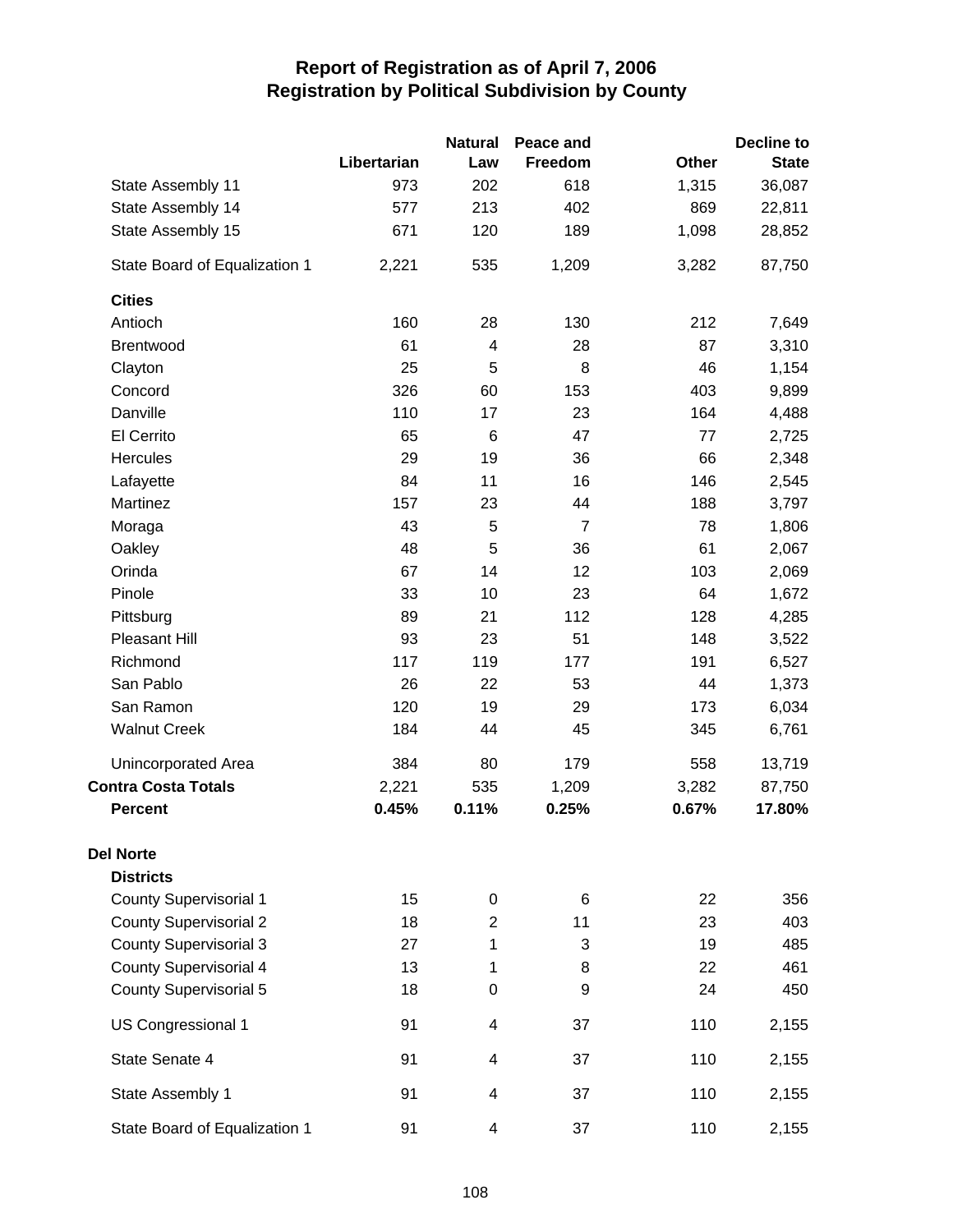# Report of Registration as of April 7, 2006
## Registration by Political Subdivision by County

| | Libertarian | Natural Law | Peace and Freedom | Other | Decline to State |
|---|---|---|---|---|---|
| State Assembly 11 | 973 | 202 | 618 | 1,315 | 36,087 |
| State Assembly 14 | 577 | 213 | 402 | 869 | 22,811 |
| State Assembly 15 | 671 | 120 | 189 | 1,098 | 28,852 |
| State Board of Equalization 1 | 2,221 | 535 | 1,209 | 3,282 | 87,750 |
| **Cities** | | | | | |
| Antioch | 160 | 28 | 130 | 212 | 7,649 |
| Brentwood | 61 | 4 | 28 | 87 | 3,310 |
| Clayton | 25 | 5 | 8 | 46 | 1,154 |
| Concord | 326 | 60 | 153 | 403 | 9,899 |
| Danville | 110 | 17 | 23 | 164 | 4,488 |
| El Cerrito | 65 | 6 | 47 | 77 | 2,725 |
| Hercules | 29 | 19 | 36 | 66 | 2,348 |
| Lafayette | 84 | 11 | 16 | 146 | 2,545 |
| Martinez | 157 | 23 | 44 | 188 | 3,797 |
| Moraga | 43 | 5 | 7 | 78 | 1,806 |
| Oakley | 48 | 5 | 36 | 61 | 2,067 |
| Orinda | 67 | 14 | 12 | 103 | 2,069 |
| Pinole | 33 | 10 | 23 | 64 | 1,672 |
| Pittsburg | 89 | 21 | 112 | 128 | 4,285 |
| Pleasant Hill | 93 | 23 | 51 | 148 | 3,522 |
| Richmond | 117 | 119 | 177 | 191 | 6,527 |
| San Pablo | 26 | 22 | 53 | 44 | 1,373 |
| San Ramon | 120 | 19 | 29 | 173 | 6,034 |
| Walnut Creek | 184 | 44 | 45 | 345 | 6,761 |
| Unincorporated Area | 384 | 80 | 179 | 558 | 13,719 |
| **Contra Costa Totals** | 2,221 | 535 | 1,209 | 3,282 | 87,750 |
| **Percent** | **0.45%** | **0.11%** | **0.25%** | **0.67%** | **17.80%** |
| **Del Norte** | | | | | |
| **Districts** | | | | | |
| County Supervisorial 1 | 15 | 0 | 6 | 22 | 356 |
| County Supervisorial 2 | 18 | 2 | 11 | 23 | 403 |
| County Supervisorial 3 | 27 | 1 | 3 | 19 | 485 |
| County Supervisorial 4 | 13 | 1 | 8 | 22 | 461 |
| County Supervisorial 5 | 18 | 0 | 9 | 24 | 450 |
| US Congressional 1 | 91 | 4 | 37 | 110 | 2,155 |
| State Senate 4 | 91 | 4 | 37 | 110 | 2,155 |
| State Assembly 1 | 91 | 4 | 37 | 110 | 2,155 |
| State Board of Equalization 1 | 91 | 4 | 37 | 110 | 2,155 |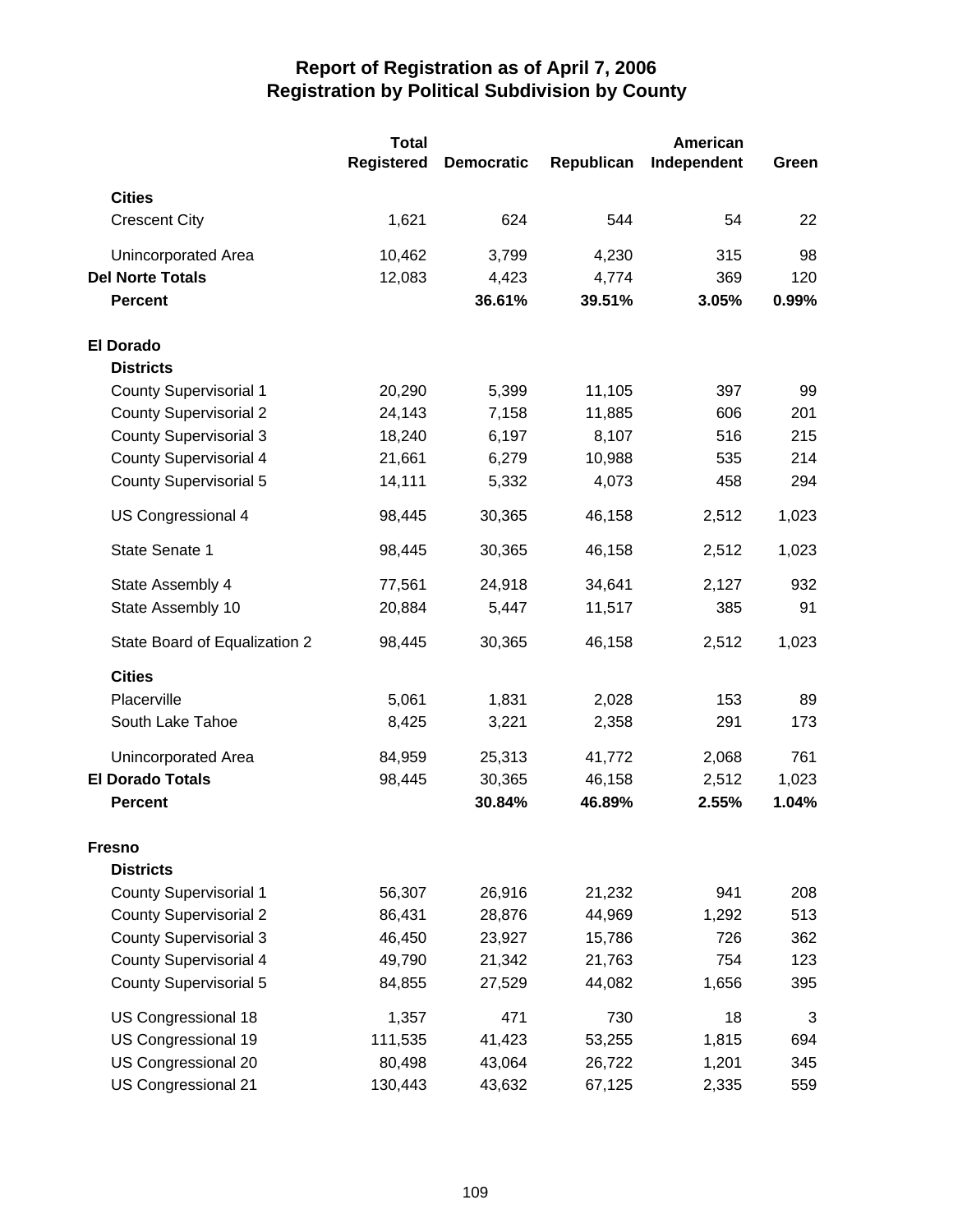# Report of Registration as of April 7, 2006
## Registration by Political Subdivision by County

| | Total Registered | Democratic | Republican | American Independent | Green |
|---|---|---|---|---|---|
| **Cities** | | | | | |
| Crescent City | 1,621 | 624 | 544 | 54 | 22 |
| Unincorporated Area | 10,462 | 3,799 | 4,230 | 315 | 98 |
| **Del Norte Totals** | 12,083 | 4,423 | 4,774 | 369 | 120 |
| **Percent** | | **36.61%** | **39.51%** | **3.05%** | **0.99%** |
| **El Dorado** | | | | | |
| **Districts** | | | | | |
| County Supervisorial 1 | 20,290 | 5,399 | 11,105 | 397 | 99 |
| County Supervisorial 2 | 24,143 | 7,158 | 11,885 | 606 | 201 |
| County Supervisorial 3 | 18,240 | 6,197 | 8,107 | 516 | 215 |
| County Supervisorial 4 | 21,661 | 6,279 | 10,988 | 535 | 214 |
| County Supervisorial 5 | 14,111 | 5,332 | 4,073 | 458 | 294 |
| US Congressional 4 | 98,445 | 30,365 | 46,158 | 2,512 | 1,023 |
| State Senate 1 | 98,445 | 30,365 | 46,158 | 2,512 | 1,023 |
| State Assembly 4 | 77,561 | 24,918 | 34,641 | 2,127 | 932 |
| State Assembly 10 | 20,884 | 5,447 | 11,517 | 385 | 91 |
| State Board of Equalization 2 | 98,445 | 30,365 | 46,158 | 2,512 | 1,023 |
| **Cities** | | | | | |
| Placerville | 5,061 | 1,831 | 2,028 | 153 | 89 |
| South Lake Tahoe | 8,425 | 3,221 | 2,358 | 291 | 173 |
| Unincorporated Area | 84,959 | 25,313 | 41,772 | 2,068 | 761 |
| **El Dorado Totals** | 98,445 | 30,365 | 46,158 | 2,512 | 1,023 |
| **Percent** | | **30.84%** | **46.89%** | **2.55%** | **1.04%** |
| **Fresno** | | | | | |
| **Districts** | | | | | |
| County Supervisorial 1 | 56,307 | 26,916 | 21,232 | 941 | 208 |
| County Supervisorial 2 | 86,431 | 28,876 | 44,969 | 1,292 | 513 |
| County Supervisorial 3 | 46,450 | 23,927 | 15,786 | 726 | 362 |
| County Supervisorial 4 | 49,790 | 21,342 | 21,763 | 754 | 123 |
| County Supervisorial 5 | 84,855 | 27,529 | 44,082 | 1,656 | 395 |
| US Congressional 18 | 1,357 | 471 | 730 | 18 | 3 |
| US Congressional 19 | 111,535 | 41,423 | 53,255 | 1,815 | 694 |
| US Congressional 20 | 80,498 | 43,064 | 26,722 | 1,201 | 345 |
| US Congressional 21 | 130,443 | 43,632 | 67,125 | 2,335 | 559 |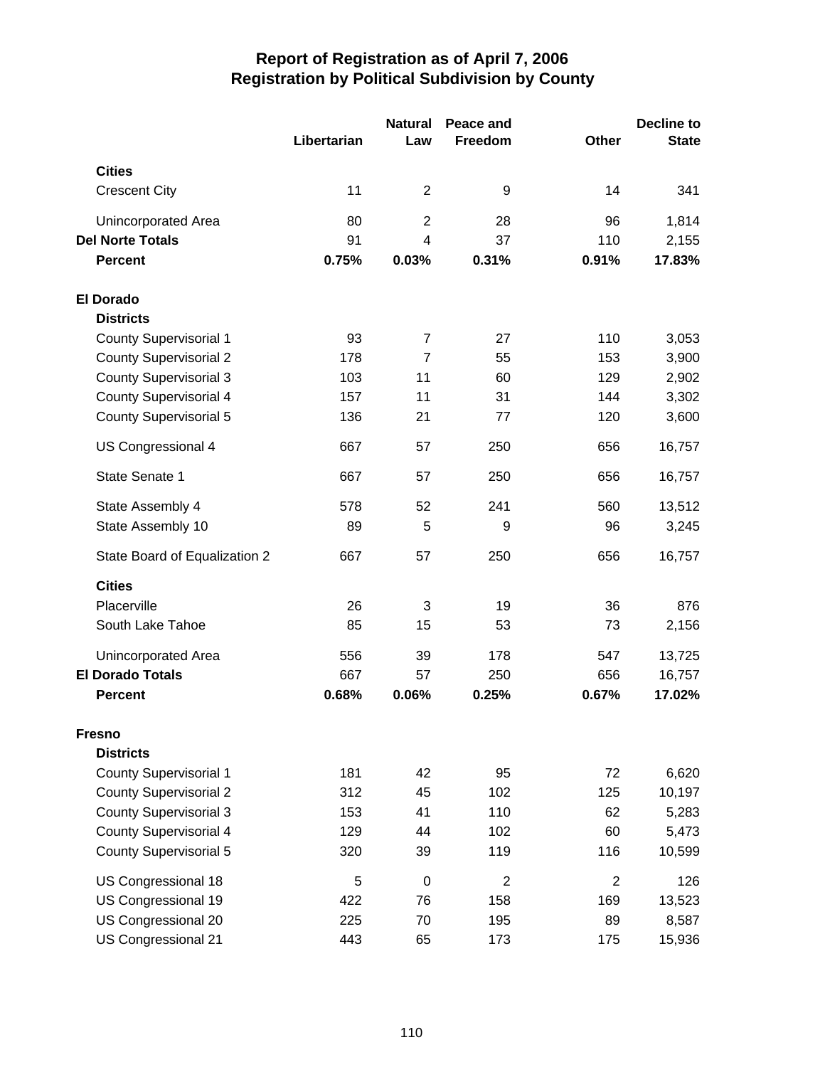# Report of Registration as of April 7, 2006
## Registration by Political Subdivision by County

| | Libertarian | Natural Law | Peace and Freedom | Other | Decline to State |
|---|---|---|---|---|---|
| **Cities** | | | | | |
| Crescent City | 11 | 2 | 9 | 14 | 341 |
| Unincorporated Area | 80 | 2 | 28 | 96 | 1,814 |
| **Del Norte Totals** | 91 | 4 | 37 | 110 | 2,155 |
| **Percent** | **0.75%** | **0.03%** | **0.31%** | **0.91%** | **17.83%** |
| **El Dorado** | | | | | |
| **Districts** | | | | | |
| County Supervisorial 1 | 93 | 7 | 27 | 110 | 3,053 |
| County Supervisorial 2 | 178 | 7 | 55 | 153 | 3,900 |
| County Supervisorial 3 | 103 | 11 | 60 | 129 | 2,902 |
| County Supervisorial 4 | 157 | 11 | 31 | 144 | 3,302 |
| County Supervisorial 5 | 136 | 21 | 77 | 120 | 3,600 |
| US Congressional 4 | 667 | 57 | 250 | 656 | 16,757 |
| State Senate 1 | 667 | 57 | 250 | 656 | 16,757 |
| State Assembly 4 | 578 | 52 | 241 | 560 | 13,512 |
| State Assembly 10 | 89 | 5 | 9 | 96 | 3,245 |
| State Board of Equalization 2 | 667 | 57 | 250 | 656 | 16,757 |
| **Cities** | | | | | |
| Placerville | 26 | 3 | 19 | 36 | 876 |
| South Lake Tahoe | 85 | 15 | 53 | 73 | 2,156 |
| Unincorporated Area | 556 | 39 | 178 | 547 | 13,725 |
| **El Dorado Totals** | 667 | 57 | 250 | 656 | 16,757 |
| **Percent** | **0.68%** | **0.06%** | **0.25%** | **0.67%** | **17.02%** |
| **Fresno** | | | | | |
| **Districts** | | | | | |
| County Supervisorial 1 | 181 | 42 | 95 | 72 | 6,620 |
| County Supervisorial 2 | 312 | 45 | 102 | 125 | 10,197 |
| County Supervisorial 3 | 153 | 41 | 110 | 62 | 5,283 |
| County Supervisorial 4 | 129 | 44 | 102 | 60 | 5,473 |
| County Supervisorial 5 | 320 | 39 | 119 | 116 | 10,599 |
| US Congressional 18 | 5 | 0 | 2 | 2 | 126 |
| US Congressional 19 | 422 | 76 | 158 | 169 | 13,523 |
| US Congressional 20 | 225 | 70 | 195 | 89 | 8,587 |
| US Congressional 21 | 443 | 65 | 173 | 175 | 15,936 |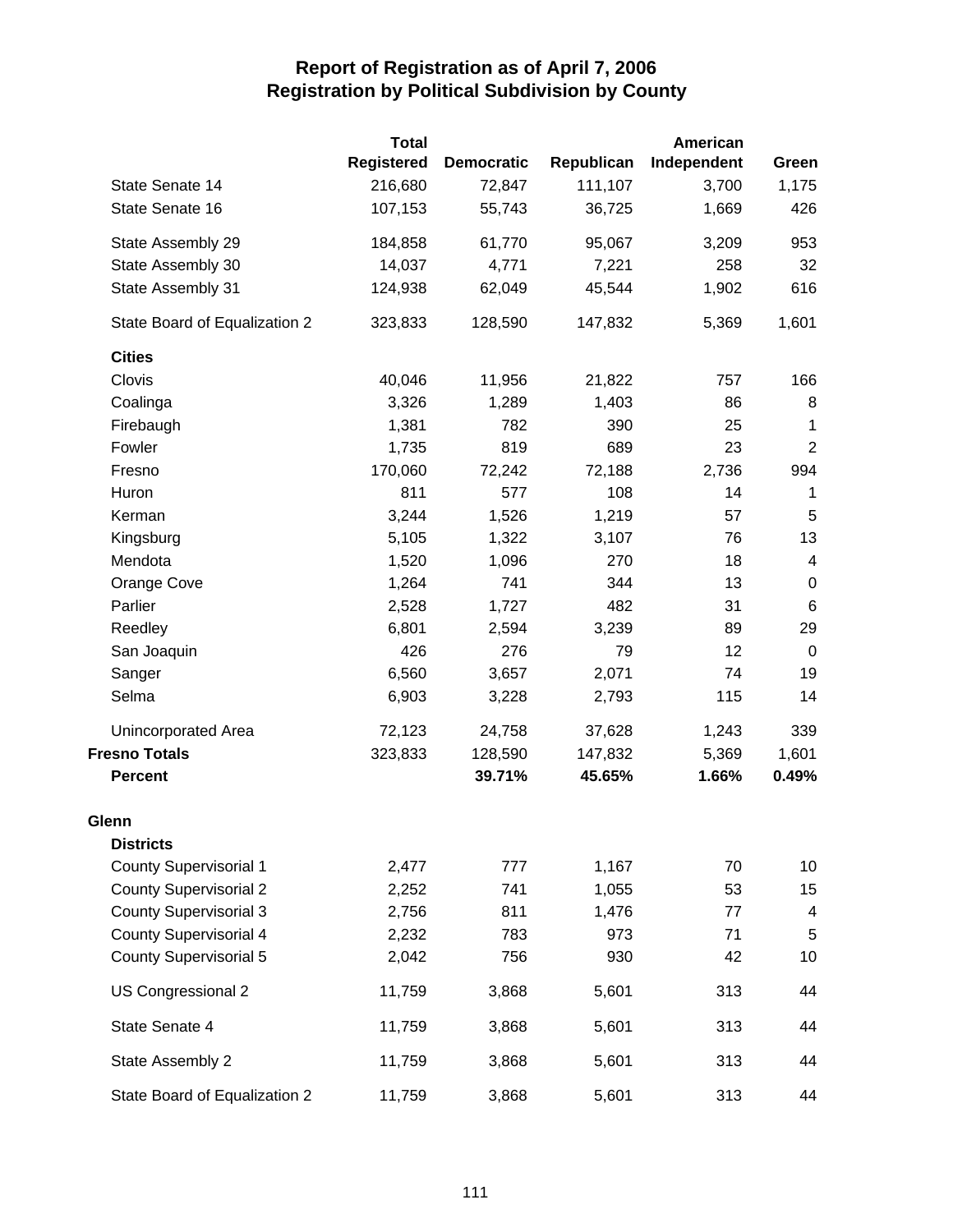# Report of Registration as of April 7, 2006
## Registration by Political Subdivision by County

| | Total Registered | Democratic | Republican | American Independent | Green |
|---|---|---|---|---|---|
| State Senate 14 | 216,680 | 72,847 | 111,107 | 3,700 | 1,175 |
| State Senate 16 | 107,153 | 55,743 | 36,725 | 1,669 | 426 |
| State Assembly 29 | 184,858 | 61,770 | 95,067 | 3,209 | 953 |
| State Assembly 30 | 14,037 | 4,771 | 7,221 | 258 | 32 |
| State Assembly 31 | 124,938 | 62,049 | 45,544 | 1,902 | 616 |
| State Board of Equalization 2 | 323,833 | 128,590 | 147,832 | 5,369 | 1,601 |
| **Cities** | | | | | |
| Clovis | 40,046 | 11,956 | 21,822 | 757 | 166 |
| Coalinga | 3,326 | 1,289 | 1,403 | 86 | 8 |
| Firebaugh | 1,381 | 782 | 390 | 25 | 1 |
| Fowler | 1,735 | 819 | 689 | 23 | 2 |
| Fresno | 170,060 | 72,242 | 72,188 | 2,736 | 994 |
| Huron | 811 | 577 | 108 | 14 | 1 |
| Kerman | 3,244 | 1,526 | 1,219 | 57 | 5 |
| Kingsburg | 5,105 | 1,322 | 3,107 | 76 | 13 |
| Mendota | 1,520 | 1,096 | 270 | 18 | 4 |
| Orange Cove | 1,264 | 741 | 344 | 13 | 0 |
| Parlier | 2,528 | 1,727 | 482 | 31 | 6 |
| Reedley | 6,801 | 2,594 | 3,239 | 89 | 29 |
| San Joaquin | 426 | 276 | 79 | 12 | 0 |
| Sanger | 6,560 | 3,657 | 2,071 | 74 | 19 |
| Selma | 6,903 | 3,228 | 2,793 | 115 | 14 |
| Unincorporated Area | 72,123 | 24,758 | 37,628 | 1,243 | 339 |
| **Fresno Totals** | 323,833 | 128,590 | 147,832 | 5,369 | 1,601 |
| **Percent** | | **39.71%** | **45.65%** | **1.66%** | **0.49%** |
| **Glenn** | | | | | |
| **Districts** | | | | | |
| County Supervisorial 1 | 2,477 | 777 | 1,167 | 70 | 10 |
| County Supervisorial 2 | 2,252 | 741 | 1,055 | 53 | 15 |
| County Supervisorial 3 | 2,756 | 811 | 1,476 | 77 | 4 |
| County Supervisorial 4 | 2,232 | 783 | 973 | 71 | 5 |
| County Supervisorial 5 | 2,042 | 756 | 930 | 42 | 10 |
| US Congressional 2 | 11,759 | 3,868 | 5,601 | 313 | 44 |
| State Senate 4 | 11,759 | 3,868 | 5,601 | 313 | 44 |
| State Assembly 2 | 11,759 | 3,868 | 5,601 | 313 | 44 |
| State Board of Equalization 2 | 11,759 | 3,868 | 5,601 | 313 | 44 |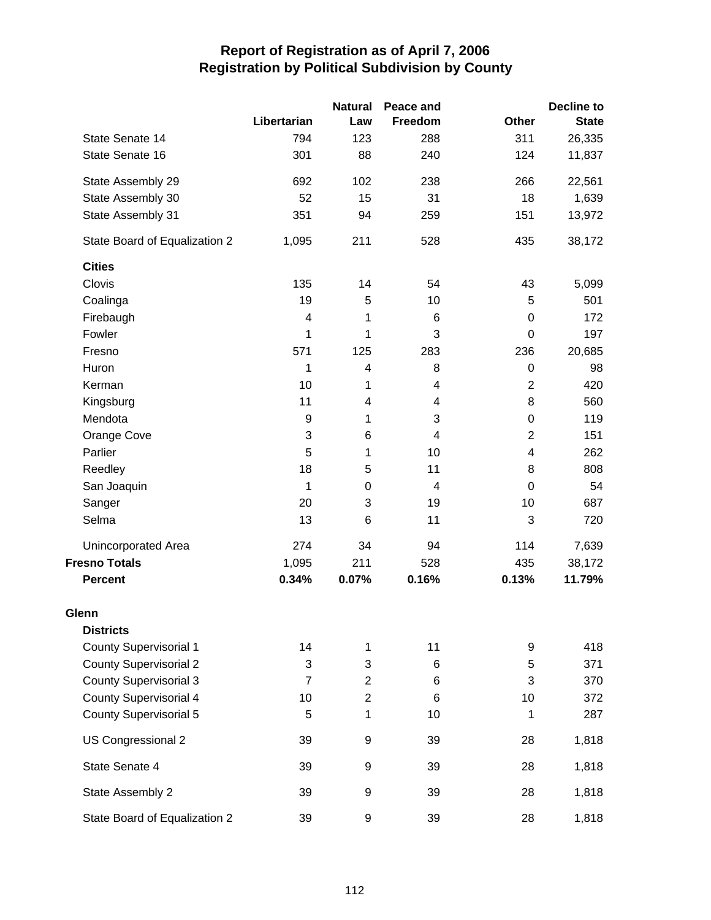# Report of Registration as of April 7, 2006
## Registration by Political Subdivision by County

| | Libertarian | Natural Law | Peace and Freedom | Other | Decline to State |
|---|---|---|---|---|---|
| State Senate 14 | 794 | 123 | 288 | 311 | 26,335 |
| State Senate 16 | 301 | 88 | 240 | 124 | 11,837 |
| State Assembly 29 | 692 | 102 | 238 | 266 | 22,561 |
| State Assembly 30 | 52 | 15 | 31 | 18 | 1,639 |
| State Assembly 31 | 351 | 94 | 259 | 151 | 13,972 |
| State Board of Equalization 2 | 1,095 | 211 | 528 | 435 | 38,172 |
| **Cities** | | | | | |
| Clovis | 135 | 14 | 54 | 43 | 5,099 |
| Coalinga | 19 | 5 | 10 | 5 | 501 |
| Firebaugh | 4 | 1 | 6 | 0 | 172 |
| Fowler | 1 | 1 | 3 | 0 | 197 |
| Fresno | 571 | 125 | 283 | 236 | 20,685 |
| Huron | 1 | 4 | 8 | 0 | 98 |
| Kerman | 10 | 1 | 4 | 2 | 420 |
| Kingsburg | 11 | 4 | 4 | 8 | 560 |
| Mendota | 9 | 1 | 3 | 0 | 119 |
| Orange Cove | 3 | 6 | 4 | 2 | 151 |
| Parlier | 5 | 1 | 10 | 4 | 262 |
| Reedley | 18 | 5 | 11 | 8 | 808 |
| San Joaquin | 1 | 0 | 4 | 0 | 54 |
| Sanger | 20 | 3 | 19 | 10 | 687 |
| Selma | 13 | 6 | 11 | 3 | 720 |
| Unincorporated Area | 274 | 34 | 94 | 114 | 7,639 |
| **Fresno Totals** | 1,095 | 211 | 528 | 435 | 38,172 |
| **Percent** | **0.34%** | **0.07%** | **0.16%** | **0.13%** | **11.79%** |
| **Glenn** | | | | | |
| **Districts** | | | | | |
| County Supervisorial 1 | 14 | 1 | 11 | 9 | 418 |
| County Supervisorial 2 | 3 | 3 | 6 | 5 | 371 |
| County Supervisorial 3 | 7 | 2 | 6 | 3 | 370 |
| County Supervisorial 4 | 10 | 2 | 6 | 10 | 372 |
| County Supervisorial 5 | 5 | 1 | 10 | 1 | 287 |
| US Congressional 2 | 39 | 9 | 39 | 28 | 1,818 |
| State Senate 4 | 39 | 9 | 39 | 28 | 1,818 |
| State Assembly 2 | 39 | 9 | 39 | 28 | 1,818 |
| State Board of Equalization 2 | 39 | 9 | 39 | 28 | 1,818 |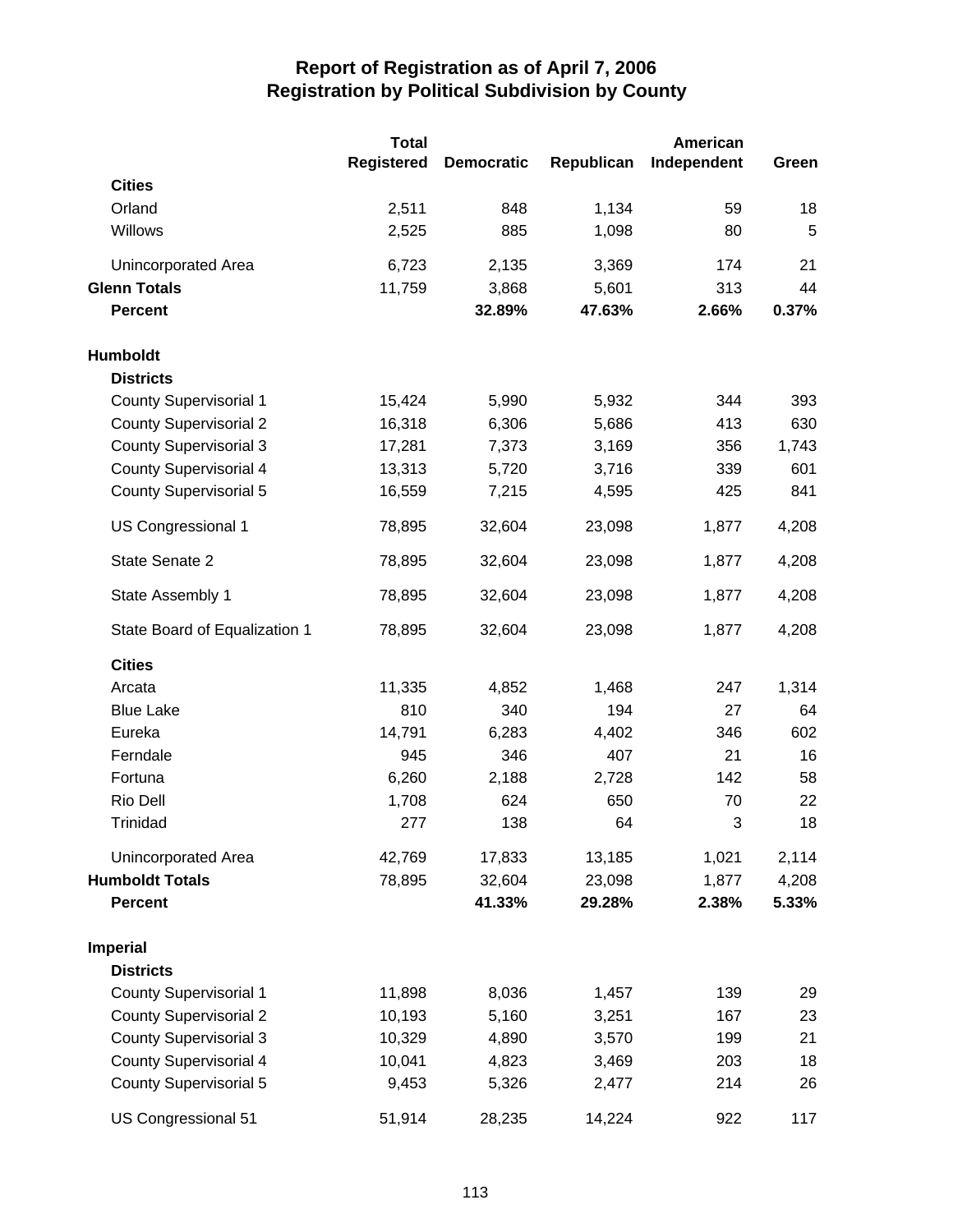# Report of Registration as of April 7, 2006
## Registration by Political Subdivision by County

| | Total Registered | Democratic | Republican | American Independent | Green |
|---|---|---|---|---|---|
| **Cities** | | | | | |
| Orland | 2,511 | 848 | 1,134 | 59 | 18 |
| Willows | 2,525 | 885 | 1,098 | 80 | 5 |
| Unincorporated Area | 6,723 | 2,135 | 3,369 | 174 | 21 |
| **Glenn Totals** | 11,759 | 3,868 | 5,601 | 313 | 44 |
| **Percent** | | **32.89%** | **47.63%** | **2.66%** | **0.37%** |
| **Humboldt** | | | | | |
| **Districts** | | | | | |
| County Supervisorial 1 | 15,424 | 5,990 | 5,932 | 344 | 393 |
| County Supervisorial 2 | 16,318 | 6,306 | 5,686 | 413 | 630 |
| County Supervisorial 3 | 17,281 | 7,373 | 3,169 | 356 | 1,743 |
| County Supervisorial 4 | 13,313 | 5,720 | 3,716 | 339 | 601 |
| County Supervisorial 5 | 16,559 | 7,215 | 4,595 | 425 | 841 |
| US Congressional 1 | 78,895 | 32,604 | 23,098 | 1,877 | 4,208 |
| State Senate 2 | 78,895 | 32,604 | 23,098 | 1,877 | 4,208 |
| State Assembly 1 | 78,895 | 32,604 | 23,098 | 1,877 | 4,208 |
| State Board of Equalization 1 | 78,895 | 32,604 | 23,098 | 1,877 | 4,208 |
| **Cities** | | | | | |
| Arcata | 11,335 | 4,852 | 1,468 | 247 | 1,314 |
| Blue Lake | 810 | 340 | 194 | 27 | 64 |
| Eureka | 14,791 | 6,283 | 4,402 | 346 | 602 |
| Ferndale | 945 | 346 | 407 | 21 | 16 |
| Fortuna | 6,260 | 2,188 | 2,728 | 142 | 58 |
| Rio Dell | 1,708 | 624 | 650 | 70 | 22 |
| Trinidad | 277 | 138 | 64 | 3 | 18 |
| Unincorporated Area | 42,769 | 17,833 | 13,185 | 1,021 | 2,114 |
| **Humboldt Totals** | 78,895 | 32,604 | 23,098 | 1,877 | 4,208 |
| **Percent** | | **41.33%** | **29.28%** | **2.38%** | **5.33%** |
| **Imperial** | | | | | |
| **Districts** | | | | | |
| County Supervisorial 1 | 11,898 | 8,036 | 1,457 | 139 | 29 |
| County Supervisorial 2 | 10,193 | 5,160 | 3,251 | 167 | 23 |
| County Supervisorial 3 | 10,329 | 4,890 | 3,570 | 199 | 21 |
| County Supervisorial 4 | 10,041 | 4,823 | 3,469 | 203 | 18 |
| County Supervisorial 5 | 9,453 | 5,326 | 2,477 | 214 | 26 |
| US Congressional 51 | 51,914 | 28,235 | 14,224 | 922 | 117 |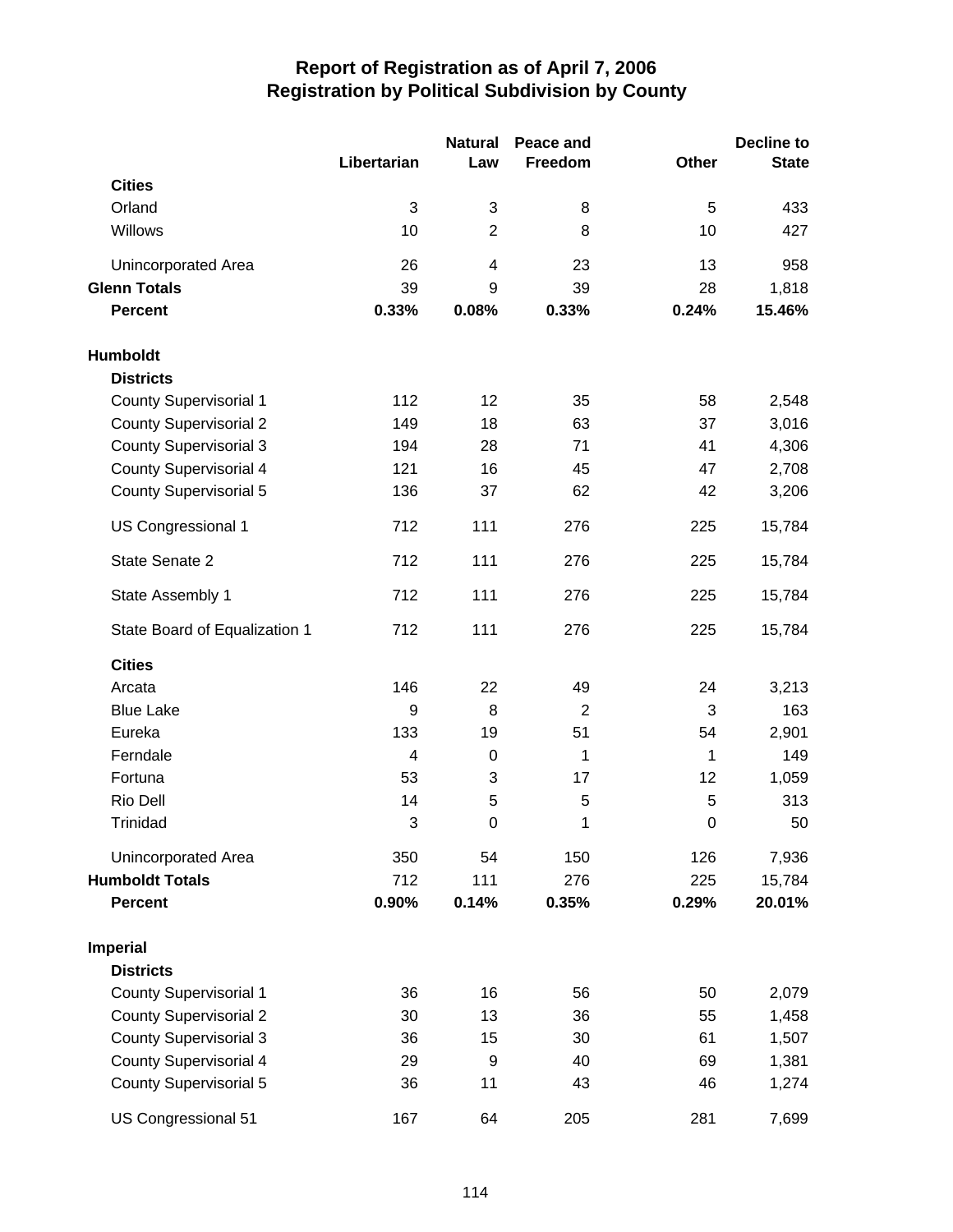# Report of Registration as of April 7, 2006
## Registration by Political Subdivision by County

| | Libertarian | Natural Law | Peace and Freedom | Other | Decline to State |
|---|---|---|---|---|---|
| **Cities** | | | | | |
| Orland | 3 | 3 | 8 | 5 | 433 |
| Willows | 10 | 2 | 8 | 10 | 427 |
| Unincorporated Area | 26 | 4 | 23 | 13 | 958 |
| **Glenn Totals** | 39 | 9 | 39 | 28 | 1,818 |
| **Percent** | **0.33%** | **0.08%** | **0.33%** | **0.24%** | **15.46%** |
| **Humboldt** | | | | | |
| **Districts** | | | | | |
| County Supervisorial 1 | 112 | 12 | 35 | 58 | 2,548 |
| County Supervisorial 2 | 149 | 18 | 63 | 37 | 3,016 |
| County Supervisorial 3 | 194 | 28 | 71 | 41 | 4,306 |
| County Supervisorial 4 | 121 | 16 | 45 | 47 | 2,708 |
| County Supervisorial 5 | 136 | 37 | 62 | 42 | 3,206 |
| US Congressional 1 | 712 | 111 | 276 | 225 | 15,784 |
| State Senate 2 | 712 | 111 | 276 | 225 | 15,784 |
| State Assembly 1 | 712 | 111 | 276 | 225 | 15,784 |
| State Board of Equalization 1 | 712 | 111 | 276 | 225 | 15,784 |
| **Cities** | | | | | |
| Arcata | 146 | 22 | 49 | 24 | 3,213 |
| Blue Lake | 9 | 8 | 2 | 3 | 163 |
| Eureka | 133 | 19 | 51 | 54 | 2,901 |
| Ferndale | 4 | 0 | 1 | 1 | 149 |
| Fortuna | 53 | 3 | 17 | 12 | 1,059 |
| Rio Dell | 14 | 5 | 5 | 5 | 313 |
| Trinidad | 3 | 0 | 1 | 0 | 50 |
| Unincorporated Area | 350 | 54 | 150 | 126 | 7,936 |
| **Humboldt Totals** | 712 | 111 | 276 | 225 | 15,784 |
| **Percent** | **0.90%** | **0.14%** | **0.35%** | **0.29%** | **20.01%** |
| **Imperial** | | | | | |
| **Districts** | | | | | |
| County Supervisorial 1 | 36 | 16 | 56 | 50 | 2,079 |
| County Supervisorial 2 | 30 | 13 | 36 | 55 | 1,458 |
| County Supervisorial 3 | 36 | 15 | 30 | 61 | 1,507 |
| County Supervisorial 4 | 29 | 9 | 40 | 69 | 1,381 |
| County Supervisorial 5 | 36 | 11 | 43 | 46 | 1,274 |
| US Congressional 51 | 167 | 64 | 205 | 281 | 7,699 |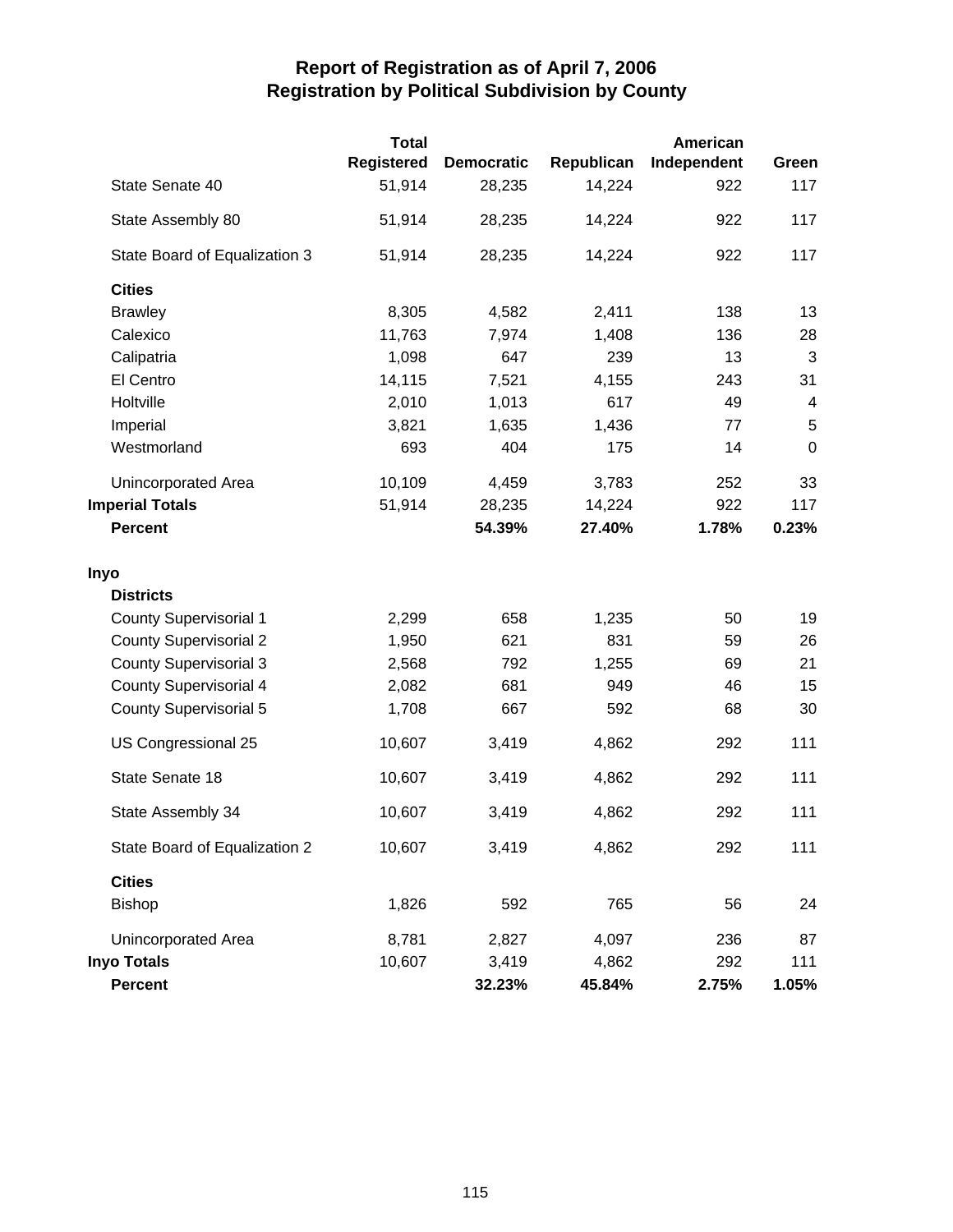# Report of Registration as of April 7, 2006
## Registration by Political Subdivision by County

| | Total Registered | Democratic | Republican | American Independent | Green |
|---|---|---|---|---|---|
| State Senate 40 | 51,914 | 28,235 | 14,224 | 922 | 117 |
| State Assembly 80 | 51,914 | 28,235 | 14,224 | 922 | 117 |
| State Board of Equalization 3 | 51,914 | 28,235 | 14,224 | 922 | 117 |
| **Cities** | | | | | |
| Brawley | 8,305 | 4,582 | 2,411 | 138 | 13 |
| Calexico | 11,763 | 7,974 | 1,408 | 136 | 28 |
| Calipatria | 1,098 | 647 | 239 | 13 | 3 |
| El Centro | 14,115 | 7,521 | 4,155 | 243 | 31 |
| Holtville | 2,010 | 1,013 | 617 | 49 | 4 |
| Imperial | 3,821 | 1,635 | 1,436 | 77 | 5 |
| Westmorland | 693 | 404 | 175 | 14 | 0 |
| Unincorporated Area | 10,109 | 4,459 | 3,783 | 252 | 33 |
| **Imperial Totals** | 51,914 | 28,235 | 14,224 | 922 | 117 |
| **Percent** | | **54.39%** | **27.40%** | **1.78%** | **0.23%** |
| **Inyo** | | | | | |
| **Districts** | | | | | |
| County Supervisorial 1 | 2,299 | 658 | 1,235 | 50 | 19 |
| County Supervisorial 2 | 1,950 | 621 | 831 | 59 | 26 |
| County Supervisorial 3 | 2,568 | 792 | 1,255 | 69 | 21 |
| County Supervisorial 4 | 2,082 | 681 | 949 | 46 | 15 |
| County Supervisorial 5 | 1,708 | 667 | 592 | 68 | 30 |
| US Congressional 25 | 10,607 | 3,419 | 4,862 | 292 | 111 |
| State Senate 18 | 10,607 | 3,419 | 4,862 | 292 | 111 |
| State Assembly 34 | 10,607 | 3,419 | 4,862 | 292 | 111 |
| State Board of Equalization 2 | 10,607 | 3,419 | 4,862 | 292 | 111 |
| **Cities** | | | | | |
| Bishop | 1,826 | 592 | 765 | 56 | 24 |
| Unincorporated Area | 8,781 | 2,827 | 4,097 | 236 | 87 |
| **Inyo Totals** | 10,607 | 3,419 | 4,862 | 292 | 111 |
| **Percent** | | **32.23%** | **45.84%** | **2.75%** | **1.05%** |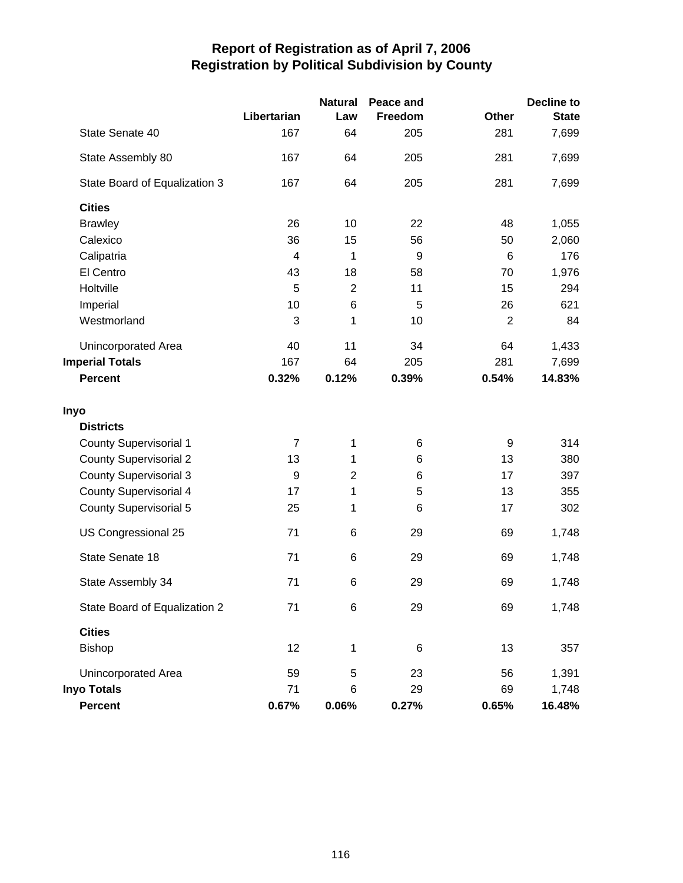# Report of Registration as of April 7, 2006
## Registration by Political Subdivision by County

| | Libertarian | Natural Law | Peace and Freedom | Other | Decline to State |
|---|---|---|---|---|---|
| State Senate 40 | 167 | 64 | 205 | 281 | 7,699 |
| State Assembly 80 | 167 | 64 | 205 | 281 | 7,699 |
| State Board of Equalization 3 | 167 | 64 | 205 | 281 | 7,699 |
| **Cities** | | | | | |
| Brawley | 26 | 10 | 22 | 48 | 1,055 |
| Calexico | 36 | 15 | 56 | 50 | 2,060 |
| Calipatria | 4 | 1 | 9 | 6 | 176 |
| El Centro | 43 | 18 | 58 | 70 | 1,976 |
| Holtville | 5 | 2 | 11 | 15 | 294 |
| Imperial | 10 | 6 | 5 | 26 | 621 |
| Westmorland | 3 | 1 | 10 | 2 | 84 |
| Unincorporated Area | 40 | 11 | 34 | 64 | 1,433 |
| **Imperial Totals** | 167 | 64 | 205 | 281 | 7,699 |
| **Percent** | **0.32%** | **0.12%** | **0.39%** | **0.54%** | **14.83%** |
| **Inyo** | | | | | |
| **Districts** | | | | | |
| County Supervisorial 1 | 7 | 1 | 6 | 9 | 314 |
| County Supervisorial 2 | 13 | 1 | 6 | 13 | 380 |
| County Supervisorial 3 | 9 | 2 | 6 | 17 | 397 |
| County Supervisorial 4 | 17 | 1 | 5 | 13 | 355 |
| County Supervisorial 5 | 25 | 1 | 6 | 17 | 302 |
| US Congressional 25 | 71 | 6 | 29 | 69 | 1,748 |
| State Senate 18 | 71 | 6 | 29 | 69 | 1,748 |
| State Assembly 34 | 71 | 6 | 29 | 69 | 1,748 |
| State Board of Equalization 2 | 71 | 6 | 29 | 69 | 1,748 |
| **Cities** | | | | | |
| Bishop | 12 | 1 | 6 | 13 | 357 |
| Unincorporated Area | 59 | 5 | 23 | 56 | 1,391 |
| **Inyo Totals** | 71 | 6 | 29 | 69 | 1,748 |
| **Percent** | **0.67%** | **0.06%** | **0.27%** | **0.65%** | **16.48%** |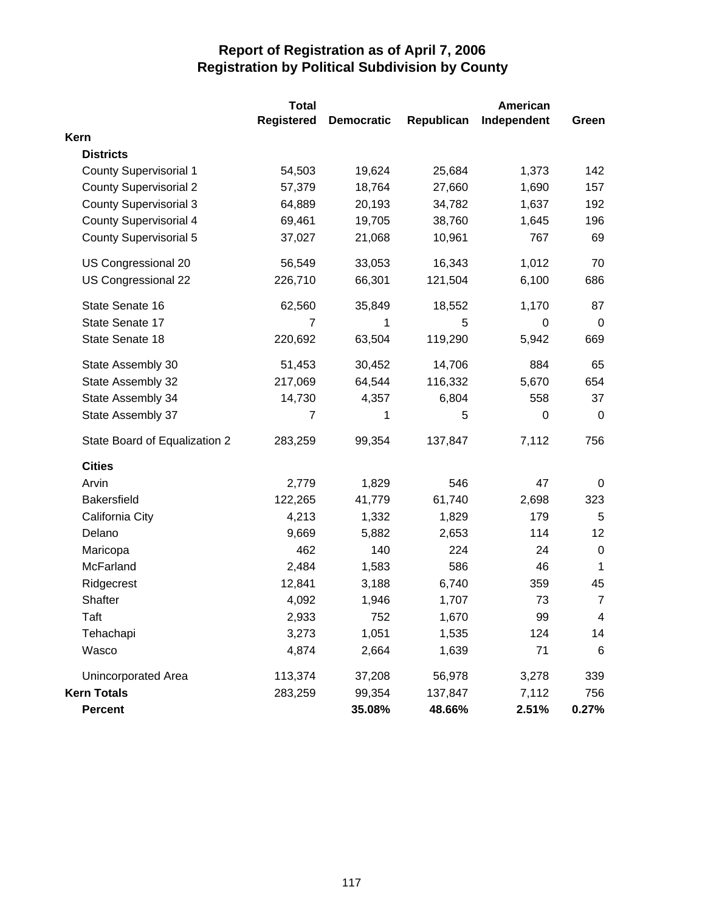# Report of Registration as of April 7, 2006
# Registration by Political Subdivision by County

| | Total Registered | Democratic | Republican | American Independent | Green |
|---|---|---|---|---|---|
| **Kern** | | | | | |
| **Districts** | | | | | |
| County Supervisorial 1 | 54,503 | 19,624 | 25,684 | 1,373 | 142 |
| County Supervisorial 2 | 57,379 | 18,764 | 27,660 | 1,690 | 157 |
| County Supervisorial 3 | 64,889 | 20,193 | 34,782 | 1,637 | 192 |
| County Supervisorial 4 | 69,461 | 19,705 | 38,760 | 1,645 | 196 |
| County Supervisorial 5 | 37,027 | 21,068 | 10,961 | 767 | 69 |
| US Congressional 20 | 56,549 | 33,053 | 16,343 | 1,012 | 70 |
| US Congressional 22 | 226,710 | 66,301 | 121,504 | 6,100 | 686 |
| State Senate 16 | 62,560 | 35,849 | 18,552 | 1,170 | 87 |
| State Senate 17 | 7 | 1 | 5 | 0 | 0 |
| State Senate 18 | 220,692 | 63,504 | 119,290 | 5,942 | 669 |
| State Assembly 30 | 51,453 | 30,452 | 14,706 | 884 | 65 |
| State Assembly 32 | 217,069 | 64,544 | 116,332 | 5,670 | 654 |
| State Assembly 34 | 14,730 | 4,357 | 6,804 | 558 | 37 |
| State Assembly 37 | 7 | 1 | 5 | 0 | 0 |
| State Board of Equalization 2 | 283,259 | 99,354 | 137,847 | 7,112 | 756 |
| **Cities** | | | | | |
| Arvin | 2,779 | 1,829 | 546 | 47 | 0 |
| Bakersfield | 122,265 | 41,779 | 61,740 | 2,698 | 323 |
| California City | 4,213 | 1,332 | 1,829 | 179 | 5 |
| Delano | 9,669 | 5,882 | 2,653 | 114 | 12 |
| Maricopa | 462 | 140 | 224 | 24 | 0 |
| McFarland | 2,484 | 1,583 | 586 | 46 | 1 |
| Ridgecrest | 12,841 | 3,188 | 6,740 | 359 | 45 |
| Shafter | 4,092 | 1,946 | 1,707 | 73 | 7 |
| Taft | 2,933 | 752 | 1,670 | 99 | 4 |
| Tehachapi | 3,273 | 1,051 | 1,535 | 124 | 14 |
| Wasco | 4,874 | 2,664 | 1,639 | 71 | 6 |
| Unincorporated Area | 113,374 | 37,208 | 56,978 | 3,278 | 339 |
| **Kern Totals** | 283,259 | 99,354 | 137,847 | 7,112 | 756 |
| **Percent** | | **35.08%** | **48.66%** | **2.51%** | **0.27%** |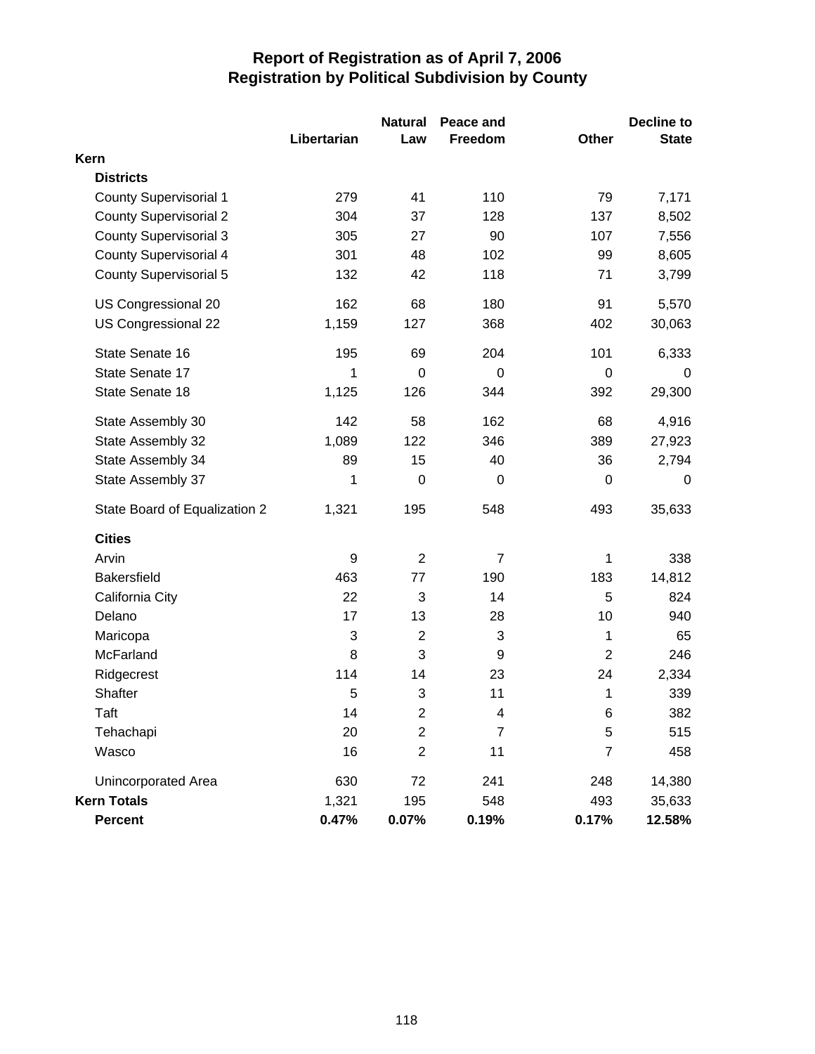# Report of Registration as of April 7, 2006
## Registration by Political Subdivision by County

| | Libertarian | Natural Law | Peace and Freedom | Other | Decline to State |
|---|---|---|---|---|---|
| **Kern** | | | | | |
| **Districts** | | | | | |
| County Supervisorial 1 | 279 | 41 | 110 | 79 | 7,171 |
| County Supervisorial 2 | 304 | 37 | 128 | 137 | 8,502 |
| County Supervisorial 3 | 305 | 27 | 90 | 107 | 7,556 |
| County Supervisorial 4 | 301 | 48 | 102 | 99 | 8,605 |
| County Supervisorial 5 | 132 | 42 | 118 | 71 | 3,799 |
| US Congressional 20 | 162 | 68 | 180 | 91 | 5,570 |
| US Congressional 22 | 1,159 | 127 | 368 | 402 | 30,063 |
| State Senate 16 | 195 | 69 | 204 | 101 | 6,333 |
| State Senate 17 | 1 | 0 | 0 | 0 | 0 |
| State Senate 18 | 1,125 | 126 | 344 | 392 | 29,300 |
| State Assembly 30 | 142 | 58 | 162 | 68 | 4,916 |
| State Assembly 32 | 1,089 | 122 | 346 | 389 | 27,923 |
| State Assembly 34 | 89 | 15 | 40 | 36 | 2,794 |
| State Assembly 37 | 1 | 0 | 0 | 0 | 0 |
| State Board of Equalization 2 | 1,321 | 195 | 548 | 493 | 35,633 |
| **Cities** | | | | | |
| Arvin | 9 | 2 | 7 | 1 | 338 |
| Bakersfield | 463 | 77 | 190 | 183 | 14,812 |
| California City | 22 | 3 | 14 | 5 | 824 |
| Delano | 17 | 13 | 28 | 10 | 940 |
| Maricopa | 3 | 2 | 3 | 1 | 65 |
| McFarland | 8 | 3 | 9 | 2 | 246 |
| Ridgecrest | 114 | 14 | 23 | 24 | 2,334 |
| Shafter | 5 | 3 | 11 | 1 | 339 |
| Taft | 14 | 2 | 4 | 6 | 382 |
| Tehachapi | 20 | 2 | 7 | 5 | 515 |
| Wasco | 16 | 2 | 11 | 7 | 458 |
| Unincorporated Area | 630 | 72 | 241 | 248 | 14,380 |
| **Kern Totals** | 1,321 | 195 | 548 | 493 | 35,633 |
| **Percent** | **0.47%** | **0.07%** | **0.19%** | **0.17%** | **12.58%** |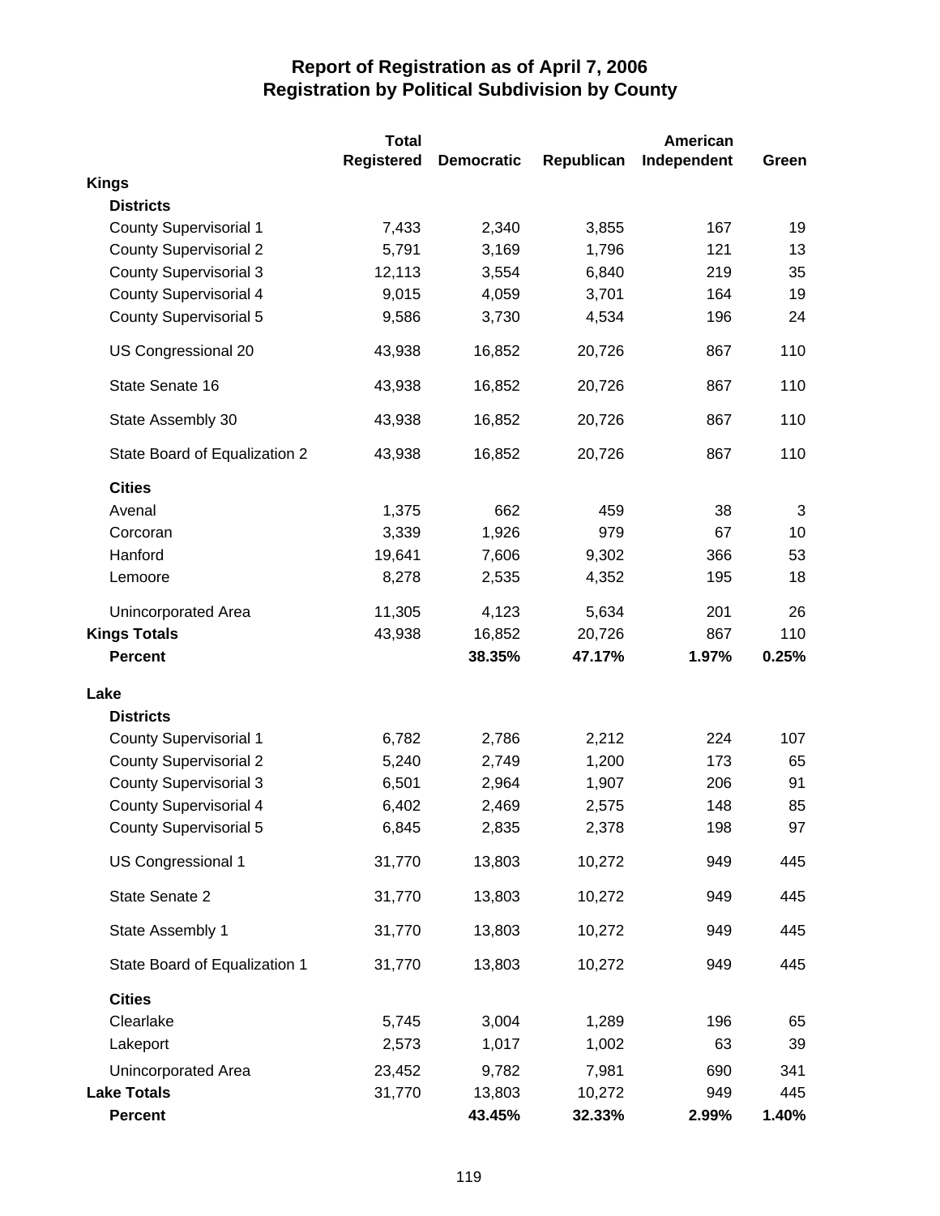# Report of Registration as of April 7, 2006
## Registration by Political Subdivision by County

| | Total Registered | Democratic | Republican | American Independent | Green |
|---|---|---|---|---|---|
| **Kings** | | | | | |
| **Districts** | | | | | |
| County Supervisorial 1 | 7,433 | 2,340 | 3,855 | 167 | 19 |
| County Supervisorial 2 | 5,791 | 3,169 | 1,796 | 121 | 13 |
| County Supervisorial 3 | 12,113 | 3,554 | 6,840 | 219 | 35 |
| County Supervisorial 4 | 9,015 | 4,059 | 3,701 | 164 | 19 |
| County Supervisorial 5 | 9,586 | 3,730 | 4,534 | 196 | 24 |
| US Congressional 20 | 43,938 | 16,852 | 20,726 | 867 | 110 |
| State Senate 16 | 43,938 | 16,852 | 20,726 | 867 | 110 |
| State Assembly 30 | 43,938 | 16,852 | 20,726 | 867 | 110 |
| State Board of Equalization 2 | 43,938 | 16,852 | 20,726 | 867 | 110 |
| **Cities** | | | | | |
| Avenal | 1,375 | 662 | 459 | 38 | 3 |
| Corcoran | 3,339 | 1,926 | 979 | 67 | 10 |
| Hanford | 19,641 | 7,606 | 9,302 | 366 | 53 |
| Lemoore | 8,278 | 2,535 | 4,352 | 195 | 18 |
| Unincorporated Area | 11,305 | 4,123 | 5,634 | 201 | 26 |
| **Kings Totals** | 43,938 | 16,852 | 20,726 | 867 | 110 |
| **Percent** | | **38.35%** | **47.17%** | **1.97%** | **0.25%** |
| **Lake** | | | | | |
| **Districts** | | | | | |
| County Supervisorial 1 | 6,782 | 2,786 | 2,212 | 224 | 107 |
| County Supervisorial 2 | 5,240 | 2,749 | 1,200 | 173 | 65 |
| County Supervisorial 3 | 6,501 | 2,964 | 1,907 | 206 | 91 |
| County Supervisorial 4 | 6,402 | 2,469 | 2,575 | 148 | 85 |
| County Supervisorial 5 | 6,845 | 2,835 | 2,378 | 198 | 97 |
| US Congressional 1 | 31,770 | 13,803 | 10,272 | 949 | 445 |
| State Senate 2 | 31,770 | 13,803 | 10,272 | 949 | 445 |
| State Assembly 1 | 31,770 | 13,803 | 10,272 | 949 | 445 |
| State Board of Equalization 1 | 31,770 | 13,803 | 10,272 | 949 | 445 |
| **Cities** | | | | | |
| Clearlake | 5,745 | 3,004 | 1,289 | 196 | 65 |
| Lakeport | 2,573 | 1,017 | 1,002 | 63 | 39 |
| Unincorporated Area | 23,452 | 9,782 | 7,981 | 690 | 341 |
| **Lake Totals** | 31,770 | 13,803 | 10,272 | 949 | 445 |
| **Percent** | | **43.45%** | **32.33%** | **2.99%** | **1.40%** |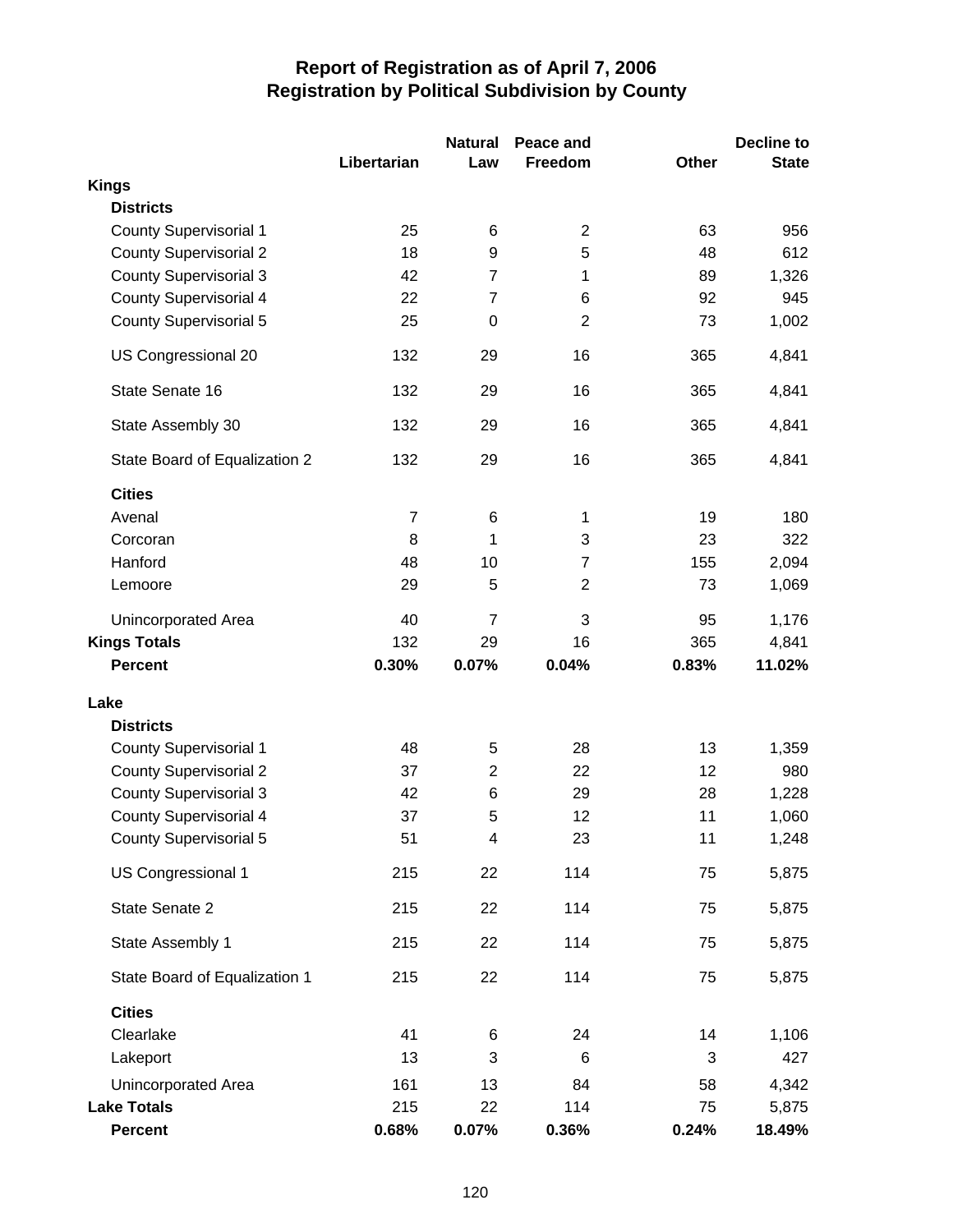# Report of Registration as of April 7, 2006
## Registration by Political Subdivision by County

| | Libertarian | Natural Law | Peace and Freedom | Other | Decline to State |
|---|---|---|---|---|---|
| **Kings** | | | | | |
| **Districts** | | | | | |
| County Supervisorial 1 | 25 | 6 | 2 | 63 | 956 |
| County Supervisorial 2 | 18 | 9 | 5 | 48 | 612 |
| County Supervisorial 3 | 42 | 7 | 1 | 89 | 1,326 |
| County Supervisorial 4 | 22 | 7 | 6 | 92 | 945 |
| County Supervisorial 5 | 25 | 0 | 2 | 73 | 1,002 |
| US Congressional 20 | 132 | 29 | 16 | 365 | 4,841 |
| State Senate 16 | 132 | 29 | 16 | 365 | 4,841 |
| State Assembly 30 | 132 | 29 | 16 | 365 | 4,841 |
| State Board of Equalization 2 | 132 | 29 | 16 | 365 | 4,841 |
| **Cities** | | | | | |
| Avenal | 7 | 6 | 1 | 19 | 180 |
| Corcoran | 8 | 1 | 3 | 23 | 322 |
| Hanford | 48 | 10 | 7 | 155 | 2,094 |
| Lemoore | 29 | 5 | 2 | 73 | 1,069 |
| Unincorporated Area | 40 | 7 | 3 | 95 | 1,176 |
| **Kings Totals** | 132 | 29 | 16 | 365 | 4,841 |
| **Percent** | **0.30%** | **0.07%** | **0.04%** | **0.83%** | **11.02%** |
| **Lake** | | | | | |
| **Districts** | | | | | |
| County Supervisorial 1 | 48 | 5 | 28 | 13 | 1,359 |
| County Supervisorial 2 | 37 | 2 | 22 | 12 | 980 |
| County Supervisorial 3 | 42 | 6 | 29 | 28 | 1,228 |
| County Supervisorial 4 | 37 | 5 | 12 | 11 | 1,060 |
| County Supervisorial 5 | 51 | 4 | 23 | 11 | 1,248 |
| US Congressional 1 | 215 | 22 | 114 | 75 | 5,875 |
| State Senate 2 | 215 | 22 | 114 | 75 | 5,875 |
| State Assembly 1 | 215 | 22 | 114 | 75 | 5,875 |
| State Board of Equalization 1 | 215 | 22 | 114 | 75 | 5,875 |
| **Cities** | | | | | |
| Clearlake | 41 | 6 | 24 | 14 | 1,106 |
| Lakeport | 13 | 3 | 6 | 3 | 427 |
| Unincorporated Area | 161 | 13 | 84 | 58 | 4,342 |
| **Lake Totals** | 215 | 22 | 114 | 75 | 5,875 |
| **Percent** | **0.68%** | **0.07%** | **0.36%** | **0.24%** | **18.49%** |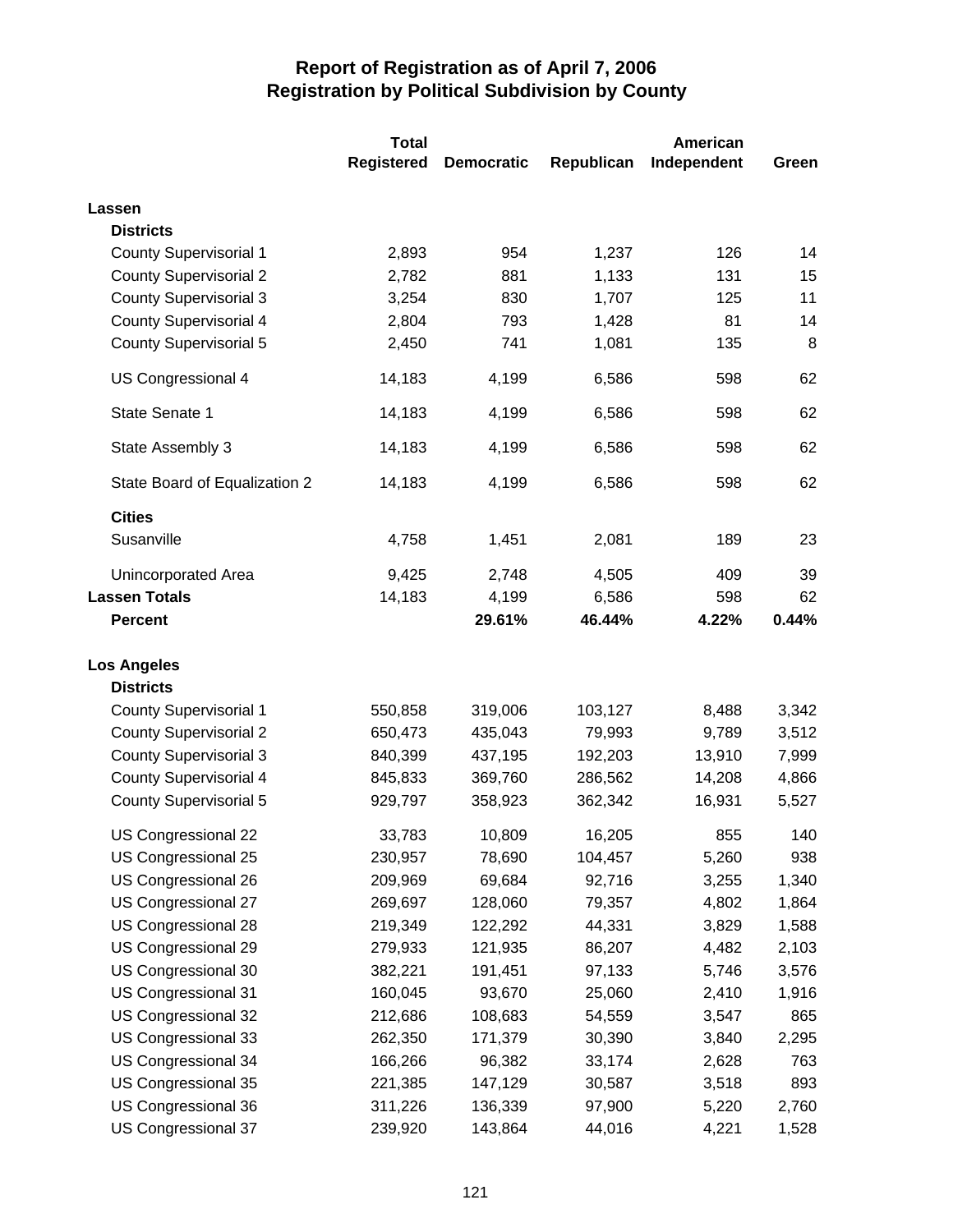# Report of Registration as of April 7, 2006
## Registration by Political Subdivision by County

| | Total Registered | Democratic | Republican | American Independent | Green |
|---|---|---|---|---|---|
| **Lassen** | | | | | |
| **Districts** | | | | | |
| County Supervisorial 1 | 2,893 | 954 | 1,237 | 126 | 14 |
| County Supervisorial 2 | 2,782 | 881 | 1,133 | 131 | 15 |
| County Supervisorial 3 | 3,254 | 830 | 1,707 | 125 | 11 |
| County Supervisorial 4 | 2,804 | 793 | 1,428 | 81 | 14 |
| County Supervisorial 5 | 2,450 | 741 | 1,081 | 135 | 8 |
| US Congressional 4 | 14,183 | 4,199 | 6,586 | 598 | 62 |
| State Senate 1 | 14,183 | 4,199 | 6,586 | 598 | 62 |
| State Assembly 3 | 14,183 | 4,199 | 6,586 | 598 | 62 |
| State Board of Equalization 2 | 14,183 | 4,199 | 6,586 | 598 | 62 |
| **Cities** | | | | | |
| Susanville | 4,758 | 1,451 | 2,081 | 189 | 23 |
| Unincorporated Area | 9,425 | 2,748 | 4,505 | 409 | 39 |
| **Lassen Totals** | 14,183 | 4,199 | 6,586 | 598 | 62 |
| **Percent** | | **29.61%** | **46.44%** | **4.22%** | **0.44%** |
| **Los Angeles** | | | | | |
| **Districts** | | | | | |
| County Supervisorial 1 | 550,858 | 319,006 | 103,127 | 8,488 | 3,342 |
| County Supervisorial 2 | 650,473 | 435,043 | 79,993 | 9,789 | 3,512 |
| County Supervisorial 3 | 840,399 | 437,195 | 192,203 | 13,910 | 7,999 |
| County Supervisorial 4 | 845,833 | 369,760 | 286,562 | 14,208 | 4,866 |
| County Supervisorial 5 | 929,797 | 358,923 | 362,342 | 16,931 | 5,527 |
| US Congressional 22 | 33,783 | 10,809 | 16,205 | 855 | 140 |
| US Congressional 25 | 230,957 | 78,690 | 104,457 | 5,260 | 938 |
| US Congressional 26 | 209,969 | 69,684 | 92,716 | 3,255 | 1,340 |
| US Congressional 27 | 269,697 | 128,060 | 79,357 | 4,802 | 1,864 |
| US Congressional 28 | 219,349 | 122,292 | 44,331 | 3,829 | 1,588 |
| US Congressional 29 | 279,933 | 121,935 | 86,207 | 4,482 | 2,103 |
| US Congressional 30 | 382,221 | 191,451 | 97,133 | 5,746 | 3,576 |
| US Congressional 31 | 160,045 | 93,670 | 25,060 | 2,410 | 1,916 |
| US Congressional 32 | 212,686 | 108,683 | 54,559 | 3,547 | 865 |
| US Congressional 33 | 262,350 | 171,379 | 30,390 | 3,840 | 2,295 |
| US Congressional 34 | 166,266 | 96,382 | 33,174 | 2,628 | 763 |
| US Congressional 35 | 221,385 | 147,129 | 30,587 | 3,518 | 893 |
| US Congressional 36 | 311,226 | 136,339 | 97,900 | 5,220 | 2,760 |
| US Congressional 37 | 239,920 | 143,864 | 44,016 | 4,221 | 1,528 |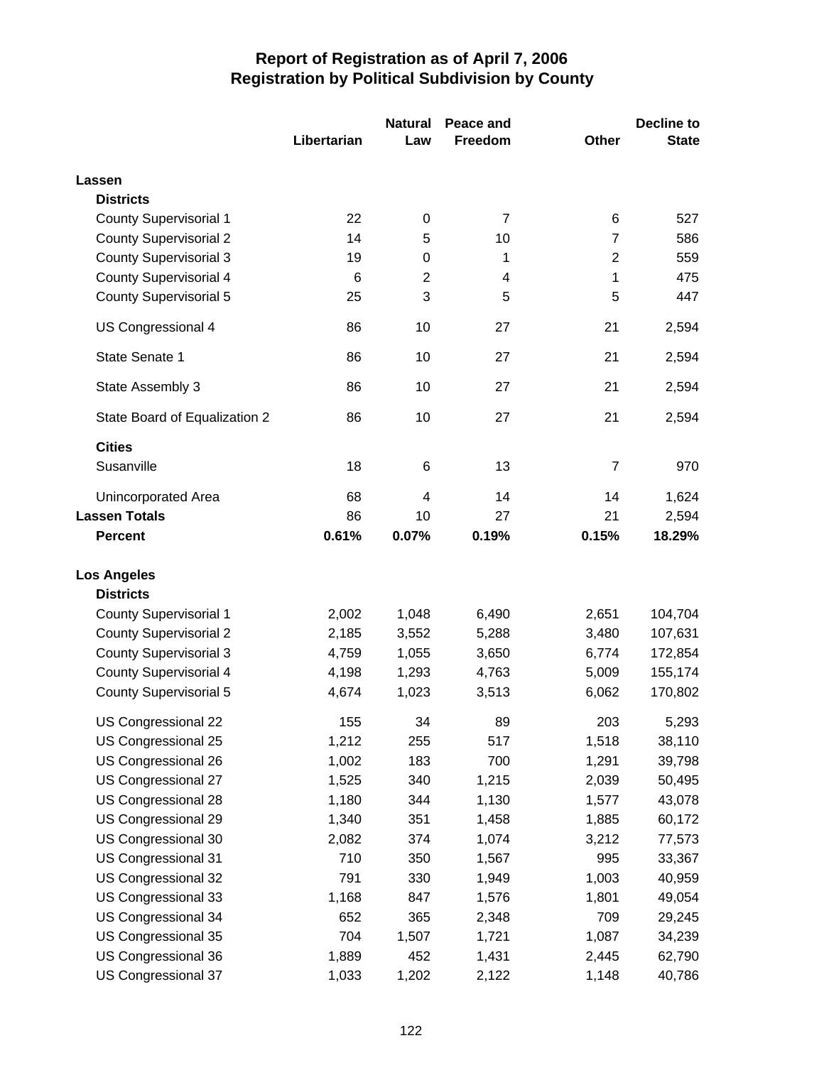# Report of Registration as of April 7, 2006
## Registration by Political Subdivision by County

| | Libertarian | Natural Law | Peace and Freedom | Other | Decline to State |
|---|---|---|---|---|---|
| **Lassen** | | | | | |
| **Districts** | | | | | |
| County Supervisorial 1 | 22 | 0 | 7 | 6 | 527 |
| County Supervisorial 2 | 14 | 5 | 10 | 7 | 586 |
| County Supervisorial 3 | 19 | 0 | 1 | 2 | 559 |
| County Supervisorial 4 | 6 | 2 | 4 | 1 | 475 |
| County Supervisorial 5 | 25 | 3 | 5 | 5 | 447 |
| US Congressional 4 | 86 | 10 | 27 | 21 | 2,594 |
| State Senate 1 | 86 | 10 | 27 | 21 | 2,594 |
| State Assembly 3 | 86 | 10 | 27 | 21 | 2,594 |
| State Board of Equalization 2 | 86 | 10 | 27 | 21 | 2,594 |
| **Cities** | | | | | |
| Susanville | 18 | 6 | 13 | 7 | 970 |
| Unincorporated Area | 68 | 4 | 14 | 14 | 1,624 |
| **Lassen Totals** | 86 | 10 | 27 | 21 | 2,594 |
| **Percent** | **0.61%** | **0.07%** | **0.19%** | **0.15%** | **18.29%** |
| **Los Angeles** | | | | | |
| **Districts** | | | | | |
| County Supervisorial 1 | 2,002 | 1,048 | 6,490 | 2,651 | 104,704 |
| County Supervisorial 2 | 2,185 | 3,552 | 5,288 | 3,480 | 107,631 |
| County Supervisorial 3 | 4,759 | 1,055 | 3,650 | 6,774 | 172,854 |
| County Supervisorial 4 | 4,198 | 1,293 | 4,763 | 5,009 | 155,174 |
| County Supervisorial 5 | 4,674 | 1,023 | 3,513 | 6,062 | 170,802 |
| US Congressional 22 | 155 | 34 | 89 | 203 | 5,293 |
| US Congressional 25 | 1,212 | 255 | 517 | 1,518 | 38,110 |
| US Congressional 26 | 1,002 | 183 | 700 | 1,291 | 39,798 |
| US Congressional 27 | 1,525 | 340 | 1,215 | 2,039 | 50,495 |
| US Congressional 28 | 1,180 | 344 | 1,130 | 1,577 | 43,078 |
| US Congressional 29 | 1,340 | 351 | 1,458 | 1,885 | 60,172 |
| US Congressional 30 | 2,082 | 374 | 1,074 | 3,212 | 77,573 |
| US Congressional 31 | 710 | 350 | 1,567 | 995 | 33,367 |
| US Congressional 32 | 791 | 330 | 1,949 | 1,003 | 40,959 |
| US Congressional 33 | 1,168 | 847 | 1,576 | 1,801 | 49,054 |
| US Congressional 34 | 652 | 365 | 2,348 | 709 | 29,245 |
| US Congressional 35 | 704 | 1,507 | 1,721 | 1,087 | 34,239 |
| US Congressional 36 | 1,889 | 452 | 1,431 | 2,445 | 62,790 |
| US Congressional 37 | 1,033 | 1,202 | 2,122 | 1,148 | 40,786 |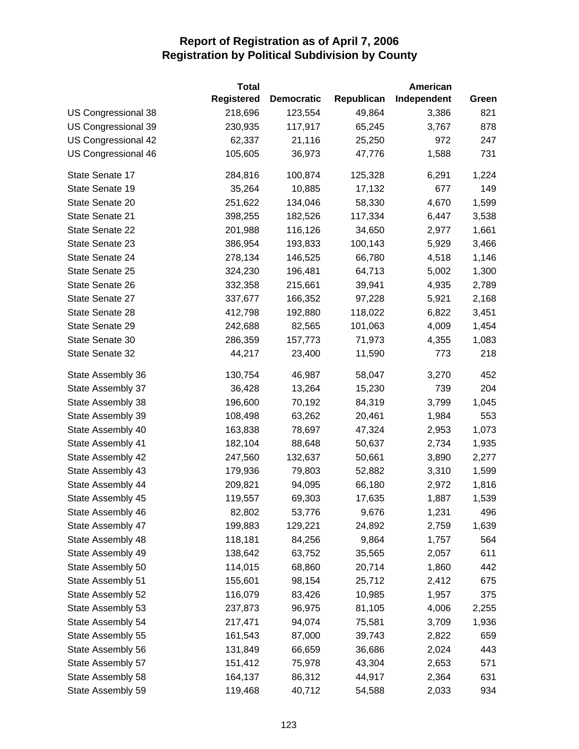# Report of Registration as of April 7, 2006
## Registration by Political Subdivision by County

| | Total Registered | Democratic | Republican | American Independent | Green |
|---|---|---|---|---|---|
| US Congressional 38 | 218,696 | 123,554 | 49,864 | 3,386 | 821 |
| US Congressional 39 | 230,935 | 117,917 | 65,245 | 3,767 | 878 |
| US Congressional 42 | 62,337 | 21,116 | 25,250 | 972 | 247 |
| US Congressional 46 | 105,605 | 36,973 | 47,776 | 1,588 | 731 |
| State Senate 17 | 284,816 | 100,874 | 125,328 | 6,291 | 1,224 |
| State Senate 19 | 35,264 | 10,885 | 17,132 | 677 | 149 |
| State Senate 20 | 251,622 | 134,046 | 58,330 | 4,670 | 1,599 |
| State Senate 21 | 398,255 | 182,526 | 117,334 | 6,447 | 3,538 |
| State Senate 22 | 201,988 | 116,126 | 34,650 | 2,977 | 1,661 |
| State Senate 23 | 386,954 | 193,833 | 100,143 | 5,929 | 3,466 |
| State Senate 24 | 278,134 | 146,525 | 66,780 | 4,518 | 1,146 |
| State Senate 25 | 324,230 | 196,481 | 64,713 | 5,002 | 1,300 |
| State Senate 26 | 332,358 | 215,661 | 39,941 | 4,935 | 2,789 |
| State Senate 27 | 337,677 | 166,352 | 97,228 | 5,921 | 2,168 |
| State Senate 28 | 412,798 | 192,880 | 118,022 | 6,822 | 3,451 |
| State Senate 29 | 242,688 | 82,565 | 101,063 | 4,009 | 1,454 |
| State Senate 30 | 286,359 | 157,773 | 71,973 | 4,355 | 1,083 |
| State Senate 32 | 44,217 | 23,400 | 11,590 | 773 | 218 |
| State Assembly 36 | 130,754 | 46,987 | 58,047 | 3,270 | 452 |
| State Assembly 37 | 36,428 | 13,264 | 15,230 | 739 | 204 |
| State Assembly 38 | 196,600 | 70,192 | 84,319 | 3,799 | 1,045 |
| State Assembly 39 | 108,498 | 63,262 | 20,461 | 1,984 | 553 |
| State Assembly 40 | 163,838 | 78,697 | 47,324 | 2,953 | 1,073 |
| State Assembly 41 | 182,104 | 88,648 | 50,637 | 2,734 | 1,935 |
| State Assembly 42 | 247,560 | 132,637 | 50,661 | 3,890 | 2,277 |
| State Assembly 43 | 179,936 | 79,803 | 52,882 | 3,310 | 1,599 |
| State Assembly 44 | 209,821 | 94,095 | 66,180 | 2,972 | 1,816 |
| State Assembly 45 | 119,557 | 69,303 | 17,635 | 1,887 | 1,539 |
| State Assembly 46 | 82,802 | 53,776 | 9,676 | 1,231 | 496 |
| State Assembly 47 | 199,883 | 129,221 | 24,892 | 2,759 | 1,639 |
| State Assembly 48 | 118,181 | 84,256 | 9,864 | 1,757 | 564 |
| State Assembly 49 | 138,642 | 63,752 | 35,565 | 2,057 | 611 |
| State Assembly 50 | 114,015 | 68,860 | 20,714 | 1,860 | 442 |
| State Assembly 51 | 155,601 | 98,154 | 25,712 | 2,412 | 675 |
| State Assembly 52 | 116,079 | 83,426 | 10,985 | 1,957 | 375 |
| State Assembly 53 | 237,873 | 96,975 | 81,105 | 4,006 | 2,255 |
| State Assembly 54 | 217,471 | 94,074 | 75,581 | 3,709 | 1,936 |
| State Assembly 55 | 161,543 | 87,000 | 39,743 | 2,822 | 659 |
| State Assembly 56 | 131,849 | 66,659 | 36,686 | 2,024 | 443 |
| State Assembly 57 | 151,412 | 75,978 | 43,304 | 2,653 | 571 |
| State Assembly 58 | 164,137 | 86,312 | 44,917 | 2,364 | 631 |
| State Assembly 59 | 119,468 | 40,712 | 54,588 | 2,033 | 934 |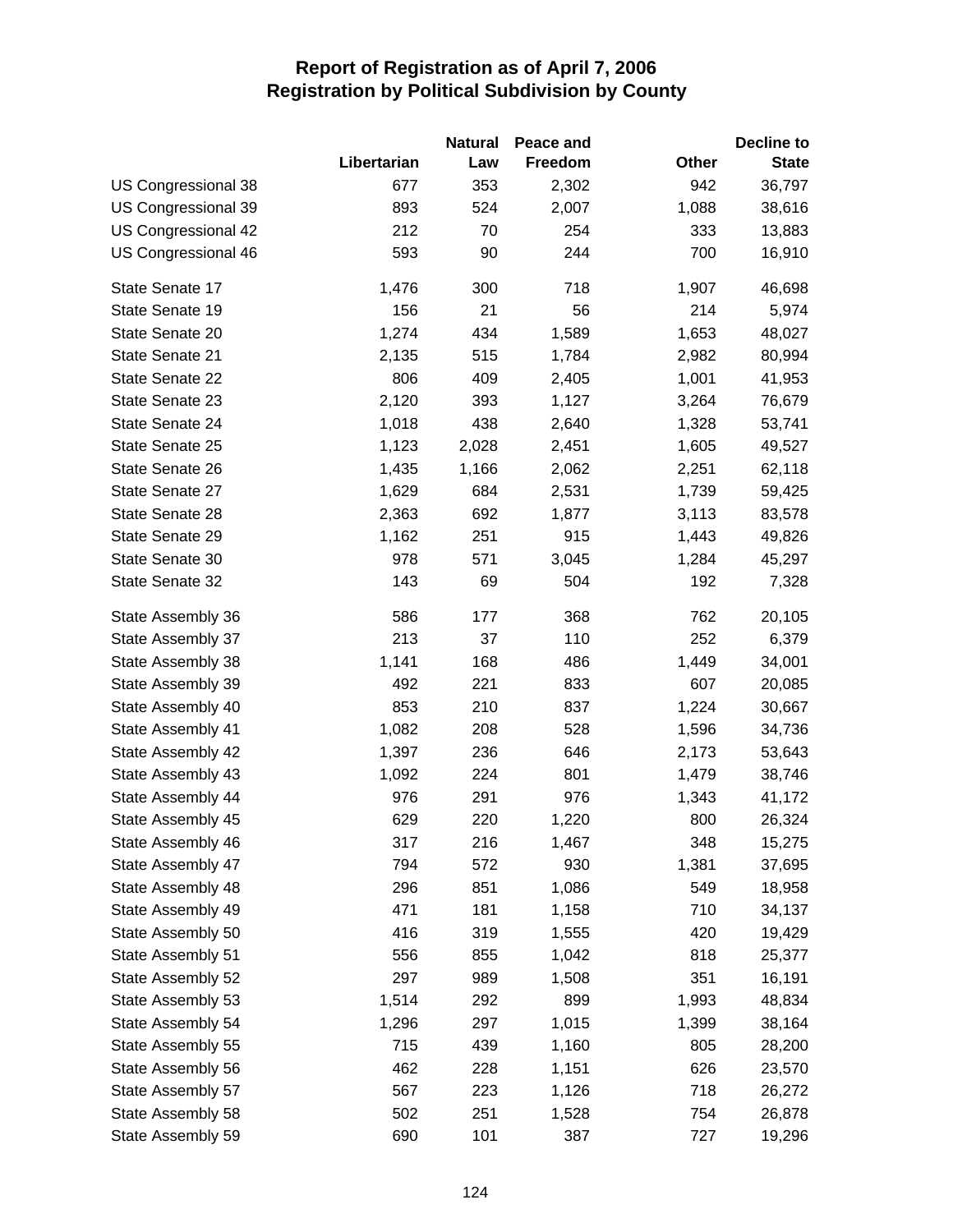# Report of Registration as of April 7, 2006
## Registration by Political Subdivision by County

| | Libertarian | Natural Law | Peace and Freedom | Other | Decline to State |
|---|---|---|---|---|---|
| US Congressional 38 | 677 | 353 | 2,302 | 942 | 36,797 |
| US Congressional 39 | 893 | 524 | 2,007 | 1,088 | 38,616 |
| US Congressional 42 | 212 | 70 | 254 | 333 | 13,883 |
| US Congressional 46 | 593 | 90 | 244 | 700 | 16,910 |
| State Senate 17 | 1,476 | 300 | 718 | 1,907 | 46,698 |
| State Senate 19 | 156 | 21 | 56 | 214 | 5,974 |
| State Senate 20 | 1,274 | 434 | 1,589 | 1,653 | 48,027 |
| State Senate 21 | 2,135 | 515 | 1,784 | 2,982 | 80,994 |
| State Senate 22 | 806 | 409 | 2,405 | 1,001 | 41,953 |
| State Senate 23 | 2,120 | 393 | 1,127 | 3,264 | 76,679 |
| State Senate 24 | 1,018 | 438 | 2,640 | 1,328 | 53,741 |
| State Senate 25 | 1,123 | 2,028 | 2,451 | 1,605 | 49,527 |
| State Senate 26 | 1,435 | 1,166 | 2,062 | 2,251 | 62,118 |
| State Senate 27 | 1,629 | 684 | 2,531 | 1,739 | 59,425 |
| State Senate 28 | 2,363 | 692 | 1,877 | 3,113 | 83,578 |
| State Senate 29 | 1,162 | 251 | 915 | 1,443 | 49,826 |
| State Senate 30 | 978 | 571 | 3,045 | 1,284 | 45,297 |
| State Senate 32 | 143 | 69 | 504 | 192 | 7,328 |
| State Assembly 36 | 586 | 177 | 368 | 762 | 20,105 |
| State Assembly 37 | 213 | 37 | 110 | 252 | 6,379 |
| State Assembly 38 | 1,141 | 168 | 486 | 1,449 | 34,001 |
| State Assembly 39 | 492 | 221 | 833 | 607 | 20,085 |
| State Assembly 40 | 853 | 210 | 837 | 1,224 | 30,667 |
| State Assembly 41 | 1,082 | 208 | 528 | 1,596 | 34,736 |
| State Assembly 42 | 1,397 | 236 | 646 | 2,173 | 53,643 |
| State Assembly 43 | 1,092 | 224 | 801 | 1,479 | 38,746 |
| State Assembly 44 | 976 | 291 | 976 | 1,343 | 41,172 |
| State Assembly 45 | 629 | 220 | 1,220 | 800 | 26,324 |
| State Assembly 46 | 317 | 216 | 1,467 | 348 | 15,275 |
| State Assembly 47 | 794 | 572 | 930 | 1,381 | 37,695 |
| State Assembly 48 | 296 | 851 | 1,086 | 549 | 18,958 |
| State Assembly 49 | 471 | 181 | 1,158 | 710 | 34,137 |
| State Assembly 50 | 416 | 319 | 1,555 | 420 | 19,429 |
| State Assembly 51 | 556 | 855 | 1,042 | 818 | 25,377 |
| State Assembly 52 | 297 | 989 | 1,508 | 351 | 16,191 |
| State Assembly 53 | 1,514 | 292 | 899 | 1,993 | 48,834 |
| State Assembly 54 | 1,296 | 297 | 1,015 | 1,399 | 38,164 |
| State Assembly 55 | 715 | 439 | 1,160 | 805 | 28,200 |
| State Assembly 56 | 462 | 228 | 1,151 | 626 | 23,570 |
| State Assembly 57 | 567 | 223 | 1,126 | 718 | 26,272 |
| State Assembly 58 | 502 | 251 | 1,528 | 754 | 26,878 |
| State Assembly 59 | 690 | 101 | 387 | 727 | 19,296 |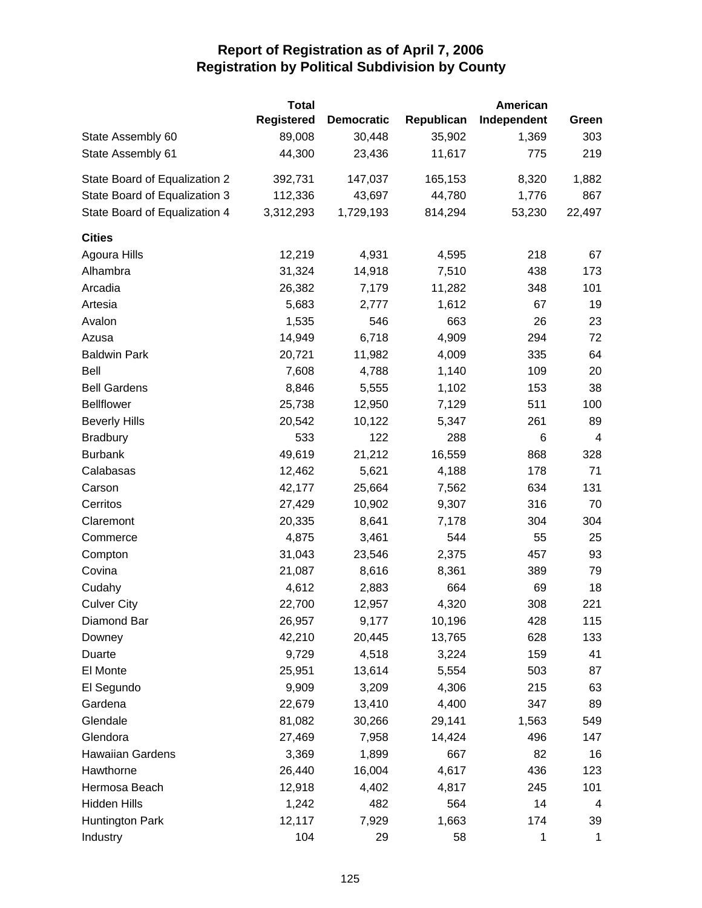# Report of Registration as of April 7, 2006
## Registration by Political Subdivision by County

| | Total Registered | Democratic | Republican | American Independent | Green |
|---|---|---|---|---|---|
| State Assembly 60 | 89,008 | 30,448 | 35,902 | 1,369 | 303 |
| State Assembly 61 | 44,300 | 23,436 | 11,617 | 775 | 219 |
| State Board of Equalization 2 | 392,731 | 147,037 | 165,153 | 8,320 | 1,882 |
| State Board of Equalization 3 | 112,336 | 43,697 | 44,780 | 1,776 | 867 |
| State Board of Equalization 4 | 3,312,293 | 1,729,193 | 814,294 | 53,230 | 22,497 |
| **Cities** | | | | | |
| Agoura Hills | 12,219 | 4,931 | 4,595 | 218 | 67 |
| Alhambra | 31,324 | 14,918 | 7,510 | 438 | 173 |
| Arcadia | 26,382 | 7,179 | 11,282 | 348 | 101 |
| Artesia | 5,683 | 2,777 | 1,612 | 67 | 19 |
| Avalon | 1,535 | 546 | 663 | 26 | 23 |
| Azusa | 14,949 | 6,718 | 4,909 | 294 | 72 |
| Baldwin Park | 20,721 | 11,982 | 4,009 | 335 | 64 |
| Bell | 7,608 | 4,788 | 1,140 | 109 | 20 |
| Bell Gardens | 8,846 | 5,555 | 1,102 | 153 | 38 |
| Bellflower | 25,738 | 12,950 | 7,129 | 511 | 100 |
| Beverly Hills | 20,542 | 10,122 | 5,347 | 261 | 89 |
| Bradbury | 533 | 122 | 288 | 6 | 4 |
| Burbank | 49,619 | 21,212 | 16,559 | 868 | 328 |
| Calabasas | 12,462 | 5,621 | 4,188 | 178 | 71 |
| Carson | 42,177 | 25,664 | 7,562 | 634 | 131 |
| Cerritos | 27,429 | 10,902 | 9,307 | 316 | 70 |
| Claremont | 20,335 | 8,641 | 7,178 | 304 | 304 |
| Commerce | 4,875 | 3,461 | 544 | 55 | 25 |
| Compton | 31,043 | 23,546 | 2,375 | 457 | 93 |
| Covina | 21,087 | 8,616 | 8,361 | 389 | 79 |
| Cudahy | 4,612 | 2,883 | 664 | 69 | 18 |
| Culver City | 22,700 | 12,957 | 4,320 | 308 | 221 |
| Diamond Bar | 26,957 | 9,177 | 10,196 | 428 | 115 |
| Downey | 42,210 | 20,445 | 13,765 | 628 | 133 |
| Duarte | 9,729 | 4,518 | 3,224 | 159 | 41 |
| El Monte | 25,951 | 13,614 | 5,554 | 503 | 87 |
| El Segundo | 9,909 | 3,209 | 4,306 | 215 | 63 |
| Gardena | 22,679 | 13,410 | 4,400 | 347 | 89 |
| Glendale | 81,082 | 30,266 | 29,141 | 1,563 | 549 |
| Glendora | 27,469 | 7,958 | 14,424 | 496 | 147 |
| Hawaiian Gardens | 3,369 | 1,899 | 667 | 82 | 16 |
| Hawthorne | 26,440 | 16,004 | 4,617 | 436 | 123 |
| Hermosa Beach | 12,918 | 4,402 | 4,817 | 245 | 101 |
| Hidden Hills | 1,242 | 482 | 564 | 14 | 4 |
| Huntington Park | 12,117 | 7,929 | 1,663 | 174 | 39 |
| Industry | 104 | 29 | 58 | 1 | 1 |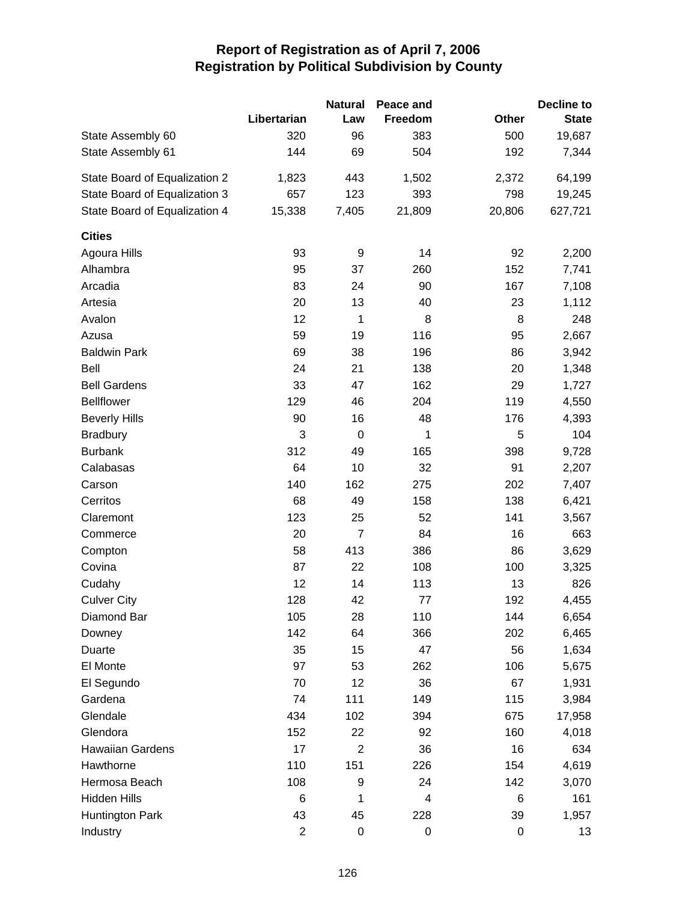# Report of Registration as of April 7, 2006
## Registration by Political Subdivision by County

| | Libertarian | Natural Law | Peace and Freedom | Other | Decline to State |
|---|---|---|---|---|---|
| State Assembly 60 | 320 | 96 | 383 | 500 | 19,687 |
| State Assembly 61 | 144 | 69 | 504 | 192 | 7,344 |
| State Board of Equalization 2 | 1,823 | 443 | 1,502 | 2,372 | 64,199 |
| State Board of Equalization 3 | 657 | 123 | 393 | 798 | 19,245 |
| State Board of Equalization 4 | 15,338 | 7,405 | 21,809 | 20,806 | 627,721 |
| **Cities** | | | | | |
| Agoura Hills | 93 | 9 | 14 | 92 | 2,200 |
| Alhambra | 95 | 37 | 260 | 152 | 7,741 |
| Arcadia | 83 | 24 | 90 | 167 | 7,108 |
| Artesia | 20 | 13 | 40 | 23 | 1,112 |
| Avalon | 12 | 1 | 8 | 8 | 248 |
| Azusa | 59 | 19 | 116 | 95 | 2,667 |
| Baldwin Park | 69 | 38 | 196 | 86 | 3,942 |
| Bell | 24 | 21 | 138 | 20 | 1,348 |
| Bell Gardens | 33 | 47 | 162 | 29 | 1,727 |
| Bellflower | 129 | 46 | 204 | 119 | 4,550 |
| Beverly Hills | 90 | 16 | 48 | 176 | 4,393 |
| Bradbury | 3 | 0 | 1 | 5 | 104 |
| Burbank | 312 | 49 | 165 | 398 | 9,728 |
| Calabasas | 64 | 10 | 32 | 91 | 2,207 |
| Carson | 140 | 162 | 275 | 202 | 7,407 |
| Cerritos | 68 | 49 | 158 | 138 | 6,421 |
| Claremont | 123 | 25 | 52 | 141 | 3,567 |
| Commerce | 20 | 7 | 84 | 16 | 663 |
| Compton | 58 | 413 | 386 | 86 | 3,629 |
| Covina | 87 | 22 | 108 | 100 | 3,325 |
| Cudahy | 12 | 14 | 113 | 13 | 826 |
| Culver City | 128 | 42 | 77 | 192 | 4,455 |
| Diamond Bar | 105 | 28 | 110 | 144 | 6,654 |
| Downey | 142 | 64 | 366 | 202 | 6,465 |
| Duarte | 35 | 15 | 47 | 56 | 1,634 |
| El Monte | 97 | 53 | 262 | 106 | 5,675 |
| El Segundo | 70 | 12 | 36 | 67 | 1,931 |
| Gardena | 74 | 111 | 149 | 115 | 3,984 |
| Glendale | 434 | 102 | 394 | 675 | 17,958 |
| Glendora | 152 | 22 | 92 | 160 | 4,018 |
| Hawaiian Gardens | 17 | 2 | 36 | 16 | 634 |
| Hawthorne | 110 | 151 | 226 | 154 | 4,619 |
| Hermosa Beach | 108 | 9 | 24 | 142 | 3,070 |
| Hidden Hills | 6 | 1 | 4 | 6 | 161 |
| Huntington Park | 43 | 45 | 228 | 39 | 1,957 |
| Industry | 2 | 0 | 0 | 0 | 13 |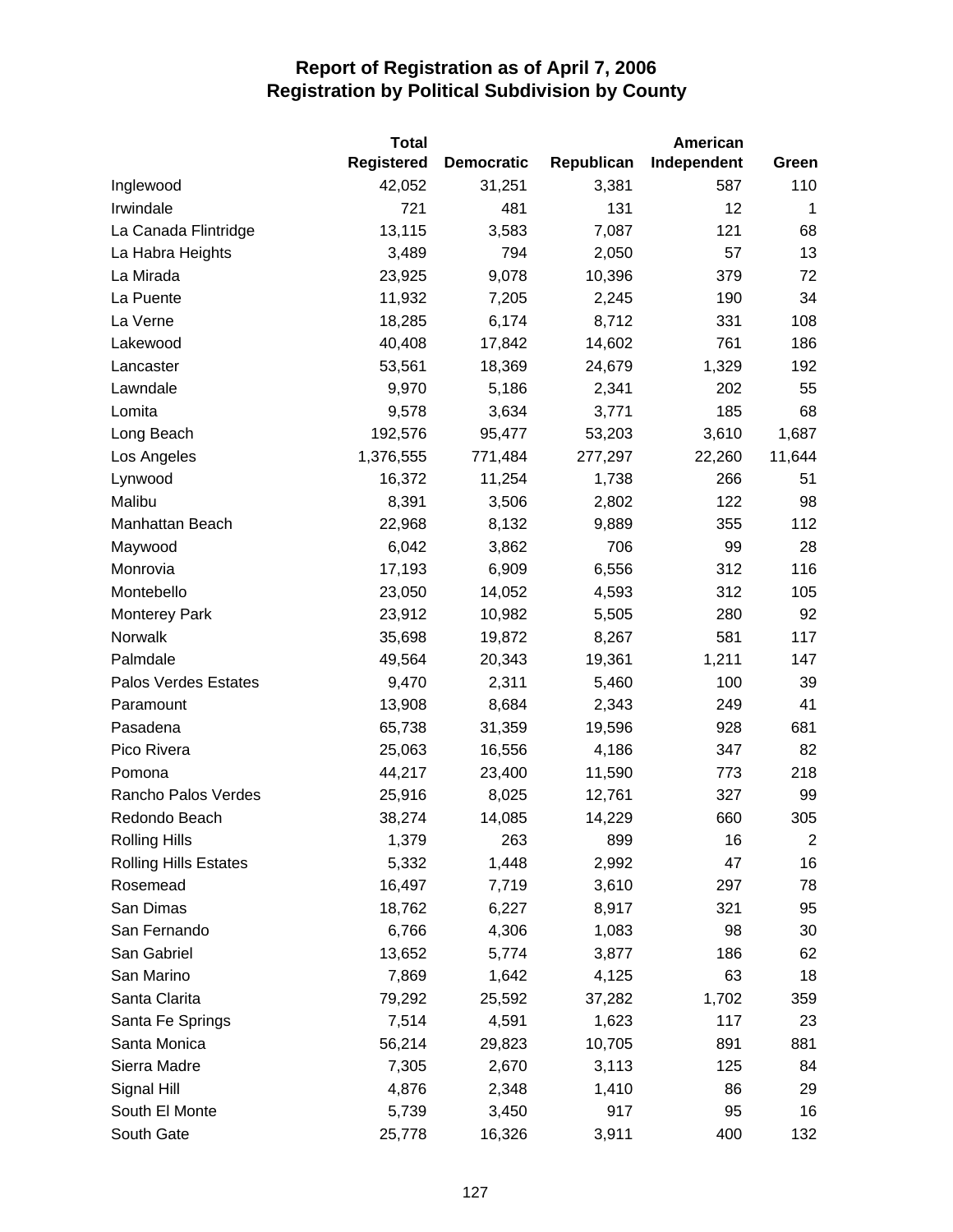# Report of Registration as of April 7, 2006
## Registration by Political Subdivision by County

| | Total Registered | Democratic | Republican | American Independent | Green |
|---|---|---|---|---|---|
| Inglewood | 42,052 | 31,251 | 3,381 | 587 | 110 |
| Irwindale | 721 | 481 | 131 | 12 | 1 |
| La Canada Flintridge | 13,115 | 3,583 | 7,087 | 121 | 68 |
| La Habra Heights | 3,489 | 794 | 2,050 | 57 | 13 |
| La Mirada | 23,925 | 9,078 | 10,396 | 379 | 72 |
| La Puente | 11,932 | 7,205 | 2,245 | 190 | 34 |
| La Verne | 18,285 | 6,174 | 8,712 | 331 | 108 |
| Lakewood | 40,408 | 17,842 | 14,602 | 761 | 186 |
| Lancaster | 53,561 | 18,369 | 24,679 | 1,329 | 192 |
| Lawndale | 9,970 | 5,186 | 2,341 | 202 | 55 |
| Lomita | 9,578 | 3,634 | 3,771 | 185 | 68 |
| Long Beach | 192,576 | 95,477 | 53,203 | 3,610 | 1,687 |
| Los Angeles | 1,376,555 | 771,484 | 277,297 | 22,260 | 11,644 |
| Lynwood | 16,372 | 11,254 | 1,738 | 266 | 51 |
| Malibu | 8,391 | 3,506 | 2,802 | 122 | 98 |
| Manhattan Beach | 22,968 | 8,132 | 9,889 | 355 | 112 |
| Maywood | 6,042 | 3,862 | 706 | 99 | 28 |
| Monrovia | 17,193 | 6,909 | 6,556 | 312 | 116 |
| Montebello | 23,050 | 14,052 | 4,593 | 312 | 105 |
| Monterey Park | 23,912 | 10,982 | 5,505 | 280 | 92 |
| Norwalk | 35,698 | 19,872 | 8,267 | 581 | 117 |
| Palmdale | 49,564 | 20,343 | 19,361 | 1,211 | 147 |
| Palos Verdes Estates | 9,470 | 2,311 | 5,460 | 100 | 39 |
| Paramount | 13,908 | 8,684 | 2,343 | 249 | 41 |
| Pasadena | 65,738 | 31,359 | 19,596 | 928 | 681 |
| Pico Rivera | 25,063 | 16,556 | 4,186 | 347 | 82 |
| Pomona | 44,217 | 23,400 | 11,590 | 773 | 218 |
| Rancho Palos Verdes | 25,916 | 8,025 | 12,761 | 327 | 99 |
| Redondo Beach | 38,274 | 14,085 | 14,229 | 660 | 305 |
| Rolling Hills | 1,379 | 263 | 899 | 16 | 2 |
| Rolling Hills Estates | 5,332 | 1,448 | 2,992 | 47 | 16 |
| Rosemead | 16,497 | 7,719 | 3,610 | 297 | 78 |
| San Dimas | 18,762 | 6,227 | 8,917 | 321 | 95 |
| San Fernando | 6,766 | 4,306 | 1,083 | 98 | 30 |
| San Gabriel | 13,652 | 5,774 | 3,877 | 186 | 62 |
| San Marino | 7,869 | 1,642 | 4,125 | 63 | 18 |
| Santa Clarita | 79,292 | 25,592 | 37,282 | 1,702 | 359 |
| Santa Fe Springs | 7,514 | 4,591 | 1,623 | 117 | 23 |
| Santa Monica | 56,214 | 29,823 | 10,705 | 891 | 881 |
| Sierra Madre | 7,305 | 2,670 | 3,113 | 125 | 84 |
| Signal Hill | 4,876 | 2,348 | 1,410 | 86 | 29 |
| South El Monte | 5,739 | 3,450 | 917 | 95 | 16 |
| South Gate | 25,778 | 16,326 | 3,911 | 400 | 132 |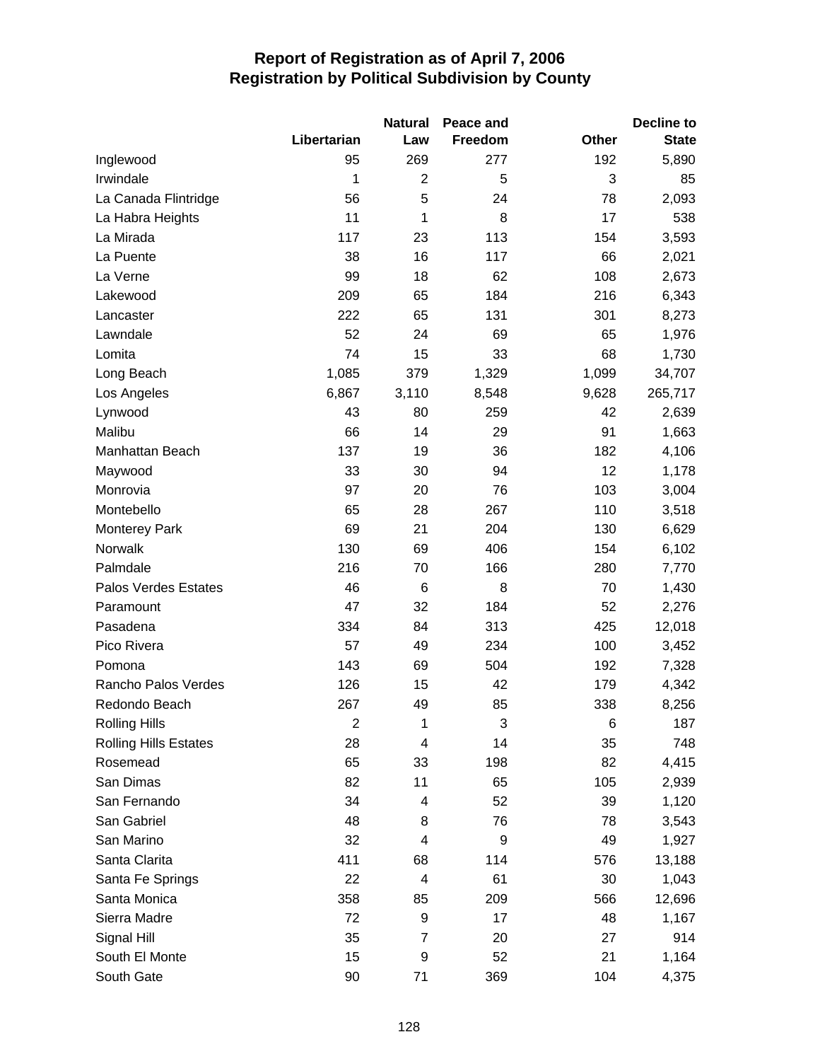# Report of Registration as of April 7, 2006
## Registration by Political Subdivision by County

| | Libertarian | Natural Law | Peace and Freedom | Other | Decline to State |
|---|---|---|---|---|---|
| Inglewood | 95 | 269 | 277 | 192 | 5,890 |
| Irwindale | 1 | 2 | 5 | 3 | 85 |
| La Canada Flintridge | 56 | 5 | 24 | 78 | 2,093 |
| La Habra Heights | 11 | 1 | 8 | 17 | 538 |
| La Mirada | 117 | 23 | 113 | 154 | 3,593 |
| La Puente | 38 | 16 | 117 | 66 | 2,021 |
| La Verne | 99 | 18 | 62 | 108 | 2,673 |
| Lakewood | 209 | 65 | 184 | 216 | 6,343 |
| Lancaster | 222 | 65 | 131 | 301 | 8,273 |
| Lawndale | 52 | 24 | 69 | 65 | 1,976 |
| Lomita | 74 | 15 | 33 | 68 | 1,730 |
| Long Beach | 1,085 | 379 | 1,329 | 1,099 | 34,707 |
| Los Angeles | 6,867 | 3,110 | 8,548 | 9,628 | 265,717 |
| Lynwood | 43 | 80 | 259 | 42 | 2,639 |
| Malibu | 66 | 14 | 29 | 91 | 1,663 |
| Manhattan Beach | 137 | 19 | 36 | 182 | 4,106 |
| Maywood | 33 | 30 | 94 | 12 | 1,178 |
| Monrovia | 97 | 20 | 76 | 103 | 3,004 |
| Montebello | 65 | 28 | 267 | 110 | 3,518 |
| Monterey Park | 69 | 21 | 204 | 130 | 6,629 |
| Norwalk | 130 | 69 | 406 | 154 | 6,102 |
| Palmdale | 216 | 70 | 166 | 280 | 7,770 |
| Palos Verdes Estates | 46 | 6 | 8 | 70 | 1,430 |
| Paramount | 47 | 32 | 184 | 52 | 2,276 |
| Pasadena | 334 | 84 | 313 | 425 | 12,018 |
| Pico Rivera | 57 | 49 | 234 | 100 | 3,452 |
| Pomona | 143 | 69 | 504 | 192 | 7,328 |
| Rancho Palos Verdes | 126 | 15 | 42 | 179 | 4,342 |
| Redondo Beach | 267 | 49 | 85 | 338 | 8,256 |
| Rolling Hills | 2 | 1 | 3 | 6 | 187 |
| Rolling Hills Estates | 28 | 4 | 14 | 35 | 748 |
| Rosemead | 65 | 33 | 198 | 82 | 4,415 |
| San Dimas | 82 | 11 | 65 | 105 | 2,939 |
| San Fernando | 34 | 4 | 52 | 39 | 1,120 |
| San Gabriel | 48 | 8 | 76 | 78 | 3,543 |
| San Marino | 32 | 4 | 9 | 49 | 1,927 |
| Santa Clarita | 411 | 68 | 114 | 576 | 13,188 |
| Santa Fe Springs | 22 | 4 | 61 | 30 | 1,043 |
| Santa Monica | 358 | 85 | 209 | 566 | 12,696 |
| Sierra Madre | 72 | 9 | 17 | 48 | 1,167 |
| Signal Hill | 35 | 7 | 20 | 27 | 914 |
| South El Monte | 15 | 9 | 52 | 21 | 1,164 |
| South Gate | 90 | 71 | 369 | 104 | 4,375 |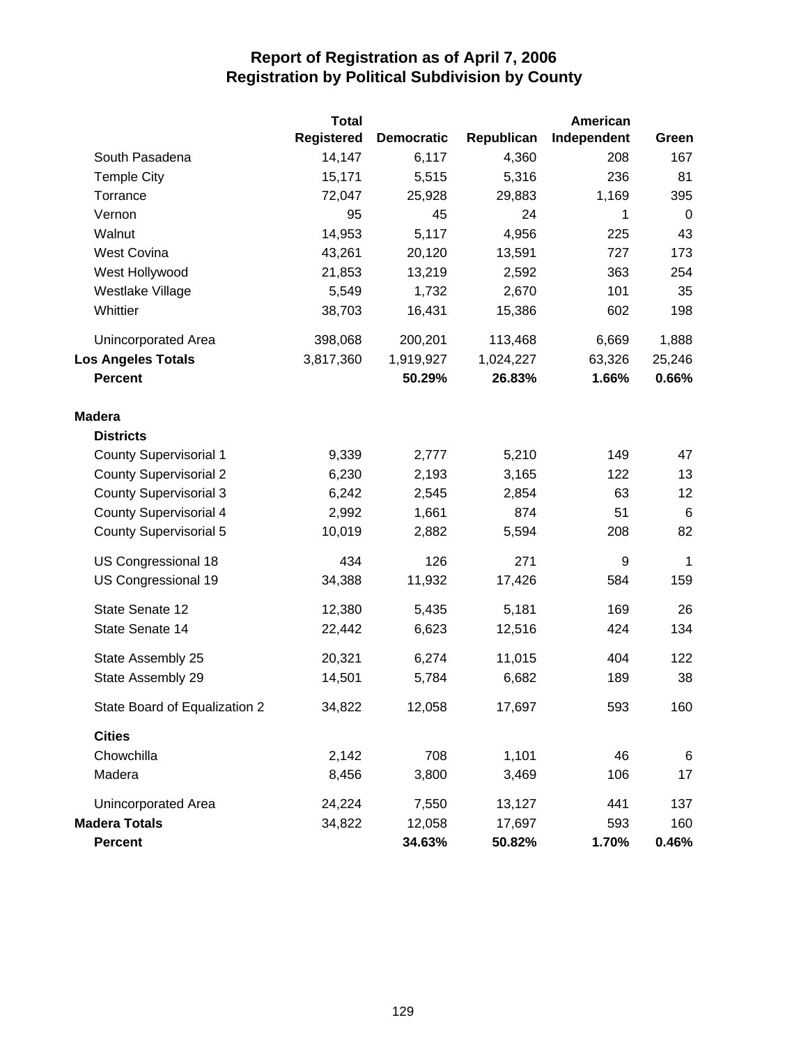## Report of Registration as of April 7, 2006
## Registration by Political Subdivision by County

| | Total Registered | Democratic | Republican | American Independent | Green |
|---|---|---|---|---|---|
| South Pasadena | 14,147 | 6,117 | 4,360 | 208 | 167 |
| Temple City | 15,171 | 5,515 | 5,316 | 236 | 81 |
| Torrance | 72,047 | 25,928 | 29,883 | 1,169 | 395 |
| Vernon | 95 | 45 | 24 | 1 | 0 |
| Walnut | 14,953 | 5,117 | 4,956 | 225 | 43 |
| West Covina | 43,261 | 20,120 | 13,591 | 727 | 173 |
| West Hollywood | 21,853 | 13,219 | 2,592 | 363 | 254 |
| Westlake Village | 5,549 | 1,732 | 2,670 | 101 | 35 |
| Whittier | 38,703 | 16,431 | 15,386 | 602 | 198 |
| Unincorporated Area | 398,068 | 200,201 | 113,468 | 6,669 | 1,888 |
| **Los Angeles Totals** | 3,817,360 | 1,919,927 | 1,024,227 | 63,326 | 25,246 |
| **Percent** | | **50.29%** | **26.83%** | **1.66%** | **0.66%** |
| **Madera** | | | | | |
| **Districts** | | | | | |
| County Supervisorial 1 | 9,339 | 2,777 | 5,210 | 149 | 47 |
| County Supervisorial 2 | 6,230 | 2,193 | 3,165 | 122 | 13 |
| County Supervisorial 3 | 6,242 | 2,545 | 2,854 | 63 | 12 |
| County Supervisorial 4 | 2,992 | 1,661 | 874 | 51 | 6 |
| County Supervisorial 5 | 10,019 | 2,882 | 5,594 | 208 | 82 |
| US Congressional 18 | 434 | 126 | 271 | 9 | 1 |
| US Congressional 19 | 34,388 | 11,932 | 17,426 | 584 | 159 |
| State Senate 12 | 12,380 | 5,435 | 5,181 | 169 | 26 |
| State Senate 14 | 22,442 | 6,623 | 12,516 | 424 | 134 |
| State Assembly 25 | 20,321 | 6,274 | 11,015 | 404 | 122 |
| State Assembly 29 | 14,501 | 5,784 | 6,682 | 189 | 38 |
| State Board of Equalization 2 | 34,822 | 12,058 | 17,697 | 593 | 160 |
| **Cities** | | | | | |
| Chowchilla | 2,142 | 708 | 1,101 | 46 | 6 |
| Madera | 8,456 | 3,800 | 3,469 | 106 | 17 |
| Unincorporated Area | 24,224 | 7,550 | 13,127 | 441 | 137 |
| **Madera Totals** | 34,822 | 12,058 | 17,697 | 593 | 160 |
| **Percent** | | **34.63%** | **50.82%** | **1.70%** | **0.46%** |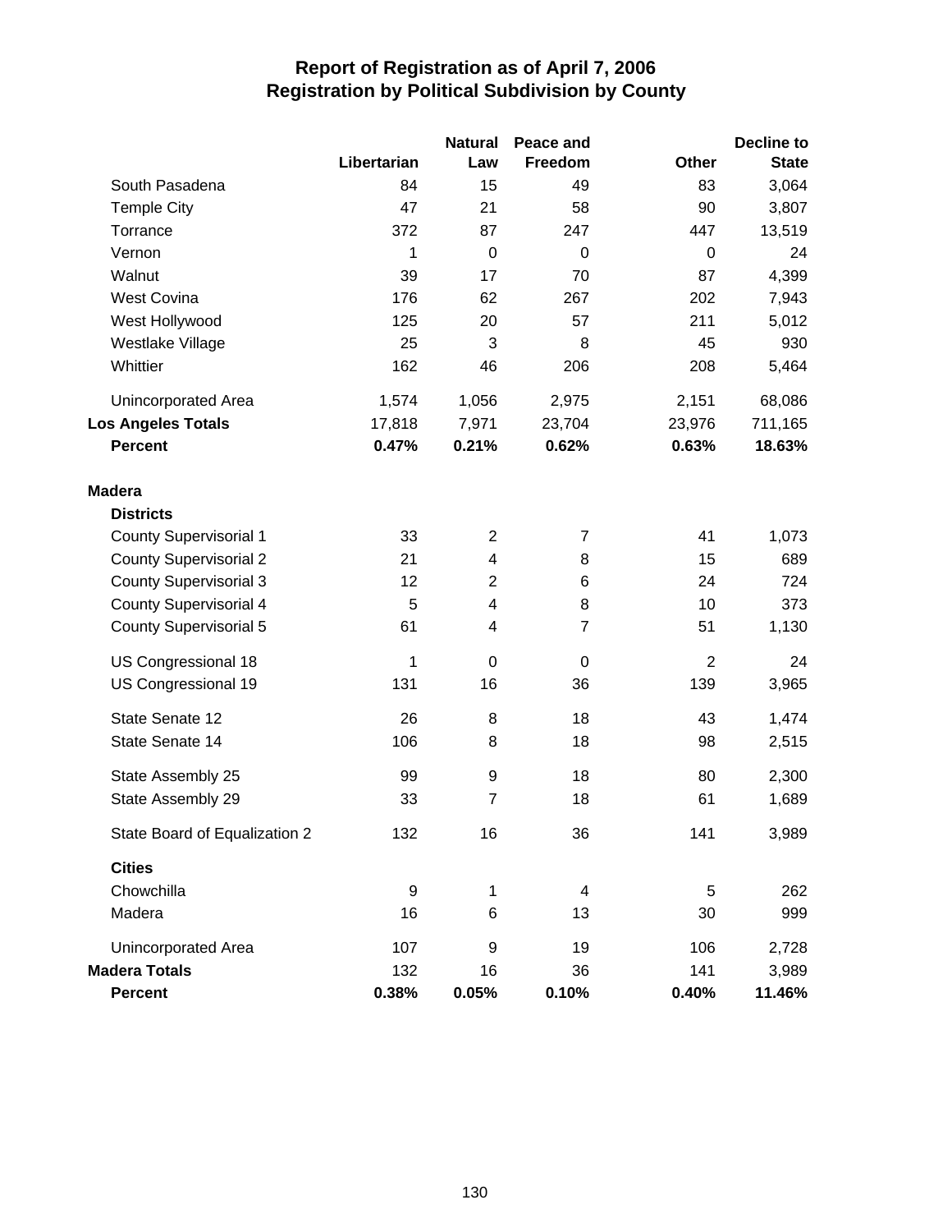# Report of Registration as of April 7, 2006
## Registration by Political Subdivision by County

| | Libertarian | Natural Law | Peace and Freedom | Other | Decline to State |
|---|---|---|---|---|---|
| South Pasadena | 84 | 15 | 49 | 83 | 3,064 |
| Temple City | 47 | 21 | 58 | 90 | 3,807 |
| Torrance | 372 | 87 | 247 | 447 | 13,519 |
| Vernon | 1 | 0 | 0 | 0 | 24 |
| Walnut | 39 | 17 | 70 | 87 | 4,399 |
| West Covina | 176 | 62 | 267 | 202 | 7,943 |
| West Hollywood | 125 | 20 | 57 | 211 | 5,012 |
| Westlake Village | 25 | 3 | 8 | 45 | 930 |
| Whittier | 162 | 46 | 206 | 208 | 5,464 |
| Unincorporated Area | 1,574 | 1,056 | 2,975 | 2,151 | 68,086 |
| **Los Angeles Totals** | 17,818 | 7,971 | 23,704 | 23,976 | 711,165 |
| **Percent** | **0.47%** | **0.21%** | **0.62%** | **0.63%** | **18.63%** |
| **Madera** | | | | | |
| **Districts** | | | | | |
| County Supervisorial 1 | 33 | 2 | 7 | 41 | 1,073 |
| County Supervisorial 2 | 21 | 4 | 8 | 15 | 689 |
| County Supervisorial 3 | 12 | 2 | 6 | 24 | 724 |
| County Supervisorial 4 | 5 | 4 | 8 | 10 | 373 |
| County Supervisorial 5 | 61 | 4 | 7 | 51 | 1,130 |
| US Congressional 18 | 1 | 0 | 0 | 2 | 24 |
| US Congressional 19 | 131 | 16 | 36 | 139 | 3,965 |
| State Senate 12 | 26 | 8 | 18 | 43 | 1,474 |
| State Senate 14 | 106 | 8 | 18 | 98 | 2,515 |
| State Assembly 25 | 99 | 9 | 18 | 80 | 2,300 |
| State Assembly 29 | 33 | 7 | 18 | 61 | 1,689 |
| State Board of Equalization 2 | 132 | 16 | 36 | 141 | 3,989 |
| **Cities** | | | | | |
| Chowchilla | 9 | 1 | 4 | 5 | 262 |
| Madera | 16 | 6 | 13 | 30 | 999 |
| Unincorporated Area | 107 | 9 | 19 | 106 | 2,728 |
| **Madera Totals** | 132 | 16 | 36 | 141 | 3,989 |
| **Percent** | **0.38%** | **0.05%** | **0.10%** | **0.40%** | **11.46%** |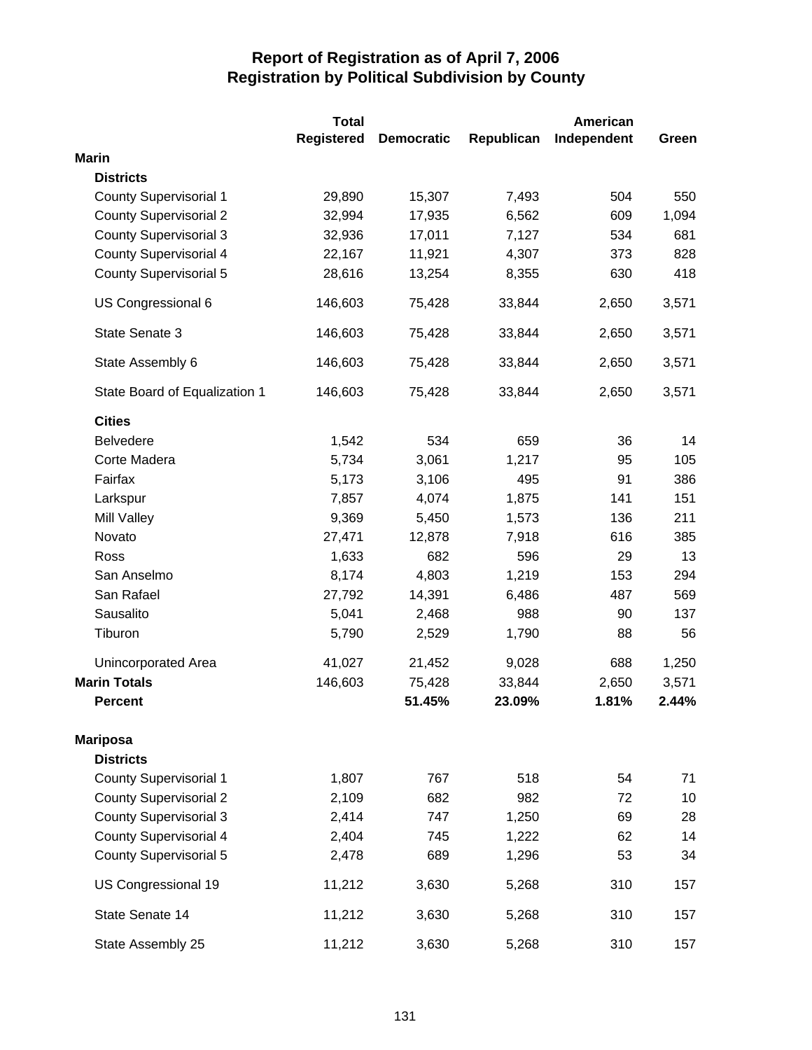# Report of Registration as of April 7, 2006
## Registration by Political Subdivision by County

| | Total Registered | Democratic | Republican | American Independent | Green |
|---|---|---|---|---|---|
| **Marin** | | | | | |
| **Districts** | | | | | |
| County Supervisorial 1 | 29,890 | 15,307 | 7,493 | 504 | 550 |
| County Supervisorial 2 | 32,994 | 17,935 | 6,562 | 609 | 1,094 |
| County Supervisorial 3 | 32,936 | 17,011 | 7,127 | 534 | 681 |
| County Supervisorial 4 | 22,167 | 11,921 | 4,307 | 373 | 828 |
| County Supervisorial 5 | 28,616 | 13,254 | 8,355 | 630 | 418 |
| US Congressional 6 | 146,603 | 75,428 | 33,844 | 2,650 | 3,571 |
| State Senate 3 | 146,603 | 75,428 | 33,844 | 2,650 | 3,571 |
| State Assembly 6 | 146,603 | 75,428 | 33,844 | 2,650 | 3,571 |
| State Board of Equalization 1 | 146,603 | 75,428 | 33,844 | 2,650 | 3,571 |
| **Cities** | | | | | |
| Belvedere | 1,542 | 534 | 659 | 36 | 14 |
| Corte Madera | 5,734 | 3,061 | 1,217 | 95 | 105 |
| Fairfax | 5,173 | 3,106 | 495 | 91 | 386 |
| Larkspur | 7,857 | 4,074 | 1,875 | 141 | 151 |
| Mill Valley | 9,369 | 5,450 | 1,573 | 136 | 211 |
| Novato | 27,471 | 12,878 | 7,918 | 616 | 385 |
| Ross | 1,633 | 682 | 596 | 29 | 13 |
| San Anselmo | 8,174 | 4,803 | 1,219 | 153 | 294 |
| San Rafael | 27,792 | 14,391 | 6,486 | 487 | 569 |
| Sausalito | 5,041 | 2,468 | 988 | 90 | 137 |
| Tiburon | 5,790 | 2,529 | 1,790 | 88 | 56 |
| Unincorporated Area | 41,027 | 21,452 | 9,028 | 688 | 1,250 |
| **Marin Totals** | 146,603 | 75,428 | 33,844 | 2,650 | 3,571 |
| **Percent** | | **51.45%** | **23.09%** | **1.81%** | **2.44%** |
| **Mariposa** | | | | | |
| **Districts** | | | | | |
| County Supervisorial 1 | 1,807 | 767 | 518 | 54 | 71 |
| County Supervisorial 2 | 2,109 | 682 | 982 | 72 | 10 |
| County Supervisorial 3 | 2,414 | 747 | 1,250 | 69 | 28 |
| County Supervisorial 4 | 2,404 | 745 | 1,222 | 62 | 14 |
| County Supervisorial 5 | 2,478 | 689 | 1,296 | 53 | 34 |
| US Congressional 19 | 11,212 | 3,630 | 5,268 | 310 | 157 |
| State Senate 14 | 11,212 | 3,630 | 5,268 | 310 | 157 |
| State Assembly 25 | 11,212 | 3,630 | 5,268 | 310 | 157 |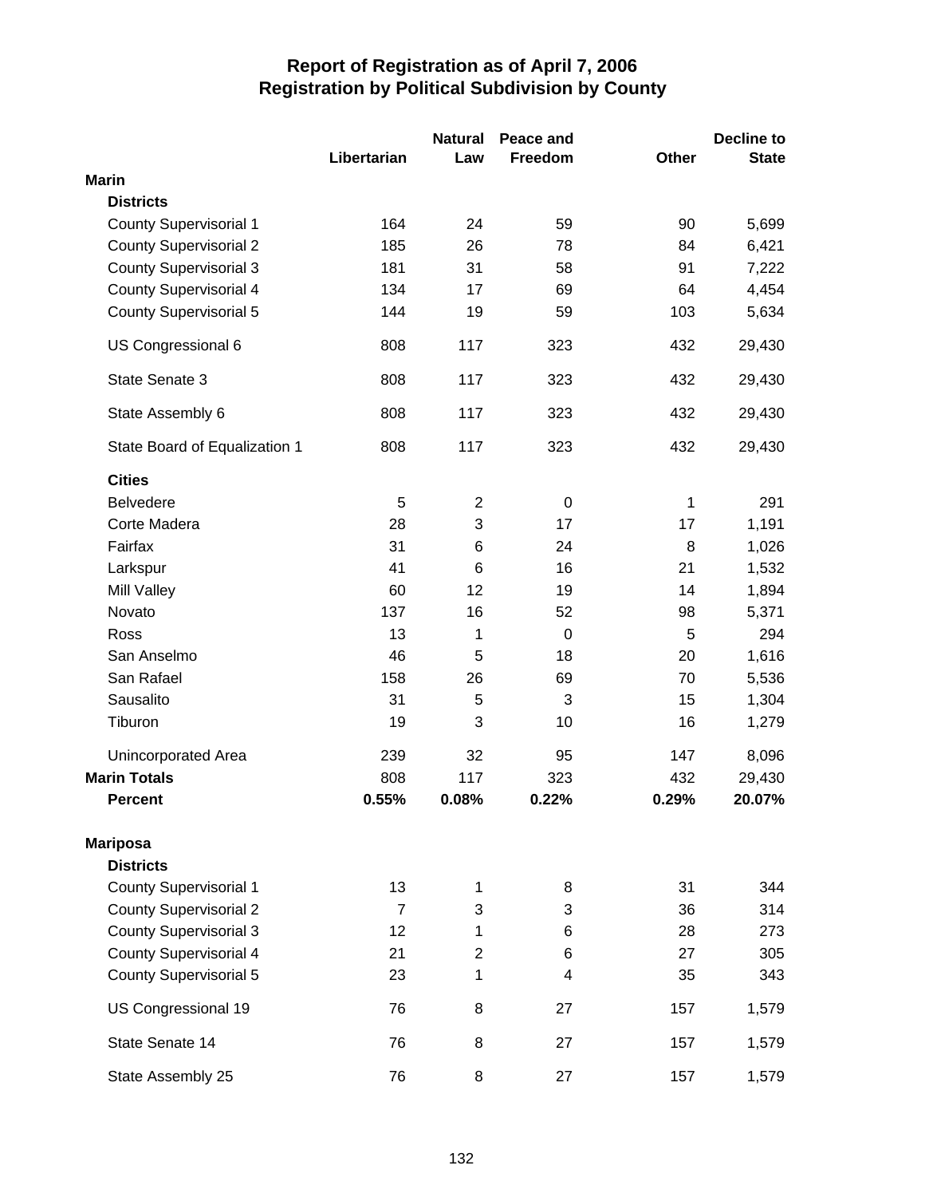# Report of Registration as of April 7, 2006
## Registration by Political Subdivision by County

| | Libertarian | Natural Law | Peace and Freedom | Other | Decline to State |
|---|---|---|---|---|---|
| **Marin** | | | | | |
| **Districts** | | | | | |
| County Supervisorial 1 | 164 | 24 | 59 | 90 | 5,699 |
| County Supervisorial 2 | 185 | 26 | 78 | 84 | 6,421 |
| County Supervisorial 3 | 181 | 31 | 58 | 91 | 7,222 |
| County Supervisorial 4 | 134 | 17 | 69 | 64 | 4,454 |
| County Supervisorial 5 | 144 | 19 | 59 | 103 | 5,634 |
| US Congressional 6 | 808 | 117 | 323 | 432 | 29,430 |
| State Senate 3 | 808 | 117 | 323 | 432 | 29,430 |
| State Assembly 6 | 808 | 117 | 323 | 432 | 29,430 |
| State Board of Equalization 1 | 808 | 117 | 323 | 432 | 29,430 |
| **Cities** | | | | | |
| Belvedere | 5 | 2 | 0 | 1 | 291 |
| Corte Madera | 28 | 3 | 17 | 17 | 1,191 |
| Fairfax | 31 | 6 | 24 | 8 | 1,026 |
| Larkspur | 41 | 6 | 16 | 21 | 1,532 |
| Mill Valley | 60 | 12 | 19 | 14 | 1,894 |
| Novato | 137 | 16 | 52 | 98 | 5,371 |
| Ross | 13 | 1 | 0 | 5 | 294 |
| San Anselmo | 46 | 5 | 18 | 20 | 1,616 |
| San Rafael | 158 | 26 | 69 | 70 | 5,536 |
| Sausalito | 31 | 5 | 3 | 15 | 1,304 |
| Tiburon | 19 | 3 | 10 | 16 | 1,279 |
| Unincorporated Area | 239 | 32 | 95 | 147 | 8,096 |
| **Marin Totals** | 808 | 117 | 323 | 432 | 29,430 |
| **Percent** | **0.55%** | **0.08%** | **0.22%** | **0.29%** | **20.07%** |
| **Mariposa** | | | | | |
| **Districts** | | | | | |
| County Supervisorial 1 | 13 | 1 | 8 | 31 | 344 |
| County Supervisorial 2 | 7 | 3 | 3 | 36 | 314 |
| County Supervisorial 3 | 12 | 1 | 6 | 28 | 273 |
| County Supervisorial 4 | 21 | 2 | 6 | 27 | 305 |
| County Supervisorial 5 | 23 | 1 | 4 | 35 | 343 |
| US Congressional 19 | 76 | 8 | 27 | 157 | 1,579 |
| State Senate 14 | 76 | 8 | 27 | 157 | 1,579 |
| State Assembly 25 | 76 | 8 | 27 | 157 | 1,579 |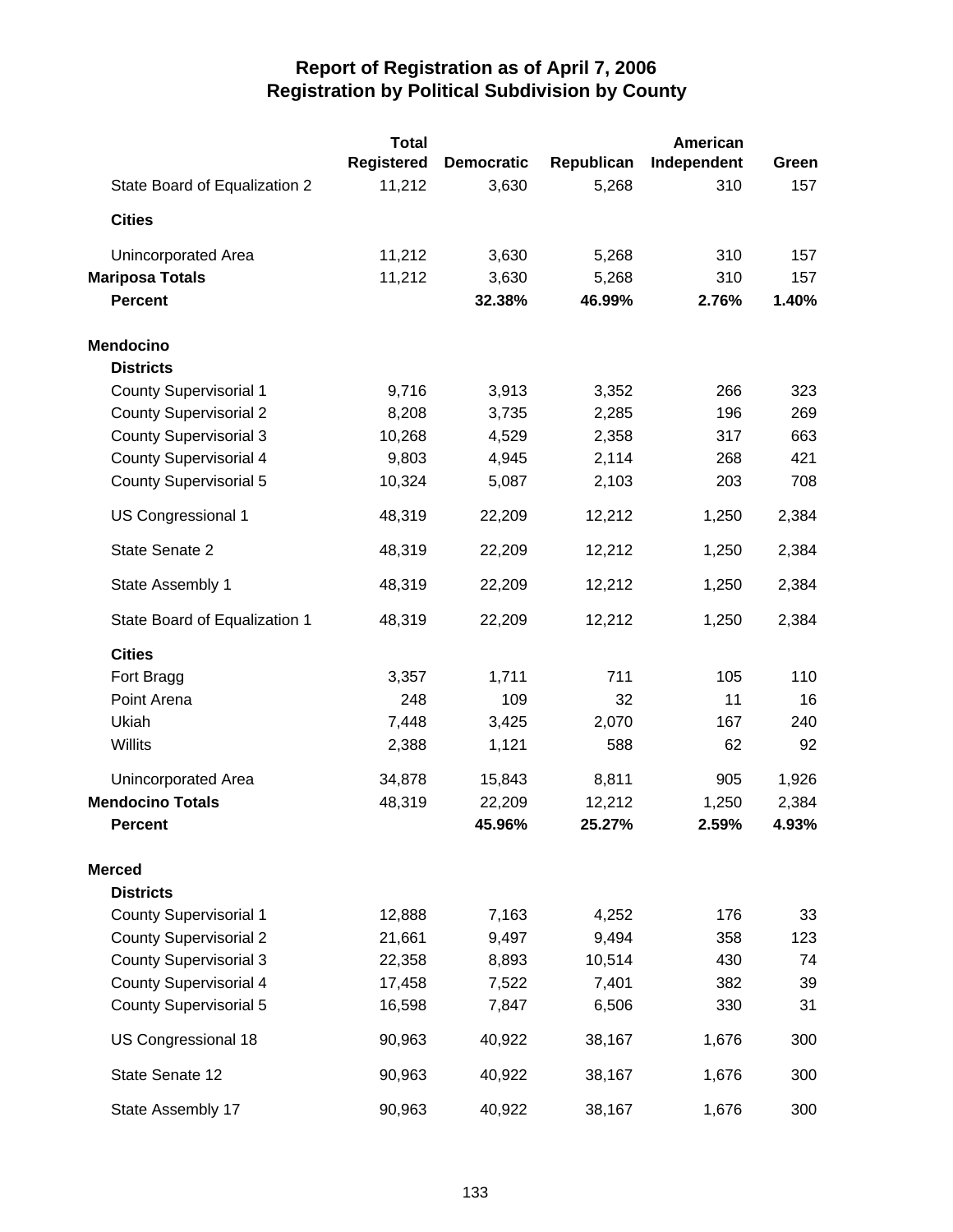# Report of Registration as of April 7, 2006
## Registration by Political Subdivision by County

| | Total Registered | Democratic | Republican | American Independent | Green |
|---|---|---|---|---|---|
| State Board of Equalization 2 | 11,212 | 3,630 | 5,268 | 310 | 157 |
| **Cities** | | | | | |
| Unincorporated Area | 11,212 | 3,630 | 5,268 | 310 | 157 |
| **Mariposa Totals** | 11,212 | 3,630 | 5,268 | 310 | 157 |
| **Percent** | | **32.38%** | **46.99%** | **2.76%** | **1.40%** |
| **Mendocino** | | | | | |
| **Districts** | | | | | |
| County Supervisorial 1 | 9,716 | 3,913 | 3,352 | 266 | 323 |
| County Supervisorial 2 | 8,208 | 3,735 | 2,285 | 196 | 269 |
| County Supervisorial 3 | 10,268 | 4,529 | 2,358 | 317 | 663 |
| County Supervisorial 4 | 9,803 | 4,945 | 2,114 | 268 | 421 |
| County Supervisorial 5 | 10,324 | 5,087 | 2,103 | 203 | 708 |
| US Congressional 1 | 48,319 | 22,209 | 12,212 | 1,250 | 2,384 |
| State Senate 2 | 48,319 | 22,209 | 12,212 | 1,250 | 2,384 |
| State Assembly 1 | 48,319 | 22,209 | 12,212 | 1,250 | 2,384 |
| State Board of Equalization 1 | 48,319 | 22,209 | 12,212 | 1,250 | 2,384 |
| **Cities** | | | | | |
| Fort Bragg | 3,357 | 1,711 | 711 | 105 | 110 |
| Point Arena | 248 | 109 | 32 | 11 | 16 |
| Ukiah | 7,448 | 3,425 | 2,070 | 167 | 240 |
| Willits | 2,388 | 1,121 | 588 | 62 | 92 |
| Unincorporated Area | 34,878 | 15,843 | 8,811 | 905 | 1,926 |
| **Mendocino Totals** | 48,319 | 22,209 | 12,212 | 1,250 | 2,384 |
| **Percent** | | **45.96%** | **25.27%** | **2.59%** | **4.93%** |
| **Merced** | | | | | |
| **Districts** | | | | | |
| County Supervisorial 1 | 12,888 | 7,163 | 4,252 | 176 | 33 |
| County Supervisorial 2 | 21,661 | 9,497 | 9,494 | 358 | 123 |
| County Supervisorial 3 | 22,358 | 8,893 | 10,514 | 430 | 74 |
| County Supervisorial 4 | 17,458 | 7,522 | 7,401 | 382 | 39 |
| County Supervisorial 5 | 16,598 | 7,847 | 6,506 | 330 | 31 |
| US Congressional 18 | 90,963 | 40,922 | 38,167 | 1,676 | 300 |
| State Senate 12 | 90,963 | 40,922 | 38,167 | 1,676 | 300 |
| State Assembly 17 | 90,963 | 40,922 | 38,167 | 1,676 | 300 |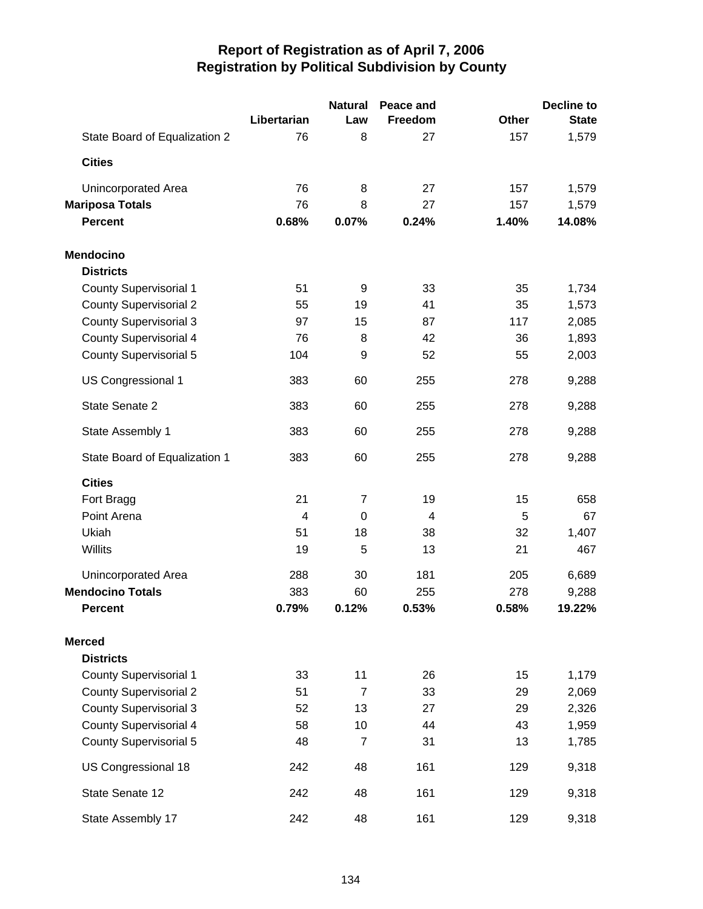# Report of Registration as of April 7, 2006
## Registration by Political Subdivision by County

| | Libertarian | Natural Law | Peace and Freedom | Other | Decline to State |
|---|---|---|---|---|---|
| State Board of Equalization 2 | 76 | 8 | 27 | 157 | 1,579 |
| **Cities** | | | | | |
| Unincorporated Area | 76 | 8 | 27 | 157 | 1,579 |
| **Mariposa Totals** | 76 | 8 | 27 | 157 | 1,579 |
| **Percent** | **0.68%** | **0.07%** | **0.24%** | **1.40%** | **14.08%** |
| **Mendocino** | | | | | |
| **Districts** | | | | | |
| County Supervisorial 1 | 51 | 9 | 33 | 35 | 1,734 |
| County Supervisorial 2 | 55 | 19 | 41 | 35 | 1,573 |
| County Supervisorial 3 | 97 | 15 | 87 | 117 | 2,085 |
| County Supervisorial 4 | 76 | 8 | 42 | 36 | 1,893 |
| County Supervisorial 5 | 104 | 9 | 52 | 55 | 2,003 |
| US Congressional 1 | 383 | 60 | 255 | 278 | 9,288 |
| State Senate 2 | 383 | 60 | 255 | 278 | 9,288 |
| State Assembly 1 | 383 | 60 | 255 | 278 | 9,288 |
| State Board of Equalization 1 | 383 | 60 | 255 | 278 | 9,288 |
| **Cities** | | | | | |
| Fort Bragg | 21 | 7 | 19 | 15 | 658 |
| Point Arena | 4 | 0 | 4 | 5 | 67 |
| Ukiah | 51 | 18 | 38 | 32 | 1,407 |
| Willits | 19 | 5 | 13 | 21 | 467 |
| Unincorporated Area | 288 | 30 | 181 | 205 | 6,689 |
| **Mendocino Totals** | 383 | 60 | 255 | 278 | 9,288 |
| **Percent** | **0.79%** | **0.12%** | **0.53%** | **0.58%** | **19.22%** |
| **Merced** | | | | | |
| **Districts** | | | | | |
| County Supervisorial 1 | 33 | 11 | 26 | 15 | 1,179 |
| County Supervisorial 2 | 51 | 7 | 33 | 29 | 2,069 |
| County Supervisorial 3 | 52 | 13 | 27 | 29 | 2,326 |
| County Supervisorial 4 | 58 | 10 | 44 | 43 | 1,959 |
| County Supervisorial 5 | 48 | 7 | 31 | 13 | 1,785 |
| US Congressional 18 | 242 | 48 | 161 | 129 | 9,318 |
| State Senate 12 | 242 | 48 | 161 | 129 | 9,318 |
| State Assembly 17 | 242 | 48 | 161 | 129 | 9,318 |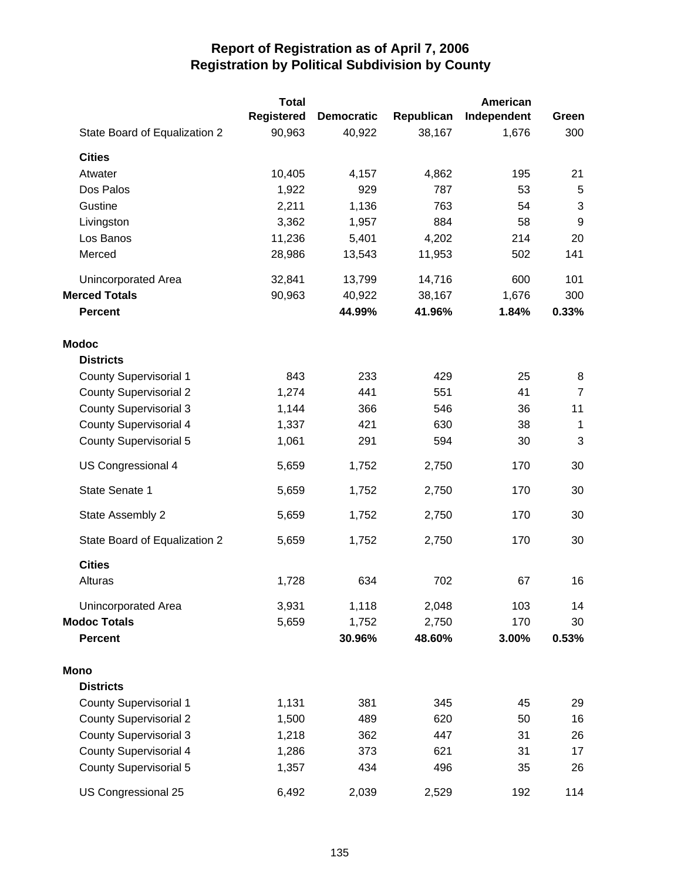# Report of Registration as of April 7, 2006
## Registration by Political Subdivision by County

| | Total Registered | Democratic | Republican | American Independent | Green |
|---|---|---|---|---|---|
| State Board of Equalization 2 | 90,963 | 40,922 | 38,167 | 1,676 | 300 |
| **Cities** | | | | | |
| Atwater | 10,405 | 4,157 | 4,862 | 195 | 21 |
| Dos Palos | 1,922 | 929 | 787 | 53 | 5 |
| Gustine | 2,211 | 1,136 | 763 | 54 | 3 |
| Livingston | 3,362 | 1,957 | 884 | 58 | 9 |
| Los Banos | 11,236 | 5,401 | 4,202 | 214 | 20 |
| Merced | 28,986 | 13,543 | 11,953 | 502 | 141 |
| Unincorporated Area | 32,841 | 13,799 | 14,716 | 600 | 101 |
| **Merced Totals** | 90,963 | 40,922 | 38,167 | 1,676 | 300 |
| **Percent** | | **44.99%** | **41.96%** | **1.84%** | **0.33%** |
| **Modoc** | | | | | |
| **Districts** | | | | | |
| County Supervisorial 1 | 843 | 233 | 429 | 25 | 8 |
| County Supervisorial 2 | 1,274 | 441 | 551 | 41 | 7 |
| County Supervisorial 3 | 1,144 | 366 | 546 | 36 | 11 |
| County Supervisorial 4 | 1,337 | 421 | 630 | 38 | 1 |
| County Supervisorial 5 | 1,061 | 291 | 594 | 30 | 3 |
| US Congressional 4 | 5,659 | 1,752 | 2,750 | 170 | 30 |
| State Senate 1 | 5,659 | 1,752 | 2,750 | 170 | 30 |
| State Assembly 2 | 5,659 | 1,752 | 2,750 | 170 | 30 |
| State Board of Equalization 2 | 5,659 | 1,752 | 2,750 | 170 | 30 |
| **Cities** | | | | | |
| Alturas | 1,728 | 634 | 702 | 67 | 16 |
| Unincorporated Area | 3,931 | 1,118 | 2,048 | 103 | 14 |
| **Modoc Totals** | 5,659 | 1,752 | 2,750 | 170 | 30 |
| **Percent** | | **30.96%** | **48.60%** | **3.00%** | **0.53%** |
| **Mono** | | | | | |
| **Districts** | | | | | |
| County Supervisorial 1 | 1,131 | 381 | 345 | 45 | 29 |
| County Supervisorial 2 | 1,500 | 489 | 620 | 50 | 16 |
| County Supervisorial 3 | 1,218 | 362 | 447 | 31 | 26 |
| County Supervisorial 4 | 1,286 | 373 | 621 | 31 | 17 |
| County Supervisorial 5 | 1,357 | 434 | 496 | 35 | 26 |
| US Congressional 25 | 6,492 | 2,039 | 2,529 | 192 | 114 |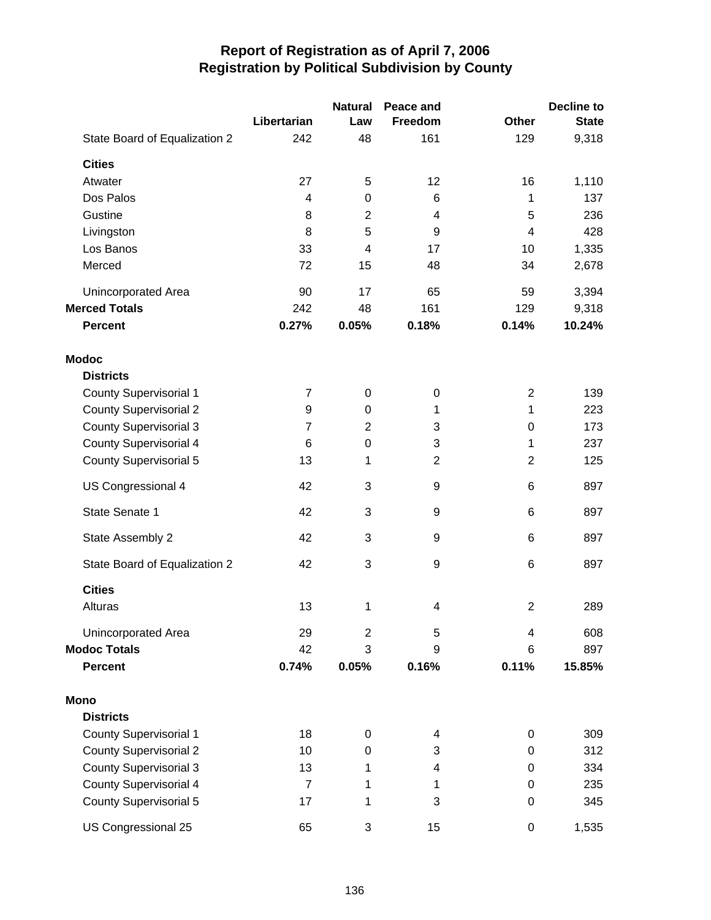# Report of Registration as of April 7, 2006
## Registration by Political Subdivision by County

| | Libertarian | Natural Law | Peace and Freedom | Other | Decline to State |
|---|---|---|---|---|---|
| State Board of Equalization 2 | 242 | 48 | 161 | 129 | 9,318 |
| **Cities** | | | | | |
| Atwater | 27 | 5 | 12 | 16 | 1,110 |
| Dos Palos | 4 | 0 | 6 | 1 | 137 |
| Gustine | 8 | 2 | 4 | 5 | 236 |
| Livingston | 8 | 5 | 9 | 4 | 428 |
| Los Banos | 33 | 4 | 17 | 10 | 1,335 |
| Merced | 72 | 15 | 48 | 34 | 2,678 |
| Unincorporated Area | 90 | 17 | 65 | 59 | 3,394 |
| **Merced Totals** | 242 | 48 | 161 | 129 | 9,318 |
| **Percent** | **0.27%** | **0.05%** | **0.18%** | **0.14%** | **10.24%** |
| **Modoc** | | | | | |
| **Districts** | | | | | |
| County Supervisorial 1 | 7 | 0 | 0 | 2 | 139 |
| County Supervisorial 2 | 9 | 0 | 1 | 1 | 223 |
| County Supervisorial 3 | 7 | 2 | 3 | 0 | 173 |
| County Supervisorial 4 | 6 | 0 | 3 | 1 | 237 |
| County Supervisorial 5 | 13 | 1 | 2 | 2 | 125 |
| US Congressional 4 | 42 | 3 | 9 | 6 | 897 |
| State Senate 1 | 42 | 3 | 9 | 6 | 897 |
| State Assembly 2 | 42 | 3 | 9 | 6 | 897 |
| State Board of Equalization 2 | 42 | 3 | 9 | 6 | 897 |
| **Cities** | | | | | |
| Alturas | 13 | 1 | 4 | 2 | 289 |
| Unincorporated Area | 29 | 2 | 5 | 4 | 608 |
| **Modoc Totals** | 42 | 3 | 9 | 6 | 897 |
| **Percent** | **0.74%** | **0.05%** | **0.16%** | **0.11%** | **15.85%** |
| **Mono** | | | | | |
| **Districts** | | | | | |
| County Supervisorial 1 | 18 | 0 | 4 | 0 | 309 |
| County Supervisorial 2 | 10 | 0 | 3 | 0 | 312 |
| County Supervisorial 3 | 13 | 1 | 4 | 0 | 334 |
| County Supervisorial 4 | 7 | 1 | 1 | 0 | 235 |
| County Supervisorial 5 | 17 | 1 | 3 | 0 | 345 |
| US Congressional 25 | 65 | 3 | 15 | 0 | 1,535 |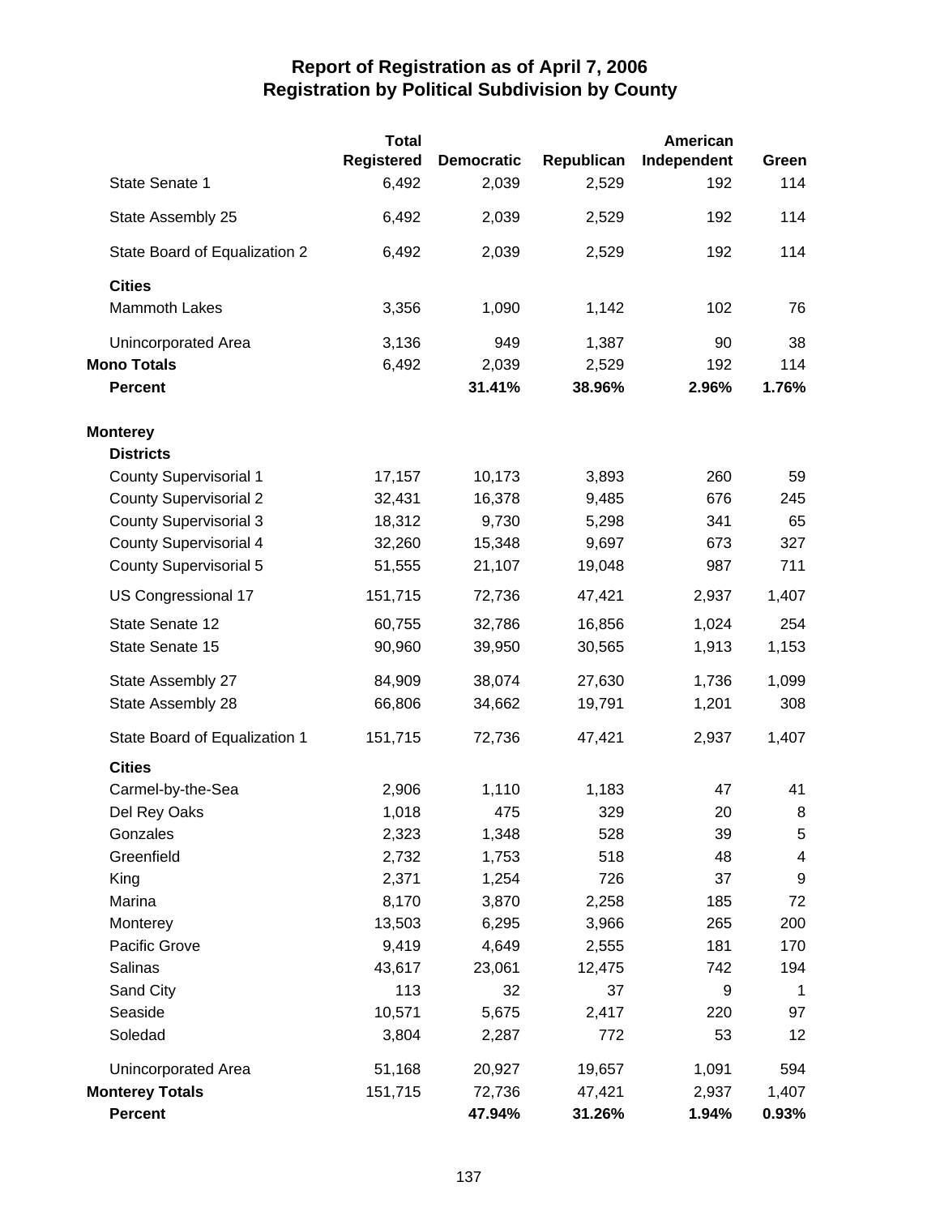# Report of Registration as of April 7, 2006
## Registration by Political Subdivision by County

| | Total Registered | Democratic | Republican | American Independent | Green |
|---|---|---|---|---|---|
| State Senate 1 | 6,492 | 2,039 | 2,529 | 192 | 114 |
| State Assembly 25 | 6,492 | 2,039 | 2,529 | 192 | 114 |
| State Board of Equalization 2 | 6,492 | 2,039 | 2,529 | 192 | 114 |
| **Cities** | | | | | |
| Mammoth Lakes | 3,356 | 1,090 | 1,142 | 102 | 76 |
| Unincorporated Area | 3,136 | 949 | 1,387 | 90 | 38 |
| **Mono Totals** | 6,492 | 2,039 | 2,529 | 192 | 114 |
| **Percent** | | **31.41%** | **38.96%** | **2.96%** | **1.76%** |
| **Monterey** | | | | | |
| **Districts** | | | | | |
| County Supervisorial 1 | 17,157 | 10,173 | 3,893 | 260 | 59 |
| County Supervisorial 2 | 32,431 | 16,378 | 9,485 | 676 | 245 |
| County Supervisorial 3 | 18,312 | 9,730 | 5,298 | 341 | 65 |
| County Supervisorial 4 | 32,260 | 15,348 | 9,697 | 673 | 327 |
| County Supervisorial 5 | 51,555 | 21,107 | 19,048 | 987 | 711 |
| US Congressional 17 | 151,715 | 72,736 | 47,421 | 2,937 | 1,407 |
| State Senate 12 | 60,755 | 32,786 | 16,856 | 1,024 | 254 |
| State Senate 15 | 90,960 | 39,950 | 30,565 | 1,913 | 1,153 |
| State Assembly 27 | 84,909 | 38,074 | 27,630 | 1,736 | 1,099 |
| State Assembly 28 | 66,806 | 34,662 | 19,791 | 1,201 | 308 |
| State Board of Equalization 1 | 151,715 | 72,736 | 47,421 | 2,937 | 1,407 |
| **Cities** | | | | | |
| Carmel-by-the-Sea | 2,906 | 1,110 | 1,183 | 47 | 41 |
| Del Rey Oaks | 1,018 | 475 | 329 | 20 | 8 |
| Gonzales | 2,323 | 1,348 | 528 | 39 | 5 |
| Greenfield | 2,732 | 1,753 | 518 | 48 | 4 |
| King | 2,371 | 1,254 | 726 | 37 | 9 |
| Marina | 8,170 | 3,870 | 2,258 | 185 | 72 |
| Monterey | 13,503 | 6,295 | 3,966 | 265 | 200 |
| Pacific Grove | 9,419 | 4,649 | 2,555 | 181 | 170 |
| Salinas | 43,617 | 23,061 | 12,475 | 742 | 194 |
| Sand City | 113 | 32 | 37 | 9 | 1 |
| Seaside | 10,571 | 5,675 | 2,417 | 220 | 97 |
| Soledad | 3,804 | 2,287 | 772 | 53 | 12 |
| Unincorporated Area | 51,168 | 20,927 | 19,657 | 1,091 | 594 |
| **Monterey Totals** | 151,715 | 72,736 | 47,421 | 2,937 | 1,407 |
| **Percent** | | **47.94%** | **31.26%** | **1.94%** | **0.93%** |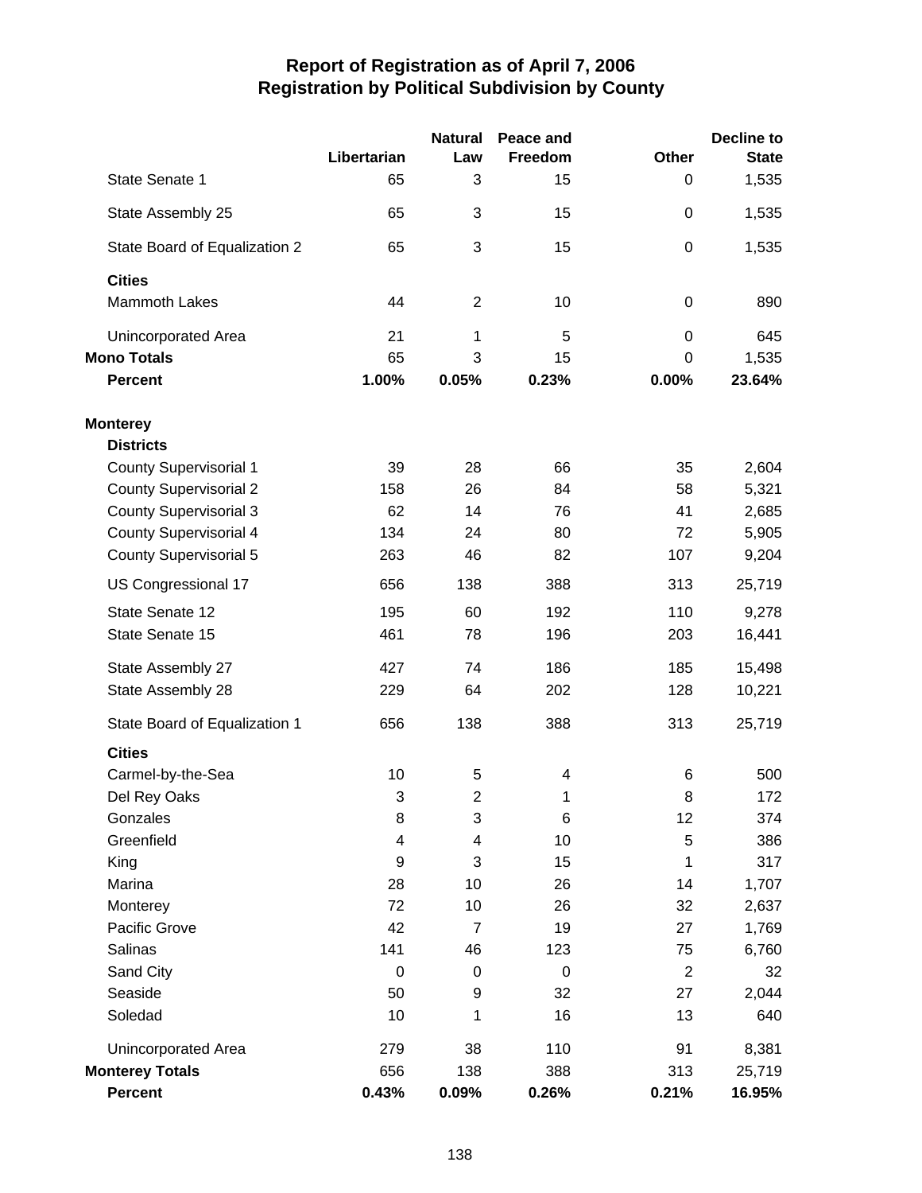# Report of Registration as of April 7, 2006
## Registration by Political Subdivision by County

| | Libertarian | Natural Law | Peace and Freedom | Other | Decline to State |
|---|---|---|---|---|---|
| State Senate 1 | 65 | 3 | 15 | 0 | 1,535 |
| State Assembly 25 | 65 | 3 | 15 | 0 | 1,535 |
| State Board of Equalization 2 | 65 | 3 | 15 | 0 | 1,535 |
| **Cities** | | | | | |
| Mammoth Lakes | 44 | 2 | 10 | 0 | 890 |
| Unincorporated Area | 21 | 1 | 5 | 0 | 645 |
| **Mono Totals** | 65 | 3 | 15 | 0 | 1,535 |
| **Percent** | **1.00%** | **0.05%** | **0.23%** | **0.00%** | **23.64%** |
| **Monterey** | | | | | |
| **Districts** | | | | | |
| County Supervisorial 1 | 39 | 28 | 66 | 35 | 2,604 |
| County Supervisorial 2 | 158 | 26 | 84 | 58 | 5,321 |
| County Supervisorial 3 | 62 | 14 | 76 | 41 | 2,685 |
| County Supervisorial 4 | 134 | 24 | 80 | 72 | 5,905 |
| County Supervisorial 5 | 263 | 46 | 82 | 107 | 9,204 |
| US Congressional 17 | 656 | 138 | 388 | 313 | 25,719 |
| State Senate 12 | 195 | 60 | 192 | 110 | 9,278 |
| State Senate 15 | 461 | 78 | 196 | 203 | 16,441 |
| State Assembly 27 | 427 | 74 | 186 | 185 | 15,498 |
| State Assembly 28 | 229 | 64 | 202 | 128 | 10,221 |
| State Board of Equalization 1 | 656 | 138 | 388 | 313 | 25,719 |
| **Cities** | | | | | |
| Carmel-by-the-Sea | 10 | 5 | 4 | 6 | 500 |
| Del Rey Oaks | 3 | 2 | 1 | 8 | 172 |
| Gonzales | 8 | 3 | 6 | 12 | 374 |
| Greenfield | 4 | 4 | 10 | 5 | 386 |
| King | 9 | 3 | 15 | 1 | 317 |
| Marina | 28 | 10 | 26 | 14 | 1,707 |
| Monterey | 72 | 10 | 26 | 32 | 2,637 |
| Pacific Grove | 42 | 7 | 19 | 27 | 1,769 |
| Salinas | 141 | 46 | 123 | 75 | 6,760 |
| Sand City | 0 | 0 | 0 | 2 | 32 |
| Seaside | 50 | 9 | 32 | 27 | 2,044 |
| Soledad | 10 | 1 | 16 | 13 | 640 |
| Unincorporated Area | 279 | 38 | 110 | 91 | 8,381 |
| **Monterey Totals** | 656 | 138 | 388 | 313 | 25,719 |
| **Percent** | **0.43%** | **0.09%** | **0.26%** | **0.21%** | **16.95%** |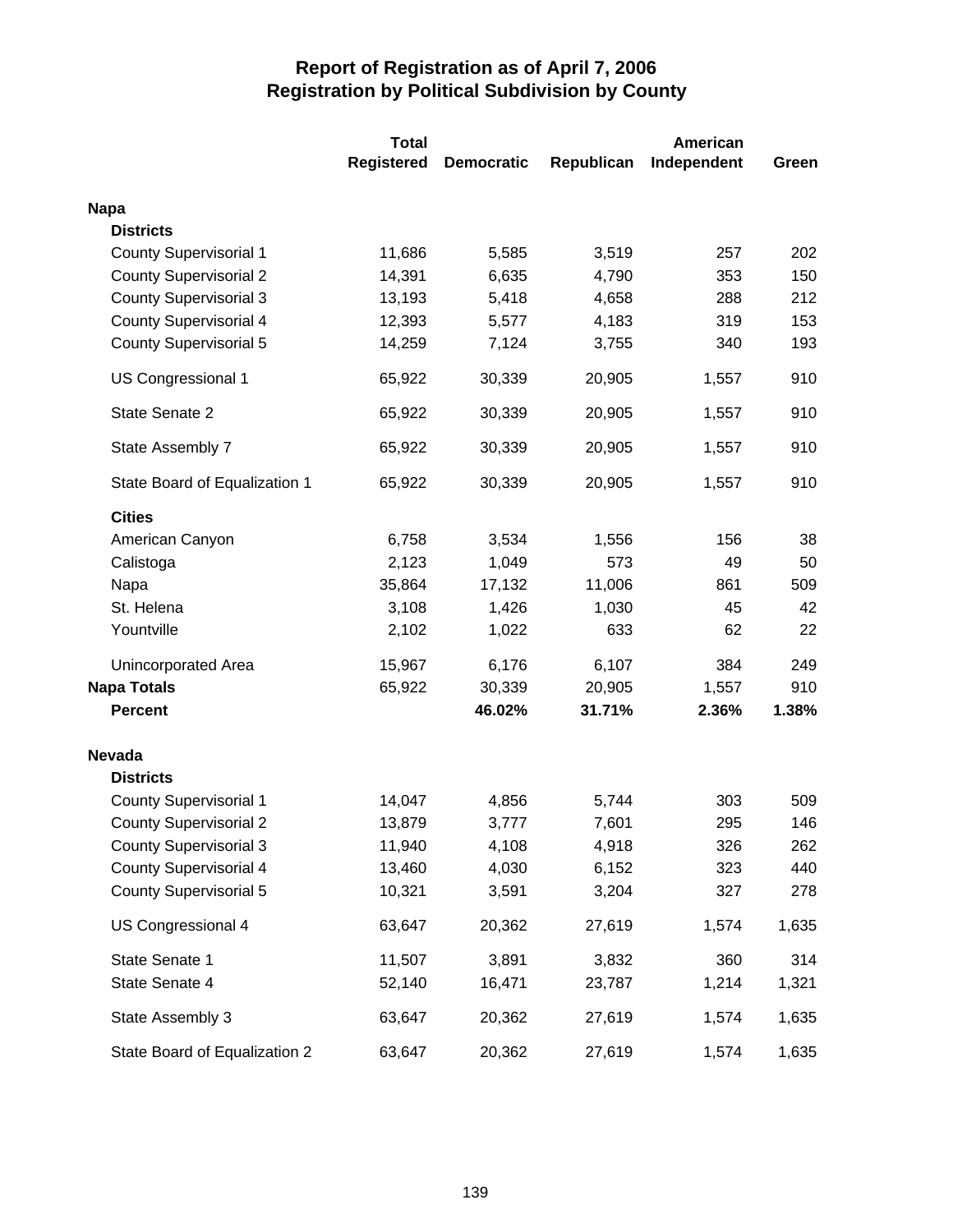# Report of Registration as of April 7, 2006
## Registration by Political Subdivision by County

| | Total Registered | Democratic | Republican | American Independent | Green |
|---|---|---|---|---|---|
| **Napa** | | | | | |
| **Districts** | | | | | |
| County Supervisorial 1 | 11,686 | 5,585 | 3,519 | 257 | 202 |
| County Supervisorial 2 | 14,391 | 6,635 | 4,790 | 353 | 150 |
| County Supervisorial 3 | 13,193 | 5,418 | 4,658 | 288 | 212 |
| County Supervisorial 4 | 12,393 | 5,577 | 4,183 | 319 | 153 |
| County Supervisorial 5 | 14,259 | 7,124 | 3,755 | 340 | 193 |
| US Congressional 1 | 65,922 | 30,339 | 20,905 | 1,557 | 910 |
| State Senate 2 | 65,922 | 30,339 | 20,905 | 1,557 | 910 |
| State Assembly 7 | 65,922 | 30,339 | 20,905 | 1,557 | 910 |
| State Board of Equalization 1 | 65,922 | 30,339 | 20,905 | 1,557 | 910 |
| **Cities** | | | | | |
| American Canyon | 6,758 | 3,534 | 1,556 | 156 | 38 |
| Calistoga | 2,123 | 1,049 | 573 | 49 | 50 |
| Napa | 35,864 | 17,132 | 11,006 | 861 | 509 |
| St. Helena | 3,108 | 1,426 | 1,030 | 45 | 42 |
| Yountville | 2,102 | 1,022 | 633 | 62 | 22 |
| Unincorporated Area | 15,967 | 6,176 | 6,107 | 384 | 249 |
| **Napa Totals** | 65,922 | 30,339 | 20,905 | 1,557 | 910 |
| **Percent** | | **46.02%** | **31.71%** | **2.36%** | **1.38%** |
| **Nevada** | | | | | |
| **Districts** | | | | | |
| County Supervisorial 1 | 14,047 | 4,856 | 5,744 | 303 | 509 |
| County Supervisorial 2 | 13,879 | 3,777 | 7,601 | 295 | 146 |
| County Supervisorial 3 | 11,940 | 4,108 | 4,918 | 326 | 262 |
| County Supervisorial 4 | 13,460 | 4,030 | 6,152 | 323 | 440 |
| County Supervisorial 5 | 10,321 | 3,591 | 3,204 | 327 | 278 |
| US Congressional 4 | 63,647 | 20,362 | 27,619 | 1,574 | 1,635 |
| State Senate 1 | 11,507 | 3,891 | 3,832 | 360 | 314 |
| State Senate 4 | 52,140 | 16,471 | 23,787 | 1,214 | 1,321 |
| State Assembly 3 | 63,647 | 20,362 | 27,619 | 1,574 | 1,635 |
| State Board of Equalization 2 | 63,647 | 20,362 | 27,619 | 1,574 | 1,635 |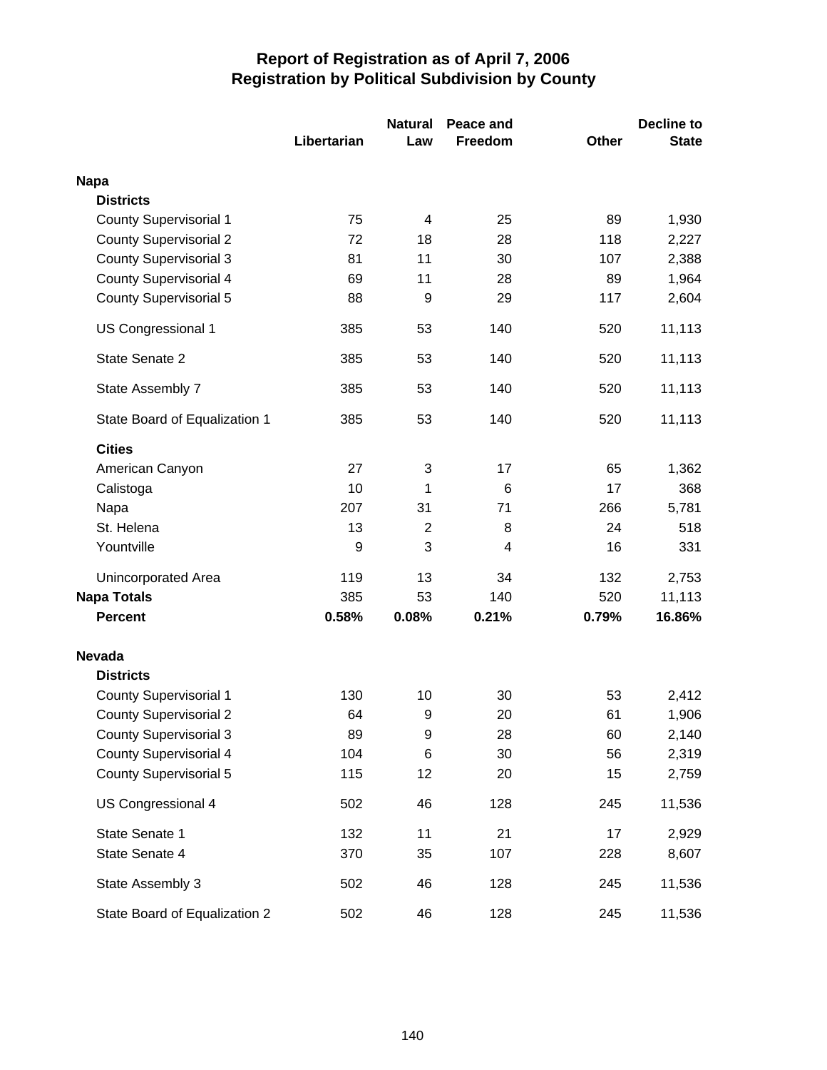# Report of Registration as of April 7, 2006
## Registration by Political Subdivision by County

| | Libertarian | Natural Law | Peace and Freedom | Other | Decline to State |
|---|---|---|---|---|---|
| **Napa** | | | | | |
| **Districts** | | | | | |
| County Supervisorial 1 | 75 | 4 | 25 | 89 | 1,930 |
| County Supervisorial 2 | 72 | 18 | 28 | 118 | 2,227 |
| County Supervisorial 3 | 81 | 11 | 30 | 107 | 2,388 |
| County Supervisorial 4 | 69 | 11 | 28 | 89 | 1,964 |
| County Supervisorial 5 | 88 | 9 | 29 | 117 | 2,604 |
| US Congressional 1 | 385 | 53 | 140 | 520 | 11,113 |
| State Senate 2 | 385 | 53 | 140 | 520 | 11,113 |
| State Assembly 7 | 385 | 53 | 140 | 520 | 11,113 |
| State Board of Equalization 1 | 385 | 53 | 140 | 520 | 11,113 |
| **Cities** | | | | | |
| American Canyon | 27 | 3 | 17 | 65 | 1,362 |
| Calistoga | 10 | 1 | 6 | 17 | 368 |
| Napa | 207 | 31 | 71 | 266 | 5,781 |
| St. Helena | 13 | 2 | 8 | 24 | 518 |
| Yountville | 9 | 3 | 4 | 16 | 331 |
| Unincorporated Area | 119 | 13 | 34 | 132 | 2,753 |
| **Napa Totals** | 385 | 53 | 140 | 520 | 11,113 |
| **Percent** | **0.58%** | **0.08%** | **0.21%** | **0.79%** | **16.86%** |
| **Nevada** | | | | | |
| **Districts** | | | | | |
| County Supervisorial 1 | 130 | 10 | 30 | 53 | 2,412 |
| County Supervisorial 2 | 64 | 9 | 20 | 61 | 1,906 |
| County Supervisorial 3 | 89 | 9 | 28 | 60 | 2,140 |
| County Supervisorial 4 | 104 | 6 | 30 | 56 | 2,319 |
| County Supervisorial 5 | 115 | 12 | 20 | 15 | 2,759 |
| US Congressional 4 | 502 | 46 | 128 | 245 | 11,536 |
| State Senate 1 | 132 | 11 | 21 | 17 | 2,929 |
| State Senate 4 | 370 | 35 | 107 | 228 | 8,607 |
| State Assembly 3 | 502 | 46 | 128 | 245 | 11,536 |
| State Board of Equalization 2 | 502 | 46 | 128 | 245 | 11,536 |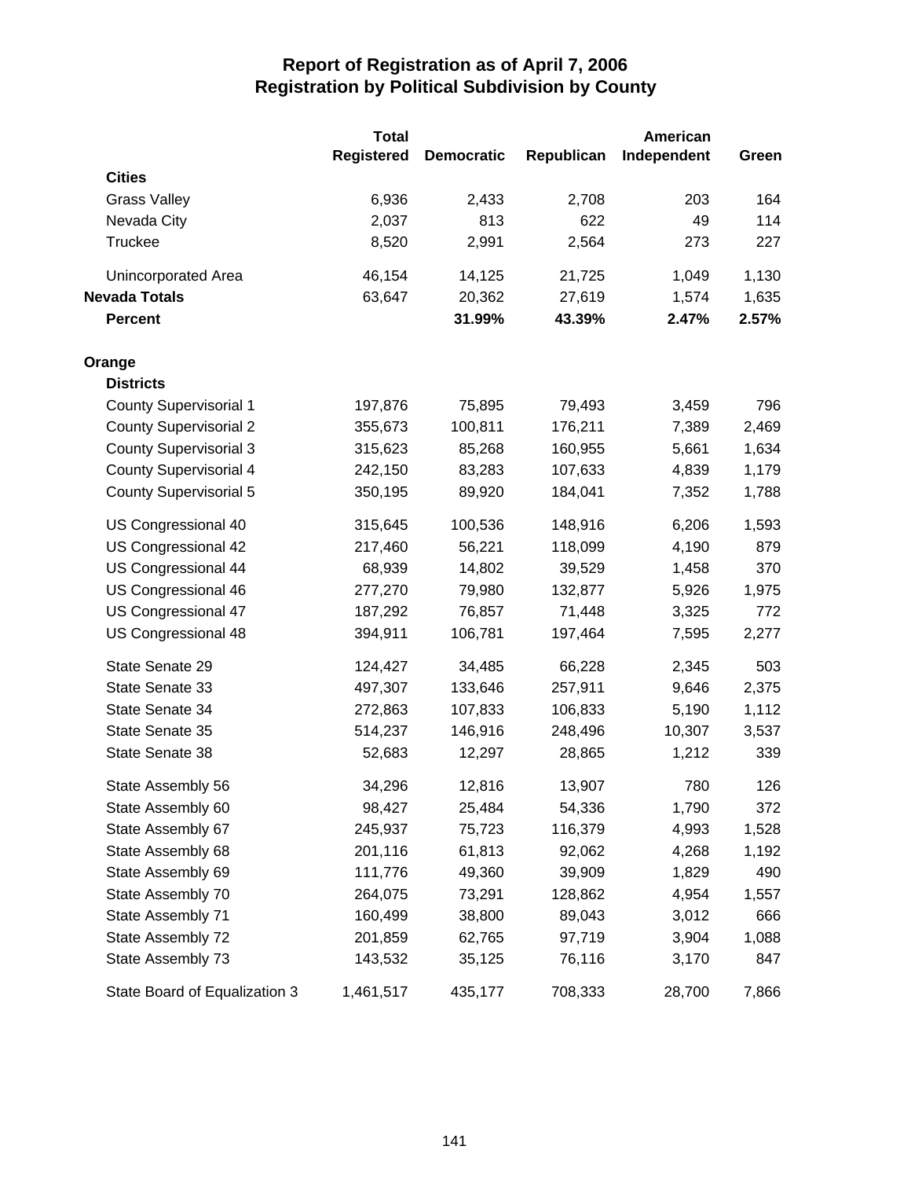# Report of Registration as of April 7, 2006
## Registration by Political Subdivision by County

| | Total Registered | Democratic | Republican | American Independent | Green |
|---|---|---|---|---|---|
| **Cities** | | | | | |
| Grass Valley | 6,936 | 2,433 | 2,708 | 203 | 164 |
| Nevada City | 2,037 | 813 | 622 | 49 | 114 |
| Truckee | 8,520 | 2,991 | 2,564 | 273 | 227 |
| Unincorporated Area | 46,154 | 14,125 | 21,725 | 1,049 | 1,130 |
| **Nevada Totals** | 63,647 | 20,362 | 27,619 | 1,574 | 1,635 |
| **Percent** | | **31.99%** | **43.39%** | **2.47%** | **2.57%** |
| **Orange** | | | | | |
| **Districts** | | | | | |
| County Supervisorial 1 | 197,876 | 75,895 | 79,493 | 3,459 | 796 |
| County Supervisorial 2 | 355,673 | 100,811 | 176,211 | 7,389 | 2,469 |
| County Supervisorial 3 | 315,623 | 85,268 | 160,955 | 5,661 | 1,634 |
| County Supervisorial 4 | 242,150 | 83,283 | 107,633 | 4,839 | 1,179 |
| County Supervisorial 5 | 350,195 | 89,920 | 184,041 | 7,352 | 1,788 |
| US Congressional 40 | 315,645 | 100,536 | 148,916 | 6,206 | 1,593 |
| US Congressional 42 | 217,460 | 56,221 | 118,099 | 4,190 | 879 |
| US Congressional 44 | 68,939 | 14,802 | 39,529 | 1,458 | 370 |
| US Congressional 46 | 277,270 | 79,980 | 132,877 | 5,926 | 1,975 |
| US Congressional 47 | 187,292 | 76,857 | 71,448 | 3,325 | 772 |
| US Congressional 48 | 394,911 | 106,781 | 197,464 | 7,595 | 2,277 |
| State Senate 29 | 124,427 | 34,485 | 66,228 | 2,345 | 503 |
| State Senate 33 | 497,307 | 133,646 | 257,911 | 9,646 | 2,375 |
| State Senate 34 | 272,863 | 107,833 | 106,833 | 5,190 | 1,112 |
| State Senate 35 | 514,237 | 146,916 | 248,496 | 10,307 | 3,537 |
| State Senate 38 | 52,683 | 12,297 | 28,865 | 1,212 | 339 |
| State Assembly 56 | 34,296 | 12,816 | 13,907 | 780 | 126 |
| State Assembly 60 | 98,427 | 25,484 | 54,336 | 1,790 | 372 |
| State Assembly 67 | 245,937 | 75,723 | 116,379 | 4,993 | 1,528 |
| State Assembly 68 | 201,116 | 61,813 | 92,062 | 4,268 | 1,192 |
| State Assembly 69 | 111,776 | 49,360 | 39,909 | 1,829 | 490 |
| State Assembly 70 | 264,075 | 73,291 | 128,862 | 4,954 | 1,557 |
| State Assembly 71 | 160,499 | 38,800 | 89,043 | 3,012 | 666 |
| State Assembly 72 | 201,859 | 62,765 | 97,719 | 3,904 | 1,088 |
| State Assembly 73 | 143,532 | 35,125 | 76,116 | 3,170 | 847 |
| State Board of Equalization 3 | 1,461,517 | 435,177 | 708,333 | 28,700 | 7,866 |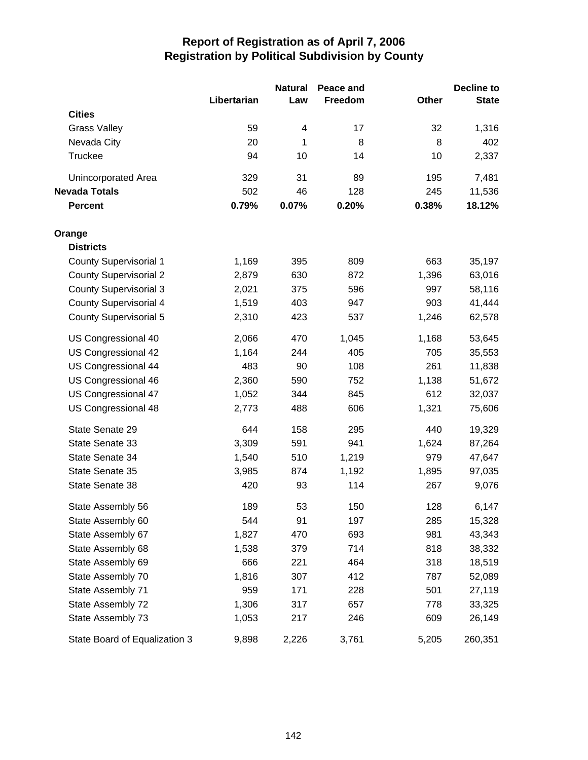# Report of Registration as of April 7, 2006
## Registration by Political Subdivision by County

| | Libertarian | Natural Law | Peace and Freedom | Other | Decline to State |
|---|---|---|---|---|---|
| **Cities** | | | | | |
| Grass Valley | 59 | 4 | 17 | 32 | 1,316 |
| Nevada City | 20 | 1 | 8 | 8 | 402 |
| Truckee | 94 | 10 | 14 | 10 | 2,337 |
| Unincorporated Area | 329 | 31 | 89 | 195 | 7,481 |
| **Nevada Totals** | 502 | 46 | 128 | 245 | 11,536 |
| **Percent** | **0.79%** | **0.07%** | **0.20%** | **0.38%** | **18.12%** |
| **Orange** | | | | | |
| **Districts** | | | | | |
| County Supervisorial 1 | 1,169 | 395 | 809 | 663 | 35,197 |
| County Supervisorial 2 | 2,879 | 630 | 872 | 1,396 | 63,016 |
| County Supervisorial 3 | 2,021 | 375 | 596 | 997 | 58,116 |
| County Supervisorial 4 | 1,519 | 403 | 947 | 903 | 41,444 |
| County Supervisorial 5 | 2,310 | 423 | 537 | 1,246 | 62,578 |
| US Congressional 40 | 2,066 | 470 | 1,045 | 1,168 | 53,645 |
| US Congressional 42 | 1,164 | 244 | 405 | 705 | 35,553 |
| US Congressional 44 | 483 | 90 | 108 | 261 | 11,838 |
| US Congressional 46 | 2,360 | 590 | 752 | 1,138 | 51,672 |
| US Congressional 47 | 1,052 | 344 | 845 | 612 | 32,037 |
| US Congressional 48 | 2,773 | 488 | 606 | 1,321 | 75,606 |
| State Senate 29 | 644 | 158 | 295 | 440 | 19,329 |
| State Senate 33 | 3,309 | 591 | 941 | 1,624 | 87,264 |
| State Senate 34 | 1,540 | 510 | 1,219 | 979 | 47,647 |
| State Senate 35 | 3,985 | 874 | 1,192 | 1,895 | 97,035 |
| State Senate 38 | 420 | 93 | 114 | 267 | 9,076 |
| State Assembly 56 | 189 | 53 | 150 | 128 | 6,147 |
| State Assembly 60 | 544 | 91 | 197 | 285 | 15,328 |
| State Assembly 67 | 1,827 | 470 | 693 | 981 | 43,343 |
| State Assembly 68 | 1,538 | 379 | 714 | 818 | 38,332 |
| State Assembly 69 | 666 | 221 | 464 | 318 | 18,519 |
| State Assembly 70 | 1,816 | 307 | 412 | 787 | 52,089 |
| State Assembly 71 | 959 | 171 | 228 | 501 | 27,119 |
| State Assembly 72 | 1,306 | 317 | 657 | 778 | 33,325 |
| State Assembly 73 | 1,053 | 217 | 246 | 609 | 26,149 |
| State Board of Equalization 3 | 9,898 | 2,226 | 3,761 | 5,205 | 260,351 |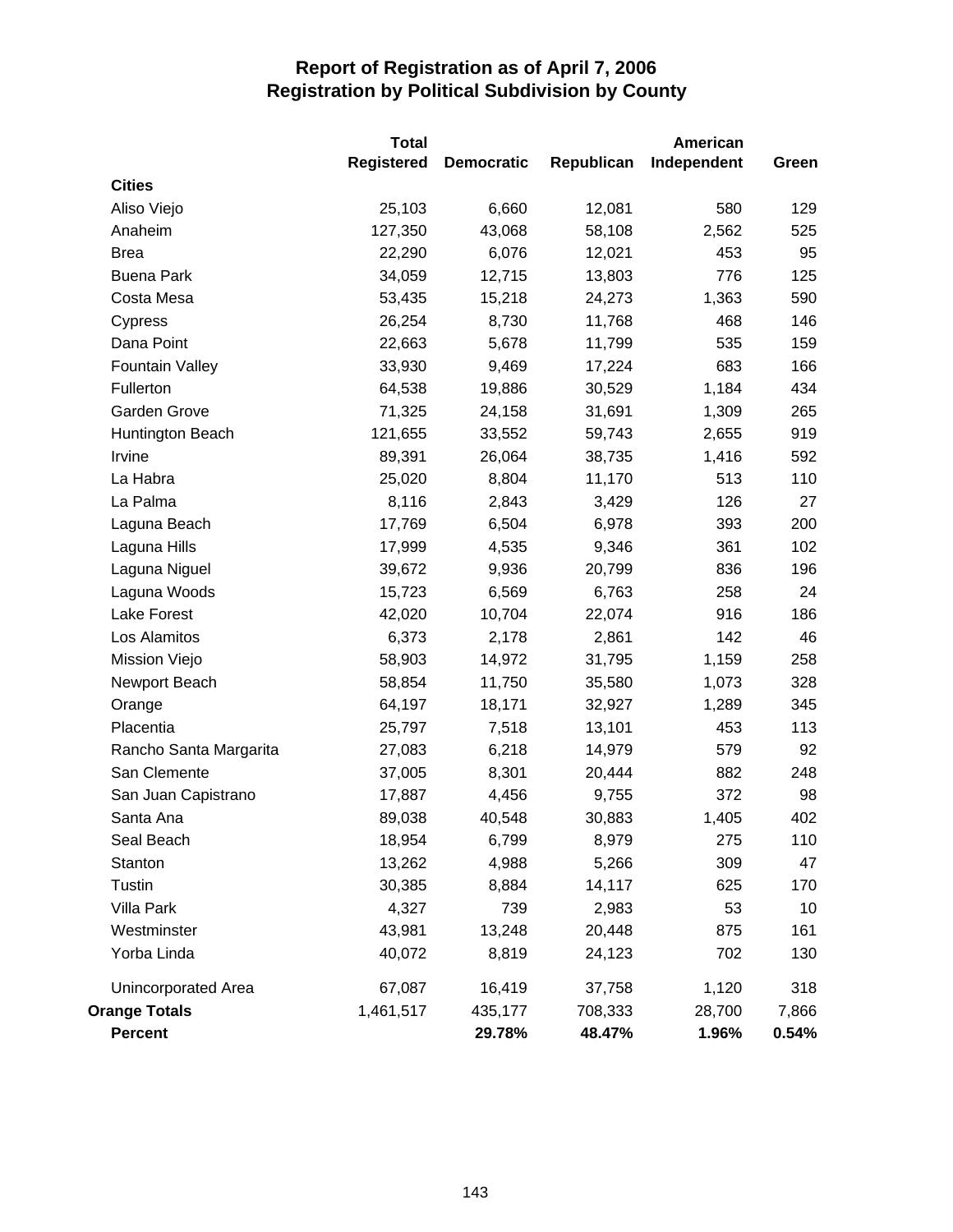# Report of Registration as of April 7, 2006
## Registration by Political Subdivision by County

| | Total Registered | Democratic | Republican | American Independent | Green |
|---|---|---|---|---|---|
| **Cities** | | | | | |
| Aliso Viejo | 25,103 | 6,660 | 12,081 | 580 | 129 |
| Anaheim | 127,350 | 43,068 | 58,108 | 2,562 | 525 |
| Brea | 22,290 | 6,076 | 12,021 | 453 | 95 |
| Buena Park | 34,059 | 12,715 | 13,803 | 776 | 125 |
| Costa Mesa | 53,435 | 15,218 | 24,273 | 1,363 | 590 |
| Cypress | 26,254 | 8,730 | 11,768 | 468 | 146 |
| Dana Point | 22,663 | 5,678 | 11,799 | 535 | 159 |
| Fountain Valley | 33,930 | 9,469 | 17,224 | 683 | 166 |
| Fullerton | 64,538 | 19,886 | 30,529 | 1,184 | 434 |
| Garden Grove | 71,325 | 24,158 | 31,691 | 1,309 | 265 |
| Huntington Beach | 121,655 | 33,552 | 59,743 | 2,655 | 919 |
| Irvine | 89,391 | 26,064 | 38,735 | 1,416 | 592 |
| La Habra | 25,020 | 8,804 | 11,170 | 513 | 110 |
| La Palma | 8,116 | 2,843 | 3,429 | 126 | 27 |
| Laguna Beach | 17,769 | 6,504 | 6,978 | 393 | 200 |
| Laguna Hills | 17,999 | 4,535 | 9,346 | 361 | 102 |
| Laguna Niguel | 39,672 | 9,936 | 20,799 | 836 | 196 |
| Laguna Woods | 15,723 | 6,569 | 6,763 | 258 | 24 |
| Lake Forest | 42,020 | 10,704 | 22,074 | 916 | 186 |
| Los Alamitos | 6,373 | 2,178 | 2,861 | 142 | 46 |
| Mission Viejo | 58,903 | 14,972 | 31,795 | 1,159 | 258 |
| Newport Beach | 58,854 | 11,750 | 35,580 | 1,073 | 328 |
| Orange | 64,197 | 18,171 | 32,927 | 1,289 | 345 |
| Placentia | 25,797 | 7,518 | 13,101 | 453 | 113 |
| Rancho Santa Margarita | 27,083 | 6,218 | 14,979 | 579 | 92 |
| San Clemente | 37,005 | 8,301 | 20,444 | 882 | 248 |
| San Juan Capistrano | 17,887 | 4,456 | 9,755 | 372 | 98 |
| Santa Ana | 89,038 | 40,548 | 30,883 | 1,405 | 402 |
| Seal Beach | 18,954 | 6,799 | 8,979 | 275 | 110 |
| Stanton | 13,262 | 4,988 | 5,266 | 309 | 47 |
| Tustin | 30,385 | 8,884 | 14,117 | 625 | 170 |
| Villa Park | 4,327 | 739 | 2,983 | 53 | 10 |
| Westminster | 43,981 | 13,248 | 20,448 | 875 | 161 |
| Yorba Linda | 40,072 | 8,819 | 24,123 | 702 | 130 |
| Unincorporated Area | 67,087 | 16,419 | 37,758 | 1,120 | 318 |
| **Orange Totals** | 1,461,517 | 435,177 | 708,333 | 28,700 | 7,866 |
| **Percent** | | **29.78%** | **48.47%** | **1.96%** | **0.54%** |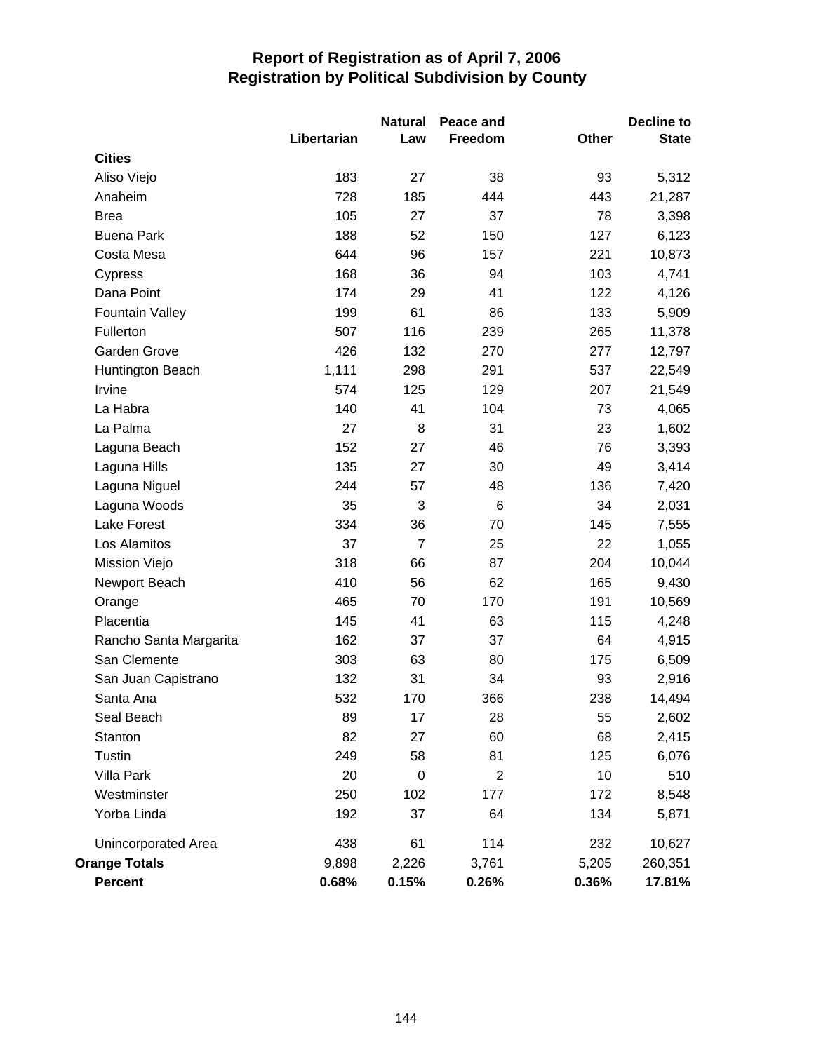# Report of Registration as of April 7, 2006
## Registration by Political Subdivision by County

| | Libertarian | Natural Law | Peace and Freedom | Other | Decline to State |
|---|---|---|---|---|---|
| **Cities** | | | | | |
| Aliso Viejo | 183 | 27 | 38 | 93 | 5,312 |
| Anaheim | 728 | 185 | 444 | 443 | 21,287 |
| Brea | 105 | 27 | 37 | 78 | 3,398 |
| Buena Park | 188 | 52 | 150 | 127 | 6,123 |
| Costa Mesa | 644 | 96 | 157 | 221 | 10,873 |
| Cypress | 168 | 36 | 94 | 103 | 4,741 |
| Dana Point | 174 | 29 | 41 | 122 | 4,126 |
| Fountain Valley | 199 | 61 | 86 | 133 | 5,909 |
| Fullerton | 507 | 116 | 239 | 265 | 11,378 |
| Garden Grove | 426 | 132 | 270 | 277 | 12,797 |
| Huntington Beach | 1,111 | 298 | 291 | 537 | 22,549 |
| Irvine | 574 | 125 | 129 | 207 | 21,549 |
| La Habra | 140 | 41 | 104 | 73 | 4,065 |
| La Palma | 27 | 8 | 31 | 23 | 1,602 |
| Laguna Beach | 152 | 27 | 46 | 76 | 3,393 |
| Laguna Hills | 135 | 27 | 30 | 49 | 3,414 |
| Laguna Niguel | 244 | 57 | 48 | 136 | 7,420 |
| Laguna Woods | 35 | 3 | 6 | 34 | 2,031 |
| Lake Forest | 334 | 36 | 70 | 145 | 7,555 |
| Los Alamitos | 37 | 7 | 25 | 22 | 1,055 |
| Mission Viejo | 318 | 66 | 87 | 204 | 10,044 |
| Newport Beach | 410 | 56 | 62 | 165 | 9,430 |
| Orange | 465 | 70 | 170 | 191 | 10,569 |
| Placentia | 145 | 41 | 63 | 115 | 4,248 |
| Rancho Santa Margarita | 162 | 37 | 37 | 64 | 4,915 |
| San Clemente | 303 | 63 | 80 | 175 | 6,509 |
| San Juan Capistrano | 132 | 31 | 34 | 93 | 2,916 |
| Santa Ana | 532 | 170 | 366 | 238 | 14,494 |
| Seal Beach | 89 | 17 | 28 | 55 | 2,602 |
| Stanton | 82 | 27 | 60 | 68 | 2,415 |
| Tustin | 249 | 58 | 81 | 125 | 6,076 |
| Villa Park | 20 | 0 | 2 | 10 | 510 |
| Westminster | 250 | 102 | 177 | 172 | 8,548 |
| Yorba Linda | 192 | 37 | 64 | 134 | 5,871 |
| Unincorporated Area | 438 | 61 | 114 | 232 | 10,627 |
| **Orange Totals** | 9,898 | 2,226 | 3,761 | 5,205 | 260,351 |
| **Percent** | **0.68%** | **0.15%** | **0.26%** | **0.36%** | **17.81%** |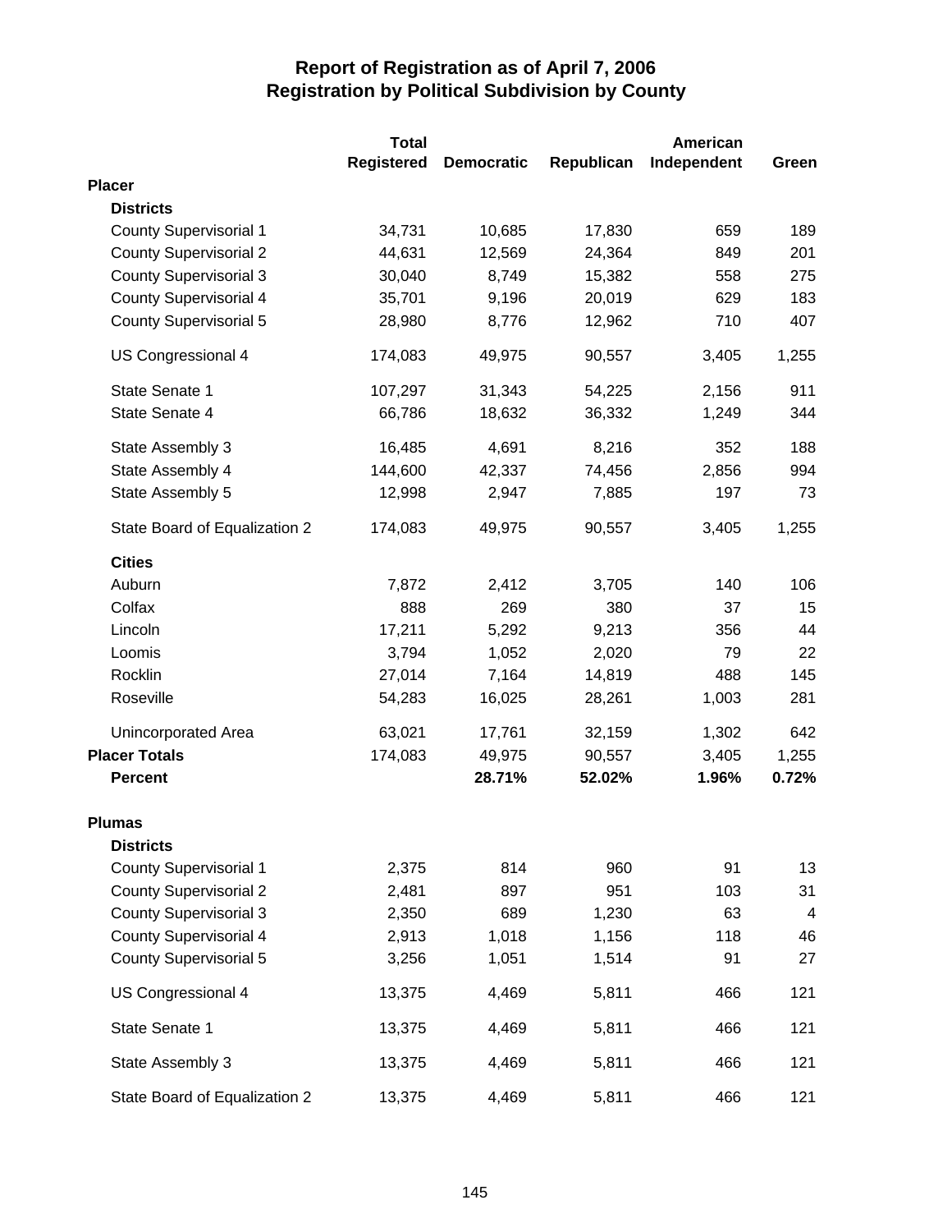# Report of Registration as of April 7, 2006
# Registration by Political Subdivision by County

| | Total Registered | Democratic | Republican | American Independent | Green |
|---|---|---|---|---|---|
| **Placer** | | | | | |
| **Districts** | | | | | |
| County Supervisorial 1 | 34,731 | 10,685 | 17,830 | 659 | 189 |
| County Supervisorial 2 | 44,631 | 12,569 | 24,364 | 849 | 201 |
| County Supervisorial 3 | 30,040 | 8,749 | 15,382 | 558 | 275 |
| County Supervisorial 4 | 35,701 | 9,196 | 20,019 | 629 | 183 |
| County Supervisorial 5 | 28,980 | 8,776 | 12,962 | 710 | 407 |
| US Congressional 4 | 174,083 | 49,975 | 90,557 | 3,405 | 1,255 |
| State Senate 1 | 107,297 | 31,343 | 54,225 | 2,156 | 911 |
| State Senate 4 | 66,786 | 18,632 | 36,332 | 1,249 | 344 |
| State Assembly 3 | 16,485 | 4,691 | 8,216 | 352 | 188 |
| State Assembly 4 | 144,600 | 42,337 | 74,456 | 2,856 | 994 |
| State Assembly 5 | 12,998 | 2,947 | 7,885 | 197 | 73 |
| State Board of Equalization 2 | 174,083 | 49,975 | 90,557 | 3,405 | 1,255 |
| **Cities** | | | | | |
| Auburn | 7,872 | 2,412 | 3,705 | 140 | 106 |
| Colfax | 888 | 269 | 380 | 37 | 15 |
| Lincoln | 17,211 | 5,292 | 9,213 | 356 | 44 |
| Loomis | 3,794 | 1,052 | 2,020 | 79 | 22 |
| Rocklin | 27,014 | 7,164 | 14,819 | 488 | 145 |
| Roseville | 54,283 | 16,025 | 28,261 | 1,003 | 281 |
| Unincorporated Area | 63,021 | 17,761 | 32,159 | 1,302 | 642 |
| **Placer Totals** | 174,083 | 49,975 | 90,557 | 3,405 | 1,255 |
| **Percent** | | **28.71%** | **52.02%** | **1.96%** | **0.72%** |
| **Plumas** | | | | | |
| **Districts** | | | | | |
| County Supervisorial 1 | 2,375 | 814 | 960 | 91 | 13 |
| County Supervisorial 2 | 2,481 | 897 | 951 | 103 | 31 |
| County Supervisorial 3 | 2,350 | 689 | 1,230 | 63 | 4 |
| County Supervisorial 4 | 2,913 | 1,018 | 1,156 | 118 | 46 |
| County Supervisorial 5 | 3,256 | 1,051 | 1,514 | 91 | 27 |
| US Congressional 4 | 13,375 | 4,469 | 5,811 | 466 | 121 |
| State Senate 1 | 13,375 | 4,469 | 5,811 | 466 | 121 |
| State Assembly 3 | 13,375 | 4,469 | 5,811 | 466 | 121 |
| State Board of Equalization 2 | 13,375 | 4,469 | 5,811 | 466 | 121 |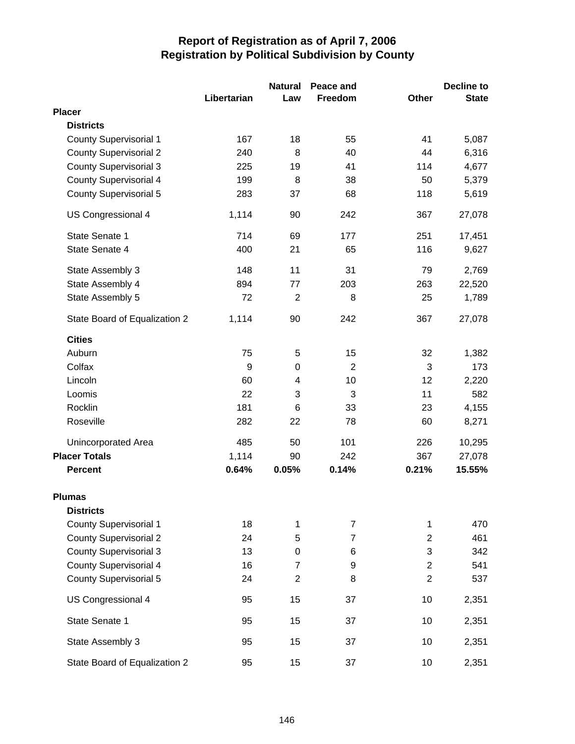# Report of Registration as of April 7, 2006
## Registration by Political Subdivision by County

| | Libertarian | Natural Law | Peace and Freedom | Other | Decline to State |
|---|---|---|---|---|---|
| **Placer** | | | | | |
| **Districts** | | | | | |
| County Supervisorial 1 | 167 | 18 | 55 | 41 | 5,087 |
| County Supervisorial 2 | 240 | 8 | 40 | 44 | 6,316 |
| County Supervisorial 3 | 225 | 19 | 41 | 114 | 4,677 |
| County Supervisorial 4 | 199 | 8 | 38 | 50 | 5,379 |
| County Supervisorial 5 | 283 | 37 | 68 | 118 | 5,619 |
| US Congressional 4 | 1,114 | 90 | 242 | 367 | 27,078 |
| State Senate 1 | 714 | 69 | 177 | 251 | 17,451 |
| State Senate 4 | 400 | 21 | 65 | 116 | 9,627 |
| State Assembly 3 | 148 | 11 | 31 | 79 | 2,769 |
| State Assembly 4 | 894 | 77 | 203 | 263 | 22,520 |
| State Assembly 5 | 72 | 2 | 8 | 25 | 1,789 |
| State Board of Equalization 2 | 1,114 | 90 | 242 | 367 | 27,078 |
| **Cities** | | | | | |
| Auburn | 75 | 5 | 15 | 32 | 1,382 |
| Colfax | 9 | 0 | 2 | 3 | 173 |
| Lincoln | 60 | 4 | 10 | 12 | 2,220 |
| Loomis | 22 | 3 | 3 | 11 | 582 |
| Rocklin | 181 | 6 | 33 | 23 | 4,155 |
| Roseville | 282 | 22 | 78 | 60 | 8,271 |
| Unincorporated Area | 485 | 50 | 101 | 226 | 10,295 |
| **Placer Totals** | 1,114 | 90 | 242 | 367 | 27,078 |
| **Percent** | **0.64%** | **0.05%** | **0.14%** | **0.21%** | **15.55%** |
| **Plumas** | | | | | |
| **Districts** | | | | | |
| County Supervisorial 1 | 18 | 1 | 7 | 1 | 470 |
| County Supervisorial 2 | 24 | 5 | 7 | 2 | 461 |
| County Supervisorial 3 | 13 | 0 | 6 | 3 | 342 |
| County Supervisorial 4 | 16 | 7 | 9 | 2 | 541 |
| County Supervisorial 5 | 24 | 2 | 8 | 2 | 537 |
| US Congressional 4 | 95 | 15 | 37 | 10 | 2,351 |
| State Senate 1 | 95 | 15 | 37 | 10 | 2,351 |
| State Assembly 3 | 95 | 15 | 37 | 10 | 2,351 |
| State Board of Equalization 2 | 95 | 15 | 37 | 10 | 2,351 |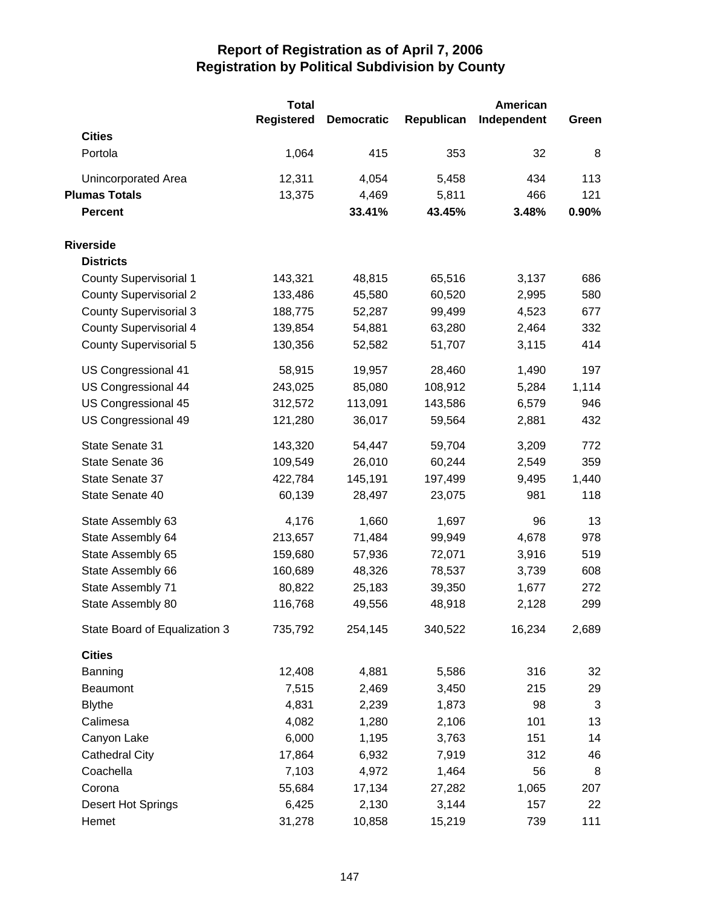# Report of Registration as of April 7, 2006
## Registration by Political Subdivision by County

| | Total Registered | Democratic | Republican | American Independent | Green |
|---|---|---|---|---|---|
| **Cities** | | | | | |
| Portola | 1,064 | 415 | 353 | 32 | 8 |
| Unincorporated Area | 12,311 | 4,054 | 5,458 | 434 | 113 |
| **Plumas Totals** | 13,375 | 4,469 | 5,811 | 466 | 121 |
| **Percent** | | **33.41%** | **43.45%** | **3.48%** | **0.90%** |
| **Riverside** | | | | | |
| **Districts** | | | | | |
| County Supervisorial 1 | 143,321 | 48,815 | 65,516 | 3,137 | 686 |
| County Supervisorial 2 | 133,486 | 45,580 | 60,520 | 2,995 | 580 |
| County Supervisorial 3 | 188,775 | 52,287 | 99,499 | 4,523 | 677 |
| County Supervisorial 4 | 139,854 | 54,881 | 63,280 | 2,464 | 332 |
| County Supervisorial 5 | 130,356 | 52,582 | 51,707 | 3,115 | 414 |
| US Congressional 41 | 58,915 | 19,957 | 28,460 | 1,490 | 197 |
| US Congressional 44 | 243,025 | 85,080 | 108,912 | 5,284 | 1,114 |
| US Congressional 45 | 312,572 | 113,091 | 143,586 | 6,579 | 946 |
| US Congressional 49 | 121,280 | 36,017 | 59,564 | 2,881 | 432 |
| State Senate 31 | 143,320 | 54,447 | 59,704 | 3,209 | 772 |
| State Senate 36 | 109,549 | 26,010 | 60,244 | 2,549 | 359 |
| State Senate 37 | 422,784 | 145,191 | 197,499 | 9,495 | 1,440 |
| State Senate 40 | 60,139 | 28,497 | 23,075 | 981 | 118 |
| State Assembly 63 | 4,176 | 1,660 | 1,697 | 96 | 13 |
| State Assembly 64 | 213,657 | 71,484 | 99,949 | 4,678 | 978 |
| State Assembly 65 | 159,680 | 57,936 | 72,071 | 3,916 | 519 |
| State Assembly 66 | 160,689 | 48,326 | 78,537 | 3,739 | 608 |
| State Assembly 71 | 80,822 | 25,183 | 39,350 | 1,677 | 272 |
| State Assembly 80 | 116,768 | 49,556 | 48,918 | 2,128 | 299 |
| State Board of Equalization 3 | 735,792 | 254,145 | 340,522 | 16,234 | 2,689 |
| **Cities** | | | | | |
| Banning | 12,408 | 4,881 | 5,586 | 316 | 32 |
| Beaumont | 7,515 | 2,469 | 3,450 | 215 | 29 |
| Blythe | 4,831 | 2,239 | 1,873 | 98 | 3 |
| Calimesa | 4,082 | 1,280 | 2,106 | 101 | 13 |
| Canyon Lake | 6,000 | 1,195 | 3,763 | 151 | 14 |
| Cathedral City | 17,864 | 6,932 | 7,919 | 312 | 46 |
| Coachella | 7,103 | 4,972 | 1,464 | 56 | 8 |
| Corona | 55,684 | 17,134 | 27,282 | 1,065 | 207 |
| Desert Hot Springs | 6,425 | 2,130 | 3,144 | 157 | 22 |
| Hemet | 31,278 | 10,858 | 15,219 | 739 | 111 |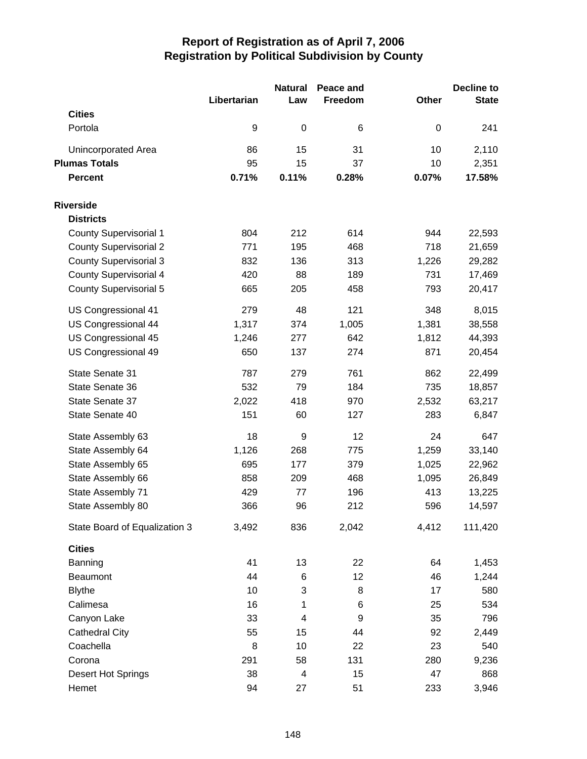# Report of Registration as of April 7, 2006
## Registration by Political Subdivision by County

| | Libertarian | Natural Law | Peace and Freedom | Other | Decline to State |
|---|---|---|---|---|---|
| **Cities** | | | | | |
| Portola | 9 | 0 | 6 | 0 | 241 |
| Unincorporated Area | 86 | 15 | 31 | 10 | 2,110 |
| **Plumas Totals** | 95 | 15 | 37 | 10 | 2,351 |
| **Percent** | **0.71%** | **0.11%** | **0.28%** | **0.07%** | **17.58%** |
| **Riverside** | | | | | |
| **Districts** | | | | | |
| County Supervisorial 1 | 804 | 212 | 614 | 944 | 22,593 |
| County Supervisorial 2 | 771 | 195 | 468 | 718 | 21,659 |
| County Supervisorial 3 | 832 | 136 | 313 | 1,226 | 29,282 |
| County Supervisorial 4 | 420 | 88 | 189 | 731 | 17,469 |
| County Supervisorial 5 | 665 | 205 | 458 | 793 | 20,417 |
| US Congressional 41 | 279 | 48 | 121 | 348 | 8,015 |
| US Congressional 44 | 1,317 | 374 | 1,005 | 1,381 | 38,558 |
| US Congressional 45 | 1,246 | 277 | 642 | 1,812 | 44,393 |
| US Congressional 49 | 650 | 137 | 274 | 871 | 20,454 |
| State Senate 31 | 787 | 279 | 761 | 862 | 22,499 |
| State Senate 36 | 532 | 79 | 184 | 735 | 18,857 |
| State Senate 37 | 2,022 | 418 | 970 | 2,532 | 63,217 |
| State Senate 40 | 151 | 60 | 127 | 283 | 6,847 |
| State Assembly 63 | 18 | 9 | 12 | 24 | 647 |
| State Assembly 64 | 1,126 | 268 | 775 | 1,259 | 33,140 |
| State Assembly 65 | 695 | 177 | 379 | 1,025 | 22,962 |
| State Assembly 66 | 858 | 209 | 468 | 1,095 | 26,849 |
| State Assembly 71 | 429 | 77 | 196 | 413 | 13,225 |
| State Assembly 80 | 366 | 96 | 212 | 596 | 14,597 |
| State Board of Equalization 3 | 3,492 | 836 | 2,042 | 4,412 | 111,420 |
| **Cities** | | | | | |
| Banning | 41 | 13 | 22 | 64 | 1,453 |
| Beaumont | 44 | 6 | 12 | 46 | 1,244 |
| Blythe | 10 | 3 | 8 | 17 | 580 |
| Calimesa | 16 | 1 | 6 | 25 | 534 |
| Canyon Lake | 33 | 4 | 9 | 35 | 796 |
| Cathedral City | 55 | 15 | 44 | 92 | 2,449 |
| Coachella | 8 | 10 | 22 | 23 | 540 |
| Corona | 291 | 58 | 131 | 280 | 9,236 |
| Desert Hot Springs | 38 | 4 | 15 | 47 | 868 |
| Hemet | 94 | 27 | 51 | 233 | 3,946 |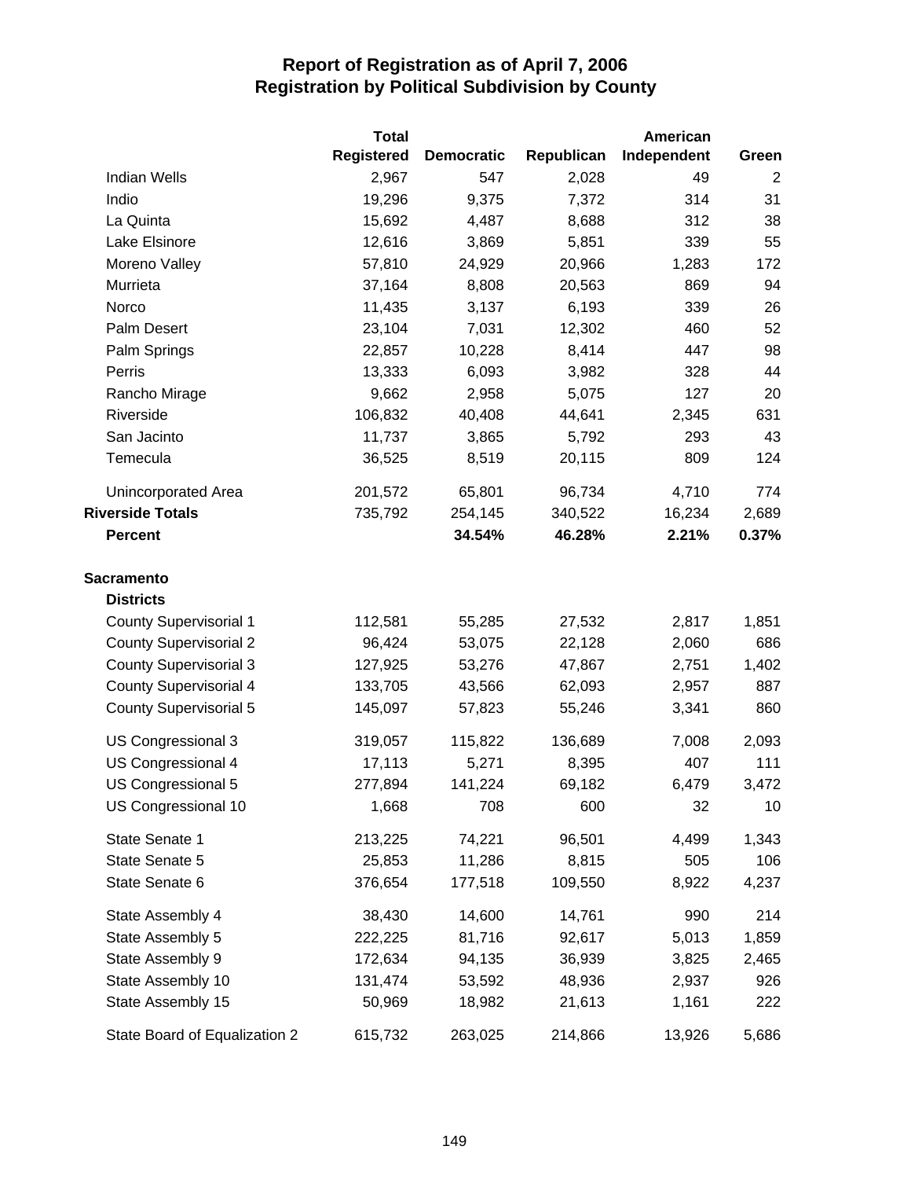# Report of Registration as of April 7, 2006
## Registration by Political Subdivision by County

| | Total Registered | Democratic | Republican | American Independent | Green |
|---|---|---|---|---|---|
| Indian Wells | 2,967 | 547 | 2,028 | 49 | 2 |
| Indio | 19,296 | 9,375 | 7,372 | 314 | 31 |
| La Quinta | 15,692 | 4,487 | 8,688 | 312 | 38 |
| Lake Elsinore | 12,616 | 3,869 | 5,851 | 339 | 55 |
| Moreno Valley | 57,810 | 24,929 | 20,966 | 1,283 | 172 |
| Murrieta | 37,164 | 8,808 | 20,563 | 869 | 94 |
| Norco | 11,435 | 3,137 | 6,193 | 339 | 26 |
| Palm Desert | 23,104 | 7,031 | 12,302 | 460 | 52 |
| Palm Springs | 22,857 | 10,228 | 8,414 | 447 | 98 |
| Perris | 13,333 | 6,093 | 3,982 | 328 | 44 |
| Rancho Mirage | 9,662 | 2,958 | 5,075 | 127 | 20 |
| Riverside | 106,832 | 40,408 | 44,641 | 2,345 | 631 |
| San Jacinto | 11,737 | 3,865 | 5,792 | 293 | 43 |
| Temecula | 36,525 | 8,519 | 20,115 | 809 | 124 |
| Unincorporated Area | 201,572 | 65,801 | 96,734 | 4,710 | 774 |
| **Riverside Totals** | 735,792 | 254,145 | 340,522 | 16,234 | 2,689 |
| **Percent** | | **34.54%** | **46.28%** | **2.21%** | **0.37%** |
| **Sacramento** | | | | | |
| **Districts** | | | | | |
| County Supervisorial 1 | 112,581 | 55,285 | 27,532 | 2,817 | 1,851 |
| County Supervisorial 2 | 96,424 | 53,075 | 22,128 | 2,060 | 686 |
| County Supervisorial 3 | 127,925 | 53,276 | 47,867 | 2,751 | 1,402 |
| County Supervisorial 4 | 133,705 | 43,566 | 62,093 | 2,957 | 887 |
| County Supervisorial 5 | 145,097 | 57,823 | 55,246 | 3,341 | 860 |
| US Congressional 3 | 319,057 | 115,822 | 136,689 | 7,008 | 2,093 |
| US Congressional 4 | 17,113 | 5,271 | 8,395 | 407 | 111 |
| US Congressional 5 | 277,894 | 141,224 | 69,182 | 6,479 | 3,472 |
| US Congressional 10 | 1,668 | 708 | 600 | 32 | 10 |
| State Senate 1 | 213,225 | 74,221 | 96,501 | 4,499 | 1,343 |
| State Senate 5 | 25,853 | 11,286 | 8,815 | 505 | 106 |
| State Senate 6 | 376,654 | 177,518 | 109,550 | 8,922 | 4,237 |
| State Assembly 4 | 38,430 | 14,600 | 14,761 | 990 | 214 |
| State Assembly 5 | 222,225 | 81,716 | 92,617 | 5,013 | 1,859 |
| State Assembly 9 | 172,634 | 94,135 | 36,939 | 3,825 | 2,465 |
| State Assembly 10 | 131,474 | 53,592 | 48,936 | 2,937 | 926 |
| State Assembly 15 | 50,969 | 18,982 | 21,613 | 1,161 | 222 |
| State Board of Equalization 2 | 615,732 | 263,025 | 214,866 | 13,926 | 5,686 |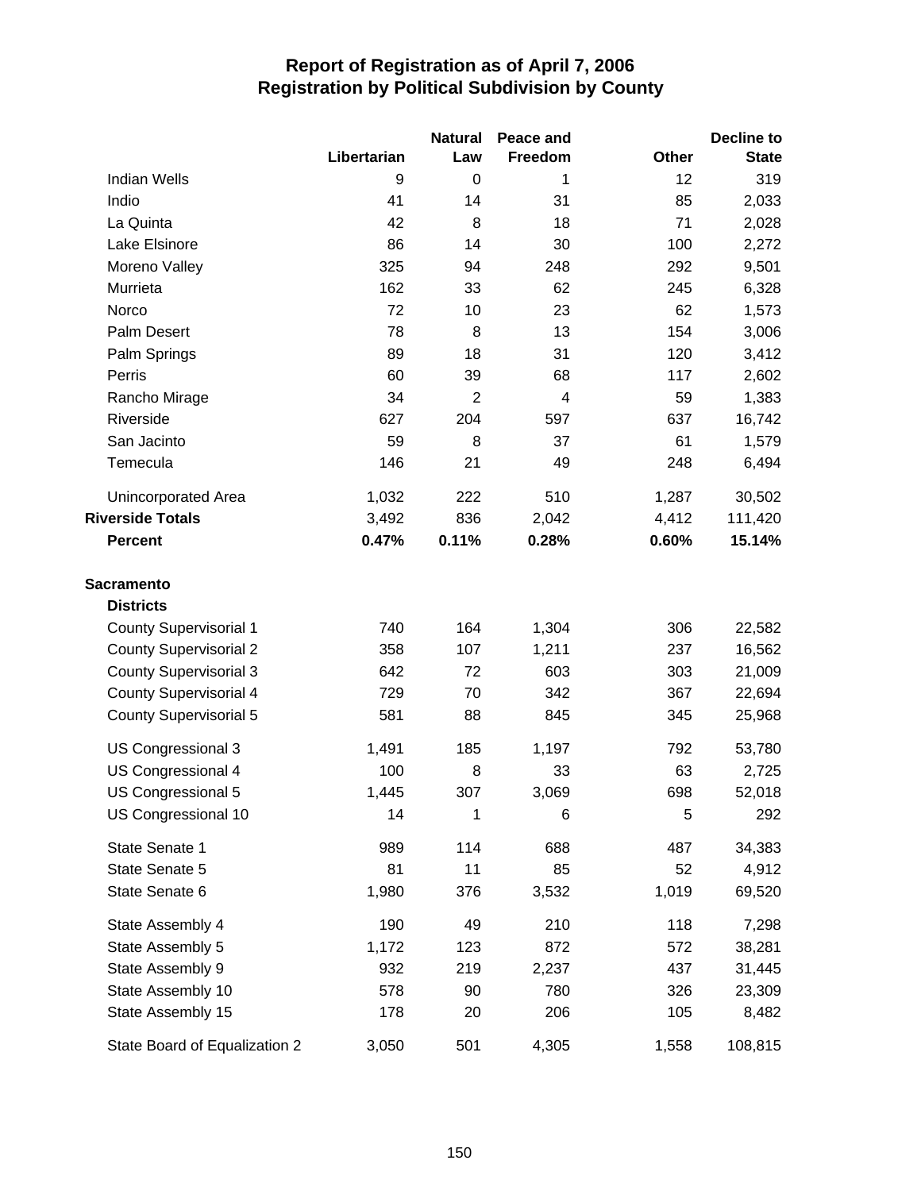# Report of Registration as of April 7, 2006
## Registration by Political Subdivision by County

| | Libertarian | Natural Law | Peace and Freedom | Other | Decline to State |
|---|---|---|---|---|---|
| Indian Wells | 9 | 0 | 1 | 12 | 319 |
| Indio | 41 | 14 | 31 | 85 | 2,033 |
| La Quinta | 42 | 8 | 18 | 71 | 2,028 |
| Lake Elsinore | 86 | 14 | 30 | 100 | 2,272 |
| Moreno Valley | 325 | 94 | 248 | 292 | 9,501 |
| Murrieta | 162 | 33 | 62 | 245 | 6,328 |
| Norco | 72 | 10 | 23 | 62 | 1,573 |
| Palm Desert | 78 | 8 | 13 | 154 | 3,006 |
| Palm Springs | 89 | 18 | 31 | 120 | 3,412 |
| Perris | 60 | 39 | 68 | 117 | 2,602 |
| Rancho Mirage | 34 | 2 | 4 | 59 | 1,383 |
| Riverside | 627 | 204 | 597 | 637 | 16,742 |
| San Jacinto | 59 | 8 | 37 | 61 | 1,579 |
| Temecula | 146 | 21 | 49 | 248 | 6,494 |
| Unincorporated Area | 1,032 | 222 | 510 | 1,287 | 30,502 |
| **Riverside Totals** | 3,492 | 836 | 2,042 | 4,412 | 111,420 |
| **Percent** | **0.47%** | **0.11%** | **0.28%** | **0.60%** | **15.14%** |
| **Sacramento** | | | | | |
| **Districts** | | | | | |
| County Supervisorial 1 | 740 | 164 | 1,304 | 306 | 22,582 |
| County Supervisorial 2 | 358 | 107 | 1,211 | 237 | 16,562 |
| County Supervisorial 3 | 642 | 72 | 603 | 303 | 21,009 |
| County Supervisorial 4 | 729 | 70 | 342 | 367 | 22,694 |
| County Supervisorial 5 | 581 | 88 | 845 | 345 | 25,968 |
| US Congressional 3 | 1,491 | 185 | 1,197 | 792 | 53,780 |
| US Congressional 4 | 100 | 8 | 33 | 63 | 2,725 |
| US Congressional 5 | 1,445 | 307 | 3,069 | 698 | 52,018 |
| US Congressional 10 | 14 | 1 | 6 | 5 | 292 |
| State Senate 1 | 989 | 114 | 688 | 487 | 34,383 |
| State Senate 5 | 81 | 11 | 85 | 52 | 4,912 |
| State Senate 6 | 1,980 | 376 | 3,532 | 1,019 | 69,520 |
| State Assembly 4 | 190 | 49 | 210 | 118 | 7,298 |
| State Assembly 5 | 1,172 | 123 | 872 | 572 | 38,281 |
| State Assembly 9 | 932 | 219 | 2,237 | 437 | 31,445 |
| State Assembly 10 | 578 | 90 | 780 | 326 | 23,309 |
| State Assembly 15 | 178 | 20 | 206 | 105 | 8,482 |
| State Board of Equalization 2 | 3,050 | 501 | 4,305 | 1,558 | 108,815 |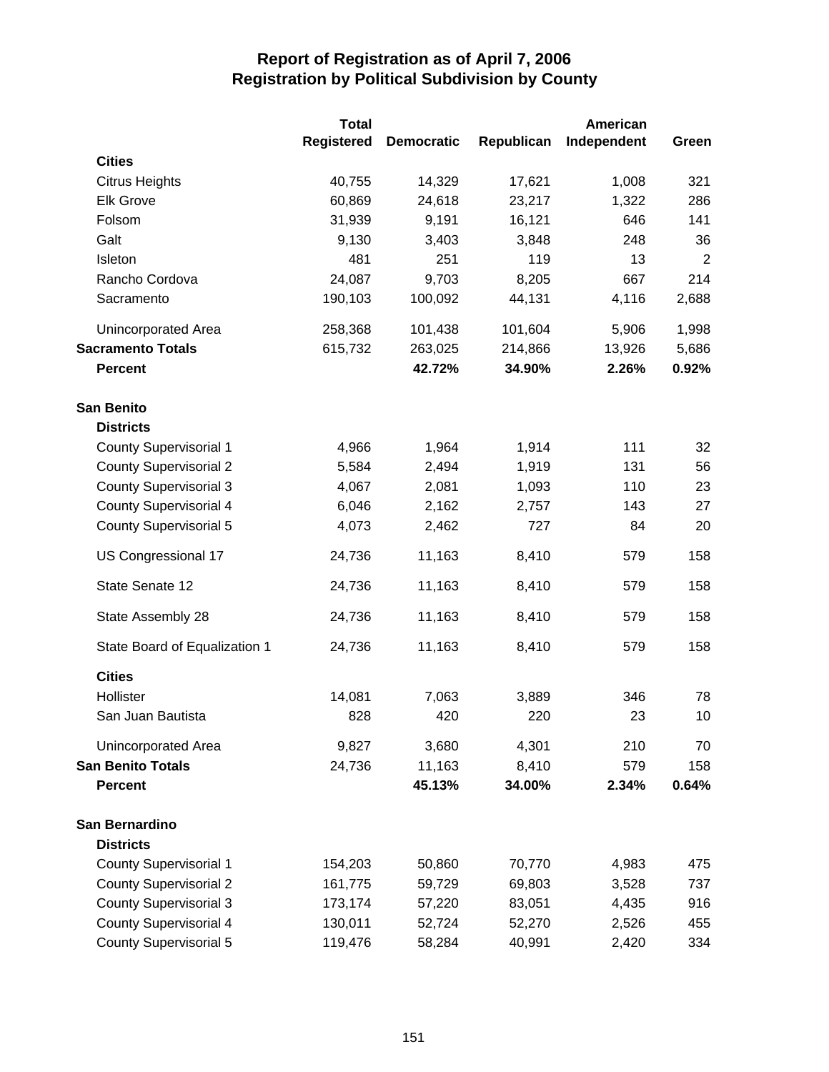# Report of Registration as of April 7, 2006
## Registration by Political Subdivision by County

| | Total Registered | Democratic | Republican | American Independent | Green |
|---|---|---|---|---|---|
| **Cities** | | | | | |
| Citrus Heights | 40,755 | 14,329 | 17,621 | 1,008 | 321 |
| Elk Grove | 60,869 | 24,618 | 23,217 | 1,322 | 286 |
| Folsom | 31,939 | 9,191 | 16,121 | 646 | 141 |
| Galt | 9,130 | 3,403 | 3,848 | 248 | 36 |
| Isleton | 481 | 251 | 119 | 13 | 2 |
| Rancho Cordova | 24,087 | 9,703 | 8,205 | 667 | 214 |
| Sacramento | 190,103 | 100,092 | 44,131 | 4,116 | 2,688 |
| Unincorporated Area | 258,368 | 101,438 | 101,604 | 5,906 | 1,998 |
| **Sacramento Totals** | 615,732 | 263,025 | 214,866 | 13,926 | 5,686 |
| **Percent** | | **42.72%** | **34.90%** | **2.26%** | **0.92%** |
| **San Benito** | | | | | |
| **Districts** | | | | | |
| County Supervisorial 1 | 4,966 | 1,964 | 1,914 | 111 | 32 |
| County Supervisorial 2 | 5,584 | 2,494 | 1,919 | 131 | 56 |
| County Supervisorial 3 | 4,067 | 2,081 | 1,093 | 110 | 23 |
| County Supervisorial 4 | 6,046 | 2,162 | 2,757 | 143 | 27 |
| County Supervisorial 5 | 4,073 | 2,462 | 727 | 84 | 20 |
| US Congressional 17 | 24,736 | 11,163 | 8,410 | 579 | 158 |
| State Senate 12 | 24,736 | 11,163 | 8,410 | 579 | 158 |
| State Assembly 28 | 24,736 | 11,163 | 8,410 | 579 | 158 |
| State Board of Equalization 1 | 24,736 | 11,163 | 8,410 | 579 | 158 |
| **Cities** | | | | | |
| Hollister | 14,081 | 7,063 | 3,889 | 346 | 78 |
| San Juan Bautista | 828 | 420 | 220 | 23 | 10 |
| Unincorporated Area | 9,827 | 3,680 | 4,301 | 210 | 70 |
| **San Benito Totals** | 24,736 | 11,163 | 8,410 | 579 | 158 |
| **Percent** | | **45.13%** | **34.00%** | **2.34%** | **0.64%** |
| **San Bernardino** | | | | | |
| **Districts** | | | | | |
| County Supervisorial 1 | 154,203 | 50,860 | 70,770 | 4,983 | 475 |
| County Supervisorial 2 | 161,775 | 59,729 | 69,803 | 3,528 | 737 |
| County Supervisorial 3 | 173,174 | 57,220 | 83,051 | 4,435 | 916 |
| County Supervisorial 4 | 130,011 | 52,724 | 52,270 | 2,526 | 455 |
| County Supervisorial 5 | 119,476 | 58,284 | 40,991 | 2,420 | 334 |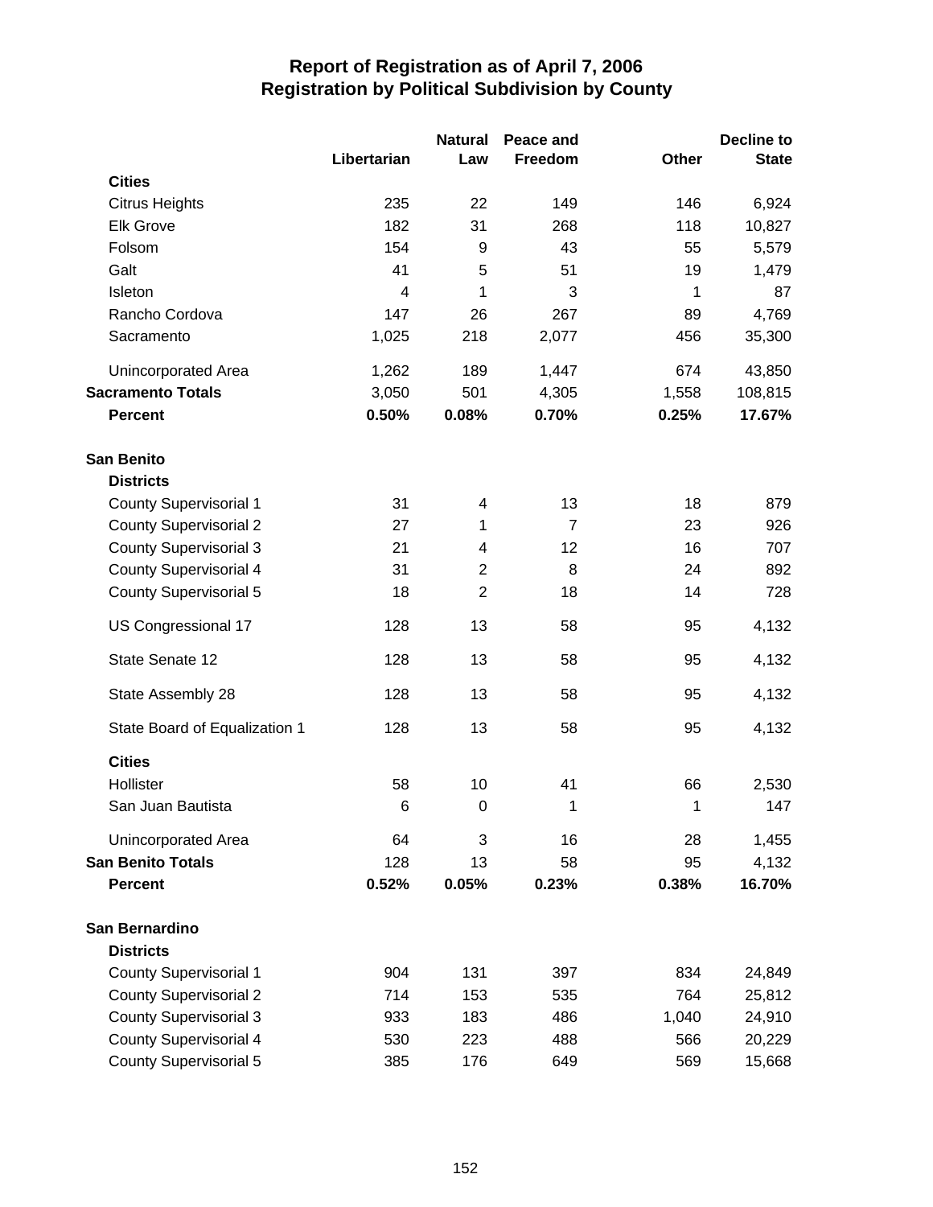# Report of Registration as of April 7, 2006
## Registration by Political Subdivision by County

| | Libertarian | Natural Law | Peace and Freedom | Other | Decline to State |
|---|---|---|---|---|---|
| **Cities** | | | | | |
| Citrus Heights | 235 | 22 | 149 | 146 | 6,924 |
| Elk Grove | 182 | 31 | 268 | 118 | 10,827 |
| Folsom | 154 | 9 | 43 | 55 | 5,579 |
| Galt | 41 | 5 | 51 | 19 | 1,479 |
| Isleton | 4 | 1 | 3 | 1 | 87 |
| Rancho Cordova | 147 | 26 | 267 | 89 | 4,769 |
| Sacramento | 1,025 | 218 | 2,077 | 456 | 35,300 |
| Unincorporated Area | 1,262 | 189 | 1,447 | 674 | 43,850 |
| **Sacramento Totals** | 3,050 | 501 | 4,305 | 1,558 | 108,815 |
| **Percent** | **0.50%** | **0.08%** | **0.70%** | **0.25%** | **17.67%** |
| **San Benito** | | | | | |
| **Districts** | | | | | |
| County Supervisorial 1 | 31 | 4 | 13 | 18 | 879 |
| County Supervisorial 2 | 27 | 1 | 7 | 23 | 926 |
| County Supervisorial 3 | 21 | 4 | 12 | 16 | 707 |
| County Supervisorial 4 | 31 | 2 | 8 | 24 | 892 |
| County Supervisorial 5 | 18 | 2 | 18 | 14 | 728 |
| US Congressional 17 | 128 | 13 | 58 | 95 | 4,132 |
| State Senate 12 | 128 | 13 | 58 | 95 | 4,132 |
| State Assembly 28 | 128 | 13 | 58 | 95 | 4,132 |
| State Board of Equalization 1 | 128 | 13 | 58 | 95 | 4,132 |
| **Cities** | | | | | |
| Hollister | 58 | 10 | 41 | 66 | 2,530 |
| San Juan Bautista | 6 | 0 | 1 | 1 | 147 |
| Unincorporated Area | 64 | 3 | 16 | 28 | 1,455 |
| **San Benito Totals** | 128 | 13 | 58 | 95 | 4,132 |
| **Percent** | **0.52%** | **0.05%** | **0.23%** | **0.38%** | **16.70%** |
| **San Bernardino** | | | | | |
| **Districts** | | | | | |
| County Supervisorial 1 | 904 | 131 | 397 | 834 | 24,849 |
| County Supervisorial 2 | 714 | 153 | 535 | 764 | 25,812 |
| County Supervisorial 3 | 933 | 183 | 486 | 1,040 | 24,910 |
| County Supervisorial 4 | 530 | 223 | 488 | 566 | 20,229 |
| County Supervisorial 5 | 385 | 176 | 649 | 569 | 15,668 |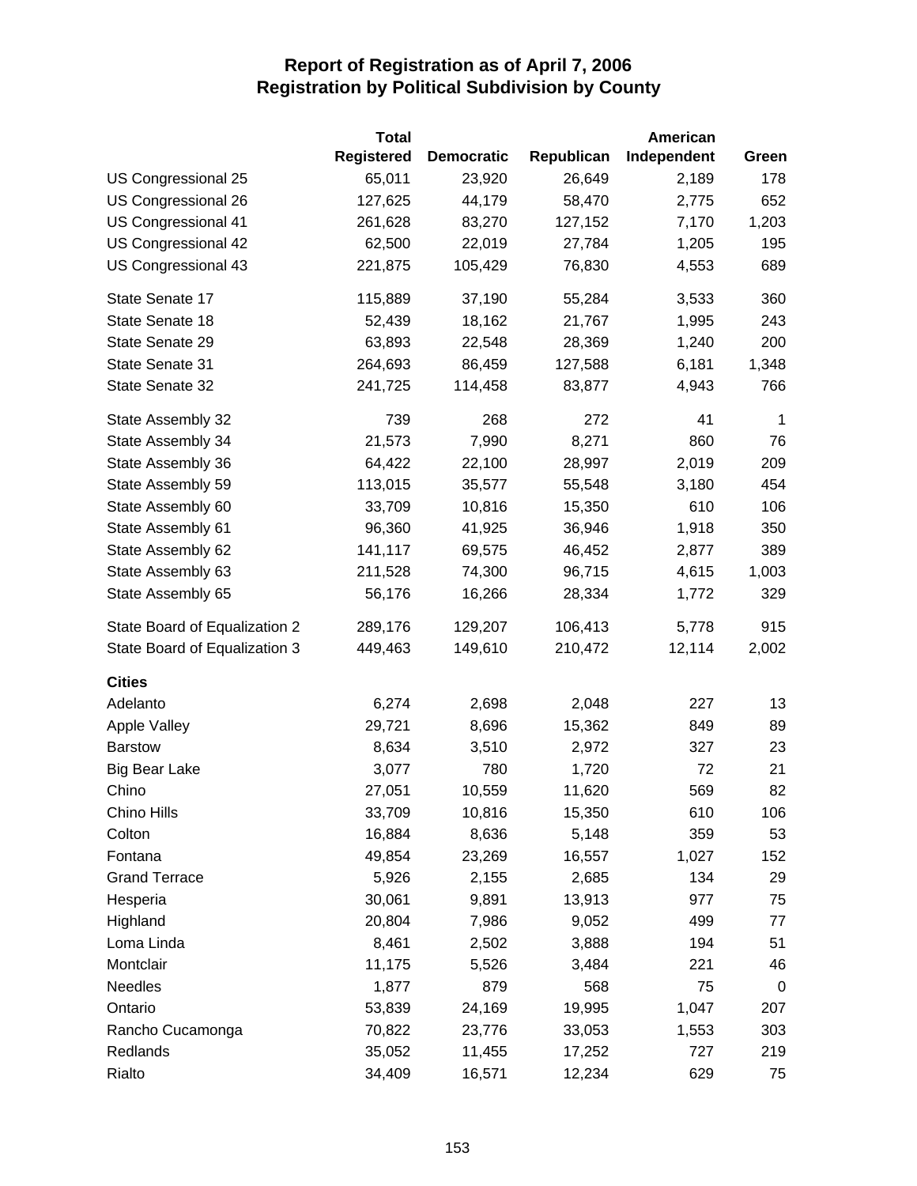# Report of Registration as of April 7, 2006
## Registration by Political Subdivision by County

| | Total Registered | Democratic | Republican | American Independent | Green |
|---|---|---|---|---|---|
| US Congressional 25 | 65,011 | 23,920 | 26,649 | 2,189 | 178 |
| US Congressional 26 | 127,625 | 44,179 | 58,470 | 2,775 | 652 |
| US Congressional 41 | 261,628 | 83,270 | 127,152 | 7,170 | 1,203 |
| US Congressional 42 | 62,500 | 22,019 | 27,784 | 1,205 | 195 |
| US Congressional 43 | 221,875 | 105,429 | 76,830 | 4,553 | 689 |
| State Senate 17 | 115,889 | 37,190 | 55,284 | 3,533 | 360 |
| State Senate 18 | 52,439 | 18,162 | 21,767 | 1,995 | 243 |
| State Senate 29 | 63,893 | 22,548 | 28,369 | 1,240 | 200 |
| State Senate 31 | 264,693 | 86,459 | 127,588 | 6,181 | 1,348 |
| State Senate 32 | 241,725 | 114,458 | 83,877 | 4,943 | 766 |
| State Assembly 32 | 739 | 268 | 272 | 41 | 1 |
| State Assembly 34 | 21,573 | 7,990 | 8,271 | 860 | 76 |
| State Assembly 36 | 64,422 | 22,100 | 28,997 | 2,019 | 209 |
| State Assembly 59 | 113,015 | 35,577 | 55,548 | 3,180 | 454 |
| State Assembly 60 | 33,709 | 10,816 | 15,350 | 610 | 106 |
| State Assembly 61 | 96,360 | 41,925 | 36,946 | 1,918 | 350 |
| State Assembly 62 | 141,117 | 69,575 | 46,452 | 2,877 | 389 |
| State Assembly 63 | 211,528 | 74,300 | 96,715 | 4,615 | 1,003 |
| State Assembly 65 | 56,176 | 16,266 | 28,334 | 1,772 | 329 |
| State Board of Equalization 2 | 289,176 | 129,207 | 106,413 | 5,778 | 915 |
| State Board of Equalization 3 | 449,463 | 149,610 | 210,472 | 12,114 | 2,002 |
| **Cities** | | | | | |
| Adelanto | 6,274 | 2,698 | 2,048 | 227 | 13 |
| Apple Valley | 29,721 | 8,696 | 15,362 | 849 | 89 |
| Barstow | 8,634 | 3,510 | 2,972 | 327 | 23 |
| Big Bear Lake | 3,077 | 780 | 1,720 | 72 | 21 |
| Chino | 27,051 | 10,559 | 11,620 | 569 | 82 |
| Chino Hills | 33,709 | 10,816 | 15,350 | 610 | 106 |
| Colton | 16,884 | 8,636 | 5,148 | 359 | 53 |
| Fontana | 49,854 | 23,269 | 16,557 | 1,027 | 152 |
| Grand Terrace | 5,926 | 2,155 | 2,685 | 134 | 29 |
| Hesperia | 30,061 | 9,891 | 13,913 | 977 | 75 |
| Highland | 20,804 | 7,986 | 9,052 | 499 | 77 |
| Loma Linda | 8,461 | 2,502 | 3,888 | 194 | 51 |
| Montclair | 11,175 | 5,526 | 3,484 | 221 | 46 |
| Needles | 1,877 | 879 | 568 | 75 | 0 |
| Ontario | 53,839 | 24,169 | 19,995 | 1,047 | 207 |
| Rancho Cucamonga | 70,822 | 23,776 | 33,053 | 1,553 | 303 |
| Redlands | 35,052 | 11,455 | 17,252 | 727 | 219 |
| Rialto | 34,409 | 16,571 | 12,234 | 629 | 75 |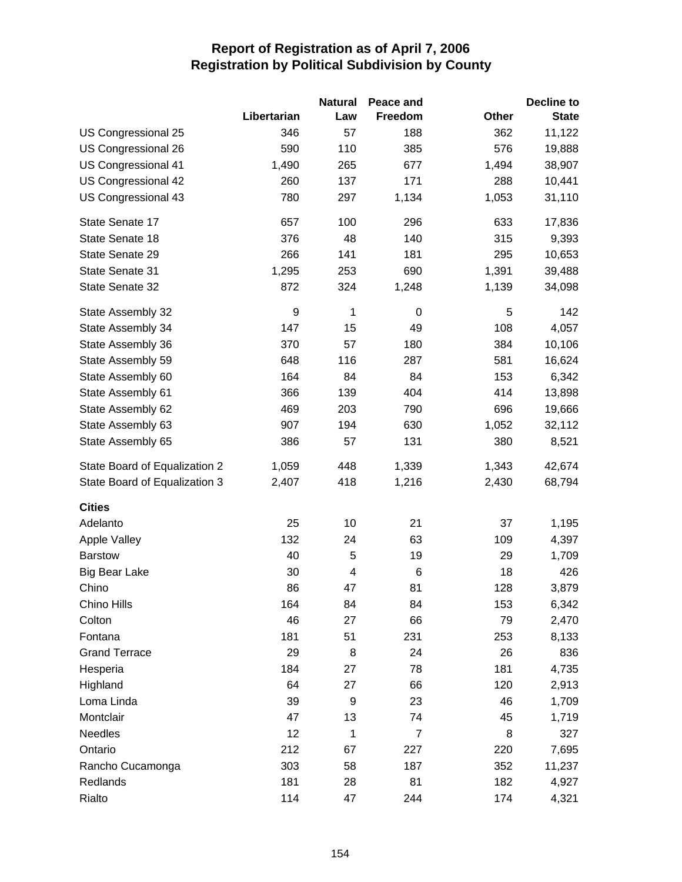# Report of Registration as of April 7, 2006
## Registration by Political Subdivision by County

| | Libertarian | Natural Law | Peace and Freedom | Other | Decline to State |
|---|---|---|---|---|---|
| US Congressional 25 | 346 | 57 | 188 | 362 | 11,122 |
| US Congressional 26 | 590 | 110 | 385 | 576 | 19,888 |
| US Congressional 41 | 1,490 | 265 | 677 | 1,494 | 38,907 |
| US Congressional 42 | 260 | 137 | 171 | 288 | 10,441 |
| US Congressional 43 | 780 | 297 | 1,134 | 1,053 | 31,110 |
| State Senate 17 | 657 | 100 | 296 | 633 | 17,836 |
| State Senate 18 | 376 | 48 | 140 | 315 | 9,393 |
| State Senate 29 | 266 | 141 | 181 | 295 | 10,653 |
| State Senate 31 | 1,295 | 253 | 690 | 1,391 | 39,488 |
| State Senate 32 | 872 | 324 | 1,248 | 1,139 | 34,098 |
| State Assembly 32 | 9 | 1 | 0 | 5 | 142 |
| State Assembly 34 | 147 | 15 | 49 | 108 | 4,057 |
| State Assembly 36 | 370 | 57 | 180 | 384 | 10,106 |
| State Assembly 59 | 648 | 116 | 287 | 581 | 16,624 |
| State Assembly 60 | 164 | 84 | 84 | 153 | 6,342 |
| State Assembly 61 | 366 | 139 | 404 | 414 | 13,898 |
| State Assembly 62 | 469 | 203 | 790 | 696 | 19,666 |
| State Assembly 63 | 907 | 194 | 630 | 1,052 | 32,112 |
| State Assembly 65 | 386 | 57 | 131 | 380 | 8,521 |
| State Board of Equalization 2 | 1,059 | 448 | 1,339 | 1,343 | 42,674 |
| State Board of Equalization 3 | 2,407 | 418 | 1,216 | 2,430 | 68,794 |
| **Cities** | | | | | |
| Adelanto | 25 | 10 | 21 | 37 | 1,195 |
| Apple Valley | 132 | 24 | 63 | 109 | 4,397 |
| Barstow | 40 | 5 | 19 | 29 | 1,709 |
| Big Bear Lake | 30 | 4 | 6 | 18 | 426 |
| Chino | 86 | 47 | 81 | 128 | 3,879 |
| Chino Hills | 164 | 84 | 84 | 153 | 6,342 |
| Colton | 46 | 27 | 66 | 79 | 2,470 |
| Fontana | 181 | 51 | 231 | 253 | 8,133 |
| Grand Terrace | 29 | 8 | 24 | 26 | 836 |
| Hesperia | 184 | 27 | 78 | 181 | 4,735 |
| Highland | 64 | 27 | 66 | 120 | 2,913 |
| Loma Linda | 39 | 9 | 23 | 46 | 1,709 |
| Montclair | 47 | 13 | 74 | 45 | 1,719 |
| Needles | 12 | 1 | 7 | 8 | 327 |
| Ontario | 212 | 67 | 227 | 220 | 7,695 |
| Rancho Cucamonga | 303 | 58 | 187 | 352 | 11,237 |
| Redlands | 181 | 28 | 81 | 182 | 4,927 |
| Rialto | 114 | 47 | 244 | 174 | 4,321 |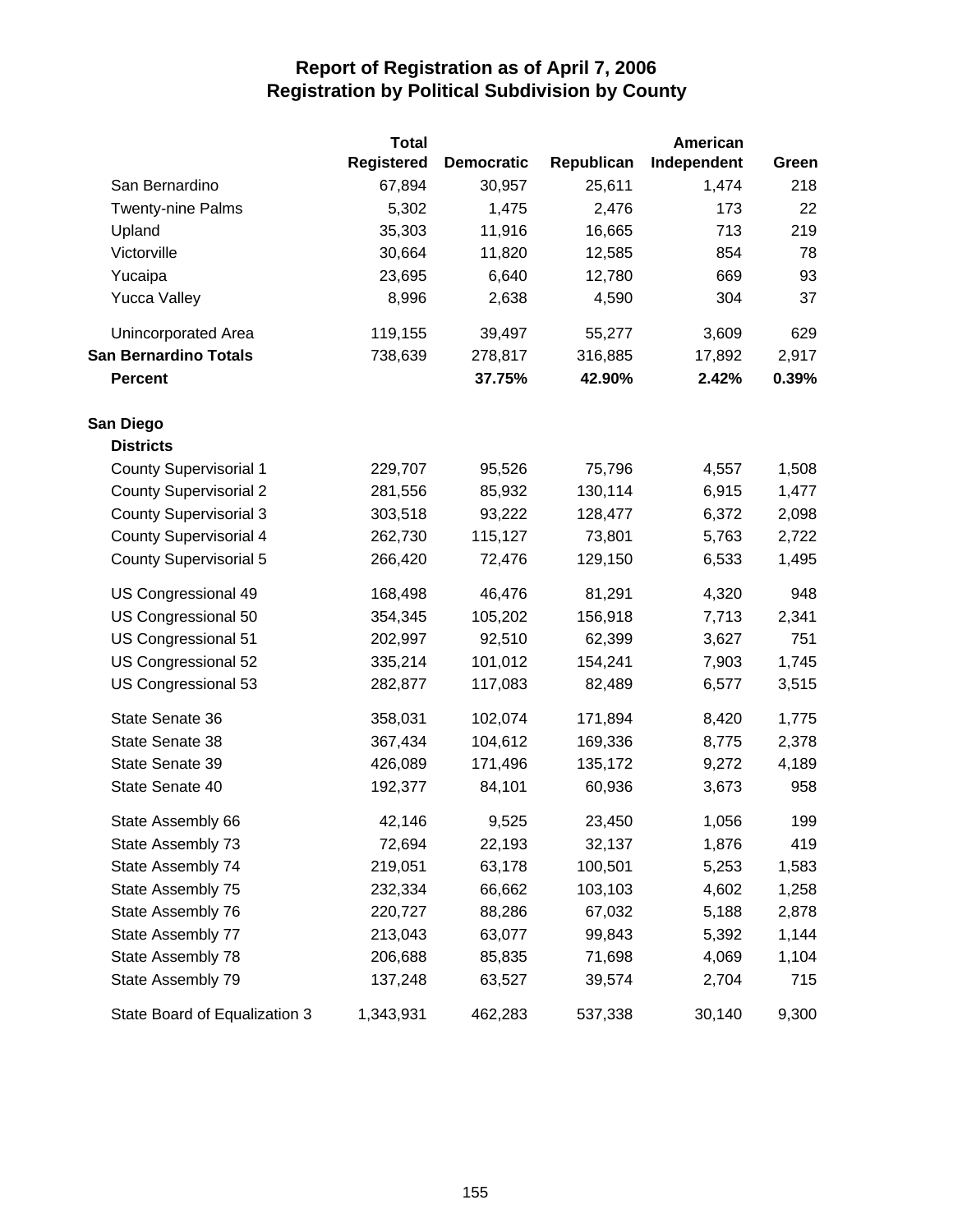# Report of Registration as of April 7, 2006
## Registration by Political Subdivision by County

| | Total Registered | Democratic | Republican | American Independent | Green |
|---|---|---|---|---|---|
| San Bernardino | 67,894 | 30,957 | 25,611 | 1,474 | 218 |
| Twenty-nine Palms | 5,302 | 1,475 | 2,476 | 173 | 22 |
| Upland | 35,303 | 11,916 | 16,665 | 713 | 219 |
| Victorville | 30,664 | 11,820 | 12,585 | 854 | 78 |
| Yucaipa | 23,695 | 6,640 | 12,780 | 669 | 93 |
| Yucca Valley | 8,996 | 2,638 | 4,590 | 304 | 37 |
| Unincorporated Area | 119,155 | 39,497 | 55,277 | 3,609 | 629 |
| **San Bernardino Totals** | 738,639 | 278,817 | 316,885 | 17,892 | 2,917 |
| **Percent** | | **37.75%** | **42.90%** | **2.42%** | **0.39%** |
| **San Diego** | | | | | |
| **Districts** | | | | | |
| County Supervisorial 1 | 229,707 | 95,526 | 75,796 | 4,557 | 1,508 |
| County Supervisorial 2 | 281,556 | 85,932 | 130,114 | 6,915 | 1,477 |
| County Supervisorial 3 | 303,518 | 93,222 | 128,477 | 6,372 | 2,098 |
| County Supervisorial 4 | 262,730 | 115,127 | 73,801 | 5,763 | 2,722 |
| County Supervisorial 5 | 266,420 | 72,476 | 129,150 | 6,533 | 1,495 |
| US Congressional 49 | 168,498 | 46,476 | 81,291 | 4,320 | 948 |
| US Congressional 50 | 354,345 | 105,202 | 156,918 | 7,713 | 2,341 |
| US Congressional 51 | 202,997 | 92,510 | 62,399 | 3,627 | 751 |
| US Congressional 52 | 335,214 | 101,012 | 154,241 | 7,903 | 1,745 |
| US Congressional 53 | 282,877 | 117,083 | 82,489 | 6,577 | 3,515 |
| State Senate 36 | 358,031 | 102,074 | 171,894 | 8,420 | 1,775 |
| State Senate 38 | 367,434 | 104,612 | 169,336 | 8,775 | 2,378 |
| State Senate 39 | 426,089 | 171,496 | 135,172 | 9,272 | 4,189 |
| State Senate 40 | 192,377 | 84,101 | 60,936 | 3,673 | 958 |
| State Assembly 66 | 42,146 | 9,525 | 23,450 | 1,056 | 199 |
| State Assembly 73 | 72,694 | 22,193 | 32,137 | 1,876 | 419 |
| State Assembly 74 | 219,051 | 63,178 | 100,501 | 5,253 | 1,583 |
| State Assembly 75 | 232,334 | 66,662 | 103,103 | 4,602 | 1,258 |
| State Assembly 76 | 220,727 | 88,286 | 67,032 | 5,188 | 2,878 |
| State Assembly 77 | 213,043 | 63,077 | 99,843 | 5,392 | 1,144 |
| State Assembly 78 | 206,688 | 85,835 | 71,698 | 4,069 | 1,104 |
| State Assembly 79 | 137,248 | 63,527 | 39,574 | 2,704 | 715 |
| State Board of Equalization 3 | 1,343,931 | 462,283 | 537,338 | 30,140 | 9,300 |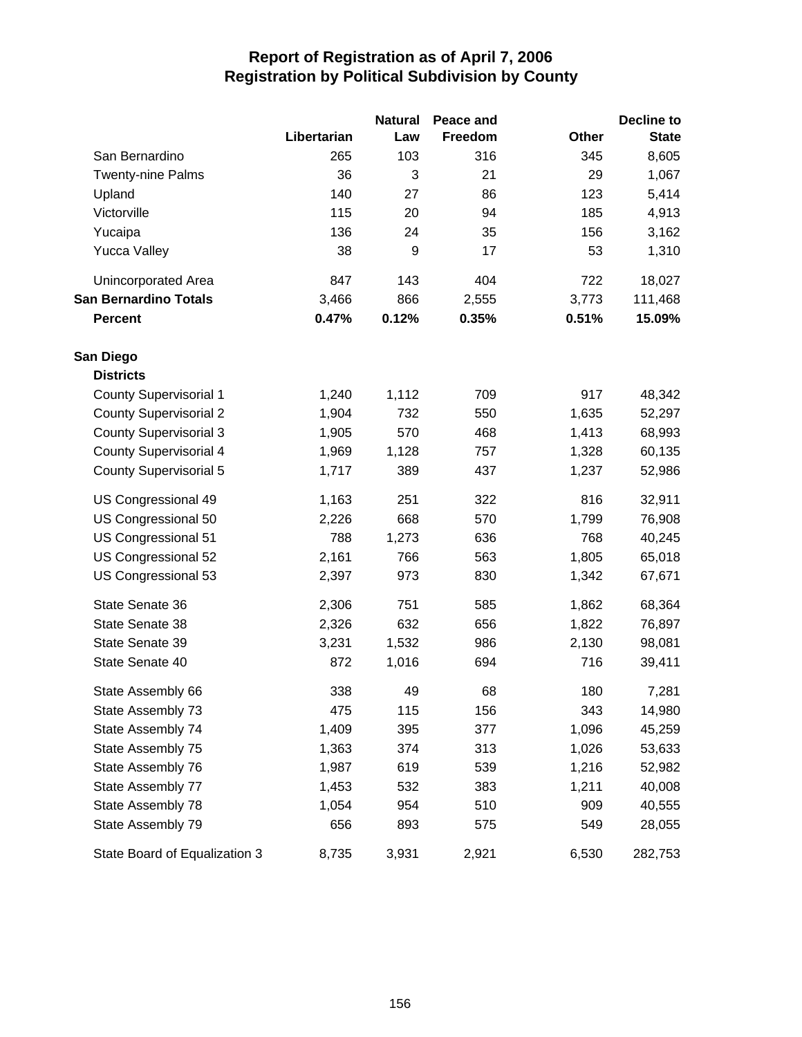# Report of Registration as of April 7, 2006
## Registration by Political Subdivision by County

| | Libertarian | Natural Law | Peace and Freedom | Other | Decline to State |
|---|---|---|---|---|---|
| San Bernardino | 265 | 103 | 316 | 345 | 8,605 |
| Twenty-nine Palms | 36 | 3 | 21 | 29 | 1,067 |
| Upland | 140 | 27 | 86 | 123 | 5,414 |
| Victorville | 115 | 20 | 94 | 185 | 4,913 |
| Yucaipa | 136 | 24 | 35 | 156 | 3,162 |
| Yucca Valley | 38 | 9 | 17 | 53 | 1,310 |
| Unincorporated Area | 847 | 143 | 404 | 722 | 18,027 |
| **San Bernardino Totals** | 3,466 | 866 | 2,555 | 3,773 | 111,468 |
| **Percent** | **0.47%** | **0.12%** | **0.35%** | **0.51%** | **15.09%** |
| **San Diego** | | | | | |
| **Districts** | | | | | |
| County Supervisorial 1 | 1,240 | 1,112 | 709 | 917 | 48,342 |
| County Supervisorial 2 | 1,904 | 732 | 550 | 1,635 | 52,297 |
| County Supervisorial 3 | 1,905 | 570 | 468 | 1,413 | 68,993 |
| County Supervisorial 4 | 1,969 | 1,128 | 757 | 1,328 | 60,135 |
| County Supervisorial 5 | 1,717 | 389 | 437 | 1,237 | 52,986 |
| US Congressional 49 | 1,163 | 251 | 322 | 816 | 32,911 |
| US Congressional 50 | 2,226 | 668 | 570 | 1,799 | 76,908 |
| US Congressional 51 | 788 | 1,273 | 636 | 768 | 40,245 |
| US Congressional 52 | 2,161 | 766 | 563 | 1,805 | 65,018 |
| US Congressional 53 | 2,397 | 973 | 830 | 1,342 | 67,671 |
| State Senate 36 | 2,306 | 751 | 585 | 1,862 | 68,364 |
| State Senate 38 | 2,326 | 632 | 656 | 1,822 | 76,897 |
| State Senate 39 | 3,231 | 1,532 | 986 | 2,130 | 98,081 |
| State Senate 40 | 872 | 1,016 | 694 | 716 | 39,411 |
| State Assembly 66 | 338 | 49 | 68 | 180 | 7,281 |
| State Assembly 73 | 475 | 115 | 156 | 343 | 14,980 |
| State Assembly 74 | 1,409 | 395 | 377 | 1,096 | 45,259 |
| State Assembly 75 | 1,363 | 374 | 313 | 1,026 | 53,633 |
| State Assembly 76 | 1,987 | 619 | 539 | 1,216 | 52,982 |
| State Assembly 77 | 1,453 | 532 | 383 | 1,211 | 40,008 |
| State Assembly 78 | 1,054 | 954 | 510 | 909 | 40,555 |
| State Assembly 79 | 656 | 893 | 575 | 549 | 28,055 |
| State Board of Equalization 3 | 8,735 | 3,931 | 2,921 | 6,530 | 282,753 |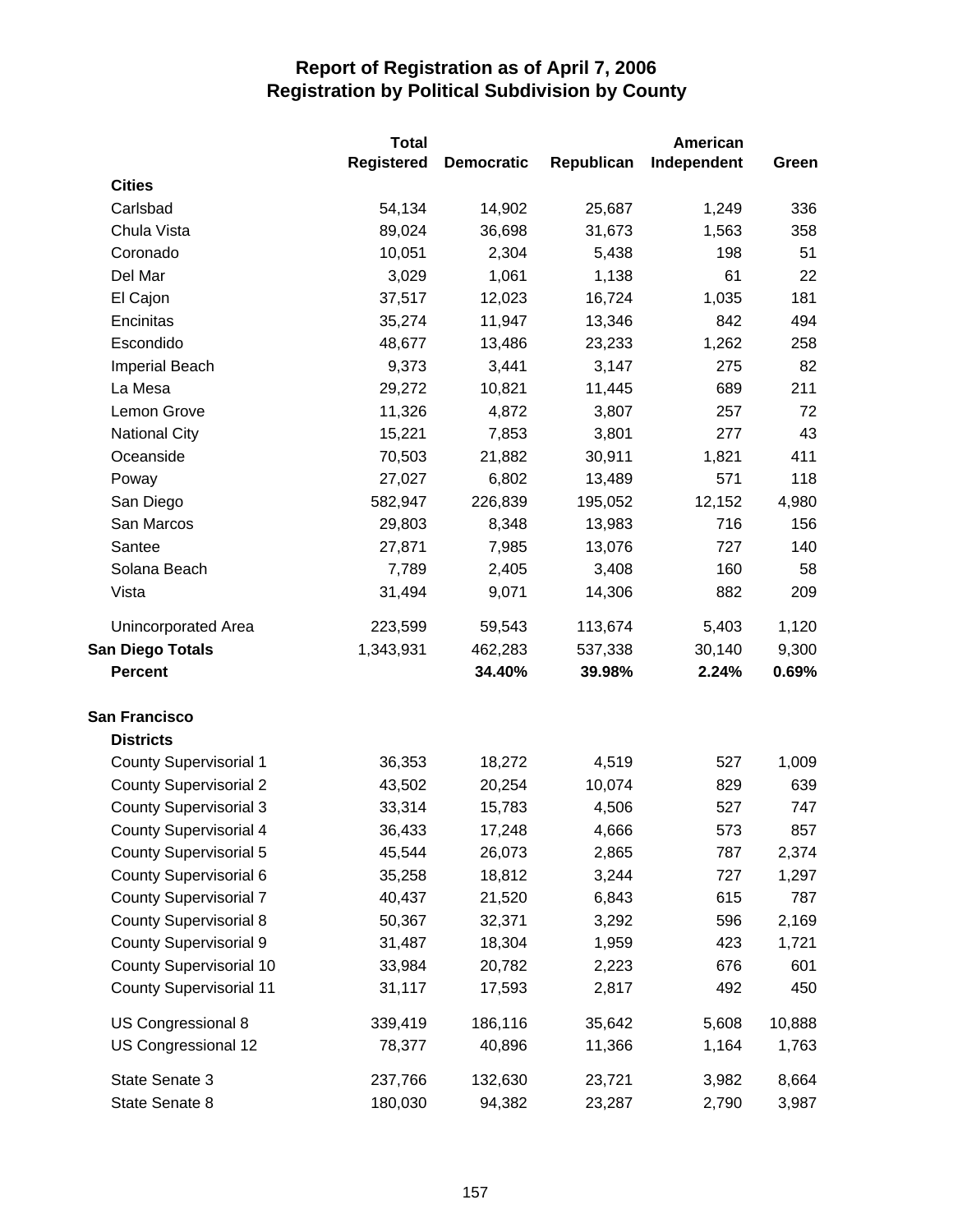# Report of Registration as of April 7, 2006
## Registration by Political Subdivision by County

| | Total Registered | Democratic | Republican | American Independent | Green |
|---|---|---|---|---|---|
| **Cities** | | | | | |
| Carlsbad | 54,134 | 14,902 | 25,687 | 1,249 | 336 |
| Chula Vista | 89,024 | 36,698 | 31,673 | 1,563 | 358 |
| Coronado | 10,051 | 2,304 | 5,438 | 198 | 51 |
| Del Mar | 3,029 | 1,061 | 1,138 | 61 | 22 |
| El Cajon | 37,517 | 12,023 | 16,724 | 1,035 | 181 |
| Encinitas | 35,274 | 11,947 | 13,346 | 842 | 494 |
| Escondido | 48,677 | 13,486 | 23,233 | 1,262 | 258 |
| Imperial Beach | 9,373 | 3,441 | 3,147 | 275 | 82 |
| La Mesa | 29,272 | 10,821 | 11,445 | 689 | 211 |
| Lemon Grove | 11,326 | 4,872 | 3,807 | 257 | 72 |
| National City | 15,221 | 7,853 | 3,801 | 277 | 43 |
| Oceanside | 70,503 | 21,882 | 30,911 | 1,821 | 411 |
| Poway | 27,027 | 6,802 | 13,489 | 571 | 118 |
| San Diego | 582,947 | 226,839 | 195,052 | 12,152 | 4,980 |
| San Marcos | 29,803 | 8,348 | 13,983 | 716 | 156 |
| Santee | 27,871 | 7,985 | 13,076 | 727 | 140 |
| Solana Beach | 7,789 | 2,405 | 3,408 | 160 | 58 |
| Vista | 31,494 | 9,071 | 14,306 | 882 | 209 |
| Unincorporated Area | 223,599 | 59,543 | 113,674 | 5,403 | 1,120 |
| **San Diego Totals** | 1,343,931 | 462,283 | 537,338 | 30,140 | 9,300 |
| **Percent** | | **34.40%** | **39.98%** | **2.24%** | **0.69%** |
| **San Francisco** | | | | | |
| **Districts** | | | | | |
| County Supervisorial 1 | 36,353 | 18,272 | 4,519 | 527 | 1,009 |
| County Supervisorial 2 | 43,502 | 20,254 | 10,074 | 829 | 639 |
| County Supervisorial 3 | 33,314 | 15,783 | 4,506 | 527 | 747 |
| County Supervisorial 4 | 36,433 | 17,248 | 4,666 | 573 | 857 |
| County Supervisorial 5 | 45,544 | 26,073 | 2,865 | 787 | 2,374 |
| County Supervisorial 6 | 35,258 | 18,812 | 3,244 | 727 | 1,297 |
| County Supervisorial 7 | 40,437 | 21,520 | 6,843 | 615 | 787 |
| County Supervisorial 8 | 50,367 | 32,371 | 3,292 | 596 | 2,169 |
| County Supervisorial 9 | 31,487 | 18,304 | 1,959 | 423 | 1,721 |
| County Supervisorial 10 | 33,984 | 20,782 | 2,223 | 676 | 601 |
| County Supervisorial 11 | 31,117 | 17,593 | 2,817 | 492 | 450 |
| US Congressional 8 | 339,419 | 186,116 | 35,642 | 5,608 | 10,888 |
| US Congressional 12 | 78,377 | 40,896 | 11,366 | 1,164 | 1,763 |
| State Senate 3 | 237,766 | 132,630 | 23,721 | 3,982 | 8,664 |
| State Senate 8 | 180,030 | 94,382 | 23,287 | 2,790 | 3,987 |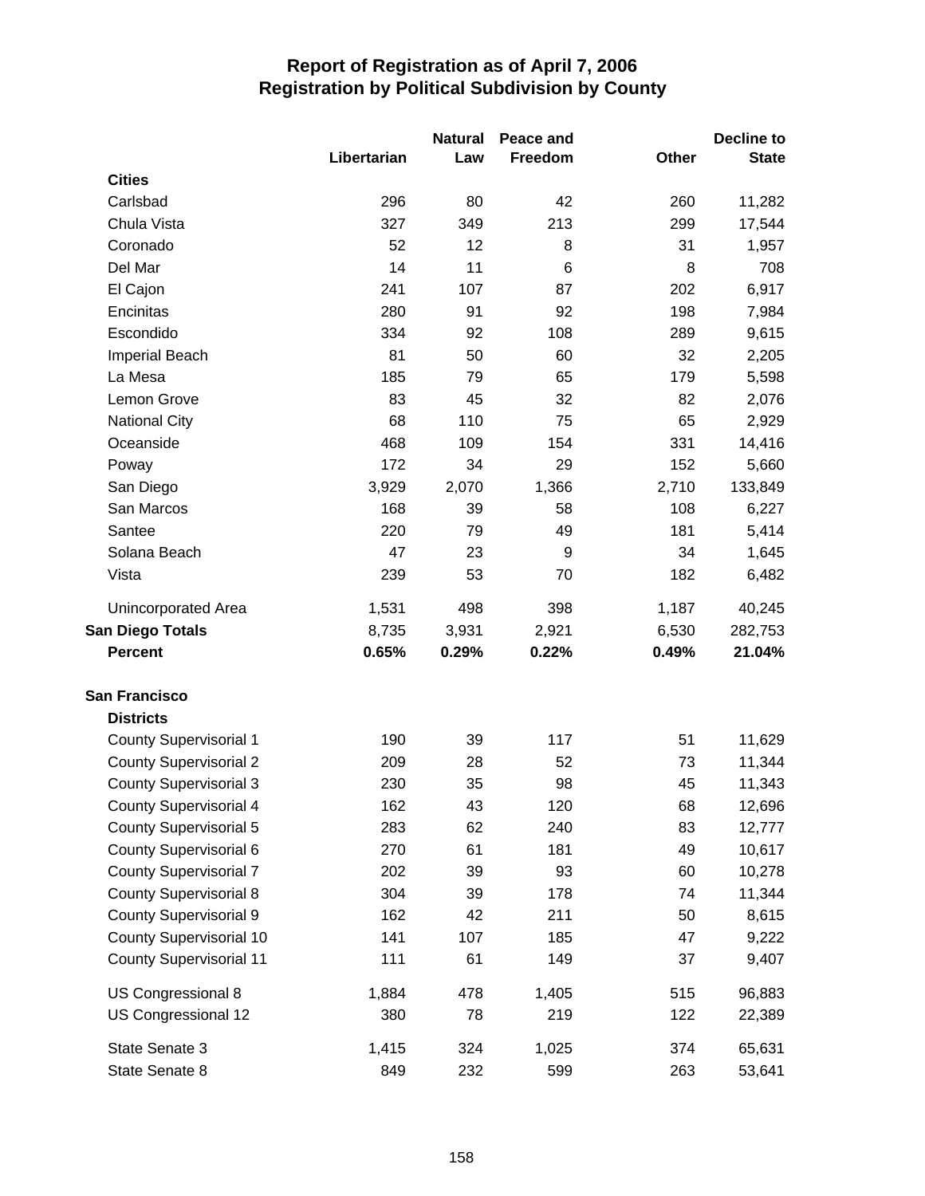# Report of Registration as of April 7, 2006
## Registration by Political Subdivision by County

| | Libertarian | Natural Law | Peace and Freedom | Other | Decline to State |
|---|---|---|---|---|---|
| **Cities** | | | | | |
| Carlsbad | 296 | 80 | 42 | 260 | 11,282 |
| Chula Vista | 327 | 349 | 213 | 299 | 17,544 |
| Coronado | 52 | 12 | 8 | 31 | 1,957 |
| Del Mar | 14 | 11 | 6 | 8 | 708 |
| El Cajon | 241 | 107 | 87 | 202 | 6,917 |
| Encinitas | 280 | 91 | 92 | 198 | 7,984 |
| Escondido | 334 | 92 | 108 | 289 | 9,615 |
| Imperial Beach | 81 | 50 | 60 | 32 | 2,205 |
| La Mesa | 185 | 79 | 65 | 179 | 5,598 |
| Lemon Grove | 83 | 45 | 32 | 82 | 2,076 |
| National City | 68 | 110 | 75 | 65 | 2,929 |
| Oceanside | 468 | 109 | 154 | 331 | 14,416 |
| Poway | 172 | 34 | 29 | 152 | 5,660 |
| San Diego | 3,929 | 2,070 | 1,366 | 2,710 | 133,849 |
| San Marcos | 168 | 39 | 58 | 108 | 6,227 |
| Santee | 220 | 79 | 49 | 181 | 5,414 |
| Solana Beach | 47 | 23 | 9 | 34 | 1,645 |
| Vista | 239 | 53 | 70 | 182 | 6,482 |
| Unincorporated Area | 1,531 | 498 | 398 | 1,187 | 40,245 |
| **San Diego Totals** | 8,735 | 3,931 | 2,921 | 6,530 | 282,753 |
| **Percent** | **0.65%** | **0.29%** | **0.22%** | **0.49%** | **21.04%** |
| **San Francisco** | | | | | |
| **Districts** | | | | | |
| County Supervisorial 1 | 190 | 39 | 117 | 51 | 11,629 |
| County Supervisorial 2 | 209 | 28 | 52 | 73 | 11,344 |
| County Supervisorial 3 | 230 | 35 | 98 | 45 | 11,343 |
| County Supervisorial 4 | 162 | 43 | 120 | 68 | 12,696 |
| County Supervisorial 5 | 283 | 62 | 240 | 83 | 12,777 |
| County Supervisorial 6 | 270 | 61 | 181 | 49 | 10,617 |
| County Supervisorial 7 | 202 | 39 | 93 | 60 | 10,278 |
| County Supervisorial 8 | 304 | 39 | 178 | 74 | 11,344 |
| County Supervisorial 9 | 162 | 42 | 211 | 50 | 8,615 |
| County Supervisorial 10 | 141 | 107 | 185 | 47 | 9,222 |
| County Supervisorial 11 | 111 | 61 | 149 | 37 | 9,407 |
| US Congressional 8 | 1,884 | 478 | 1,405 | 515 | 96,883 |
| US Congressional 12 | 380 | 78 | 219 | 122 | 22,389 |
| State Senate 3 | 1,415 | 324 | 1,025 | 374 | 65,631 |
| State Senate 8 | 849 | 232 | 599 | 263 | 53,641 |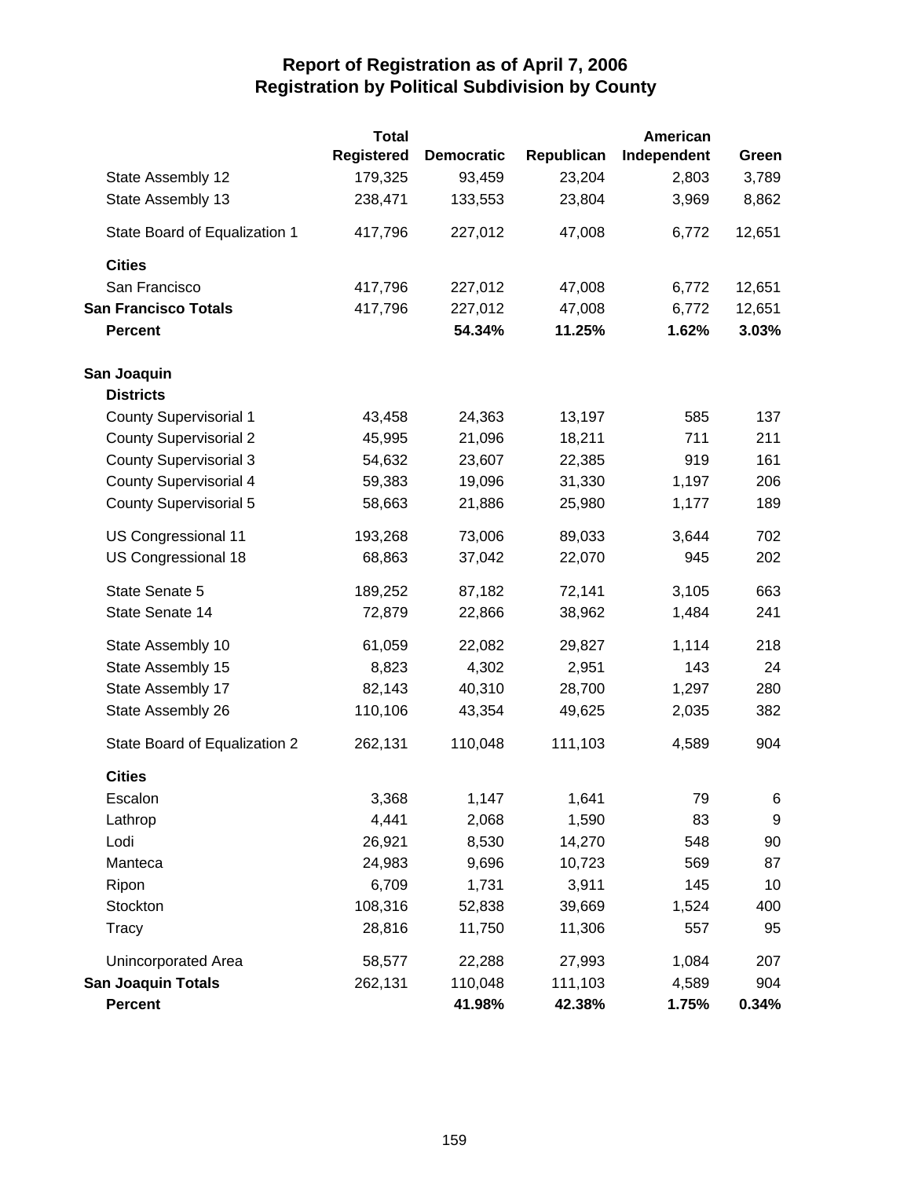# Report of Registration as of April 7, 2006
## Registration by Political Subdivision by County

| | Total Registered | Democratic | Republican | American Independent | Green |
|---|---|---|---|---|---|
| State Assembly 12 | 179,325 | 93,459 | 23,204 | 2,803 | 3,789 |
| State Assembly 13 | 238,471 | 133,553 | 23,804 | 3,969 | 8,862 |
| State Board of Equalization 1 | 417,796 | 227,012 | 47,008 | 6,772 | 12,651 |
| **Cities** | | | | | |
| San Francisco | 417,796 | 227,012 | 47,008 | 6,772 | 12,651 |
| **San Francisco Totals** | 417,796 | 227,012 | 47,008 | 6,772 | 12,651 |
| **Percent** | | **54.34%** | **11.25%** | **1.62%** | **3.03%** |
| **San Joaquin** | | | | | |
| **Districts** | | | | | |
| County Supervisorial 1 | 43,458 | 24,363 | 13,197 | 585 | 137 |
| County Supervisorial 2 | 45,995 | 21,096 | 18,211 | 711 | 211 |
| County Supervisorial 3 | 54,632 | 23,607 | 22,385 | 919 | 161 |
| County Supervisorial 4 | 59,383 | 19,096 | 31,330 | 1,197 | 206 |
| County Supervisorial 5 | 58,663 | 21,886 | 25,980 | 1,177 | 189 |
| US Congressional 11 | 193,268 | 73,006 | 89,033 | 3,644 | 702 |
| US Congressional 18 | 68,863 | 37,042 | 22,070 | 945 | 202 |
| State Senate 5 | 189,252 | 87,182 | 72,141 | 3,105 | 663 |
| State Senate 14 | 72,879 | 22,866 | 38,962 | 1,484 | 241 |
| State Assembly 10 | 61,059 | 22,082 | 29,827 | 1,114 | 218 |
| State Assembly 15 | 8,823 | 4,302 | 2,951 | 143 | 24 |
| State Assembly 17 | 82,143 | 40,310 | 28,700 | 1,297 | 280 |
| State Assembly 26 | 110,106 | 43,354 | 49,625 | 2,035 | 382 |
| State Board of Equalization 2 | 262,131 | 110,048 | 111,103 | 4,589 | 904 |
| **Cities** | | | | | |
| Escalon | 3,368 | 1,147 | 1,641 | 79 | 6 |
| Lathrop | 4,441 | 2,068 | 1,590 | 83 | 9 |
| Lodi | 26,921 | 8,530 | 14,270 | 548 | 90 |
| Manteca | 24,983 | 9,696 | 10,723 | 569 | 87 |
| Ripon | 6,709 | 1,731 | 3,911 | 145 | 10 |
| Stockton | 108,316 | 52,838 | 39,669 | 1,524 | 400 |
| Tracy | 28,816 | 11,750 | 11,306 | 557 | 95 |
| Unincorporated Area | 58,577 | 22,288 | 27,993 | 1,084 | 207 |
| **San Joaquin Totals** | 262,131 | 110,048 | 111,103 | 4,589 | 904 |
| **Percent** | | **41.98%** | **42.38%** | **1.75%** | **0.34%** |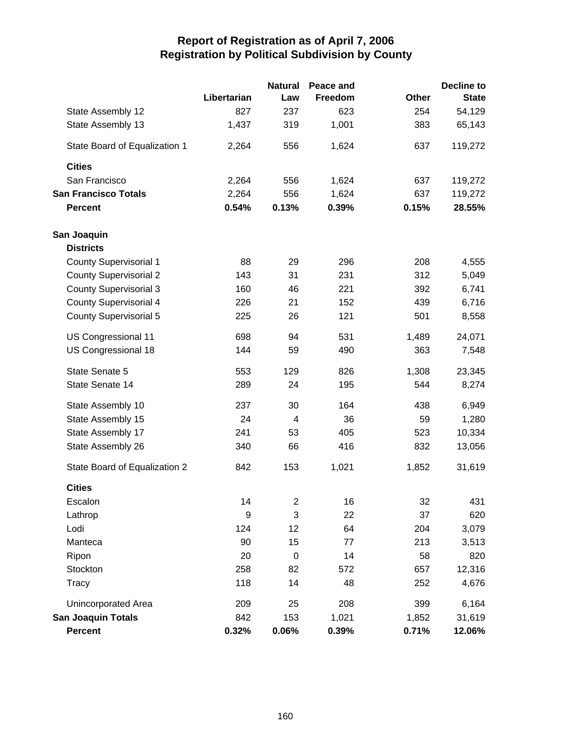# Report of Registration as of April 7, 2006
## Registration by Political Subdivision by County

| | Libertarian | Natural Law | Peace and Freedom | Other | Decline to State |
|---|---|---|---|---|---|
| State Assembly 12 | 827 | 237 | 623 | 254 | 54,129 |
| State Assembly 13 | 1,437 | 319 | 1,001 | 383 | 65,143 |
| State Board of Equalization 1 | 2,264 | 556 | 1,624 | 637 | 119,272 |
| **Cities** | | | | | |
| San Francisco | 2,264 | 556 | 1,624 | 637 | 119,272 |
| **San Francisco Totals** | 2,264 | 556 | 1,624 | 637 | 119,272 |
| **Percent** | **0.54%** | **0.13%** | **0.39%** | **0.15%** | **28.55%** |
| **San Joaquin** | | | | | |
| **Districts** | | | | | |
| County Supervisorial 1 | 88 | 29 | 296 | 208 | 4,555 |
| County Supervisorial 2 | 143 | 31 | 231 | 312 | 5,049 |
| County Supervisorial 3 | 160 | 46 | 221 | 392 | 6,741 |
| County Supervisorial 4 | 226 | 21 | 152 | 439 | 6,716 |
| County Supervisorial 5 | 225 | 26 | 121 | 501 | 8,558 |
| US Congressional 11 | 698 | 94 | 531 | 1,489 | 24,071 |
| US Congressional 18 | 144 | 59 | 490 | 363 | 7,548 |
| State Senate 5 | 553 | 129 | 826 | 1,308 | 23,345 |
| State Senate 14 | 289 | 24 | 195 | 544 | 8,274 |
| State Assembly 10 | 237 | 30 | 164 | 438 | 6,949 |
| State Assembly 15 | 24 | 4 | 36 | 59 | 1,280 |
| State Assembly 17 | 241 | 53 | 405 | 523 | 10,334 |
| State Assembly 26 | 340 | 66 | 416 | 832 | 13,056 |
| State Board of Equalization 2 | 842 | 153 | 1,021 | 1,852 | 31,619 |
| **Cities** | | | | | |
| Escalon | 14 | 2 | 16 | 32 | 431 |
| Lathrop | 9 | 3 | 22 | 37 | 620 |
| Lodi | 124 | 12 | 64 | 204 | 3,079 |
| Manteca | 90 | 15 | 77 | 213 | 3,513 |
| Ripon | 20 | 0 | 14 | 58 | 820 |
| Stockton | 258 | 82 | 572 | 657 | 12,316 |
| Tracy | 118 | 14 | 48 | 252 | 4,676 |
| Unincorporated Area | 209 | 25 | 208 | 399 | 6,164 |
| **San Joaquin Totals** | 842 | 153 | 1,021 | 1,852 | 31,619 |
| **Percent** | **0.32%** | **0.06%** | **0.39%** | **0.71%** | **12.06%** |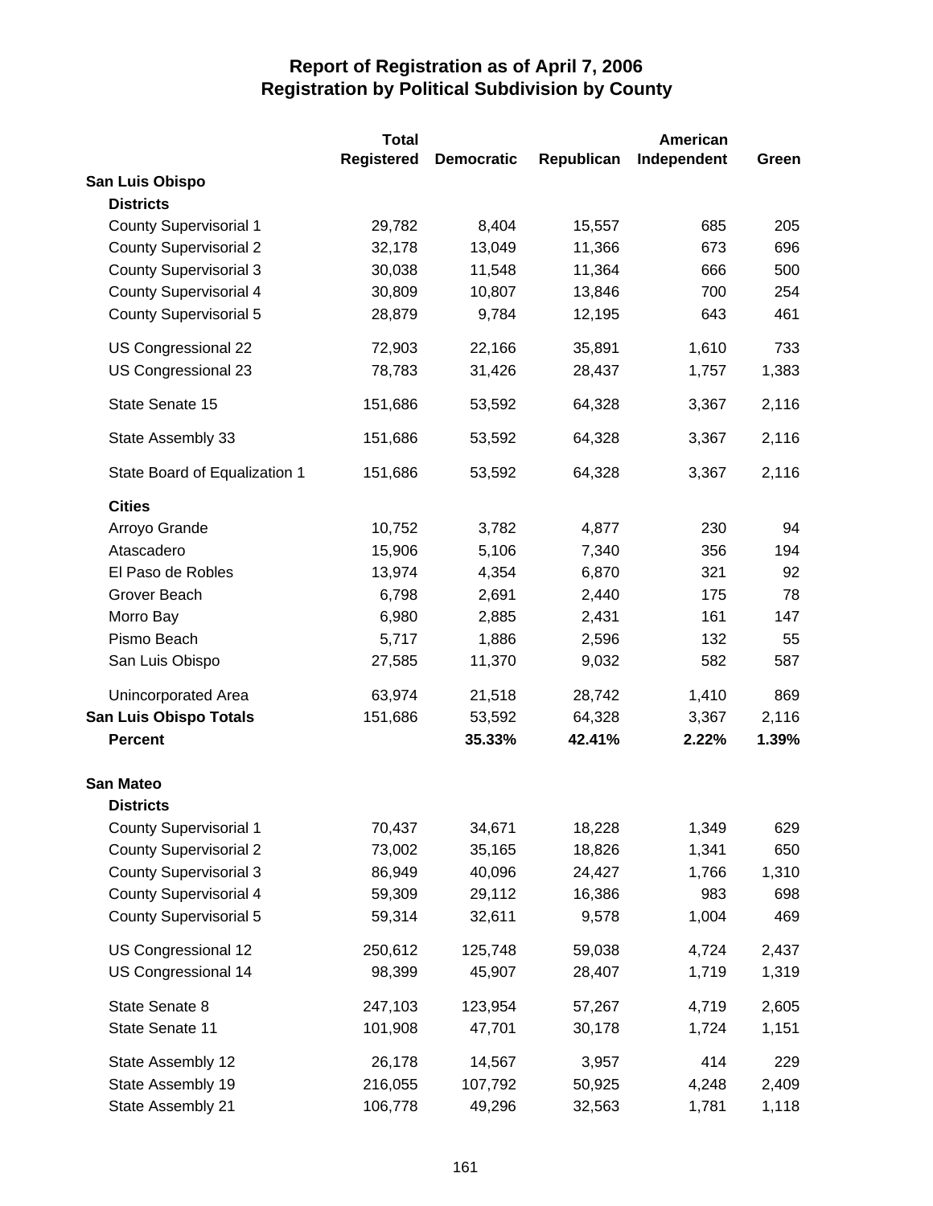# Report of Registration as of April 7, 2006
## Registration by Political Subdivision by County

| | Total Registered | Democratic | Republican | American Independent | Green |
|---|---|---|---|---|---|
| **San Luis Obispo** | | | | | |
| **Districts** | | | | | |
| County Supervisorial 1 | 29,782 | 8,404 | 15,557 | 685 | 205 |
| County Supervisorial 2 | 32,178 | 13,049 | 11,366 | 673 | 696 |
| County Supervisorial 3 | 30,038 | 11,548 | 11,364 | 666 | 500 |
| County Supervisorial 4 | 30,809 | 10,807 | 13,846 | 700 | 254 |
| County Supervisorial 5 | 28,879 | 9,784 | 12,195 | 643 | 461 |
| US Congressional 22 | 72,903 | 22,166 | 35,891 | 1,610 | 733 |
| US Congressional 23 | 78,783 | 31,426 | 28,437 | 1,757 | 1,383 |
| State Senate 15 | 151,686 | 53,592 | 64,328 | 3,367 | 2,116 |
| State Assembly 33 | 151,686 | 53,592 | 64,328 | 3,367 | 2,116 |
| State Board of Equalization 1 | 151,686 | 53,592 | 64,328 | 3,367 | 2,116 |
| **Cities** | | | | | |
| Arroyo Grande | 10,752 | 3,782 | 4,877 | 230 | 94 |
| Atascadero | 15,906 | 5,106 | 7,340 | 356 | 194 |
| El Paso de Robles | 13,974 | 4,354 | 6,870 | 321 | 92 |
| Grover Beach | 6,798 | 2,691 | 2,440 | 175 | 78 |
| Morro Bay | 6,980 | 2,885 | 2,431 | 161 | 147 |
| Pismo Beach | 5,717 | 1,886 | 2,596 | 132 | 55 |
| San Luis Obispo | 27,585 | 11,370 | 9,032 | 582 | 587 |
| Unincorporated Area | 63,974 | 21,518 | 28,742 | 1,410 | 869 |
| **San Luis Obispo Totals** | 151,686 | 53,592 | 64,328 | 3,367 | 2,116 |
| **Percent** | | **35.33%** | **42.41%** | **2.22%** | **1.39%** |
| **San Mateo** | | | | | |
| **Districts** | | | | | |
| County Supervisorial 1 | 70,437 | 34,671 | 18,228 | 1,349 | 629 |
| County Supervisorial 2 | 73,002 | 35,165 | 18,826 | 1,341 | 650 |
| County Supervisorial 3 | 86,949 | 40,096 | 24,427 | 1,766 | 1,310 |
| County Supervisorial 4 | 59,309 | 29,112 | 16,386 | 983 | 698 |
| County Supervisorial 5 | 59,314 | 32,611 | 9,578 | 1,004 | 469 |
| US Congressional 12 | 250,612 | 125,748 | 59,038 | 4,724 | 2,437 |
| US Congressional 14 | 98,399 | 45,907 | 28,407 | 1,719 | 1,319 |
| State Senate 8 | 247,103 | 123,954 | 57,267 | 4,719 | 2,605 |
| State Senate 11 | 101,908 | 47,701 | 30,178 | 1,724 | 1,151 |
| State Assembly 12 | 26,178 | 14,567 | 3,957 | 414 | 229 |
| State Assembly 19 | 216,055 | 107,792 | 50,925 | 4,248 | 2,409 |
| State Assembly 21 | 106,778 | 49,296 | 32,563 | 1,781 | 1,118 |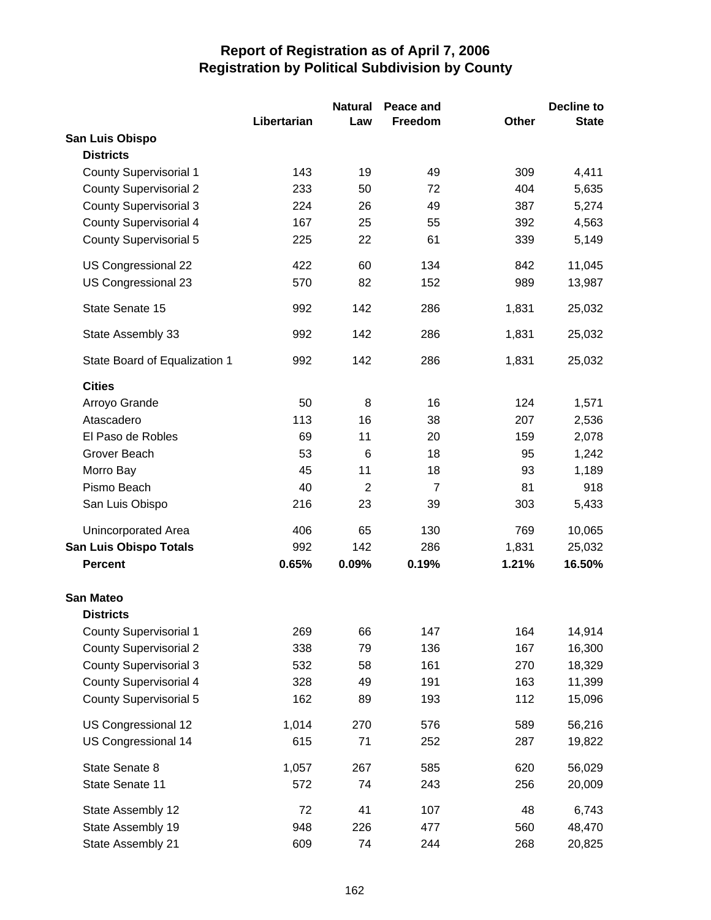# Report of Registration as of April 7, 2006
## Registration by Political Subdivision by County

| | Libertarian | Natural Law | Peace and Freedom | Other | Decline to State |
|---|---|---|---|---|---|
| **San Luis Obispo** | | | | | |
| **Districts** | | | | | |
| County Supervisorial 1 | 143 | 19 | 49 | 309 | 4,411 |
| County Supervisorial 2 | 233 | 50 | 72 | 404 | 5,635 |
| County Supervisorial 3 | 224 | 26 | 49 | 387 | 5,274 |
| County Supervisorial 4 | 167 | 25 | 55 | 392 | 4,563 |
| County Supervisorial 5 | 225 | 22 | 61 | 339 | 5,149 |
| US Congressional 22 | 422 | 60 | 134 | 842 | 11,045 |
| US Congressional 23 | 570 | 82 | 152 | 989 | 13,987 |
| State Senate 15 | 992 | 142 | 286 | 1,831 | 25,032 |
| State Assembly 33 | 992 | 142 | 286 | 1,831 | 25,032 |
| State Board of Equalization 1 | 992 | 142 | 286 | 1,831 | 25,032 |
| **Cities** | | | | | |
| Arroyo Grande | 50 | 8 | 16 | 124 | 1,571 |
| Atascadero | 113 | 16 | 38 | 207 | 2,536 |
| El Paso de Robles | 69 | 11 | 20 | 159 | 2,078 |
| Grover Beach | 53 | 6 | 18 | 95 | 1,242 |
| Morro Bay | 45 | 11 | 18 | 93 | 1,189 |
| Pismo Beach | 40 | 2 | 7 | 81 | 918 |
| San Luis Obispo | 216 | 23 | 39 | 303 | 5,433 |
| Unincorporated Area | 406 | 65 | 130 | 769 | 10,065 |
| **San Luis Obispo Totals** | 992 | 142 | 286 | 1,831 | 25,032 |
| **Percent** | **0.65%** | **0.09%** | **0.19%** | **1.21%** | **16.50%** |
| **San Mateo** | | | | | |
| **Districts** | | | | | |
| County Supervisorial 1 | 269 | 66 | 147 | 164 | 14,914 |
| County Supervisorial 2 | 338 | 79 | 136 | 167 | 16,300 |
| County Supervisorial 3 | 532 | 58 | 161 | 270 | 18,329 |
| County Supervisorial 4 | 328 | 49 | 191 | 163 | 11,399 |
| County Supervisorial 5 | 162 | 89 | 193 | 112 | 15,096 |
| US Congressional 12 | 1,014 | 270 | 576 | 589 | 56,216 |
| US Congressional 14 | 615 | 71 | 252 | 287 | 19,822 |
| State Senate 8 | 1,057 | 267 | 585 | 620 | 56,029 |
| State Senate 11 | 572 | 74 | 243 | 256 | 20,009 |
| State Assembly 12 | 72 | 41 | 107 | 48 | 6,743 |
| State Assembly 19 | 948 | 226 | 477 | 560 | 48,470 |
| State Assembly 21 | 609 | 74 | 244 | 268 | 20,825 |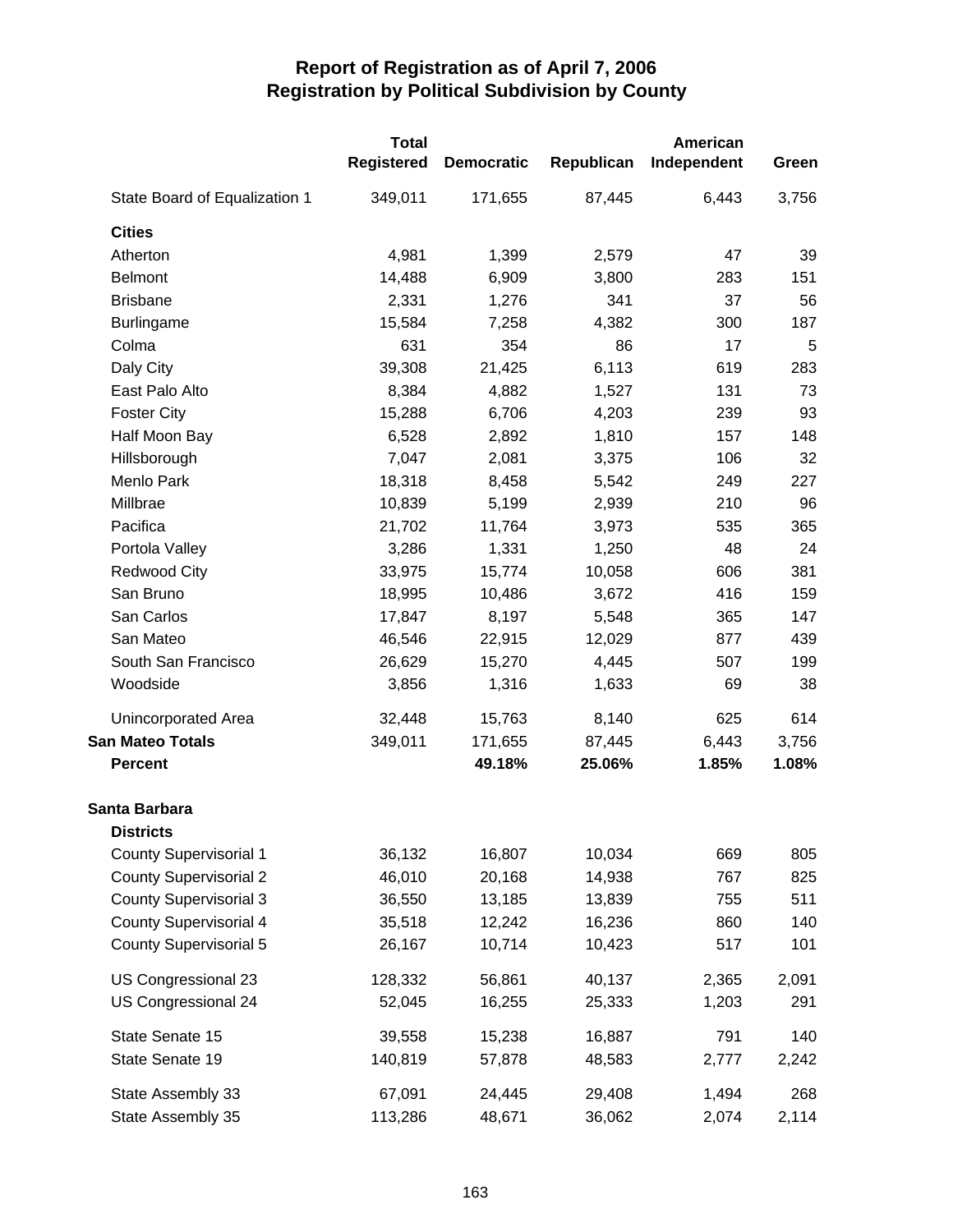# Report of Registration as of April 7, 2006
## Registration by Political Subdivision by County

| | Total Registered | Democratic | Republican | American Independent | Green |
|---|---|---|---|---|---|
| State Board of Equalization 1 | 349,011 | 171,655 | 87,445 | 6,443 | 3,756 |
| **Cities** | | | | | |
| Atherton | 4,981 | 1,399 | 2,579 | 47 | 39 |
| Belmont | 14,488 | 6,909 | 3,800 | 283 | 151 |
| Brisbane | 2,331 | 1,276 | 341 | 37 | 56 |
| Burlingame | 15,584 | 7,258 | 4,382 | 300 | 187 |
| Colma | 631 | 354 | 86 | 17 | 5 |
| Daly City | 39,308 | 21,425 | 6,113 | 619 | 283 |
| East Palo Alto | 8,384 | 4,882 | 1,527 | 131 | 73 |
| Foster City | 15,288 | 6,706 | 4,203 | 239 | 93 |
| Half Moon Bay | 6,528 | 2,892 | 1,810 | 157 | 148 |
| Hillsborough | 7,047 | 2,081 | 3,375 | 106 | 32 |
| Menlo Park | 18,318 | 8,458 | 5,542 | 249 | 227 |
| Millbrae | 10,839 | 5,199 | 2,939 | 210 | 96 |
| Pacifica | 21,702 | 11,764 | 3,973 | 535 | 365 |
| Portola Valley | 3,286 | 1,331 | 1,250 | 48 | 24 |
| Redwood City | 33,975 | 15,774 | 10,058 | 606 | 381 |
| San Bruno | 18,995 | 10,486 | 3,672 | 416 | 159 |
| San Carlos | 17,847 | 8,197 | 5,548 | 365 | 147 |
| San Mateo | 46,546 | 22,915 | 12,029 | 877 | 439 |
| South San Francisco | 26,629 | 15,270 | 4,445 | 507 | 199 |
| Woodside | 3,856 | 1,316 | 1,633 | 69 | 38 |
| Unincorporated Area | 32,448 | 15,763 | 8,140 | 625 | 614 |
| **San Mateo Totals** | 349,011 | 171,655 | 87,445 | 6,443 | 3,756 |
| **Percent** | | **49.18%** | **25.06%** | **1.85%** | **1.08%** |
| **Santa Barbara** | | | | | |
| **Districts** | | | | | |
| County Supervisorial 1 | 36,132 | 16,807 | 10,034 | 669 | 805 |
| County Supervisorial 2 | 46,010 | 20,168 | 14,938 | 767 | 825 |
| County Supervisorial 3 | 36,550 | 13,185 | 13,839 | 755 | 511 |
| County Supervisorial 4 | 35,518 | 12,242 | 16,236 | 860 | 140 |
| County Supervisorial 5 | 26,167 | 10,714 | 10,423 | 517 | 101 |
| US Congressional 23 | 128,332 | 56,861 | 40,137 | 2,365 | 2,091 |
| US Congressional 24 | 52,045 | 16,255 | 25,333 | 1,203 | 291 |
| State Senate 15 | 39,558 | 15,238 | 16,887 | 791 | 140 |
| State Senate 19 | 140,819 | 57,878 | 48,583 | 2,777 | 2,242 |
| State Assembly 33 | 67,091 | 24,445 | 29,408 | 1,494 | 268 |
| State Assembly 35 | 113,286 | 48,671 | 36,062 | 2,074 | 2,114 |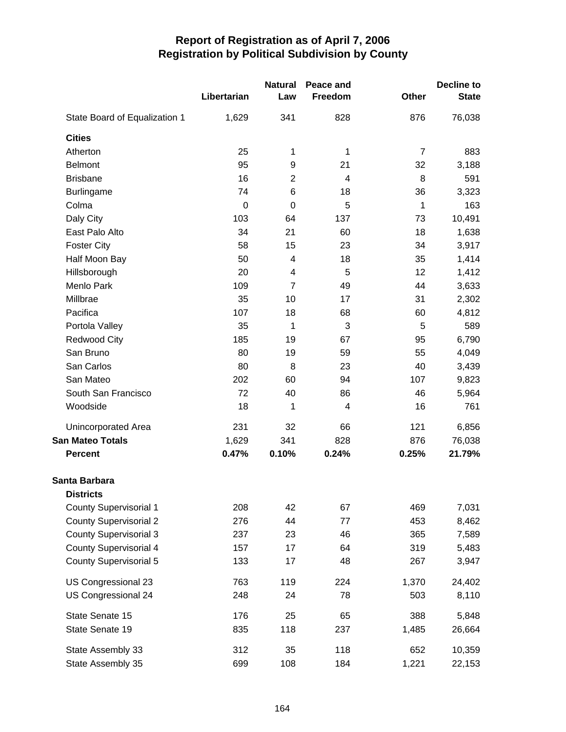# Report of Registration as of April 7, 2006
## Registration by Political Subdivision by County

| | Libertarian | Natural Law | Peace and Freedom | Other | Decline to State |
|---|---|---|---|---|---|
| State Board of Equalization 1 | 1,629 | 341 | 828 | 876 | 76,038 |
| **Cities** | | | | | |
| Atherton | 25 | 1 | 1 | 7 | 883 |
| Belmont | 95 | 9 | 21 | 32 | 3,188 |
| Brisbane | 16 | 2 | 4 | 8 | 591 |
| Burlingame | 74 | 6 | 18 | 36 | 3,323 |
| Colma | 0 | 0 | 5 | 1 | 163 |
| Daly City | 103 | 64 | 137 | 73 | 10,491 |
| East Palo Alto | 34 | 21 | 60 | 18 | 1,638 |
| Foster City | 58 | 15 | 23 | 34 | 3,917 |
| Half Moon Bay | 50 | 4 | 18 | 35 | 1,414 |
| Hillsborough | 20 | 4 | 5 | 12 | 1,412 |
| Menlo Park | 109 | 7 | 49 | 44 | 3,633 |
| Millbrae | 35 | 10 | 17 | 31 | 2,302 |
| Pacifica | 107 | 18 | 68 | 60 | 4,812 |
| Portola Valley | 35 | 1 | 3 | 5 | 589 |
| Redwood City | 185 | 19 | 67 | 95 | 6,790 |
| San Bruno | 80 | 19 | 59 | 55 | 4,049 |
| San Carlos | 80 | 8 | 23 | 40 | 3,439 |
| San Mateo | 202 | 60 | 94 | 107 | 9,823 |
| South San Francisco | 72 | 40 | 86 | 46 | 5,964 |
| Woodside | 18 | 1 | 4 | 16 | 761 |
| Unincorporated Area | 231 | 32 | 66 | 121 | 6,856 |
| **San Mateo Totals** | 1,629 | 341 | 828 | 876 | 76,038 |
| **Percent** | **0.47%** | **0.10%** | **0.24%** | **0.25%** | **21.79%** |
| **Santa Barbara** | | | | | |
| **Districts** | | | | | |
| County Supervisorial 1 | 208 | 42 | 67 | 469 | 7,031 |
| County Supervisorial 2 | 276 | 44 | 77 | 453 | 8,462 |
| County Supervisorial 3 | 237 | 23 | 46 | 365 | 7,589 |
| County Supervisorial 4 | 157 | 17 | 64 | 319 | 5,483 |
| County Supervisorial 5 | 133 | 17 | 48 | 267 | 3,947 |
| US Congressional 23 | 763 | 119 | 224 | 1,370 | 24,402 |
| US Congressional 24 | 248 | 24 | 78 | 503 | 8,110 |
| State Senate 15 | 176 | 25 | 65 | 388 | 5,848 |
| State Senate 19 | 835 | 118 | 237 | 1,485 | 26,664 |
| State Assembly 33 | 312 | 35 | 118 | 652 | 10,359 |
| State Assembly 35 | 699 | 108 | 184 | 1,221 | 22,153 |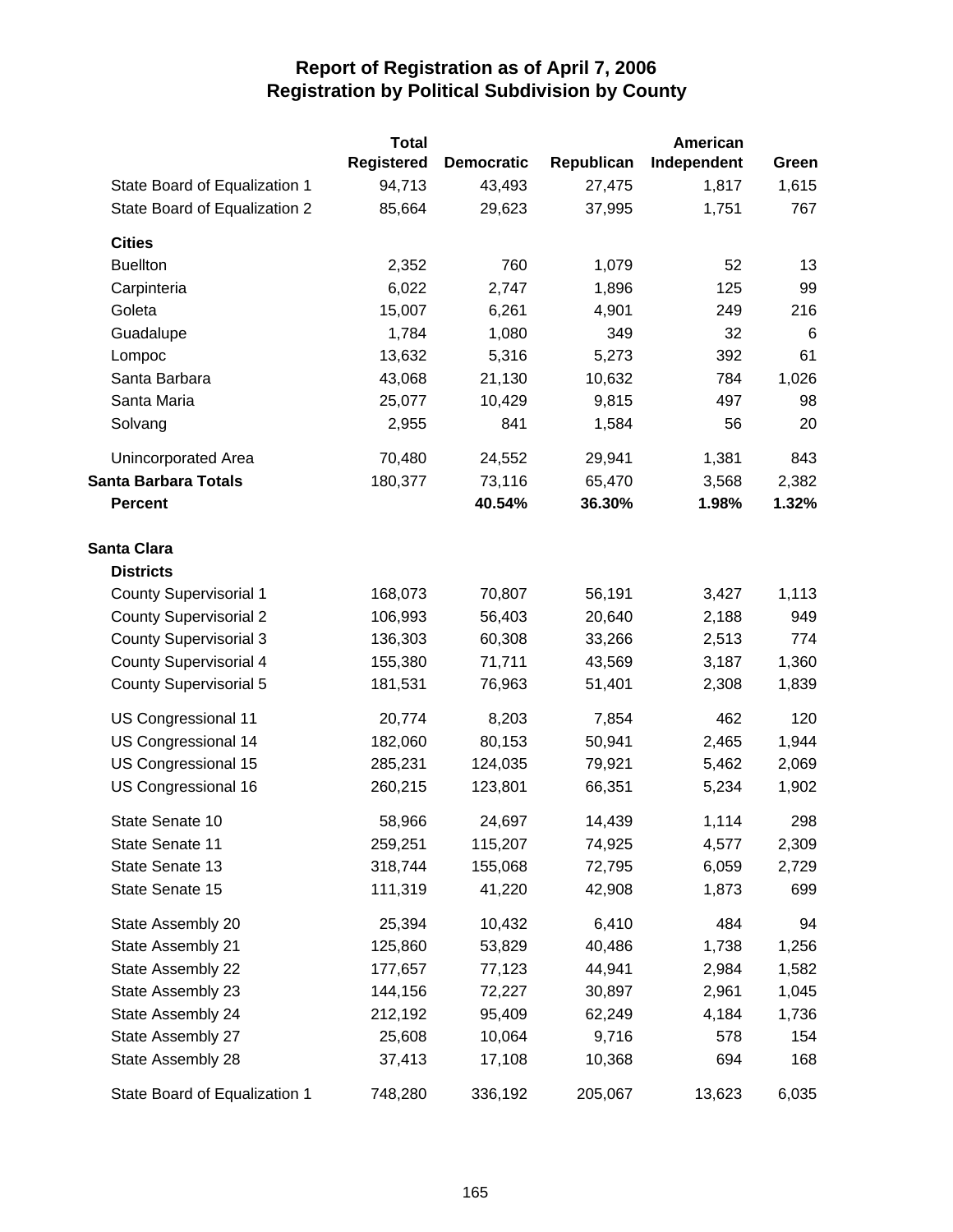# Report of Registration as of April 7, 2006
## Registration by Political Subdivision by County

| | Total Registered | Democratic | Republican | American Independent | Green |
|---|---|---|---|---|---|
| State Board of Equalization 1 | 94,713 | 43,493 | 27,475 | 1,817 | 1,615 |
| State Board of Equalization 2 | 85,664 | 29,623 | 37,995 | 1,751 | 767 |
| **Cities** | | | | | |
| Buellton | 2,352 | 760 | 1,079 | 52 | 13 |
| Carpinteria | 6,022 | 2,747 | 1,896 | 125 | 99 |
| Goleta | 15,007 | 6,261 | 4,901 | 249 | 216 |
| Guadalupe | 1,784 | 1,080 | 349 | 32 | 6 |
| Lompoc | 13,632 | 5,316 | 5,273 | 392 | 61 |
| Santa Barbara | 43,068 | 21,130 | 10,632 | 784 | 1,026 |
| Santa Maria | 25,077 | 10,429 | 9,815 | 497 | 98 |
| Solvang | 2,955 | 841 | 1,584 | 56 | 20 |
| Unincorporated Area | 70,480 | 24,552 | 29,941 | 1,381 | 843 |
| **Santa Barbara Totals** | 180,377 | 73,116 | 65,470 | 3,568 | 2,382 |
| **Percent** | | **40.54%** | **36.30%** | **1.98%** | **1.32%** |
| **Santa Clara** | | | | | |
| **Districts** | | | | | |
| County Supervisorial 1 | 168,073 | 70,807 | 56,191 | 3,427 | 1,113 |
| County Supervisorial 2 | 106,993 | 56,403 | 20,640 | 2,188 | 949 |
| County Supervisorial 3 | 136,303 | 60,308 | 33,266 | 2,513 | 774 |
| County Supervisorial 4 | 155,380 | 71,711 | 43,569 | 3,187 | 1,360 |
| County Supervisorial 5 | 181,531 | 76,963 | 51,401 | 2,308 | 1,839 |
| US Congressional 11 | 20,774 | 8,203 | 7,854 | 462 | 120 |
| US Congressional 14 | 182,060 | 80,153 | 50,941 | 2,465 | 1,944 |
| US Congressional 15 | 285,231 | 124,035 | 79,921 | 5,462 | 2,069 |
| US Congressional 16 | 260,215 | 123,801 | 66,351 | 5,234 | 1,902 |
| State Senate 10 | 58,966 | 24,697 | 14,439 | 1,114 | 298 |
| State Senate 11 | 259,251 | 115,207 | 74,925 | 4,577 | 2,309 |
| State Senate 13 | 318,744 | 155,068 | 72,795 | 6,059 | 2,729 |
| State Senate 15 | 111,319 | 41,220 | 42,908 | 1,873 | 699 |
| State Assembly 20 | 25,394 | 10,432 | 6,410 | 484 | 94 |
| State Assembly 21 | 125,860 | 53,829 | 40,486 | 1,738 | 1,256 |
| State Assembly 22 | 177,657 | 77,123 | 44,941 | 2,984 | 1,582 |
| State Assembly 23 | 144,156 | 72,227 | 30,897 | 2,961 | 1,045 |
| State Assembly 24 | 212,192 | 95,409 | 62,249 | 4,184 | 1,736 |
| State Assembly 27 | 25,608 | 10,064 | 9,716 | 578 | 154 |
| State Assembly 28 | 37,413 | 17,108 | 10,368 | 694 | 168 |
| State Board of Equalization 1 | 748,280 | 336,192 | 205,067 | 13,623 | 6,035 |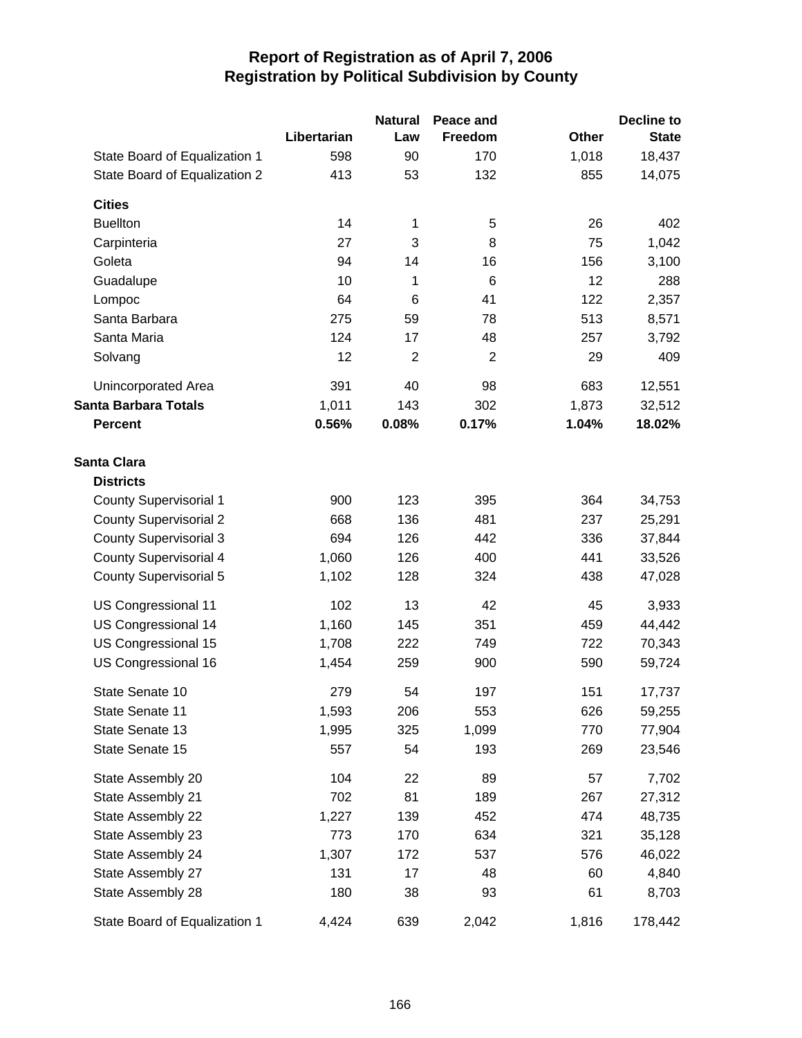# Report of Registration as of April 7, 2006
## Registration by Political Subdivision by County

| | Libertarian | Natural Law | Peace and Freedom | Other | Decline to State |
|---|---|---|---|---|---|
| State Board of Equalization 1 | 598 | 90 | 170 | 1,018 | 18,437 |
| State Board of Equalization 2 | 413 | 53 | 132 | 855 | 14,075 |
| **Cities** | | | | | |
| Buellton | 14 | 1 | 5 | 26 | 402 |
| Carpinteria | 27 | 3 | 8 | 75 | 1,042 |
| Goleta | 94 | 14 | 16 | 156 | 3,100 |
| Guadalupe | 10 | 1 | 6 | 12 | 288 |
| Lompoc | 64 | 6 | 41 | 122 | 2,357 |
| Santa Barbara | 275 | 59 | 78 | 513 | 8,571 |
| Santa Maria | 124 | 17 | 48 | 257 | 3,792 |
| Solvang | 12 | 2 | 2 | 29 | 409 |
| Unincorporated Area | 391 | 40 | 98 | 683 | 12,551 |
| **Santa Barbara Totals** | 1,011 | 143 | 302 | 1,873 | 32,512 |
| **Percent** | **0.56%** | **0.08%** | **0.17%** | **1.04%** | **18.02%** |
| **Santa Clara** | | | | | |
| **Districts** | | | | | |
| County Supervisorial 1 | 900 | 123 | 395 | 364 | 34,753 |
| County Supervisorial 2 | 668 | 136 | 481 | 237 | 25,291 |
| County Supervisorial 3 | 694 | 126 | 442 | 336 | 37,844 |
| County Supervisorial 4 | 1,060 | 126 | 400 | 441 | 33,526 |
| County Supervisorial 5 | 1,102 | 128 | 324 | 438 | 47,028 |
| US Congressional 11 | 102 | 13 | 42 | 45 | 3,933 |
| US Congressional 14 | 1,160 | 145 | 351 | 459 | 44,442 |
| US Congressional 15 | 1,708 | 222 | 749 | 722 | 70,343 |
| US Congressional 16 | 1,454 | 259 | 900 | 590 | 59,724 |
| State Senate 10 | 279 | 54 | 197 | 151 | 17,737 |
| State Senate 11 | 1,593 | 206 | 553 | 626 | 59,255 |
| State Senate 13 | 1,995 | 325 | 1,099 | 770 | 77,904 |
| State Senate 15 | 557 | 54 | 193 | 269 | 23,546 |
| State Assembly 20 | 104 | 22 | 89 | 57 | 7,702 |
| State Assembly 21 | 702 | 81 | 189 | 267 | 27,312 |
| State Assembly 22 | 1,227 | 139 | 452 | 474 | 48,735 |
| State Assembly 23 | 773 | 170 | 634 | 321 | 35,128 |
| State Assembly 24 | 1,307 | 172 | 537 | 576 | 46,022 |
| State Assembly 27 | 131 | 17 | 48 | 60 | 4,840 |
| State Assembly 28 | 180 | 38 | 93 | 61 | 8,703 |
| State Board of Equalization 1 | 4,424 | 639 | 2,042 | 1,816 | 178,442 |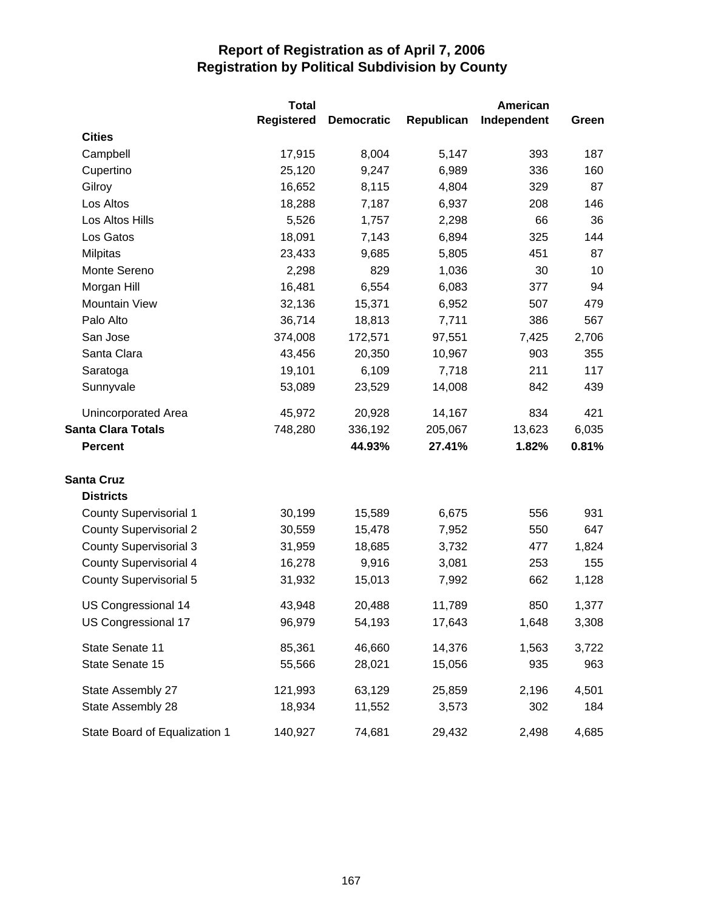# Report of Registration as of April 7, 2006
## Registration by Political Subdivision by County

| | Total Registered | Democratic | Republican | American Independent | Green |
|---|---|---|---|---|---|
| **Cities** | | | | | |
| Campbell | 17,915 | 8,004 | 5,147 | 393 | 187 |
| Cupertino | 25,120 | 9,247 | 6,989 | 336 | 160 |
| Gilroy | 16,652 | 8,115 | 4,804 | 329 | 87 |
| Los Altos | 18,288 | 7,187 | 6,937 | 208 | 146 |
| Los Altos Hills | 5,526 | 1,757 | 2,298 | 66 | 36 |
| Los Gatos | 18,091 | 7,143 | 6,894 | 325 | 144 |
| Milpitas | 23,433 | 9,685 | 5,805 | 451 | 87 |
| Monte Sereno | 2,298 | 829 | 1,036 | 30 | 10 |
| Morgan Hill | 16,481 | 6,554 | 6,083 | 377 | 94 |
| Mountain View | 32,136 | 15,371 | 6,952 | 507 | 479 |
| Palo Alto | 36,714 | 18,813 | 7,711 | 386 | 567 |
| San Jose | 374,008 | 172,571 | 97,551 | 7,425 | 2,706 |
| Santa Clara | 43,456 | 20,350 | 10,967 | 903 | 355 |
| Saratoga | 19,101 | 6,109 | 7,718 | 211 | 117 |
| Sunnyvale | 53,089 | 23,529 | 14,008 | 842 | 439 |
| Unincorporated Area | 45,972 | 20,928 | 14,167 | 834 | 421 |
| **Santa Clara Totals** | 748,280 | 336,192 | 205,067 | 13,623 | 6,035 |
| **Percent** | | **44.93%** | **27.41%** | **1.82%** | **0.81%** |
| | | | | | |
| **Santa Cruz** | | | | | |
| **Districts** | | | | | |
| County Supervisorial 1 | 30,199 | 15,589 | 6,675 | 556 | 931 |
| County Supervisorial 2 | 30,559 | 15,478 | 7,952 | 550 | 647 |
| County Supervisorial 3 | 31,959 | 18,685 | 3,732 | 477 | 1,824 |
| County Supervisorial 4 | 16,278 | 9,916 | 3,081 | 253 | 155 |
| County Supervisorial 5 | 31,932 | 15,013 | 7,992 | 662 | 1,128 |
| US Congressional 14 | 43,948 | 20,488 | 11,789 | 850 | 1,377 |
| US Congressional 17 | 96,979 | 54,193 | 17,643 | 1,648 | 3,308 |
| State Senate 11 | 85,361 | 46,660 | 14,376 | 1,563 | 3,722 |
| State Senate 15 | 55,566 | 28,021 | 15,056 | 935 | 963 |
| State Assembly 27 | 121,993 | 63,129 | 25,859 | 2,196 | 4,501 |
| State Assembly 28 | 18,934 | 11,552 | 3,573 | 302 | 184 |
| State Board of Equalization 1 | 140,927 | 74,681 | 29,432 | 2,498 | 4,685 |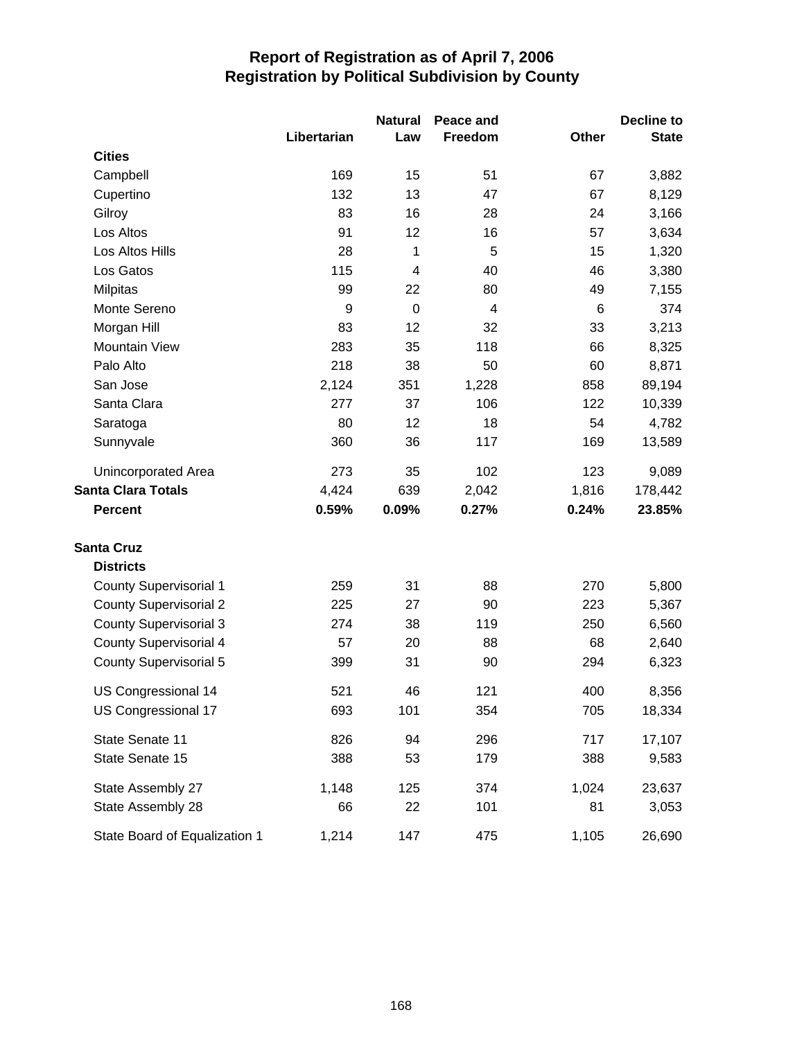# Report of Registration as of April 7, 2006
## Registration by Political Subdivision by County

| | Libertarian | Natural Law | Peace and Freedom | Other | Decline to State |
|---|---|---|---|---|---|
| **Cities** | | | | | |
| Campbell | 169 | 15 | 51 | 67 | 3,882 |
| Cupertino | 132 | 13 | 47 | 67 | 8,129 |
| Gilroy | 83 | 16 | 28 | 24 | 3,166 |
| Los Altos | 91 | 12 | 16 | 57 | 3,634 |
| Los Altos Hills | 28 | 1 | 5 | 15 | 1,320 |
| Los Gatos | 115 | 4 | 40 | 46 | 3,380 |
| Milpitas | 99 | 22 | 80 | 49 | 7,155 |
| Monte Sereno | 9 | 0 | 4 | 6 | 374 |
| Morgan Hill | 83 | 12 | 32 | 33 | 3,213 |
| Mountain View | 283 | 35 | 118 | 66 | 8,325 |
| Palo Alto | 218 | 38 | 50 | 60 | 8,871 |
| San Jose | 2,124 | 351 | 1,228 | 858 | 89,194 |
| Santa Clara | 277 | 37 | 106 | 122 | 10,339 |
| Saratoga | 80 | 12 | 18 | 54 | 4,782 |
| Sunnyvale | 360 | 36 | 117 | 169 | 13,589 |
| Unincorporated Area | 273 | 35 | 102 | 123 | 9,089 |
| **Santa Clara Totals** | 4,424 | 639 | 2,042 | 1,816 | 178,442 |
| **Percent** | **0.59%** | **0.09%** | **0.27%** | **0.24%** | **23.85%** |
| **Santa Cruz** | | | | | |
| **Districts** | | | | | |
| County Supervisorial 1 | 259 | 31 | 88 | 270 | 5,800 |
| County Supervisorial 2 | 225 | 27 | 90 | 223 | 5,367 |
| County Supervisorial 3 | 274 | 38 | 119 | 250 | 6,560 |
| County Supervisorial 4 | 57 | 20 | 88 | 68 | 2,640 |
| County Supervisorial 5 | 399 | 31 | 90 | 294 | 6,323 |
| US Congressional 14 | 521 | 46 | 121 | 400 | 8,356 |
| US Congressional 17 | 693 | 101 | 354 | 705 | 18,334 |
| State Senate 11 | 826 | 94 | 296 | 717 | 17,107 |
| State Senate 15 | 388 | 53 | 179 | 388 | 9,583 |
| State Assembly 27 | 1,148 | 125 | 374 | 1,024 | 23,637 |
| State Assembly 28 | 66 | 22 | 101 | 81 | 3,053 |
| State Board of Equalization 1 | 1,214 | 147 | 475 | 1,105 | 26,690 |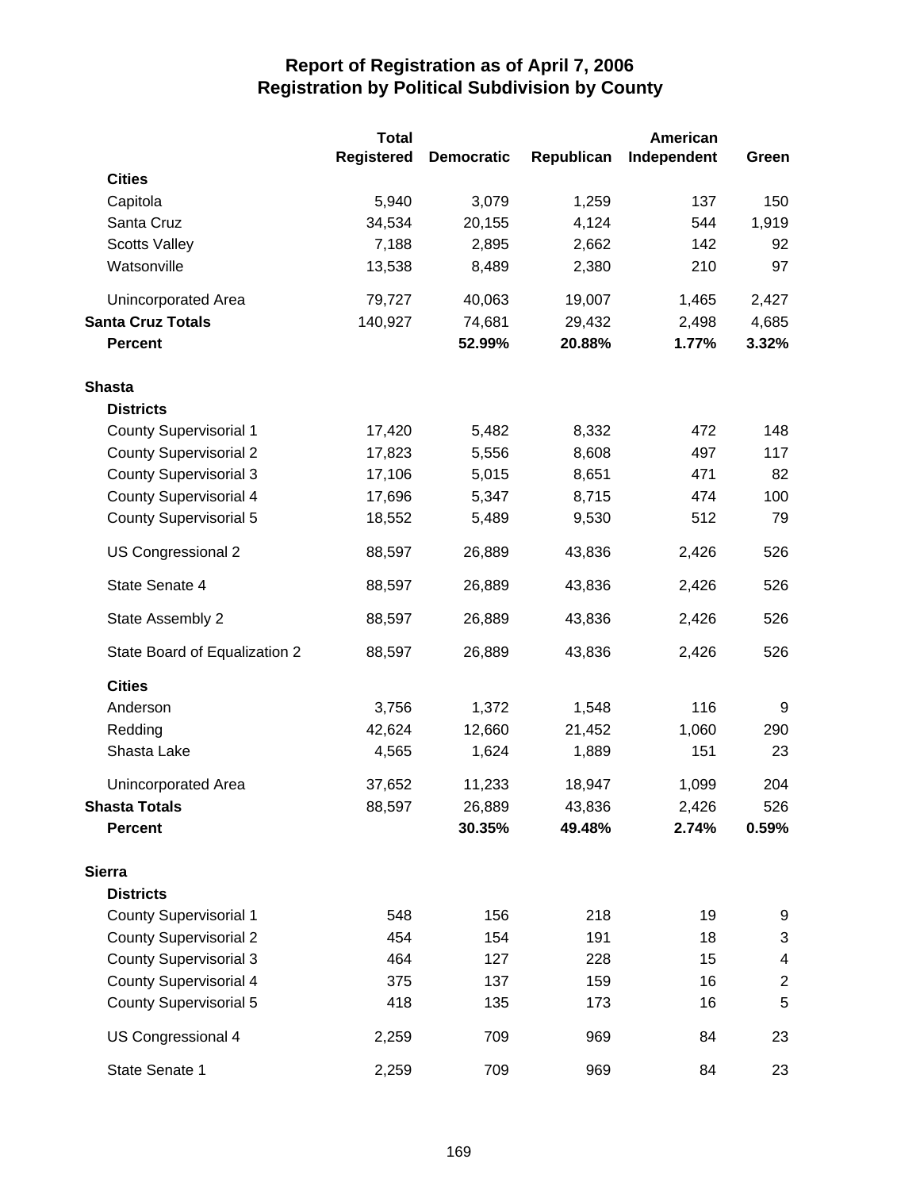# Report of Registration as of April 7, 2006
## Registration by Political Subdivision by County

| | Total Registered | Democratic | Republican | American Independent | Green |
|---|---|---|---|---|---|
| **Cities** | | | | | |
| Capitola | 5,940 | 3,079 | 1,259 | 137 | 150 |
| Santa Cruz | 34,534 | 20,155 | 4,124 | 544 | 1,919 |
| Scotts Valley | 7,188 | 2,895 | 2,662 | 142 | 92 |
| Watsonville | 13,538 | 8,489 | 2,380 | 210 | 97 |
| Unincorporated Area | 79,727 | 40,063 | 19,007 | 1,465 | 2,427 |
| **Santa Cruz Totals** | 140,927 | 74,681 | 29,432 | 2,498 | 4,685 |
| **Percent** | | **52.99%** | **20.88%** | **1.77%** | **3.32%** |
| **Shasta** | | | | | |
| **Districts** | | | | | |
| County Supervisorial 1 | 17,420 | 5,482 | 8,332 | 472 | 148 |
| County Supervisorial 2 | 17,823 | 5,556 | 8,608 | 497 | 117 |
| County Supervisorial 3 | 17,106 | 5,015 | 8,651 | 471 | 82 |
| County Supervisorial 4 | 17,696 | 5,347 | 8,715 | 474 | 100 |
| County Supervisorial 5 | 18,552 | 5,489 | 9,530 | 512 | 79 |
| US Congressional 2 | 88,597 | 26,889 | 43,836 | 2,426 | 526 |
| State Senate 4 | 88,597 | 26,889 | 43,836 | 2,426 | 526 |
| State Assembly 2 | 88,597 | 26,889 | 43,836 | 2,426 | 526 |
| State Board of Equalization 2 | 88,597 | 26,889 | 43,836 | 2,426 | 526 |
| **Cities** | | | | | |
| Anderson | 3,756 | 1,372 | 1,548 | 116 | 9 |
| Redding | 42,624 | 12,660 | 21,452 | 1,060 | 290 |
| Shasta Lake | 4,565 | 1,624 | 1,889 | 151 | 23 |
| Unincorporated Area | 37,652 | 11,233 | 18,947 | 1,099 | 204 |
| **Shasta Totals** | 88,597 | 26,889 | 43,836 | 2,426 | 526 |
| **Percent** | | **30.35%** | **49.48%** | **2.74%** | **0.59%** |
| **Sierra** | | | | | |
| **Districts** | | | | | |
| County Supervisorial 1 | 548 | 156 | 218 | 19 | 9 |
| County Supervisorial 2 | 454 | 154 | 191 | 18 | 3 |
| County Supervisorial 3 | 464 | 127 | 228 | 15 | 4 |
| County Supervisorial 4 | 375 | 137 | 159 | 16 | 2 |
| County Supervisorial 5 | 418 | 135 | 173 | 16 | 5 |
| US Congressional 4 | 2,259 | 709 | 969 | 84 | 23 |
| State Senate 1 | 2,259 | 709 | 969 | 84 | 23 |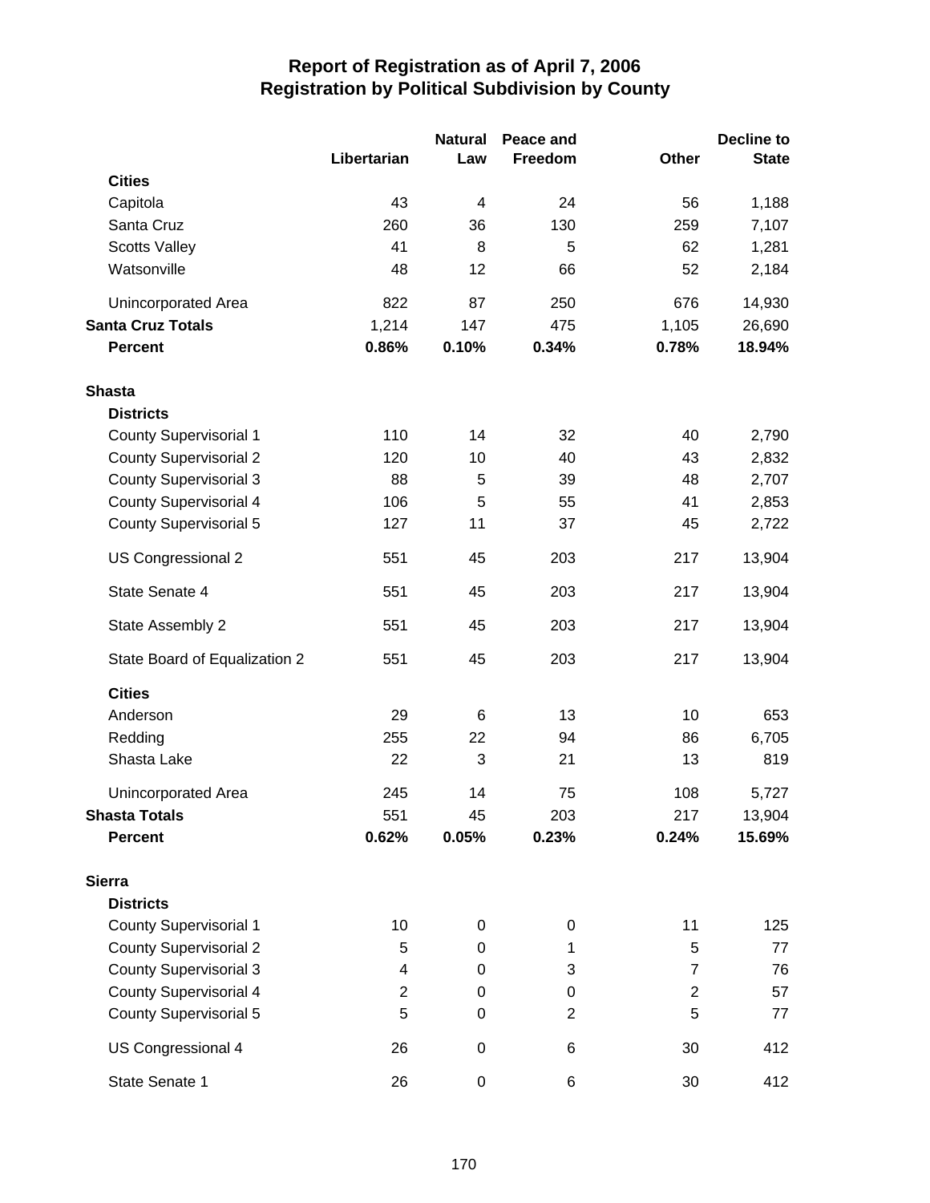# Report of Registration as of April 7, 2006
## Registration by Political Subdivision by County

| | Libertarian | Natural Law | Peace and Freedom | Other | Decline to State |
|---|---|---|---|---|---|
| **Cities** | | | | | |
| Capitola | 43 | 4 | 24 | 56 | 1,188 |
| Santa Cruz | 260 | 36 | 130 | 259 | 7,107 |
| Scotts Valley | 41 | 8 | 5 | 62 | 1,281 |
| Watsonville | 48 | 12 | 66 | 52 | 2,184 |
| Unincorporated Area | 822 | 87 | 250 | 676 | 14,930 |
| **Santa Cruz Totals** | 1,214 | 147 | 475 | 1,105 | 26,690 |
| **Percent** | **0.86%** | **0.10%** | **0.34%** | **0.78%** | **18.94%** |
| **Shasta** | | | | | |
| **Districts** | | | | | |
| County Supervisorial 1 | 110 | 14 | 32 | 40 | 2,790 |
| County Supervisorial 2 | 120 | 10 | 40 | 43 | 2,832 |
| County Supervisorial 3 | 88 | 5 | 39 | 48 | 2,707 |
| County Supervisorial 4 | 106 | 5 | 55 | 41 | 2,853 |
| County Supervisorial 5 | 127 | 11 | 37 | 45 | 2,722 |
| US Congressional 2 | 551 | 45 | 203 | 217 | 13,904 |
| State Senate 4 | 551 | 45 | 203 | 217 | 13,904 |
| State Assembly 2 | 551 | 45 | 203 | 217 | 13,904 |
| State Board of Equalization 2 | 551 | 45 | 203 | 217 | 13,904 |
| **Cities** | | | | | |
| Anderson | 29 | 6 | 13 | 10 | 653 |
| Redding | 255 | 22 | 94 | 86 | 6,705 |
| Shasta Lake | 22 | 3 | 21 | 13 | 819 |
| Unincorporated Area | 245 | 14 | 75 | 108 | 5,727 |
| **Shasta Totals** | 551 | 45 | 203 | 217 | 13,904 |
| **Percent** | **0.62%** | **0.05%** | **0.23%** | **0.24%** | **15.69%** |
| **Sierra** | | | | | |
| **Districts** | | | | | |
| County Supervisorial 1 | 10 | 0 | 0 | 11 | 125 |
| County Supervisorial 2 | 5 | 0 | 1 | 5 | 77 |
| County Supervisorial 3 | 4 | 0 | 3 | 7 | 76 |
| County Supervisorial 4 | 2 | 0 | 0 | 2 | 57 |
| County Supervisorial 5 | 5 | 0 | 2 | 5 | 77 |
| US Congressional 4 | 26 | 0 | 6 | 30 | 412 |
| State Senate 1 | 26 | 0 | 6 | 30 | 412 |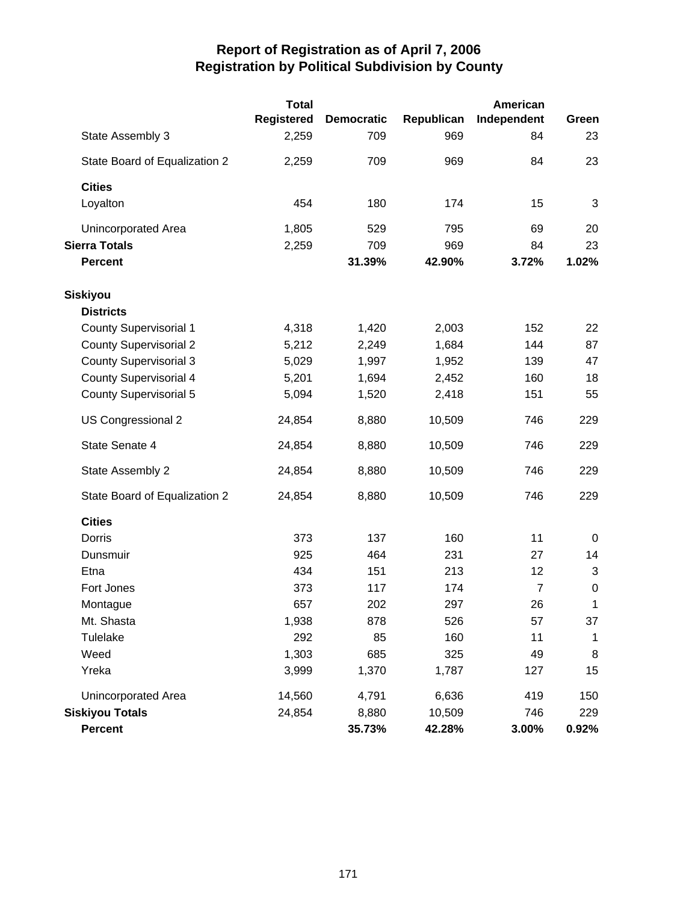# Report of Registration as of April 7, 2006
## Registration by Political Subdivision by County

| | Total Registered | Democratic | Republican | American Independent | Green |
|---|---|---|---|---|---|
| State Assembly 3 | 2,259 | 709 | 969 | 84 | 23 |
| State Board of Equalization 2 | 2,259 | 709 | 969 | 84 | 23 |
| **Cities** | | | | | |
| Loyalton | 454 | 180 | 174 | 15 | 3 |
| Unincorporated Area | 1,805 | 529 | 795 | 69 | 20 |
| **Sierra Totals** | 2,259 | 709 | 969 | 84 | 23 |
| **Percent** | | **31.39%** | **42.90%** | **3.72%** | **1.02%** |
| **Siskiyou** | | | | | |
| **Districts** | | | | | |
| County Supervisorial 1 | 4,318 | 1,420 | 2,003 | 152 | 22 |
| County Supervisorial 2 | 5,212 | 2,249 | 1,684 | 144 | 87 |
| County Supervisorial 3 | 5,029 | 1,997 | 1,952 | 139 | 47 |
| County Supervisorial 4 | 5,201 | 1,694 | 2,452 | 160 | 18 |
| County Supervisorial 5 | 5,094 | 1,520 | 2,418 | 151 | 55 |
| US Congressional 2 | 24,854 | 8,880 | 10,509 | 746 | 229 |
| State Senate 4 | 24,854 | 8,880 | 10,509 | 746 | 229 |
| State Assembly 2 | 24,854 | 8,880 | 10,509 | 746 | 229 |
| State Board of Equalization 2 | 24,854 | 8,880 | 10,509 | 746 | 229 |
| **Cities** | | | | | |
| Dorris | 373 | 137 | 160 | 11 | 0 |
| Dunsmuir | 925 | 464 | 231 | 27 | 14 |
| Etna | 434 | 151 | 213 | 12 | 3 |
| Fort Jones | 373 | 117 | 174 | 7 | 0 |
| Montague | 657 | 202 | 297 | 26 | 1 |
| Mt. Shasta | 1,938 | 878 | 526 | 57 | 37 |
| Tulelake | 292 | 85 | 160 | 11 | 1 |
| Weed | 1,303 | 685 | 325 | 49 | 8 |
| Yreka | 3,999 | 1,370 | 1,787 | 127 | 15 |
| Unincorporated Area | 14,560 | 4,791 | 6,636 | 419 | 150 |
| **Siskiyou Totals** | 24,854 | 8,880 | 10,509 | 746 | 229 |
| **Percent** | | **35.73%** | **42.28%** | **3.00%** | **0.92%** |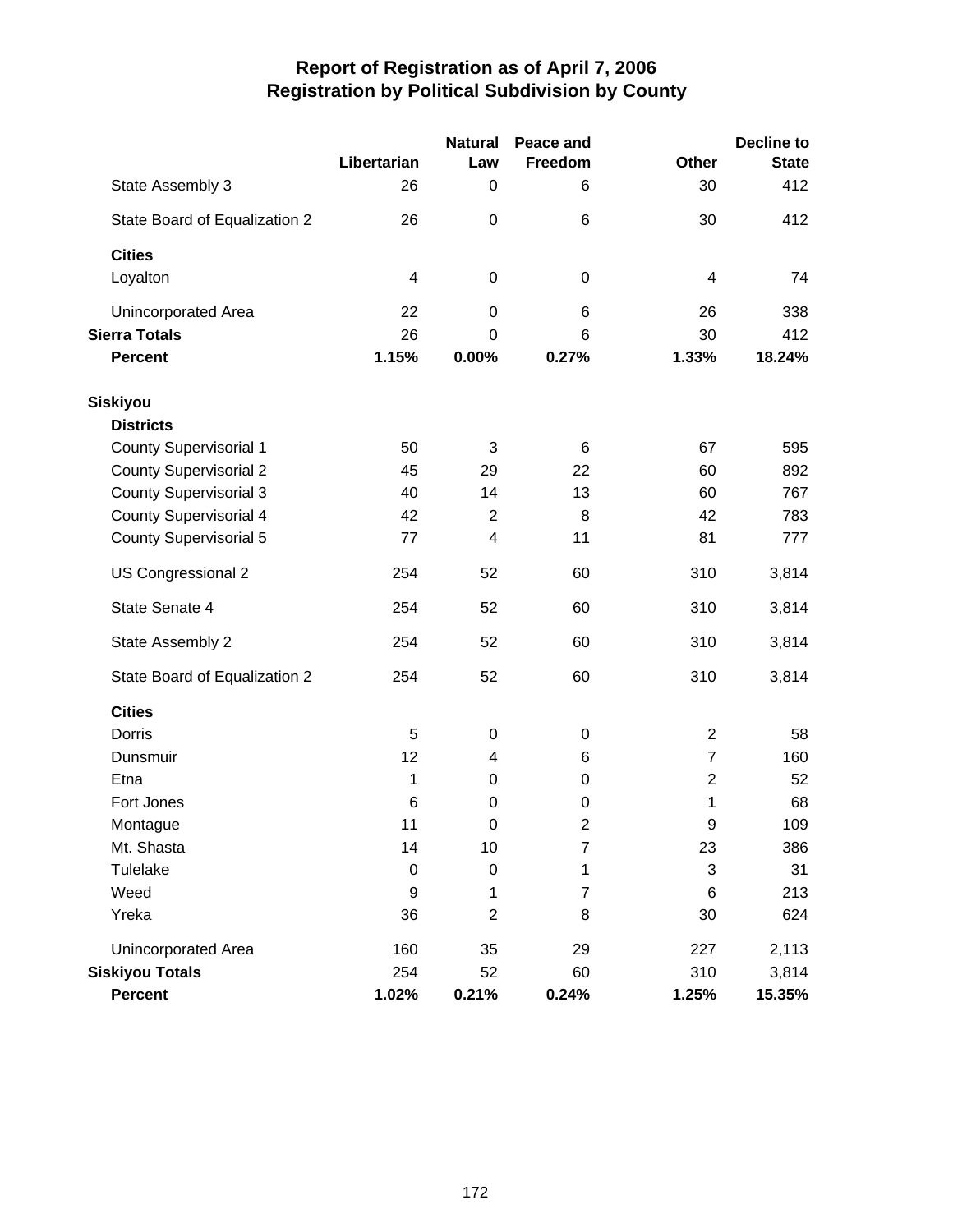# Report of Registration as of April 7, 2006
## Registration by Political Subdivision by County

| | Libertarian | Natural Law | Peace and Freedom | Other | Decline to State |
|---|---|---|---|---|---|
| State Assembly 3 | 26 | 0 | 6 | 30 | 412 |
| State Board of Equalization 2 | 26 | 0 | 6 | 30 | 412 |
| **Cities** | | | | | |
| Loyalton | 4 | 0 | 0 | 4 | 74 |
| Unincorporated Area | 22 | 0 | 6 | 26 | 338 |
| **Sierra Totals** | 26 | 0 | 6 | 30 | 412 |
| **Percent** | **1.15%** | **0.00%** | **0.27%** | **1.33%** | **18.24%** |
| **Siskiyou** | | | | | |
| **Districts** | | | | | |
| County Supervisorial 1 | 50 | 3 | 6 | 67 | 595 |
| County Supervisorial 2 | 45 | 29 | 22 | 60 | 892 |
| County Supervisorial 3 | 40 | 14 | 13 | 60 | 767 |
| County Supervisorial 4 | 42 | 2 | 8 | 42 | 783 |
| County Supervisorial 5 | 77 | 4 | 11 | 81 | 777 |
| US Congressional 2 | 254 | 52 | 60 | 310 | 3,814 |
| State Senate 4 | 254 | 52 | 60 | 310 | 3,814 |
| State Assembly 2 | 254 | 52 | 60 | 310 | 3,814 |
| State Board of Equalization 2 | 254 | 52 | 60 | 310 | 3,814 |
| **Cities** | | | | | |
| Dorris | 5 | 0 | 0 | 2 | 58 |
| Dunsmuir | 12 | 4 | 6 | 7 | 160 |
| Etna | 1 | 0 | 0 | 2 | 52 |
| Fort Jones | 6 | 0 | 0 | 1 | 68 |
| Montague | 11 | 0 | 2 | 9 | 109 |
| Mt. Shasta | 14 | 10 | 7 | 23 | 386 |
| Tulelake | 0 | 0 | 1 | 3 | 31 |
| Weed | 9 | 1 | 7 | 6 | 213 |
| Yreka | 36 | 2 | 8 | 30 | 624 |
| Unincorporated Area | 160 | 35 | 29 | 227 | 2,113 |
| **Siskiyou Totals** | 254 | 52 | 60 | 310 | 3,814 |
| **Percent** | **1.02%** | **0.21%** | **0.24%** | **1.25%** | **15.35%** |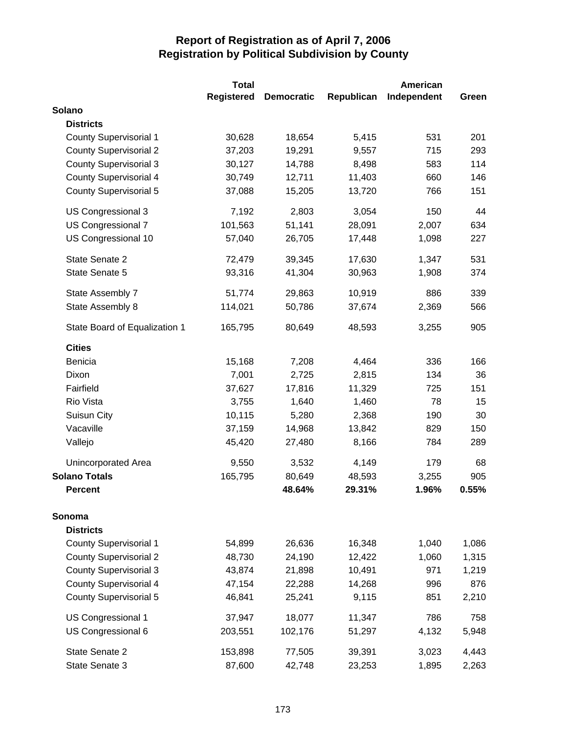# Report of Registration as of April 7, 2006
## Registration by Political Subdivision by County

| | Total Registered | Democratic | Republican | American Independent | Green |
|---|---|---|---|---|---|
| **Solano** | | | | | |
| **Districts** | | | | | |
| County Supervisorial 1 | 30,628 | 18,654 | 5,415 | 531 | 201 |
| County Supervisorial 2 | 37,203 | 19,291 | 9,557 | 715 | 293 |
| County Supervisorial 3 | 30,127 | 14,788 | 8,498 | 583 | 114 |
| County Supervisorial 4 | 30,749 | 12,711 | 11,403 | 660 | 146 |
| County Supervisorial 5 | 37,088 | 15,205 | 13,720 | 766 | 151 |
| US Congressional 3 | 7,192 | 2,803 | 3,054 | 150 | 44 |
| US Congressional 7 | 101,563 | 51,141 | 28,091 | 2,007 | 634 |
| US Congressional 10 | 57,040 | 26,705 | 17,448 | 1,098 | 227 |
| State Senate 2 | 72,479 | 39,345 | 17,630 | 1,347 | 531 |
| State Senate 5 | 93,316 | 41,304 | 30,963 | 1,908 | 374 |
| State Assembly 7 | 51,774 | 29,863 | 10,919 | 886 | 339 |
| State Assembly 8 | 114,021 | 50,786 | 37,674 | 2,369 | 566 |
| State Board of Equalization 1 | 165,795 | 80,649 | 48,593 | 3,255 | 905 |
| **Cities** | | | | | |
| Benicia | 15,168 | 7,208 | 4,464 | 336 | 166 |
| Dixon | 7,001 | 2,725 | 2,815 | 134 | 36 |
| Fairfield | 37,627 | 17,816 | 11,329 | 725 | 151 |
| Rio Vista | 3,755 | 1,640 | 1,460 | 78 | 15 |
| Suisun City | 10,115 | 5,280 | 2,368 | 190 | 30 |
| Vacaville | 37,159 | 14,968 | 13,842 | 829 | 150 |
| Vallejo | 45,420 | 27,480 | 8,166 | 784 | 289 |
| Unincorporated Area | 9,550 | 3,532 | 4,149 | 179 | 68 |
| **Solano Totals** | 165,795 | 80,649 | 48,593 | 3,255 | 905 |
| **Percent** | | **48.64%** | **29.31%** | **1.96%** | **0.55%** |
| **Sonoma** | | | | | |
| **Districts** | | | | | |
| County Supervisorial 1 | 54,899 | 26,636 | 16,348 | 1,040 | 1,086 |
| County Supervisorial 2 | 48,730 | 24,190 | 12,422 | 1,060 | 1,315 |
| County Supervisorial 3 | 43,874 | 21,898 | 10,491 | 971 | 1,219 |
| County Supervisorial 4 | 47,154 | 22,288 | 14,268 | 996 | 876 |
| County Supervisorial 5 | 46,841 | 25,241 | 9,115 | 851 | 2,210 |
| US Congressional 1 | 37,947 | 18,077 | 11,347 | 786 | 758 |
| US Congressional 6 | 203,551 | 102,176 | 51,297 | 4,132 | 5,948 |
| State Senate 2 | 153,898 | 77,505 | 39,391 | 3,023 | 4,443 |
| State Senate 3 | 87,600 | 42,748 | 23,253 | 1,895 | 2,263 |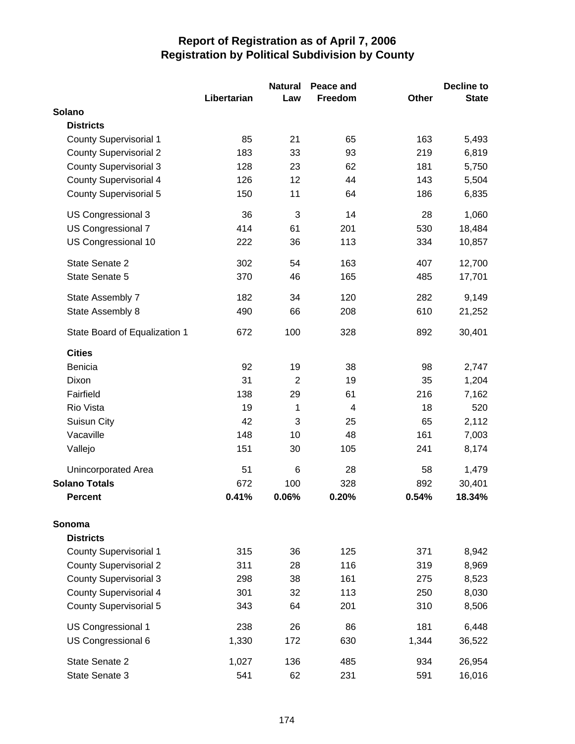# Report of Registration as of April 7, 2006
## Registration by Political Subdivision by County

| | Libertarian | Natural Law | Peace and Freedom | Other | Decline to State |
|---|---|---|---|---|---|
| **Solano** | | | | | |
| **Districts** | | | | | |
| County Supervisorial 1 | 85 | 21 | 65 | 163 | 5,493 |
| County Supervisorial 2 | 183 | 33 | 93 | 219 | 6,819 |
| County Supervisorial 3 | 128 | 23 | 62 | 181 | 5,750 |
| County Supervisorial 4 | 126 | 12 | 44 | 143 | 5,504 |
| County Supervisorial 5 | 150 | 11 | 64 | 186 | 6,835 |
| US Congressional 3 | 36 | 3 | 14 | 28 | 1,060 |
| US Congressional 7 | 414 | 61 | 201 | 530 | 18,484 |
| US Congressional 10 | 222 | 36 | 113 | 334 | 10,857 |
| State Senate 2 | 302 | 54 | 163 | 407 | 12,700 |
| State Senate 5 | 370 | 46 | 165 | 485 | 17,701 |
| State Assembly 7 | 182 | 34 | 120 | 282 | 9,149 |
| State Assembly 8 | 490 | 66 | 208 | 610 | 21,252 |
| State Board of Equalization 1 | 672 | 100 | 328 | 892 | 30,401 |
| **Cities** | | | | | |
| Benicia | 92 | 19 | 38 | 98 | 2,747 |
| Dixon | 31 | 2 | 19 | 35 | 1,204 |
| Fairfield | 138 | 29 | 61 | 216 | 7,162 |
| Rio Vista | 19 | 1 | 4 | 18 | 520 |
| Suisun City | 42 | 3 | 25 | 65 | 2,112 |
| Vacaville | 148 | 10 | 48 | 161 | 7,003 |
| Vallejo | 151 | 30 | 105 | 241 | 8,174 |
| Unincorporated Area | 51 | 6 | 28 | 58 | 1,479 |
| **Solano Totals** | 672 | 100 | 328 | 892 | 30,401 |
| **Percent** | **0.41%** | **0.06%** | **0.20%** | **0.54%** | **18.34%** |
| **Sonoma** | | | | | |
| **Districts** | | | | | |
| County Supervisorial 1 | 315 | 36 | 125 | 371 | 8,942 |
| County Supervisorial 2 | 311 | 28 | 116 | 319 | 8,969 |
| County Supervisorial 3 | 298 | 38 | 161 | 275 | 8,523 |
| County Supervisorial 4 | 301 | 32 | 113 | 250 | 8,030 |
| County Supervisorial 5 | 343 | 64 | 201 | 310 | 8,506 |
| US Congressional 1 | 238 | 26 | 86 | 181 | 6,448 |
| US Congressional 6 | 1,330 | 172 | 630 | 1,344 | 36,522 |
| State Senate 2 | 1,027 | 136 | 485 | 934 | 26,954 |
| State Senate 3 | 541 | 62 | 231 | 591 | 16,016 |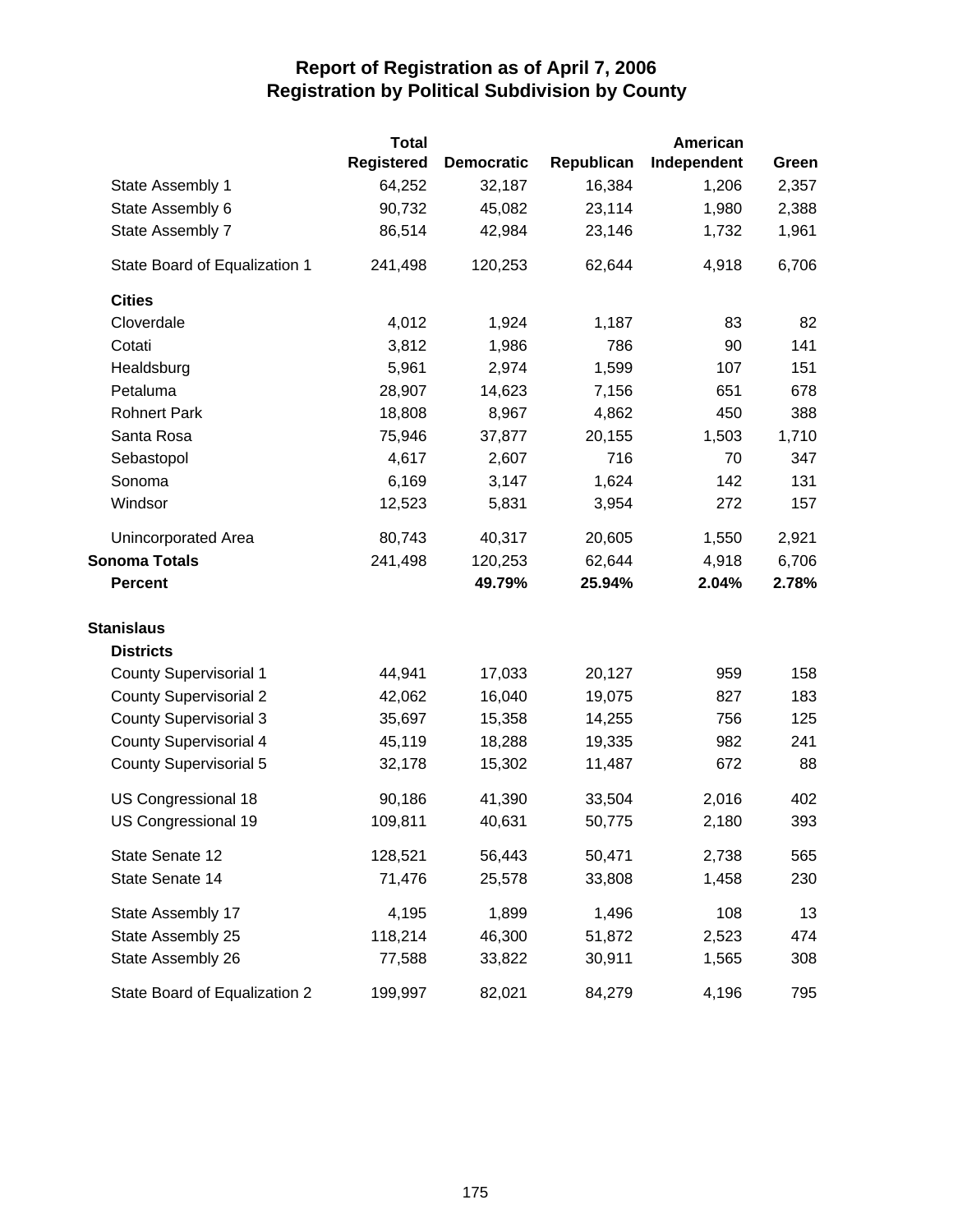# Report of Registration as of April 7, 2006
## Registration by Political Subdivision by County

| | Total Registered | Democratic | Republican | American Independent | Green |
|---|---|---|---|---|---|
| State Assembly 1 | 64,252 | 32,187 | 16,384 | 1,206 | 2,357 |
| State Assembly 6 | 90,732 | 45,082 | 23,114 | 1,980 | 2,388 |
| State Assembly 7 | 86,514 | 42,984 | 23,146 | 1,732 | 1,961 |
| State Board of Equalization 1 | 241,498 | 120,253 | 62,644 | 4,918 | 6,706 |
| **Cities** | | | | | |
| Cloverdale | 4,012 | 1,924 | 1,187 | 83 | 82 |
| Cotati | 3,812 | 1,986 | 786 | 90 | 141 |
| Healdsburg | 5,961 | 2,974 | 1,599 | 107 | 151 |
| Petaluma | 28,907 | 14,623 | 7,156 | 651 | 678 |
| Rohnert Park | 18,808 | 8,967 | 4,862 | 450 | 388 |
| Santa Rosa | 75,946 | 37,877 | 20,155 | 1,503 | 1,710 |
| Sebastopol | 4,617 | 2,607 | 716 | 70 | 347 |
| Sonoma | 6,169 | 3,147 | 1,624 | 142 | 131 |
| Windsor | 12,523 | 5,831 | 3,954 | 272 | 157 |
| Unincorporated Area | 80,743 | 40,317 | 20,605 | 1,550 | 2,921 |
| **Sonoma Totals** | 241,498 | 120,253 | 62,644 | 4,918 | 6,706 |
| **Percent** | | **49.79%** | **25.94%** | **2.04%** | **2.78%** |
| **Stanislaus** | | | | | |
| **Districts** | | | | | |
| County Supervisorial 1 | 44,941 | 17,033 | 20,127 | 959 | 158 |
| County Supervisorial 2 | 42,062 | 16,040 | 19,075 | 827 | 183 |
| County Supervisorial 3 | 35,697 | 15,358 | 14,255 | 756 | 125 |
| County Supervisorial 4 | 45,119 | 18,288 | 19,335 | 982 | 241 |
| County Supervisorial 5 | 32,178 | 15,302 | 11,487 | 672 | 88 |
| US Congressional 18 | 90,186 | 41,390 | 33,504 | 2,016 | 402 |
| US Congressional 19 | 109,811 | 40,631 | 50,775 | 2,180 | 393 |
| State Senate 12 | 128,521 | 56,443 | 50,471 | 2,738 | 565 |
| State Senate 14 | 71,476 | 25,578 | 33,808 | 1,458 | 230 |
| State Assembly 17 | 4,195 | 1,899 | 1,496 | 108 | 13 |
| State Assembly 25 | 118,214 | 46,300 | 51,872 | 2,523 | 474 |
| State Assembly 26 | 77,588 | 33,822 | 30,911 | 1,565 | 308 |
| State Board of Equalization 2 | 199,997 | 82,021 | 84,279 | 4,196 | 795 |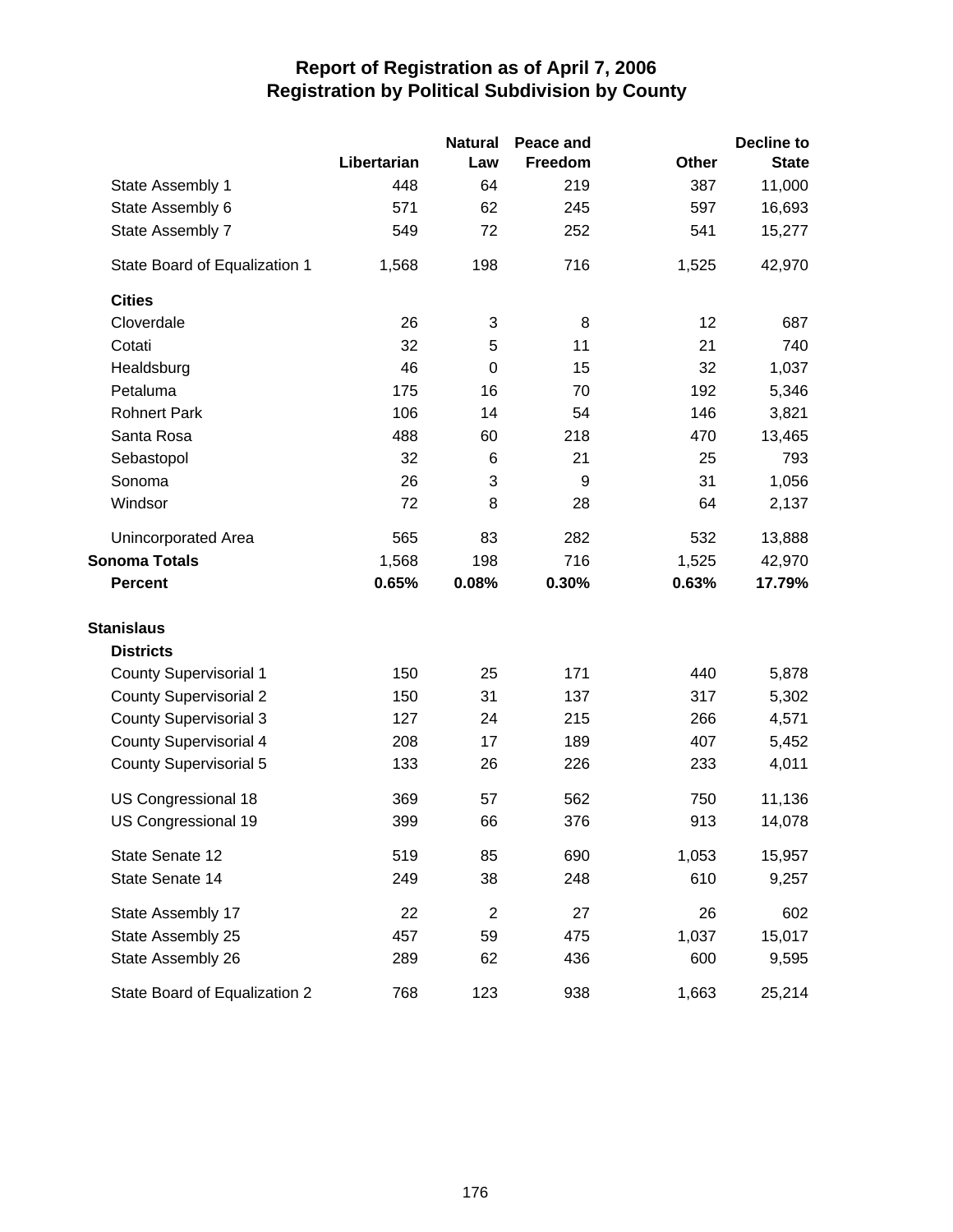# Report of Registration as of April 7, 2006
## Registration by Political Subdivision by County

| | Libertarian | Natural Law | Peace and Freedom | Other | Decline to State |
|---|---|---|---|---|---|
| State Assembly 1 | 448 | 64 | 219 | 387 | 11,000 |
| State Assembly 6 | 571 | 62 | 245 | 597 | 16,693 |
| State Assembly 7 | 549 | 72 | 252 | 541 | 15,277 |
| State Board of Equalization 1 | 1,568 | 198 | 716 | 1,525 | 42,970 |
| **Cities** | | | | | |
| Cloverdale | 26 | 3 | 8 | 12 | 687 |
| Cotati | 32 | 5 | 11 | 21 | 740 |
| Healdsburg | 46 | 0 | 15 | 32 | 1,037 |
| Petaluma | 175 | 16 | 70 | 192 | 5,346 |
| Rohnert Park | 106 | 14 | 54 | 146 | 3,821 |
| Santa Rosa | 488 | 60 | 218 | 470 | 13,465 |
| Sebastopol | 32 | 6 | 21 | 25 | 793 |
| Sonoma | 26 | 3 | 9 | 31 | 1,056 |
| Windsor | 72 | 8 | 28 | 64 | 2,137 |
| Unincorporated Area | 565 | 83 | 282 | 532 | 13,888 |
| **Sonoma Totals** | 1,568 | 198 | 716 | 1,525 | 42,970 |
| **Percent** | **0.65%** | **0.08%** | **0.30%** | **0.63%** | **17.79%** |
| **Stanislaus** | | | | | |
| **Districts** | | | | | |
| County Supervisorial 1 | 150 | 25 | 171 | 440 | 5,878 |
| County Supervisorial 2 | 150 | 31 | 137 | 317 | 5,302 |
| County Supervisorial 3 | 127 | 24 | 215 | 266 | 4,571 |
| County Supervisorial 4 | 208 | 17 | 189 | 407 | 5,452 |
| County Supervisorial 5 | 133 | 26 | 226 | 233 | 4,011 |
| US Congressional 18 | 369 | 57 | 562 | 750 | 11,136 |
| US Congressional 19 | 399 | 66 | 376 | 913 | 14,078 |
| State Senate 12 | 519 | 85 | 690 | 1,053 | 15,957 |
| State Senate 14 | 249 | 38 | 248 | 610 | 9,257 |
| State Assembly 17 | 22 | 2 | 27 | 26 | 602 |
| State Assembly 25 | 457 | 59 | 475 | 1,037 | 15,017 |
| State Assembly 26 | 289 | 62 | 436 | 600 | 9,595 |
| State Board of Equalization 2 | 768 | 123 | 938 | 1,663 | 25,214 |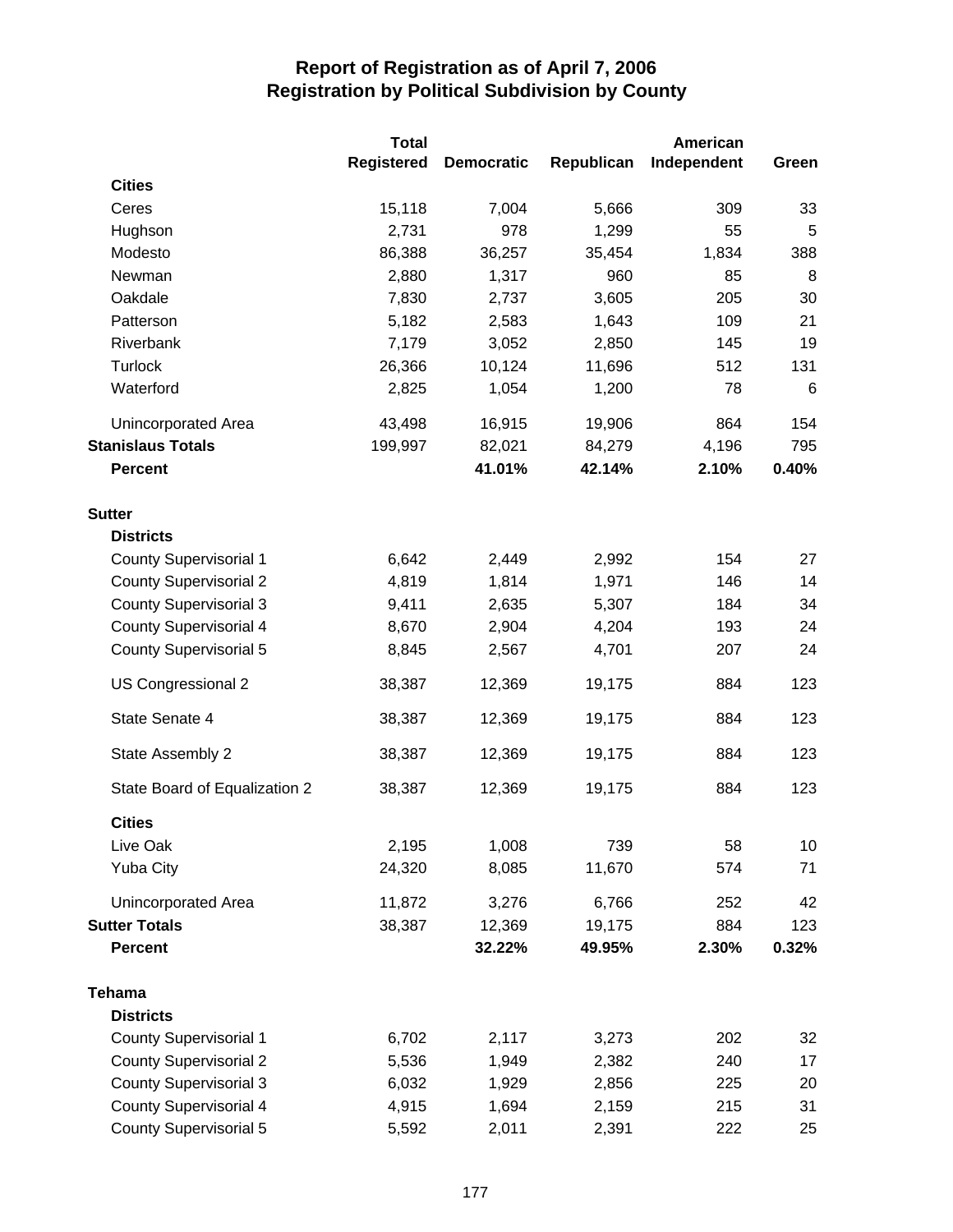# Report of Registration as of April 7, 2006
## Registration by Political Subdivision by County

| | Total Registered | Democratic | Republican | American Independent | Green |
|---|---|---|---|---|---|
| **Cities** | | | | | |
| Ceres | 15,118 | 7,004 | 5,666 | 309 | 33 |
| Hughson | 2,731 | 978 | 1,299 | 55 | 5 |
| Modesto | 86,388 | 36,257 | 35,454 | 1,834 | 388 |
| Newman | 2,880 | 1,317 | 960 | 85 | 8 |
| Oakdale | 7,830 | 2,737 | 3,605 | 205 | 30 |
| Patterson | 5,182 | 2,583 | 1,643 | 109 | 21 |
| Riverbank | 7,179 | 3,052 | 2,850 | 145 | 19 |
| Turlock | 26,366 | 10,124 | 11,696 | 512 | 131 |
| Waterford | 2,825 | 1,054 | 1,200 | 78 | 6 |
| Unincorporated Area | 43,498 | 16,915 | 19,906 | 864 | 154 |
| **Stanislaus Totals** | 199,997 | 82,021 | 84,279 | 4,196 | 795 |
| **Percent** | | **41.01%** | **42.14%** | **2.10%** | **0.40%** |
| **Sutter** | | | | | |
| **Districts** | | | | | |
| County Supervisorial 1 | 6,642 | 2,449 | 2,992 | 154 | 27 |
| County Supervisorial 2 | 4,819 | 1,814 | 1,971 | 146 | 14 |
| County Supervisorial 3 | 9,411 | 2,635 | 5,307 | 184 | 34 |
| County Supervisorial 4 | 8,670 | 2,904 | 4,204 | 193 | 24 |
| County Supervisorial 5 | 8,845 | 2,567 | 4,701 | 207 | 24 |
| US Congressional 2 | 38,387 | 12,369 | 19,175 | 884 | 123 |
| State Senate 4 | 38,387 | 12,369 | 19,175 | 884 | 123 |
| State Assembly 2 | 38,387 | 12,369 | 19,175 | 884 | 123 |
| State Board of Equalization 2 | 38,387 | 12,369 | 19,175 | 884 | 123 |
| **Cities** | | | | | |
| Live Oak | 2,195 | 1,008 | 739 | 58 | 10 |
| Yuba City | 24,320 | 8,085 | 11,670 | 574 | 71 |
| Unincorporated Area | 11,872 | 3,276 | 6,766 | 252 | 42 |
| **Sutter Totals** | 38,387 | 12,369 | 19,175 | 884 | 123 |
| **Percent** | | **32.22%** | **49.95%** | **2.30%** | **0.32%** |
| **Tehama** | | | | | |
| **Districts** | | | | | |
| County Supervisorial 1 | 6,702 | 2,117 | 3,273 | 202 | 32 |
| County Supervisorial 2 | 5,536 | 1,949 | 2,382 | 240 | 17 |
| County Supervisorial 3 | 6,032 | 1,929 | 2,856 | 225 | 20 |
| County Supervisorial 4 | 4,915 | 1,694 | 2,159 | 215 | 31 |
| County Supervisorial 5 | 5,592 | 2,011 | 2,391 | 222 | 25 |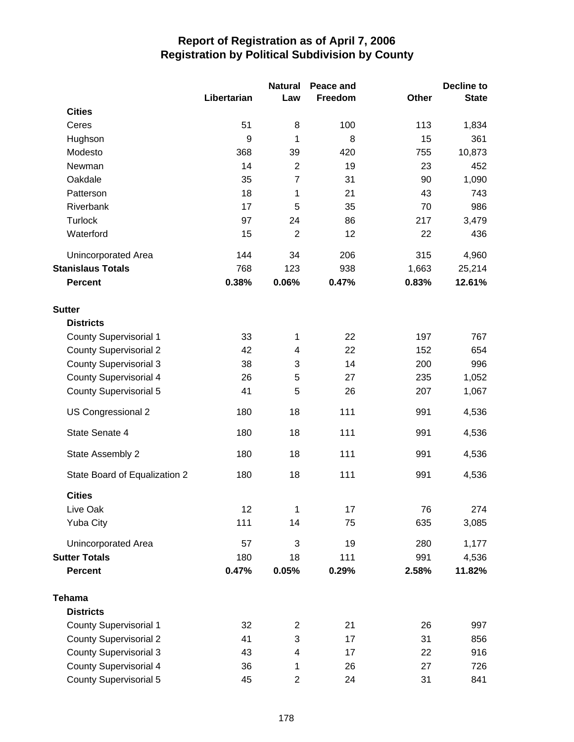# Report of Registration as of April 7, 2006
## Registration by Political Subdivision by County

| | Libertarian | Natural Law | Peace and Freedom | Other | Decline to State |
|---|---|---|---|---|---|
| **Cities** | | | | | |
| Ceres | 51 | 8 | 100 | 113 | 1,834 |
| Hughson | 9 | 1 | 8 | 15 | 361 |
| Modesto | 368 | 39 | 420 | 755 | 10,873 |
| Newman | 14 | 2 | 19 | 23 | 452 |
| Oakdale | 35 | 7 | 31 | 90 | 1,090 |
| Patterson | 18 | 1 | 21 | 43 | 743 |
| Riverbank | 17 | 5 | 35 | 70 | 986 |
| Turlock | 97 | 24 | 86 | 217 | 3,479 |
| Waterford | 15 | 2 | 12 | 22 | 436 |
| Unincorporated Area | 144 | 34 | 206 | 315 | 4,960 |
| **Stanislaus Totals** | 768 | 123 | 938 | 1,663 | 25,214 |
| **Percent** | **0.38%** | **0.06%** | **0.47%** | **0.83%** | **12.61%** |
| **Sutter** | | | | | |
| **Districts** | | | | | |
| County Supervisorial 1 | 33 | 1 | 22 | 197 | 767 |
| County Supervisorial 2 | 42 | 4 | 22 | 152 | 654 |
| County Supervisorial 3 | 38 | 3 | 14 | 200 | 996 |
| County Supervisorial 4 | 26 | 5 | 27 | 235 | 1,052 |
| County Supervisorial 5 | 41 | 5 | 26 | 207 | 1,067 |
| US Congressional 2 | 180 | 18 | 111 | 991 | 4,536 |
| State Senate 4 | 180 | 18 | 111 | 991 | 4,536 |
| State Assembly 2 | 180 | 18 | 111 | 991 | 4,536 |
| State Board of Equalization 2 | 180 | 18 | 111 | 991 | 4,536 |
| **Cities** | | | | | |
| Live Oak | 12 | 1 | 17 | 76 | 274 |
| Yuba City | 111 | 14 | 75 | 635 | 3,085 |
| Unincorporated Area | 57 | 3 | 19 | 280 | 1,177 |
| **Sutter Totals** | 180 | 18 | 111 | 991 | 4,536 |
| **Percent** | **0.47%** | **0.05%** | **0.29%** | **2.58%** | **11.82%** |
| **Tehama** | | | | | |
| **Districts** | | | | | |
| County Supervisorial 1 | 32 | 2 | 21 | 26 | 997 |
| County Supervisorial 2 | 41 | 3 | 17 | 31 | 856 |
| County Supervisorial 3 | 43 | 4 | 17 | 22 | 916 |
| County Supervisorial 4 | 36 | 1 | 26 | 27 | 726 |
| County Supervisorial 5 | 45 | 2 | 24 | 31 | 841 |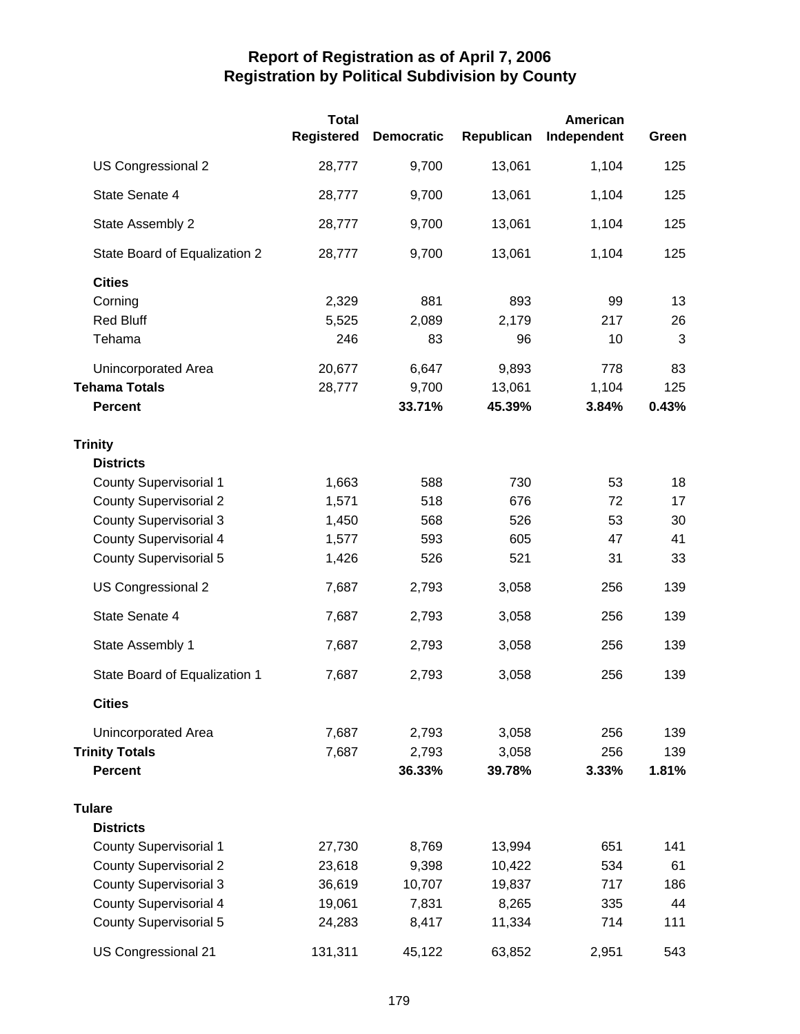# Report of Registration as of April 7, 2006
## Registration by Political Subdivision by County

| | Total Registered | Democratic | Republican | American Independent | Green |
|---|---|---|---|---|---|
| US Congressional 2 | 28,777 | 9,700 | 13,061 | 1,104 | 125 |
| State Senate 4 | 28,777 | 9,700 | 13,061 | 1,104 | 125 |
| State Assembly 2 | 28,777 | 9,700 | 13,061 | 1,104 | 125 |
| State Board of Equalization 2 | 28,777 | 9,700 | 13,061 | 1,104 | 125 |
| **Cities** | | | | | |
| Corning | 2,329 | 881 | 893 | 99 | 13 |
| Red Bluff | 5,525 | 2,089 | 2,179 | 217 | 26 |
| Tehama | 246 | 83 | 96 | 10 | 3 |
| Unincorporated Area | 20,677 | 6,647 | 9,893 | 778 | 83 |
| **Tehama Totals** | 28,777 | 9,700 | 13,061 | 1,104 | 125 |
| **Percent** | | **33.71%** | **45.39%** | **3.84%** | **0.43%** |
| **Trinity** | | | | | |
| **Districts** | | | | | |
| County Supervisorial 1 | 1,663 | 588 | 730 | 53 | 18 |
| County Supervisorial 2 | 1,571 | 518 | 676 | 72 | 17 |
| County Supervisorial 3 | 1,450 | 568 | 526 | 53 | 30 |
| County Supervisorial 4 | 1,577 | 593 | 605 | 47 | 41 |
| County Supervisorial 5 | 1,426 | 526 | 521 | 31 | 33 |
| US Congressional 2 | 7,687 | 2,793 | 3,058 | 256 | 139 |
| State Senate 4 | 7,687 | 2,793 | 3,058 | 256 | 139 |
| State Assembly 1 | 7,687 | 2,793 | 3,058 | 256 | 139 |
| State Board of Equalization 1 | 7,687 | 2,793 | 3,058 | 256 | 139 |
| **Cities** | | | | | |
| Unincorporated Area | 7,687 | 2,793 | 3,058 | 256 | 139 |
| **Trinity Totals** | 7,687 | 2,793 | 3,058 | 256 | 139 |
| **Percent** | | **36.33%** | **39.78%** | **3.33%** | **1.81%** |
| **Tulare** | | | | | |
| **Districts** | | | | | |
| County Supervisorial 1 | 27,730 | 8,769 | 13,994 | 651 | 141 |
| County Supervisorial 2 | 23,618 | 9,398 | 10,422 | 534 | 61 |
| County Supervisorial 3 | 36,619 | 10,707 | 19,837 | 717 | 186 |
| County Supervisorial 4 | 19,061 | 7,831 | 8,265 | 335 | 44 |
| County Supervisorial 5 | 24,283 | 8,417 | 11,334 | 714 | 111 |
| US Congressional 21 | 131,311 | 45,122 | 63,852 | 2,951 | 543 |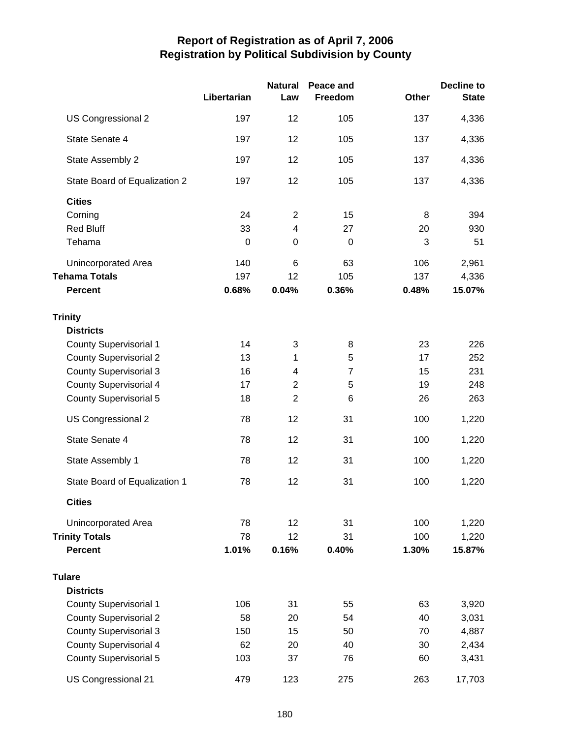# Report of Registration as of April 7, 2006
## Registration by Political Subdivision by County

| | Libertarian | Natural Law | Peace and Freedom | Other | Decline to State |
|---|---|---|---|---|---|
| US Congressional 2 | 197 | 12 | 105 | 137 | 4,336 |
| State Senate 4 | 197 | 12 | 105 | 137 | 4,336 |
| State Assembly 2 | 197 | 12 | 105 | 137 | 4,336 |
| State Board of Equalization 2 | 197 | 12 | 105 | 137 | 4,336 |
| **Cities** | | | | | |
| Corning | 24 | 2 | 15 | 8 | 394 |
| Red Bluff | 33 | 4 | 27 | 20 | 930 |
| Tehama | 0 | 0 | 0 | 3 | 51 |
| Unincorporated Area | 140 | 6 | 63 | 106 | 2,961 |
| **Tehama Totals** | 197 | 12 | 105 | 137 | 4,336 |
| **Percent** | **0.68%** | **0.04%** | **0.36%** | **0.48%** | **15.07%** |
| **Trinity** | | | | | |
| **Districts** | | | | | |
| County Supervisorial 1 | 14 | 3 | 8 | 23 | 226 |
| County Supervisorial 2 | 13 | 1 | 5 | 17 | 252 |
| County Supervisorial 3 | 16 | 4 | 7 | 15 | 231 |
| County Supervisorial 4 | 17 | 2 | 5 | 19 | 248 |
| County Supervisorial 5 | 18 | 2 | 6 | 26 | 263 |
| US Congressional 2 | 78 | 12 | 31 | 100 | 1,220 |
| State Senate 4 | 78 | 12 | 31 | 100 | 1,220 |
| State Assembly 1 | 78 | 12 | 31 | 100 | 1,220 |
| State Board of Equalization 1 | 78 | 12 | 31 | 100 | 1,220 |
| **Cities** | | | | | |
| Unincorporated Area | 78 | 12 | 31 | 100 | 1,220 |
| **Trinity Totals** | 78 | 12 | 31 | 100 | 1,220 |
| **Percent** | **1.01%** | **0.16%** | **0.40%** | **1.30%** | **15.87%** |
| **Tulare** | | | | | |
| **Districts** | | | | | |
| County Supervisorial 1 | 106 | 31 | 55 | 63 | 3,920 |
| County Supervisorial 2 | 58 | 20 | 54 | 40 | 3,031 |
| County Supervisorial 3 | 150 | 15 | 50 | 70 | 4,887 |
| County Supervisorial 4 | 62 | 20 | 40 | 30 | 2,434 |
| County Supervisorial 5 | 103 | 37 | 76 | 60 | 3,431 |
| US Congressional 21 | 479 | 123 | 275 | 263 | 17,703 |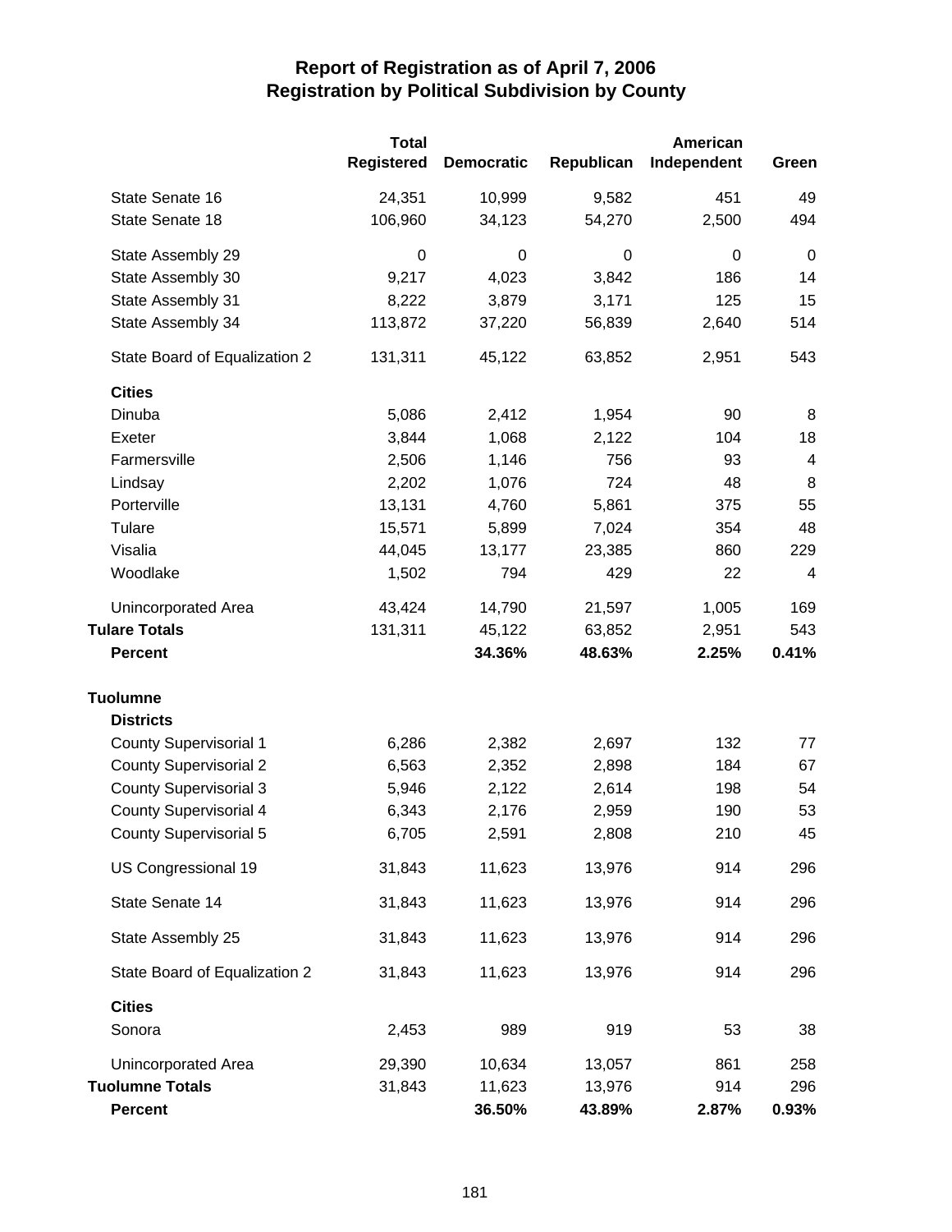# Report of Registration as of April 7, 2006
## Registration by Political Subdivision by County

| | Total Registered | Democratic | Republican | American Independent | Green |
|---|---|---|---|---|---|
| State Senate 16 | 24,351 | 10,999 | 9,582 | 451 | 49 |
| State Senate 18 | 106,960 | 34,123 | 54,270 | 2,500 | 494 |
| State Assembly 29 | 0 | 0 | 0 | 0 | 0 |
| State Assembly 30 | 9,217 | 4,023 | 3,842 | 186 | 14 |
| State Assembly 31 | 8,222 | 3,879 | 3,171 | 125 | 15 |
| State Assembly 34 | 113,872 | 37,220 | 56,839 | 2,640 | 514 |
| State Board of Equalization 2 | 131,311 | 45,122 | 63,852 | 2,951 | 543 |
| **Cities** | | | | | |
| Dinuba | 5,086 | 2,412 | 1,954 | 90 | 8 |
| Exeter | 3,844 | 1,068 | 2,122 | 104 | 18 |
| Farmersville | 2,506 | 1,146 | 756 | 93 | 4 |
| Lindsay | 2,202 | 1,076 | 724 | 48 | 8 |
| Porterville | 13,131 | 4,760 | 5,861 | 375 | 55 |
| Tulare | 15,571 | 5,899 | 7,024 | 354 | 48 |
| Visalia | 44,045 | 13,177 | 23,385 | 860 | 229 |
| Woodlake | 1,502 | 794 | 429 | 22 | 4 |
| Unincorporated Area | 43,424 | 14,790 | 21,597 | 1,005 | 169 |
| **Tulare Totals** | 131,311 | 45,122 | 63,852 | 2,951 | 543 |
| **Percent** | | **34.36%** | **48.63%** | **2.25%** | **0.41%** |
| **Tuolumne** | | | | | |
| **Districts** | | | | | |
| County Supervisorial 1 | 6,286 | 2,382 | 2,697 | 132 | 77 |
| County Supervisorial 2 | 6,563 | 2,352 | 2,898 | 184 | 67 |
| County Supervisorial 3 | 5,946 | 2,122 | 2,614 | 198 | 54 |
| County Supervisorial 4 | 6,343 | 2,176 | 2,959 | 190 | 53 |
| County Supervisorial 5 | 6,705 | 2,591 | 2,808 | 210 | 45 |
| US Congressional 19 | 31,843 | 11,623 | 13,976 | 914 | 296 |
| State Senate 14 | 31,843 | 11,623 | 13,976 | 914 | 296 |
| State Assembly 25 | 31,843 | 11,623 | 13,976 | 914 | 296 |
| State Board of Equalization 2 | 31,843 | 11,623 | 13,976 | 914 | 296 |
| **Cities** | | | | | |
| Sonora | 2,453 | 989 | 919 | 53 | 38 |
| Unincorporated Area | 29,390 | 10,634 | 13,057 | 861 | 258 |
| **Tuolumne Totals** | 31,843 | 11,623 | 13,976 | 914 | 296 |
| **Percent** | | **36.50%** | **43.89%** | **2.87%** | **0.93%** |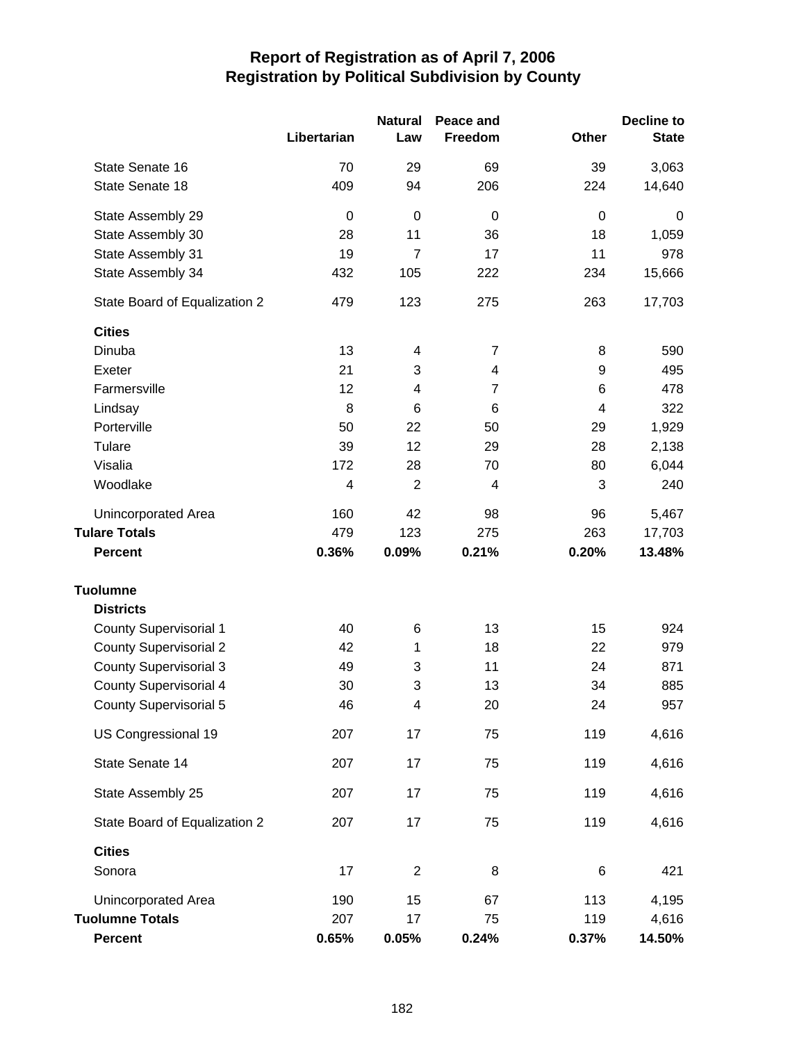# Report of Registration as of April 7, 2006
## Registration by Political Subdivision by County

| | Libertarian | Natural Law | Peace and Freedom | Other | Decline to State |
|---|---|---|---|---|---|
| State Senate 16 | 70 | 29 | 69 | 39 | 3,063 |
| State Senate 18 | 409 | 94 | 206 | 224 | 14,640 |
| State Assembly 29 | 0 | 0 | 0 | 0 | 0 |
| State Assembly 30 | 28 | 11 | 36 | 18 | 1,059 |
| State Assembly 31 | 19 | 7 | 17 | 11 | 978 |
| State Assembly 34 | 432 | 105 | 222 | 234 | 15,666 |
| State Board of Equalization 2 | 479 | 123 | 275 | 263 | 17,703 |
| **Cities** | | | | | |
| Dinuba | 13 | 4 | 7 | 8 | 590 |
| Exeter | 21 | 3 | 4 | 9 | 495 |
| Farmersville | 12 | 4 | 7 | 6 | 478 |
| Lindsay | 8 | 6 | 6 | 4 | 322 |
| Porterville | 50 | 22 | 50 | 29 | 1,929 |
| Tulare | 39 | 12 | 29 | 28 | 2,138 |
| Visalia | 172 | 28 | 70 | 80 | 6,044 |
| Woodlake | 4 | 2 | 4 | 3 | 240 |
| Unincorporated Area | 160 | 42 | 98 | 96 | 5,467 |
| **Tulare Totals** | 479 | 123 | 275 | 263 | 17,703 |
| **Percent** | **0.36%** | **0.09%** | **0.21%** | **0.20%** | **13.48%** |
| **Tuolumne** | | | | | |
| **Districts** | | | | | |
| County Supervisorial 1 | 40 | 6 | 13 | 15 | 924 |
| County Supervisorial 2 | 42 | 1 | 18 | 22 | 979 |
| County Supervisorial 3 | 49 | 3 | 11 | 24 | 871 |
| County Supervisorial 4 | 30 | 3 | 13 | 34 | 885 |
| County Supervisorial 5 | 46 | 4 | 20 | 24 | 957 |
| US Congressional 19 | 207 | 17 | 75 | 119 | 4,616 |
| State Senate 14 | 207 | 17 | 75 | 119 | 4,616 |
| State Assembly 25 | 207 | 17 | 75 | 119 | 4,616 |
| State Board of Equalization 2 | 207 | 17 | 75 | 119 | 4,616 |
| **Cities** | | | | | |
| Sonora | 17 | 2 | 8 | 6 | 421 |
| Unincorporated Area | 190 | 15 | 67 | 113 | 4,195 |
| **Tuolumne Totals** | 207 | 17 | 75 | 119 | 4,616 |
| **Percent** | **0.65%** | **0.05%** | **0.24%** | **0.37%** | **14.50%** |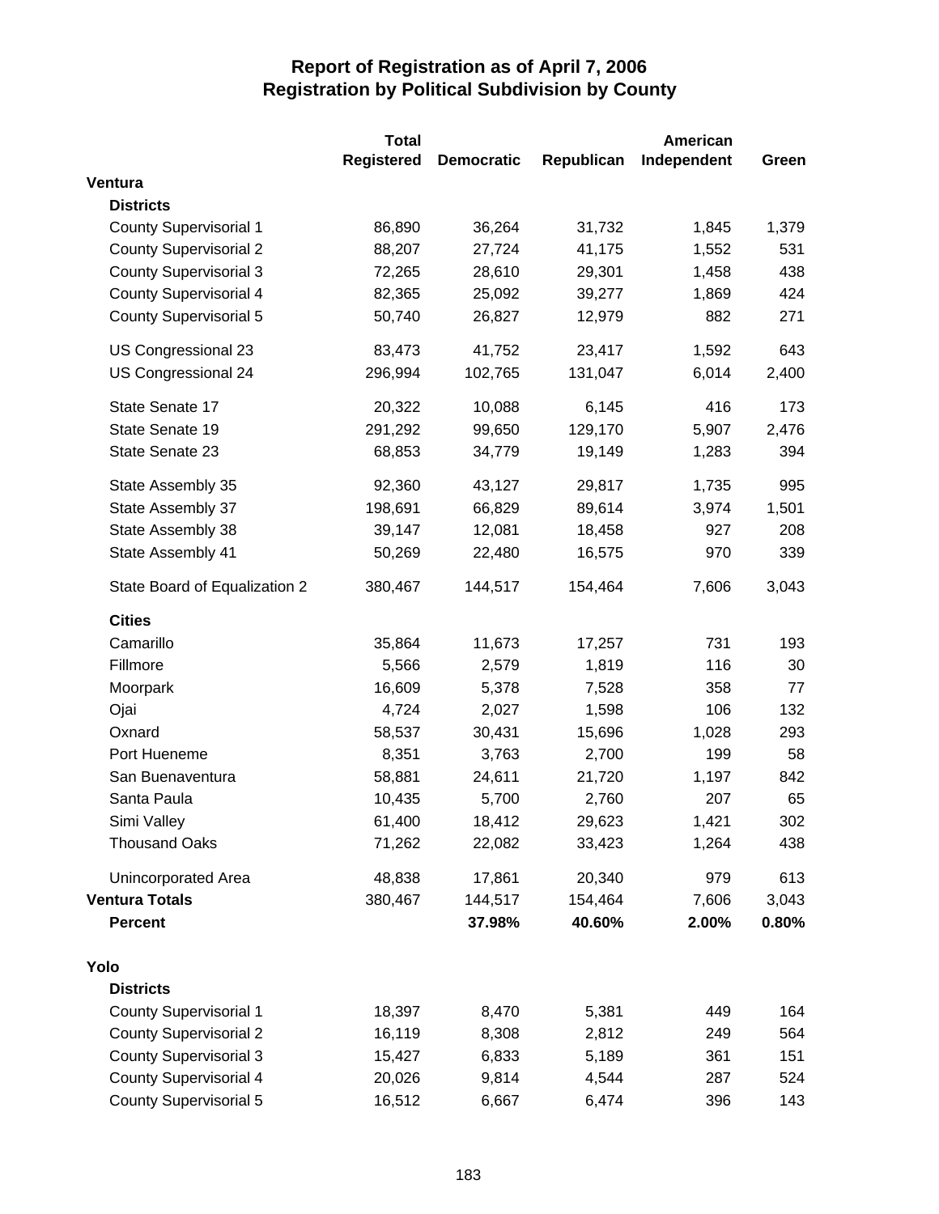# Report of Registration as of April 7, 2006
## Registration by Political Subdivision by County

| | Total Registered | Democratic | Republican | American Independent | Green |
|---|---|---|---|---|---|
| **Ventura** | | | | | |
| **Districts** | | | | | |
| County Supervisorial 1 | 86,890 | 36,264 | 31,732 | 1,845 | 1,379 |
| County Supervisorial 2 | 88,207 | 27,724 | 41,175 | 1,552 | 531 |
| County Supervisorial 3 | 72,265 | 28,610 | 29,301 | 1,458 | 438 |
| County Supervisorial 4 | 82,365 | 25,092 | 39,277 | 1,869 | 424 |
| County Supervisorial 5 | 50,740 | 26,827 | 12,979 | 882 | 271 |
| US Congressional 23 | 83,473 | 41,752 | 23,417 | 1,592 | 643 |
| US Congressional 24 | 296,994 | 102,765 | 131,047 | 6,014 | 2,400 |
| State Senate 17 | 20,322 | 10,088 | 6,145 | 416 | 173 |
| State Senate 19 | 291,292 | 99,650 | 129,170 | 5,907 | 2,476 |
| State Senate 23 | 68,853 | 34,779 | 19,149 | 1,283 | 394 |
| State Assembly 35 | 92,360 | 43,127 | 29,817 | 1,735 | 995 |
| State Assembly 37 | 198,691 | 66,829 | 89,614 | 3,974 | 1,501 |
| State Assembly 38 | 39,147 | 12,081 | 18,458 | 927 | 208 |
| State Assembly 41 | 50,269 | 22,480 | 16,575 | 970 | 339 |
| State Board of Equalization 2 | 380,467 | 144,517 | 154,464 | 7,606 | 3,043 |
| **Cities** | | | | | |
| Camarillo | 35,864 | 11,673 | 17,257 | 731 | 193 |
| Fillmore | 5,566 | 2,579 | 1,819 | 116 | 30 |
| Moorpark | 16,609 | 5,378 | 7,528 | 358 | 77 |
| Ojai | 4,724 | 2,027 | 1,598 | 106 | 132 |
| Oxnard | 58,537 | 30,431 | 15,696 | 1,028 | 293 |
| Port Hueneme | 8,351 | 3,763 | 2,700 | 199 | 58 |
| San Buenaventura | 58,881 | 24,611 | 21,720 | 1,197 | 842 |
| Santa Paula | 10,435 | 5,700 | 2,760 | 207 | 65 |
| Simi Valley | 61,400 | 18,412 | 29,623 | 1,421 | 302 |
| Thousand Oaks | 71,262 | 22,082 | 33,423 | 1,264 | 438 |
| Unincorporated Area | 48,838 | 17,861 | 20,340 | 979 | 613 |
| **Ventura Totals** | 380,467 | 144,517 | 154,464 | 7,606 | 3,043 |
| **Percent** | | **37.98%** | **40.60%** | **2.00%** | **0.80%** |
| **Yolo** | | | | | |
| **Districts** | | | | | |
| County Supervisorial 1 | 18,397 | 8,470 | 5,381 | 449 | 164 |
| County Supervisorial 2 | 16,119 | 8,308 | 2,812 | 249 | 564 |
| County Supervisorial 3 | 15,427 | 6,833 | 5,189 | 361 | 151 |
| County Supervisorial 4 | 20,026 | 9,814 | 4,544 | 287 | 524 |
| County Supervisorial 5 | 16,512 | 6,667 | 6,474 | 396 | 143 |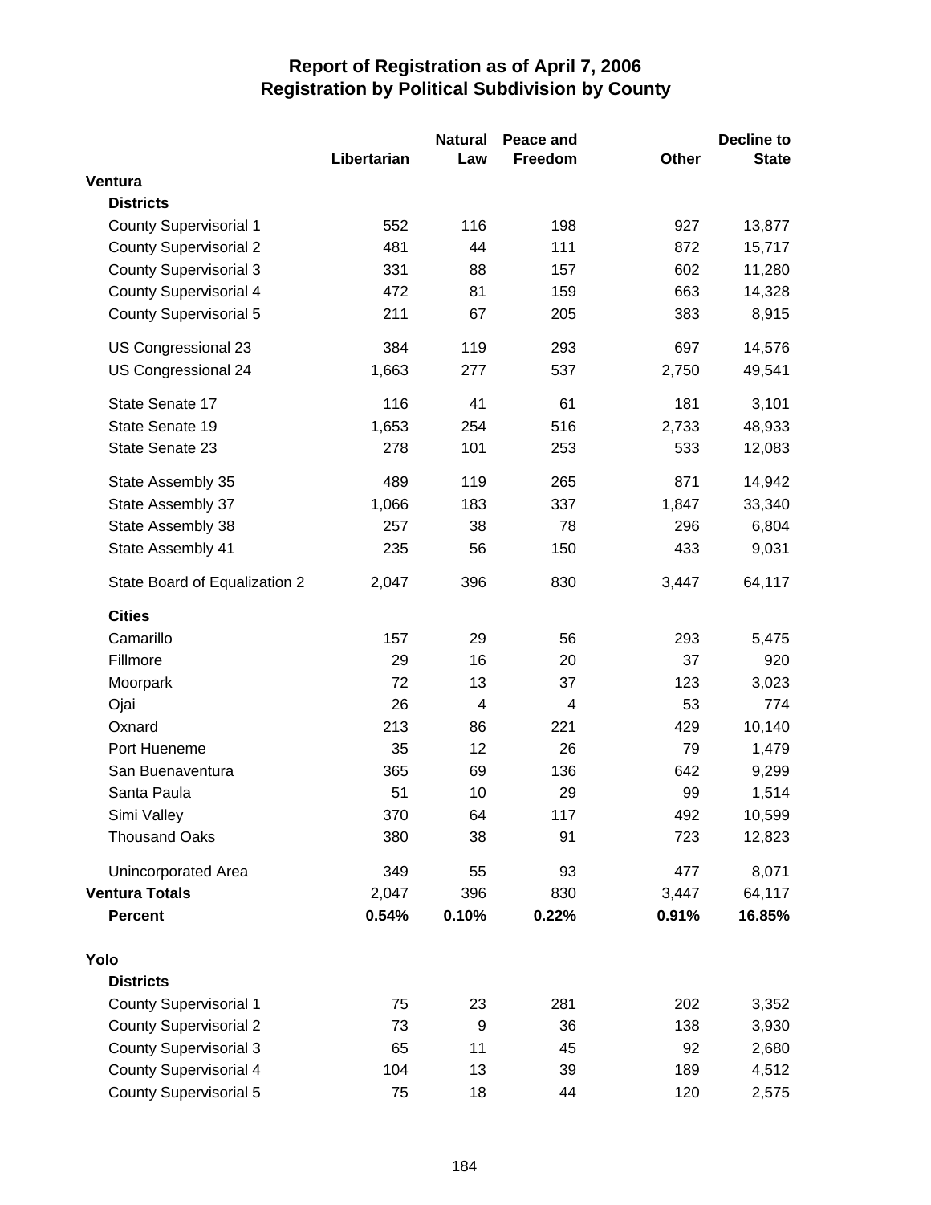# Report of Registration as of April 7, 2006
## Registration by Political Subdivision by County

| | Libertarian | Natural Law | Peace and Freedom | Other | Decline to State |
|---|---|---|---|---|---|
| **Ventura** | | | | | |
| **Districts** | | | | | |
| County Supervisorial 1 | 552 | 116 | 198 | 927 | 13,877 |
| County Supervisorial 2 | 481 | 44 | 111 | 872 | 15,717 |
| County Supervisorial 3 | 331 | 88 | 157 | 602 | 11,280 |
| County Supervisorial 4 | 472 | 81 | 159 | 663 | 14,328 |
| County Supervisorial 5 | 211 | 67 | 205 | 383 | 8,915 |
| US Congressional 23 | 384 | 119 | 293 | 697 | 14,576 |
| US Congressional 24 | 1,663 | 277 | 537 | 2,750 | 49,541 |
| State Senate 17 | 116 | 41 | 61 | 181 | 3,101 |
| State Senate 19 | 1,653 | 254 | 516 | 2,733 | 48,933 |
| State Senate 23 | 278 | 101 | 253 | 533 | 12,083 |
| State Assembly 35 | 489 | 119 | 265 | 871 | 14,942 |
| State Assembly 37 | 1,066 | 183 | 337 | 1,847 | 33,340 |
| State Assembly 38 | 257 | 38 | 78 | 296 | 6,804 |
| State Assembly 41 | 235 | 56 | 150 | 433 | 9,031 |
| State Board of Equalization 2 | 2,047 | 396 | 830 | 3,447 | 64,117 |
| **Cities** | | | | | |
| Camarillo | 157 | 29 | 56 | 293 | 5,475 |
| Fillmore | 29 | 16 | 20 | 37 | 920 |
| Moorpark | 72 | 13 | 37 | 123 | 3,023 |
| Ojai | 26 | 4 | 4 | 53 | 774 |
| Oxnard | 213 | 86 | 221 | 429 | 10,140 |
| Port Hueneme | 35 | 12 | 26 | 79 | 1,479 |
| San Buenaventura | 365 | 69 | 136 | 642 | 9,299 |
| Santa Paula | 51 | 10 | 29 | 99 | 1,514 |
| Simi Valley | 370 | 64 | 117 | 492 | 10,599 |
| Thousand Oaks | 380 | 38 | 91 | 723 | 12,823 |
| Unincorporated Area | 349 | 55 | 93 | 477 | 8,071 |
| **Ventura Totals** | 2,047 | 396 | 830 | 3,447 | 64,117 |
| **Percent** | **0.54%** | **0.10%** | **0.22%** | **0.91%** | **16.85%** |
| **Yolo** | | | | | |
| **Districts** | | | | | |
| County Supervisorial 1 | 75 | 23 | 281 | 202 | 3,352 |
| County Supervisorial 2 | 73 | 9 | 36 | 138 | 3,930 |
| County Supervisorial 3 | 65 | 11 | 45 | 92 | 2,680 |
| County Supervisorial 4 | 104 | 13 | 39 | 189 | 4,512 |
| County Supervisorial 5 | 75 | 18 | 44 | 120 | 2,575 |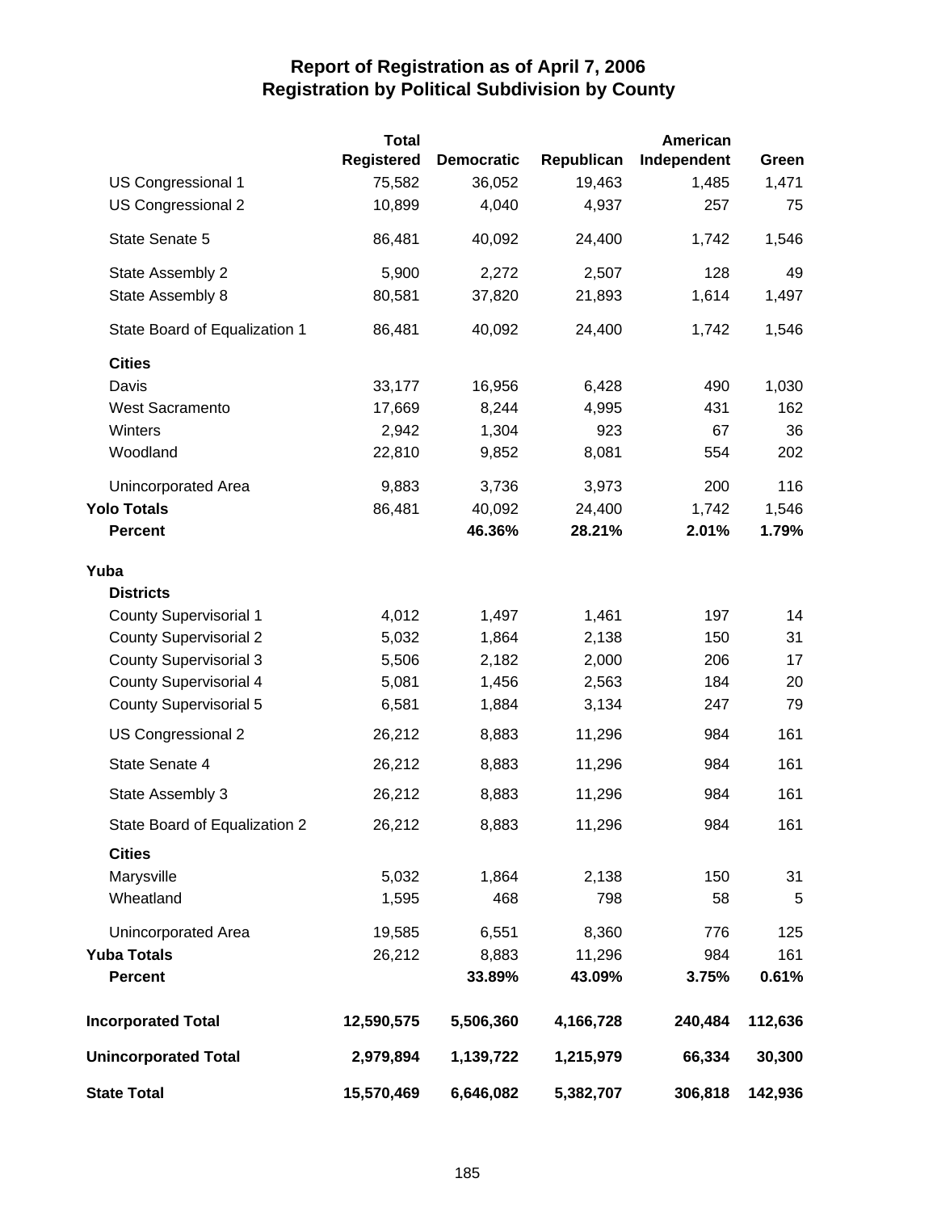# Report of Registration as of April 7, 2006
## Registration by Political Subdivision by County

| | Total Registered | Democratic | Republican | American Independent | Green |
|---|---|---|---|---|---|
| US Congressional 1 | 75,582 | 36,052 | 19,463 | 1,485 | 1,471 |
| US Congressional 2 | 10,899 | 4,040 | 4,937 | 257 | 75 |
| State Senate 5 | 86,481 | 40,092 | 24,400 | 1,742 | 1,546 |
| State Assembly 2 | 5,900 | 2,272 | 2,507 | 128 | 49 |
| State Assembly 8 | 80,581 | 37,820 | 21,893 | 1,614 | 1,497 |
| State Board of Equalization 1 | 86,481 | 40,092 | 24,400 | 1,742 | 1,546 |
| **Cities** | | | | | |
| Davis | 33,177 | 16,956 | 6,428 | 490 | 1,030 |
| West Sacramento | 17,669 | 8,244 | 4,995 | 431 | 162 |
| Winters | 2,942 | 1,304 | 923 | 67 | 36 |
| Woodland | 22,810 | 9,852 | 8,081 | 554 | 202 |
| Unincorporated Area | 9,883 | 3,736 | 3,973 | 200 | 116 |
| **Yolo Totals** | 86,481 | 40,092 | 24,400 | 1,742 | 1,546 |
| **Percent** | | **46.36%** | **28.21%** | **2.01%** | **1.79%** |
| **Yuba** | | | | | |
| **Districts** | | | | | |
| County Supervisorial 1 | 4,012 | 1,497 | 1,461 | 197 | 14 |
| County Supervisorial 2 | 5,032 | 1,864 | 2,138 | 150 | 31 |
| County Supervisorial 3 | 5,506 | 2,182 | 2,000 | 206 | 17 |
| County Supervisorial 4 | 5,081 | 1,456 | 2,563 | 184 | 20 |
| County Supervisorial 5 | 6,581 | 1,884 | 3,134 | 247 | 79 |
| US Congressional 2 | 26,212 | 8,883 | 11,296 | 984 | 161 |
| State Senate 4 | 26,212 | 8,883 | 11,296 | 984 | 161 |
| State Assembly 3 | 26,212 | 8,883 | 11,296 | 984 | 161 |
| State Board of Equalization 2 | 26,212 | 8,883 | 11,296 | 984 | 161 |
| **Cities** | | | | | |
| Marysville | 5,032 | 1,864 | 2,138 | 150 | 31 |
| Wheatland | 1,595 | 468 | 798 | 58 | 5 |
| Unincorporated Area | 19,585 | 6,551 | 8,360 | 776 | 125 |
| **Yuba Totals** | 26,212 | 8,883 | 11,296 | 984 | 161 |
| **Percent** | | **33.89%** | **43.09%** | **3.75%** | **0.61%** |
| **Incorporated Total** | **12,590,575** | **5,506,360** | **4,166,728** | **240,484** | **112,636** |
| **Unincorporated Total** | **2,979,894** | **1,139,722** | **1,215,979** | **66,334** | **30,300** |
| **State Total** | **15,570,469** | **6,646,082** | **5,382,707** | **306,818** | **142,936** |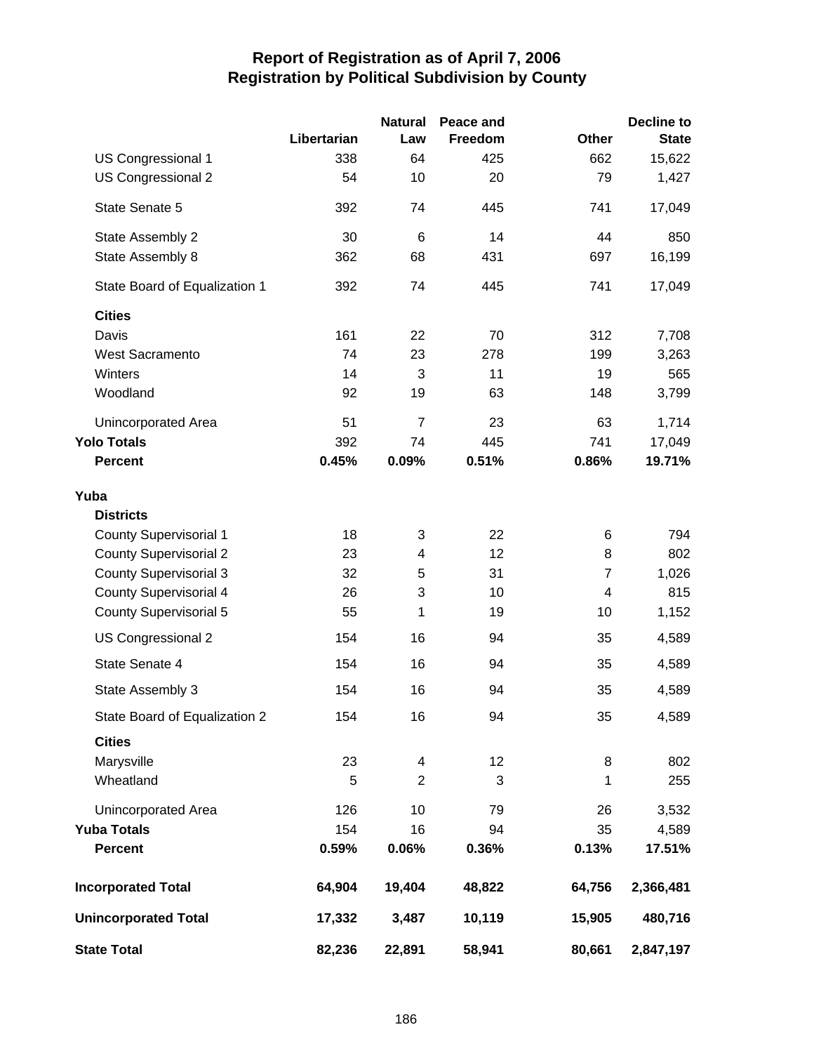# Report of Registration as of April 7, 2006
## Registration by Political Subdivision by County

| | Libertarian | Natural Law | Peace and Freedom | Other | Decline to State |
|---|---|---|---|---|---|
| US Congressional 1 | 338 | 64 | 425 | 662 | 15,622 |
| US Congressional 2 | 54 | 10 | 20 | 79 | 1,427 |
| State Senate 5 | 392 | 74 | 445 | 741 | 17,049 |
| State Assembly 2 | 30 | 6 | 14 | 44 | 850 |
| State Assembly 8 | 362 | 68 | 431 | 697 | 16,199 |
| State Board of Equalization 1 | 392 | 74 | 445 | 741 | 17,049 |
| **Cities** | | | | | |
| Davis | 161 | 22 | 70 | 312 | 7,708 |
| West Sacramento | 74 | 23 | 278 | 199 | 3,263 |
| Winters | 14 | 3 | 11 | 19 | 565 |
| Woodland | 92 | 19 | 63 | 148 | 3,799 |
| Unincorporated Area | 51 | 7 | 23 | 63 | 1,714 |
| **Yolo Totals** | 392 | 74 | 445 | 741 | 17,049 |
| **Percent** | **0.45%** | **0.09%** | **0.51%** | **0.86%** | **19.71%** |
| **Yuba** | | | | | |
| **Districts** | | | | | |
| County Supervisorial 1 | 18 | 3 | 22 | 6 | 794 |
| County Supervisorial 2 | 23 | 4 | 12 | 8 | 802 |
| County Supervisorial 3 | 32 | 5 | 31 | 7 | 1,026 |
| County Supervisorial 4 | 26 | 3 | 10 | 4 | 815 |
| County Supervisorial 5 | 55 | 1 | 19 | 10 | 1,152 |
| US Congressional 2 | 154 | 16 | 94 | 35 | 4,589 |
| State Senate 4 | 154 | 16 | 94 | 35 | 4,589 |
| State Assembly 3 | 154 | 16 | 94 | 35 | 4,589 |
| State Board of Equalization 2 | 154 | 16 | 94 | 35 | 4,589 |
| **Cities** | | | | | |
| Marysville | 23 | 4 | 12 | 8 | 802 |
| Wheatland | 5 | 2 | 3 | 1 | 255 |
| Unincorporated Area | 126 | 10 | 79 | 26 | 3,532 |
| **Yuba Totals** | 154 | 16 | 94 | 35 | 4,589 |
| **Percent** | **0.59%** | **0.06%** | **0.36%** | **0.13%** | **17.51%** |
| **Incorporated Total** | **64,904** | **19,404** | **48,822** | **64,756** | **2,366,481** |
| **Unincorporated Total** | **17,332** | **3,487** | **10,119** | **15,905** | **480,716** |
| **State Total** | **82,236** | **22,891** | **58,941** | **80,661** | **2,847,197** |